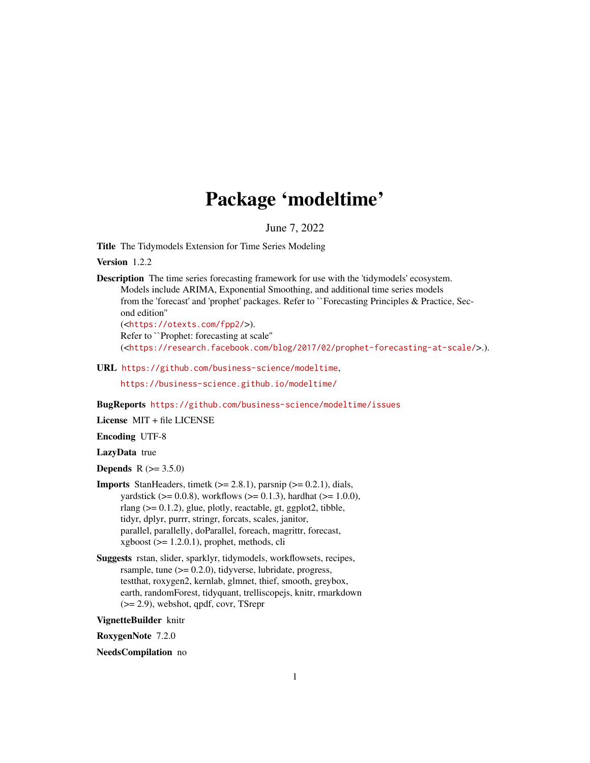# Package 'modeltime'

June 7, 2022

**Title** The Tidymodels Extension for Time Series Modeling

**Version** 1.2.2

**Description** The time series forecasting framework for use with the 'tidymodels' ecosystem. Models include ARIMA, Exponential Smoothing, and additional time series models from the 'forecast' and 'prophet' packages. Refer to ``Forecasting Principles & Practice, Second edition''
(<https://otexts.com/fpp2/>).
Refer to ``Prophet: forecasting at scale''
(<https://research.facebook.com/blog/2017/02/prophet-forecasting-at-scale/>.).

**URL** https://github.com/business-science/modeltime,
https://business-science.github.io/modeltime/

**BugReports** https://github.com/business-science/modeltime/issues

**License** MIT + file LICENSE

**Encoding** UTF-8

**LazyData** true

**Depends** R (>= 3.5.0)

**Imports** StanHeaders, timetk (>= 2.8.1), parsnip (>= 0.2.1), dials, yardstick (>= 0.0.8), workflows (>= 0.1.3), hardhat (>= 1.0.0), rlang (>= 0.1.2), glue, plotly, reactable, gt, ggplot2, tibble, tidyr, dplyr, purrr, stringr, forcats, scales, janitor, parallel, parallelly, doParallel, foreach, magrittr, forecast, xgboost (>= 1.2.0.1), prophet, methods, cli

**Suggests** rstan, slider, sparklyr, tidymodels, workflowsets, recipes, rsample, tune (>= 0.2.0), tidyverse, lubridate, progress, testthat, roxygen2, kernlab, glmnet, thief, smooth, greybox, earth, randomForest, tidyquant, trelliscopejs, knitr, rmarkdown (>= 2.9), webshot, qpdf, covr, TSrepr

**VignetteBuilder** knitr

**RoxygenNote** 7.2.0

**NeedsCompilation** no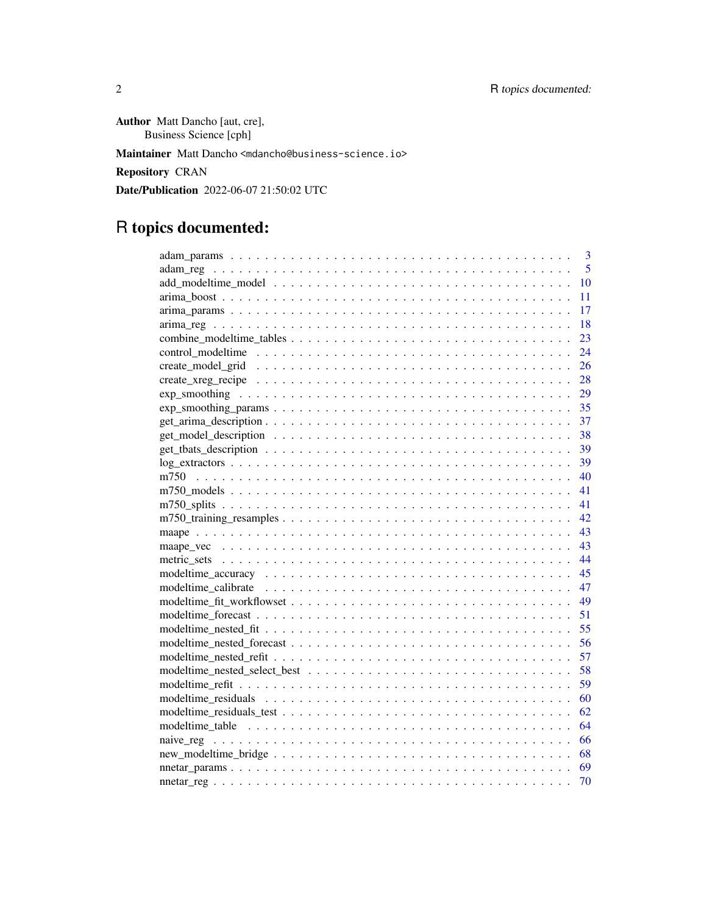**Author** Matt Dancho [aut, cre],
Business Science [cph]

**Maintainer** Matt Dancho <mdancho@business-science.io>

**Repository** CRAN

**Date/Publication** 2022-06-07 21:50:02 UTC

# R topics documented:

| | |
|---|---|
| adam_params | 3 |
| adam_reg | 5 |
| add_modeltime_model | 10 |
| arima_boost | 11 |
| arima_params | 17 |
| arima_reg | 18 |
| combine_modeltime_tables | 23 |
| control_modeltime | 24 |
| create_model_grid | 26 |
| create_xreg_recipe | 28 |
| exp_smoothing | 29 |
| exp_smoothing_params | 35 |
| get_arima_description | 37 |
| get_model_description | 38 |
| get_tbats_description | 39 |
| log_extractors | 39 |
| m750 | 40 |
| m750_models | 41 |
| m750_splits | 41 |
| m750_training_resamples | 42 |
| maape | 43 |
| maape_vec | 43 |
| metric_sets | 44 |
| modeltime_accuracy | 45 |
| modeltime_calibrate | 47 |
| modeltime_fit_workflowset | 49 |
| modeltime_forecast | 51 |
| modeltime_nested_fit | 55 |
| modeltime_nested_forecast | 56 |
| modeltime_nested_refit | 57 |
| modeltime_nested_select_best | 58 |
| modeltime_refit | 59 |
| modeltime_residuals | 60 |
| modeltime_residuals_test | 62 |
| modeltime_table | 64 |
| naive_reg | 66 |
| new_modeltime_bridge | 68 |
| nnetar_params | 69 |
| nnetar_reg | 70 |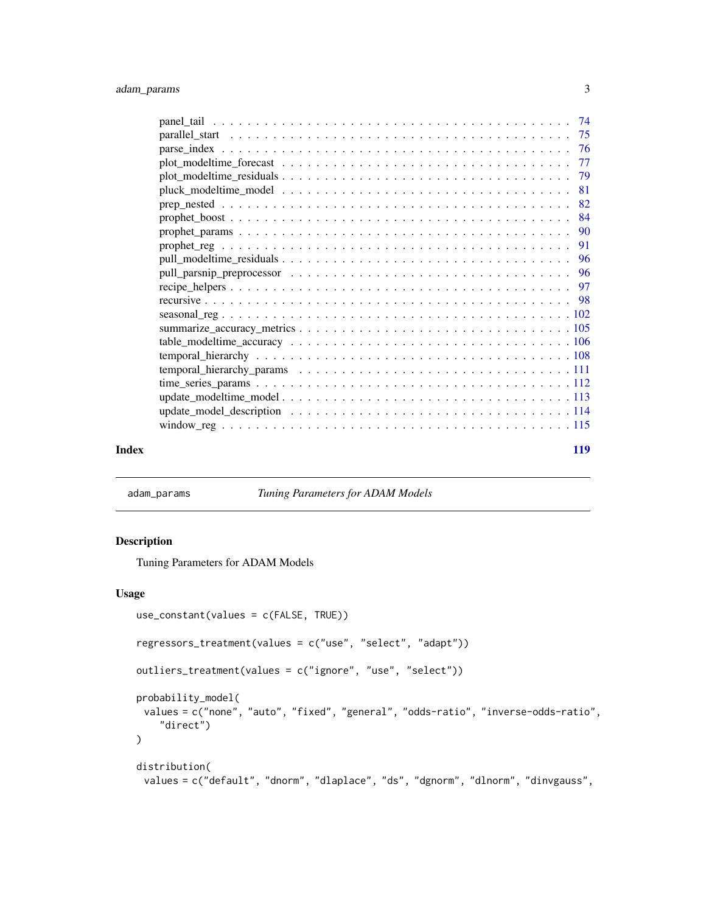panel_tail . . . . . . . . . . . . . . . . . . . . . . . . . . . . . . . . . . . . . . . . . . 74
parallel_start . . . . . . . . . . . . . . . . . . . . . . . . . . . . . . . . . . . . . . . . 75
parse_index . . . . . . . . . . . . . . . . . . . . . . . . . . . . . . . . . . . . . . . . . 76
plot_modeltime_forecast . . . . . . . . . . . . . . . . . . . . . . . . . . . . . . . . . . 77
plot_modeltime_residuals . . . . . . . . . . . . . . . . . . . . . . . . . . . . . . . . . 79
pluck_modeltime_model . . . . . . . . . . . . . . . . . . . . . . . . . . . . . . . . . . 81
prep_nested . . . . . . . . . . . . . . . . . . . . . . . . . . . . . . . . . . . . . . . . . 82
prophet_boost . . . . . . . . . . . . . . . . . . . . . . . . . . . . . . . . . . . . . . . . 84
prophet_params . . . . . . . . . . . . . . . . . . . . . . . . . . . . . . . . . . . . . . . 90
prophet_reg . . . . . . . . . . . . . . . . . . . . . . . . . . . . . . . . . . . . . . . . . 91
pull_modeltime_residuals . . . . . . . . . . . . . . . . . . . . . . . . . . . . . . . . . 96
pull_parsnip_preprocessor . . . . . . . . . . . . . . . . . . . . . . . . . . . . . . . . 96
recipe_helpers . . . . . . . . . . . . . . . . . . . . . . . . . . . . . . . . . . . . . . . 97
recursive . . . . . . . . . . . . . . . . . . . . . . . . . . . . . . . . . . . . . . . . . . 98
seasonal_reg . . . . . . . . . . . . . . . . . . . . . . . . . . . . . . . . . . . . . . . . . 102
summarize_accuracy_metrics . . . . . . . . . . . . . . . . . . . . . . . . . . . . . . . 105
table_modeltime_accuracy . . . . . . . . . . . . . . . . . . . . . . . . . . . . . . . . . 106
temporal_hierarchy . . . . . . . . . . . . . . . . . . . . . . . . . . . . . . . . . . . . . 108
temporal_hierarchy_params . . . . . . . . . . . . . . . . . . . . . . . . . . . . . . . . 111
time_series_params . . . . . . . . . . . . . . . . . . . . . . . . . . . . . . . . . . . . . 112
update_modeltime_model . . . . . . . . . . . . . . . . . . . . . . . . . . . . . . . . . . 113
update_model_description . . . . . . . . . . . . . . . . . . . . . . . . . . . . . . . . . 114
window_reg . . . . . . . . . . . . . . . . . . . . . . . . . . . . . . . . . . . . . . . . . . 115

**Index** **119**

---

`adam_params` *Tuning Parameters for ADAM Models*

---

## Description

Tuning Parameters for ADAM Models

## Usage

```
use_constant(values = c(FALSE, TRUE))

regressors_treatment(values = c("use", "select", "adapt"))

outliers_treatment(values = c("ignore", "use", "select"))

probability_model(
  values = c("none", "auto", "fixed", "general", "odds-ratio", "inverse-odds-ratio",
    "direct")
)

distribution(
  values = c("default", "dnorm", "dlaplace", "ds", "dgnorm", "dlnorm", "dinvgauss",
```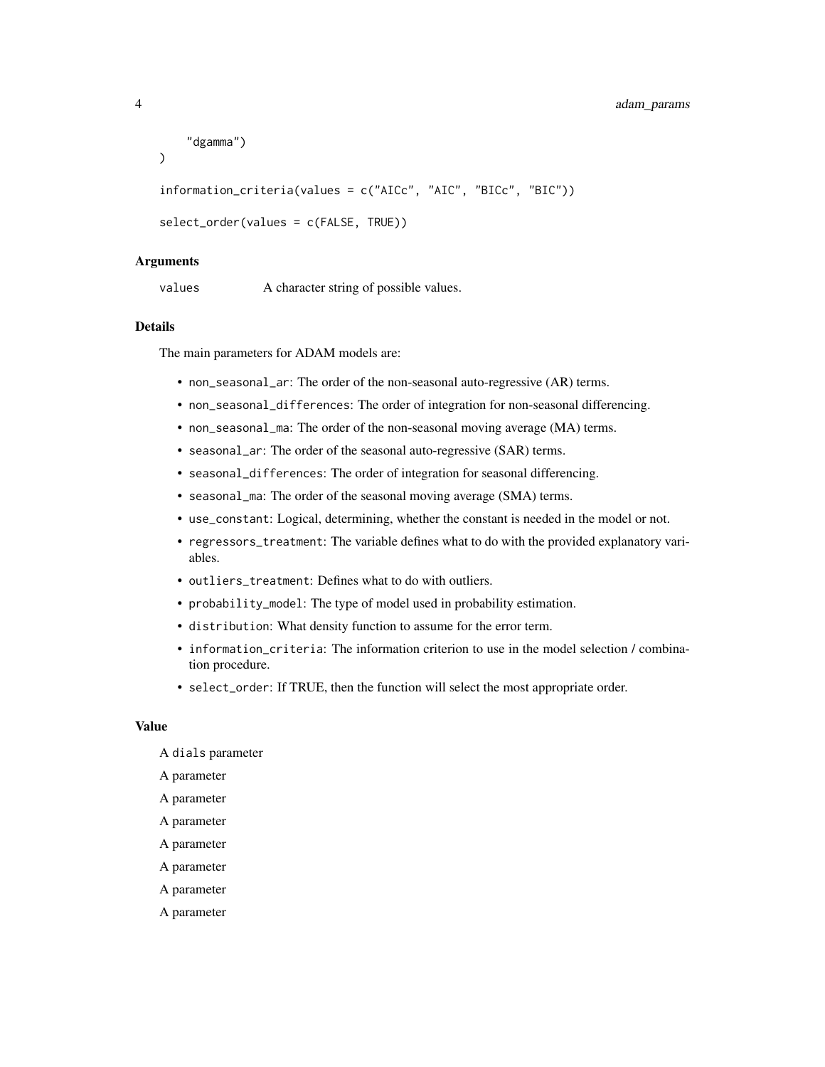```
    "dgamma")
)

information_criteria(values = c("AICc", "AIC", "BICc", "BIC"))

select_order(values = c(FALSE, TRUE))
```

### Arguments

values  A character string of possible values.

### Details

The main parameters for ADAM models are:

- `non_seasonal_ar`: The order of the non-seasonal auto-regressive (AR) terms.
- `non_seasonal_differences`: The order of integration for non-seasonal differencing.
- `non_seasonal_ma`: The order of the non-seasonal moving average (MA) terms.
- `seasonal_ar`: The order of the seasonal auto-regressive (SAR) terms.
- `seasonal_differences`: The order of integration for seasonal differencing.
- `seasonal_ma`: The order of the seasonal moving average (SMA) terms.
- `use_constant`: Logical, determining, whether the constant is needed in the model or not.
- `regressors_treatment`: The variable defines what to do with the provided explanatory variables.
- `outliers_treatment`: Defines what to do with outliers.
- `probability_model`: The type of model used in probability estimation.
- `distribution`: What density function to assume for the error term.
- `information_criteria`: The information criterion to use in the model selection / combination procedure.
- `select_order`: If TRUE, then the function will select the most appropriate order.

### Value

A `dials` parameter

A parameter

A parameter

A parameter

A parameter

A parameter

A parameter

A parameter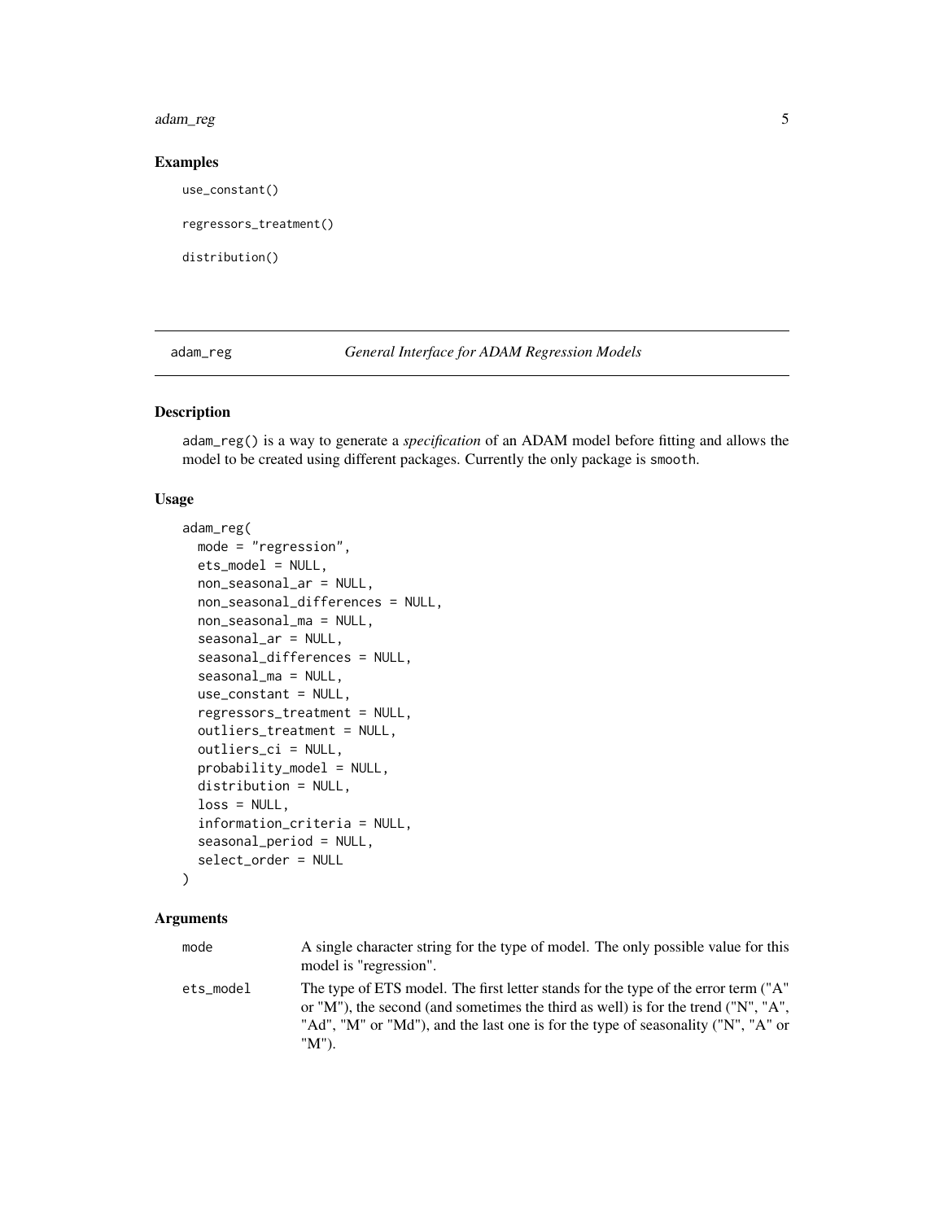## Examples

```
use_constant()

regressors_treatment()

distribution()
```

---

## adam_reg — *General Interface for ADAM Regression Models*

### Description

adam_reg() is a way to generate a *specification* of an ADAM model before fitting and allows the model to be created using different packages. Currently the only package is smooth.

### Usage

```
adam_reg(
  mode = "regression",
  ets_model = NULL,
  non_seasonal_ar = NULL,
  non_seasonal_differences = NULL,
  non_seasonal_ma = NULL,
  seasonal_ar = NULL,
  seasonal_differences = NULL,
  seasonal_ma = NULL,
  use_constant = NULL,
  regressors_treatment = NULL,
  outliers_treatment = NULL,
  outliers_ci = NULL,
  probability_model = NULL,
  distribution = NULL,
  loss = NULL,
  information_criteria = NULL,
  seasonal_period = NULL,
  select_order = NULL
)
```

### Arguments

| | |
|---|---|
| mode | A single character string for the type of model. The only possible value for this model is "regression". |
| ets_model | The type of ETS model. The first letter stands for the type of the error term ("A" or "M"), the second (and sometimes the third as well) is for the trend ("N", "A", "Ad", "M" or "Md"), and the last one is for the type of seasonality ("N", "A" or "M"). |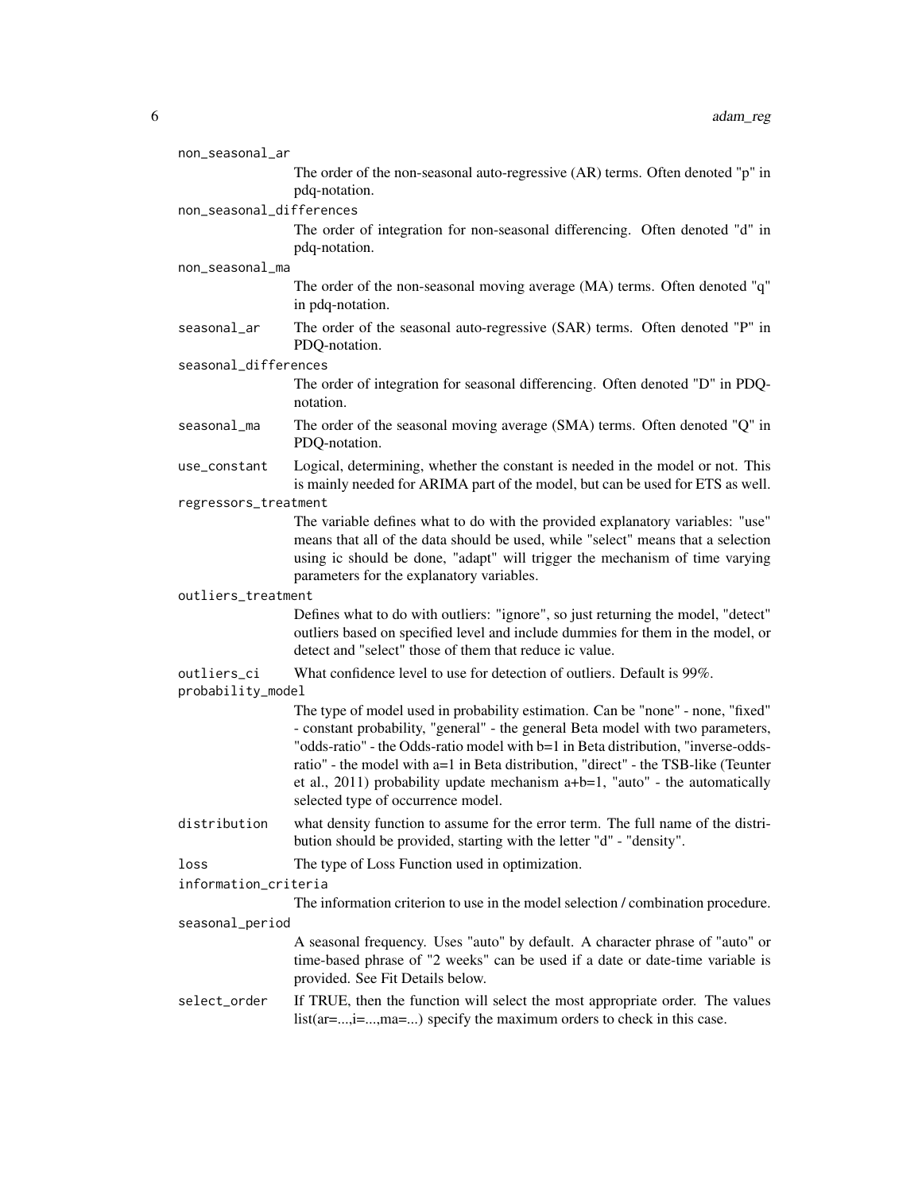`non_seasonal_ar`
: The order of the non-seasonal auto-regressive (AR) terms. Often denoted "p" in pdq-notation.

`non_seasonal_differences`
: The order of integration for non-seasonal differencing. Often denoted "d" in pdq-notation.

`non_seasonal_ma`
: The order of the non-seasonal moving average (MA) terms. Often denoted "q" in pdq-notation.

`seasonal_ar`
: The order of the seasonal auto-regressive (SAR) terms. Often denoted "P" in PDQ-notation.

`seasonal_differences`
: The order of integration for seasonal differencing. Often denoted "D" in PDQ-notation.

`seasonal_ma`
: The order of the seasonal moving average (SMA) terms. Often denoted "Q" in PDQ-notation.

`use_constant`
: Logical, determining, whether the constant is needed in the model or not. This is mainly needed for ARIMA part of the model, but can be used for ETS as well.

`regressors_treatment`
: The variable defines what to do with the provided explanatory variables: "use" means that all of the data should be used, while "select" means that a selection using ic should be done, "adapt" will trigger the mechanism of time varying parameters for the explanatory variables.

`outliers_treatment`
: Defines what to do with outliers: "ignore", so just returning the model, "detect" outliers based on specified level and include dummies for them in the model, or detect and "select" those of them that reduce ic value.

`outliers_ci`
: What confidence level to use for detection of outliers. Default is 99%.

`probability_model`
: The type of model used in probability estimation. Can be "none" - none, "fixed" - constant probability, "general" - the general Beta model with two parameters, "odds-ratio" - the Odds-ratio model with b=1 in Beta distribution, "inverse-odds-ratio" - the model with a=1 in Beta distribution, "direct" - the TSB-like (Teunter et al., 2011) probability update mechanism a+b=1, "auto" - the automatically selected type of occurrence model.

`distribution`
: what density function to assume for the error term. The full name of the distribution should be provided, starting with the letter "d" - "density".

`loss`
: The type of Loss Function used in optimization.

`information_criteria`
: The information criterion to use in the model selection / combination procedure.

`seasonal_period`
: A seasonal frequency. Uses "auto" by default. A character phrase of "auto" or time-based phrase of "2 weeks" can be used if a date or date-time variable is provided. See Fit Details below.

`select_order`
: If TRUE, then the function will select the most appropriate order. The values list(ar=...,i=...,ma=...) specify the maximum orders to check in this case.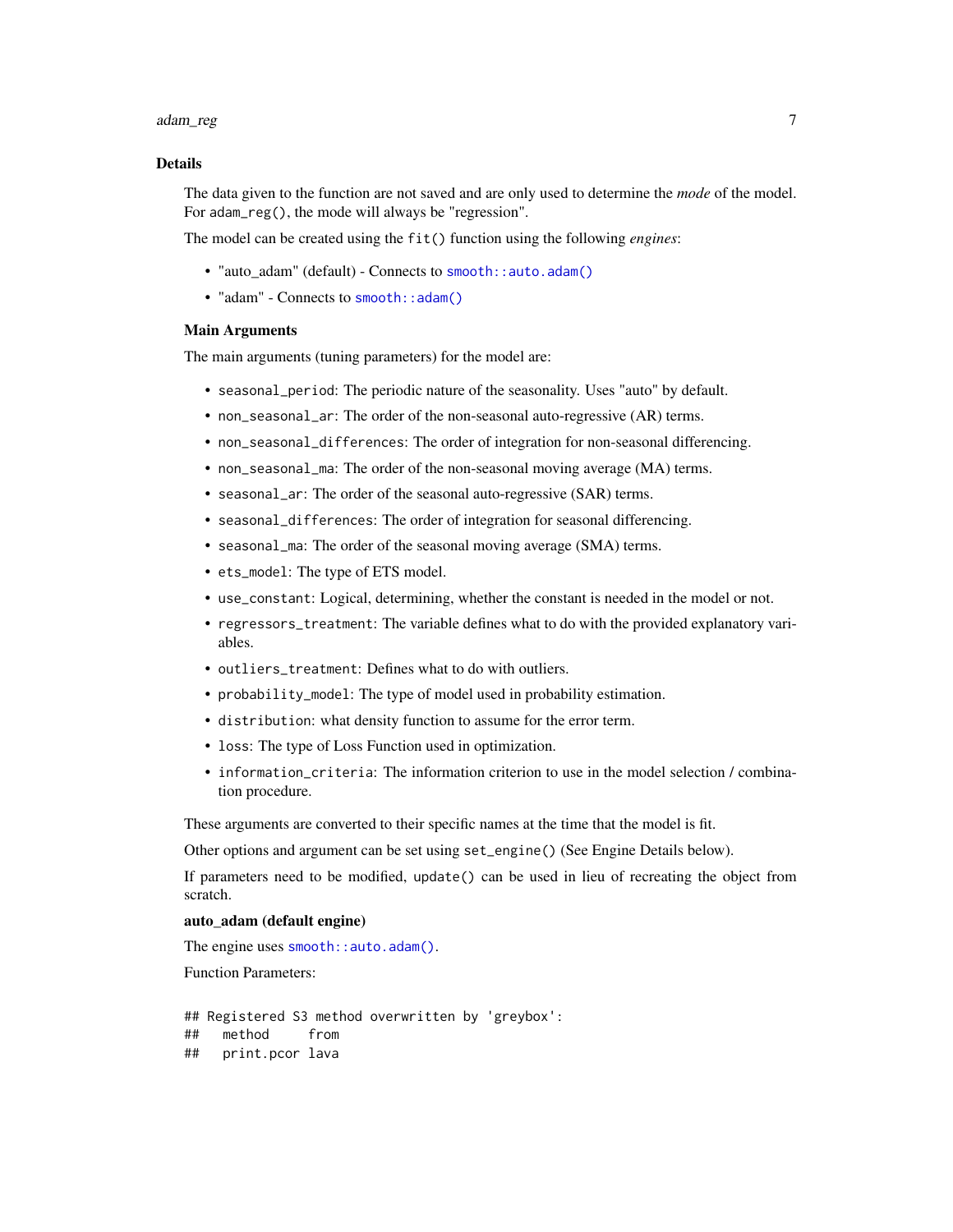## Details

The data given to the function are not saved and are only used to determine the *mode* of the model. For adam_reg(), the mode will always be "regression".

The model can be created using the fit() function using the following *engines*:

- "auto_adam" (default) - Connects to smooth::auto.adam()
- "adam" - Connects to smooth::adam()

### Main Arguments

The main arguments (tuning parameters) for the model are:

- seasonal_period: The periodic nature of the seasonality. Uses "auto" by default.
- non_seasonal_ar: The order of the non-seasonal auto-regressive (AR) terms.
- non_seasonal_differences: The order of integration for non-seasonal differencing.
- non_seasonal_ma: The order of the non-seasonal moving average (MA) terms.
- seasonal_ar: The order of the seasonal auto-regressive (SAR) terms.
- seasonal_differences: The order of integration for seasonal differencing.
- seasonal_ma: The order of the seasonal moving average (SMA) terms.
- ets_model: The type of ETS model.
- use_constant: Logical, determining, whether the constant is needed in the model or not.
- regressors_treatment: The variable defines what to do with the provided explanatory variables.
- outliers_treatment: Defines what to do with outliers.
- probability_model: The type of model used in probability estimation.
- distribution: what density function to assume for the error term.
- loss: The type of Loss Function used in optimization.
- information_criteria: The information criterion to use in the model selection / combination procedure.

These arguments are converted to their specific names at the time that the model is fit.

Other options and argument can be set using set_engine() (See Engine Details below).

If parameters need to be modified, update() can be used in lieu of recreating the object from scratch.

### auto_adam (default engine)

The engine uses smooth::auto.adam().

Function Parameters:

```
## Registered S3 method overwritten by 'greybox':
##   method     from
##   print.pcor lava
```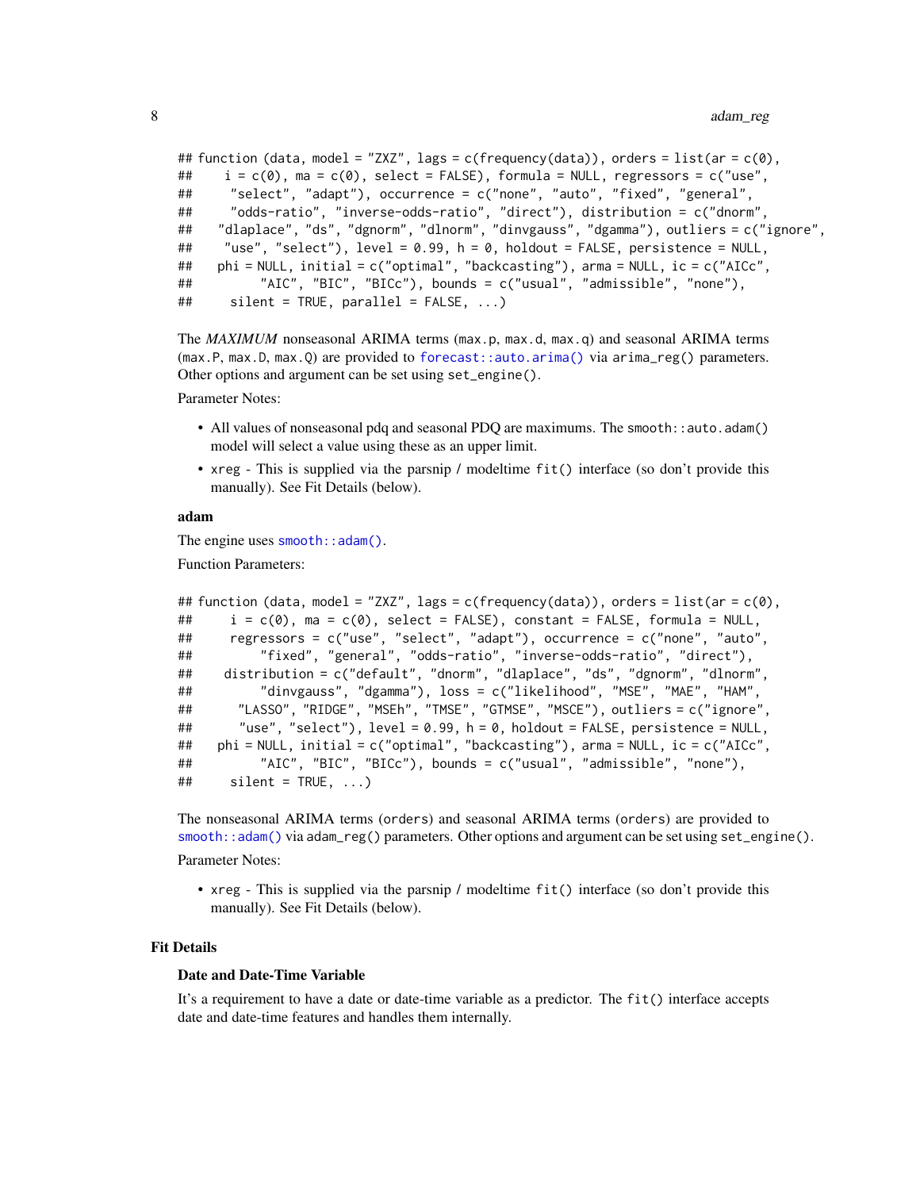```
## function (data, model = "ZXZ", lags = c(frequency(data)), orders = list(ar = c(0),
##     i = c(0), ma = c(0), select = FALSE), formula = NULL, regressors = c("use",
##     "select", "adapt"), occurrence = c("none", "auto", "fixed", "general",
##     "odds-ratio", "inverse-odds-ratio", "direct"), distribution = c("dnorm",
##     "dlaplace", "ds", "dgnorm", "dlnorm", "dinvgauss", "dgamma"), outliers = c("ignore",
##     "use", "select"), level = 0.99, h = 0, holdout = FALSE, persistence = NULL,
##     phi = NULL, initial = c("optimal", "backcasting"), arma = NULL, ic = c("AICc",
##         "AIC", "BIC", "BICc"), bounds = c("usual", "admissible", "none"),
##     silent = TRUE, parallel = FALSE, ...)
```

The *MAXIMUM* nonseasonal ARIMA terms (max.p, max.d, max.q) and seasonal ARIMA terms (max.P, max.D, max.Q) are provided to forecast::auto.arima() via arima_reg() parameters. Other options and argument can be set using set_engine().

Parameter Notes:

- All values of nonseasonal pdq and seasonal PDQ are maximums. The smooth::auto.adam() model will select a value using these as an upper limit.
- xreg - This is supplied via the parsnip / modeltime fit() interface (so don't provide this manually). See Fit Details (below).

**adam**

The engine uses smooth::adam().

Function Parameters:

```
## function (data, model = "ZXZ", lags = c(frequency(data)), orders = list(ar = c(0),
##     i = c(0), ma = c(0), select = FALSE), constant = FALSE, formula = NULL,
##     regressors = c("use", "select", "adapt"), occurrence = c("none", "auto",
##         "fixed", "general", "odds-ratio", "inverse-odds-ratio", "direct"),
##     distribution = c("default", "dnorm", "dlaplace", "ds", "dgnorm", "dlnorm",
##         "dinvgauss", "dgamma"), loss = c("likelihood", "MSE", "MAE", "HAM",
##       "LASSO", "RIDGE", "MSEh", "TMSE", "GTMSE", "MSCE"), outliers = c("ignore",
##       "use", "select"), level = 0.99, h = 0, holdout = FALSE, persistence = NULL,
##     phi = NULL, initial = c("optimal", "backcasting"), arma = NULL, ic = c("AICc",
##         "AIC", "BIC", "BICc"), bounds = c("usual", "admissible", "none"),
##     silent = TRUE, ...)
```

The nonseasonal ARIMA terms (orders) and seasonal ARIMA terms (orders) are provided to smooth::adam() via adam_reg() parameters. Other options and argument can be set using set_engine().

Parameter Notes:

- xreg - This is supplied via the parsnip / modeltime fit() interface (so don't provide this manually). See Fit Details (below).

## Fit Details

### Date and Date-Time Variable

It's a requirement to have a date or date-time variable as a predictor. The fit() interface accepts date and date-time features and handles them internally.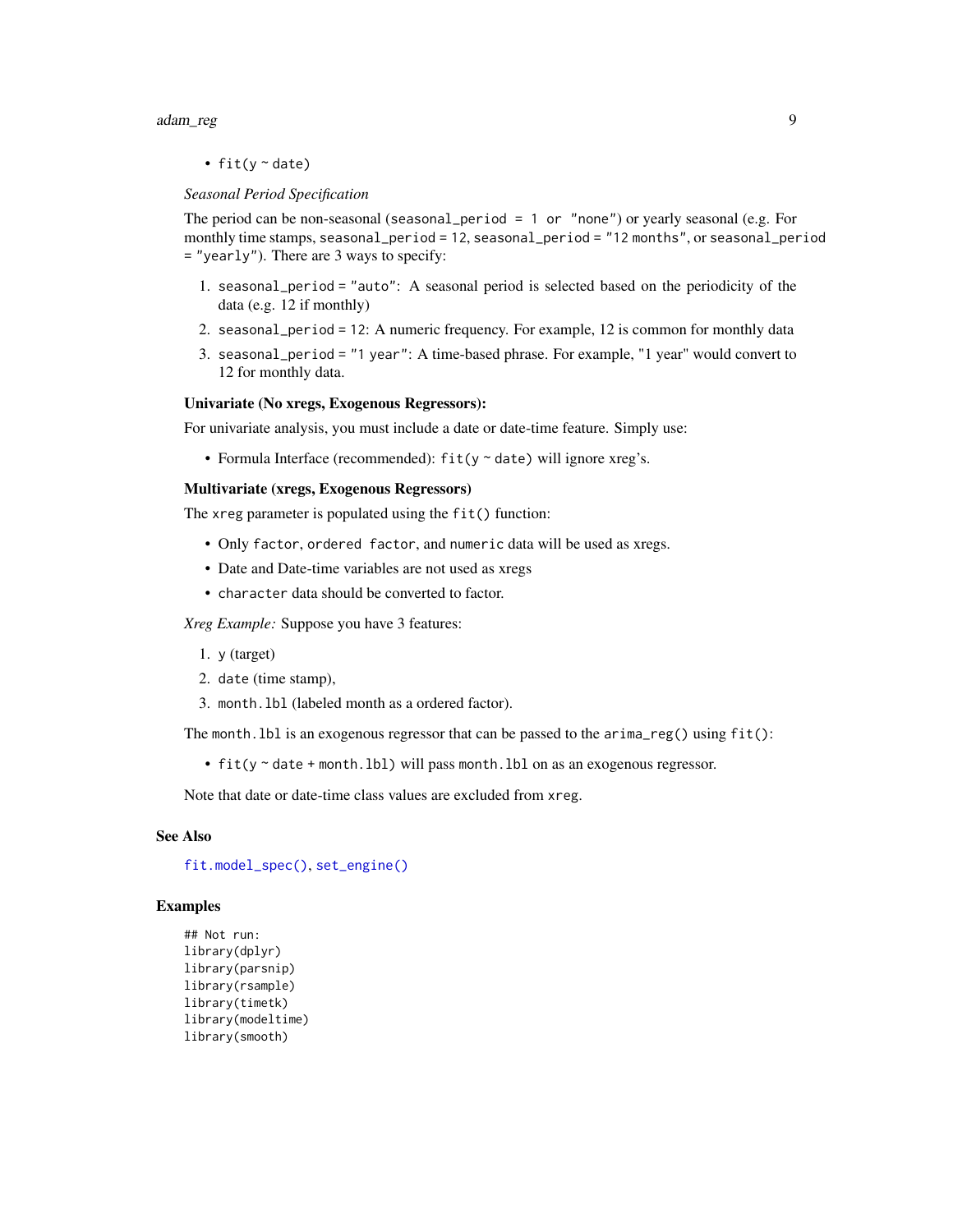- `fit(y ~ date)`

*Seasonal Period Specification*

The period can be non-seasonal (`seasonal_period = 1 or "none"`) or yearly seasonal (e.g. For monthly time stamps, `seasonal_period = 12`, `seasonal_period = "12 months"`, or `seasonal_period = "yearly"`). There are 3 ways to specify:

1. `seasonal_period = "auto"`: A seasonal period is selected based on the periodicity of the data (e.g. 12 if monthly)
2. `seasonal_period = 12`: A numeric frequency. For example, 12 is common for monthly data
3. `seasonal_period = "1 year"`: A time-based phrase. For example, "1 year" would convert to 12 for monthly data.

**Univariate (No xregs, Exogenous Regressors):**

For univariate analysis, you must include a date or date-time feature. Simply use:

- Formula Interface (recommended): `fit(y ~ date)` will ignore xreg's.

**Multivariate (xregs, Exogenous Regressors)**

The `xreg` parameter is populated using the `fit()` function:

- Only `factor`, `ordered factor`, and `numeric` data will be used as xregs.
- Date and Date-time variables are not used as xregs
- `character` data should be converted to factor.

*Xreg Example:* Suppose you have 3 features:

1. `y` (target)
2. `date` (time stamp),
3. `month.lbl` (labeled month as a ordered factor).

The `month.lbl` is an exogenous regressor that can be passed to the `arima_reg()` using `fit()`:

- `fit(y ~ date + month.lbl)` will pass `month.lbl` on as an exogenous regressor.

Note that date or date-time class values are excluded from `xreg`.

## See Also

`fit.model_spec()`, `set_engine()`

## Examples

```
## Not run:
library(dplyr)
library(parsnip)
library(rsample)
library(timetk)
library(modeltime)
library(smooth)
```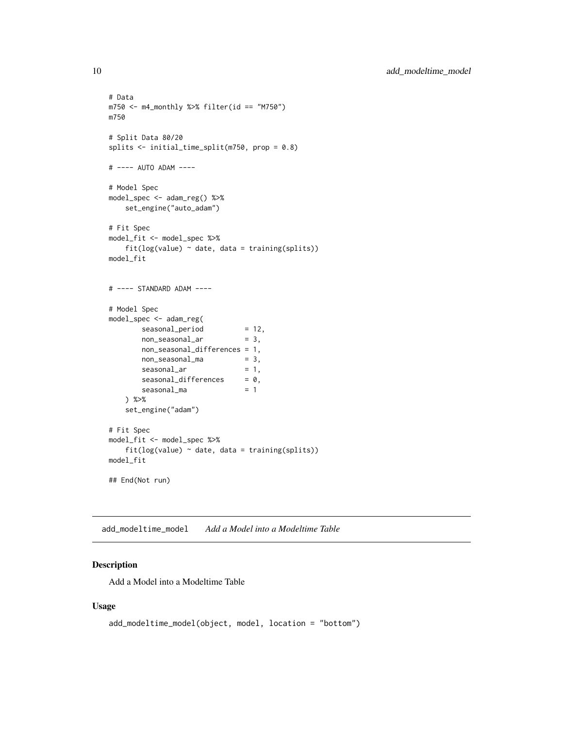```
# Data
m750 <- m4_monthly %>% filter(id == "M750")
m750

# Split Data 80/20
splits <- initial_time_split(m750, prop = 0.8)

# ---- AUTO ADAM ----

# Model Spec
model_spec <- adam_reg() %>%
    set_engine("auto_adam")

# Fit Spec
model_fit <- model_spec %>%
    fit(log(value) ~ date, data = training(splits))
model_fit


# ---- STANDARD ADAM ----

# Model Spec
model_spec <- adam_reg(
        seasonal_period          = 12,
        non_seasonal_ar          = 3,
        non_seasonal_differences = 1,
        non_seasonal_ma          = 3,
        seasonal_ar              = 1,
        seasonal_differences     = 0,
        seasonal_ma              = 1
    ) %>%
    set_engine("adam")

# Fit Spec
model_fit <- model_spec %>%
    fit(log(value) ~ date, data = training(splits))
model_fit

## End(Not run)
```

---

`add_modeltime_model` *Add a Model into a Modeltime Table*

---

### Description

Add a Model into a Modeltime Table

### Usage

```
add_modeltime_model(object, model, location = "bottom")
```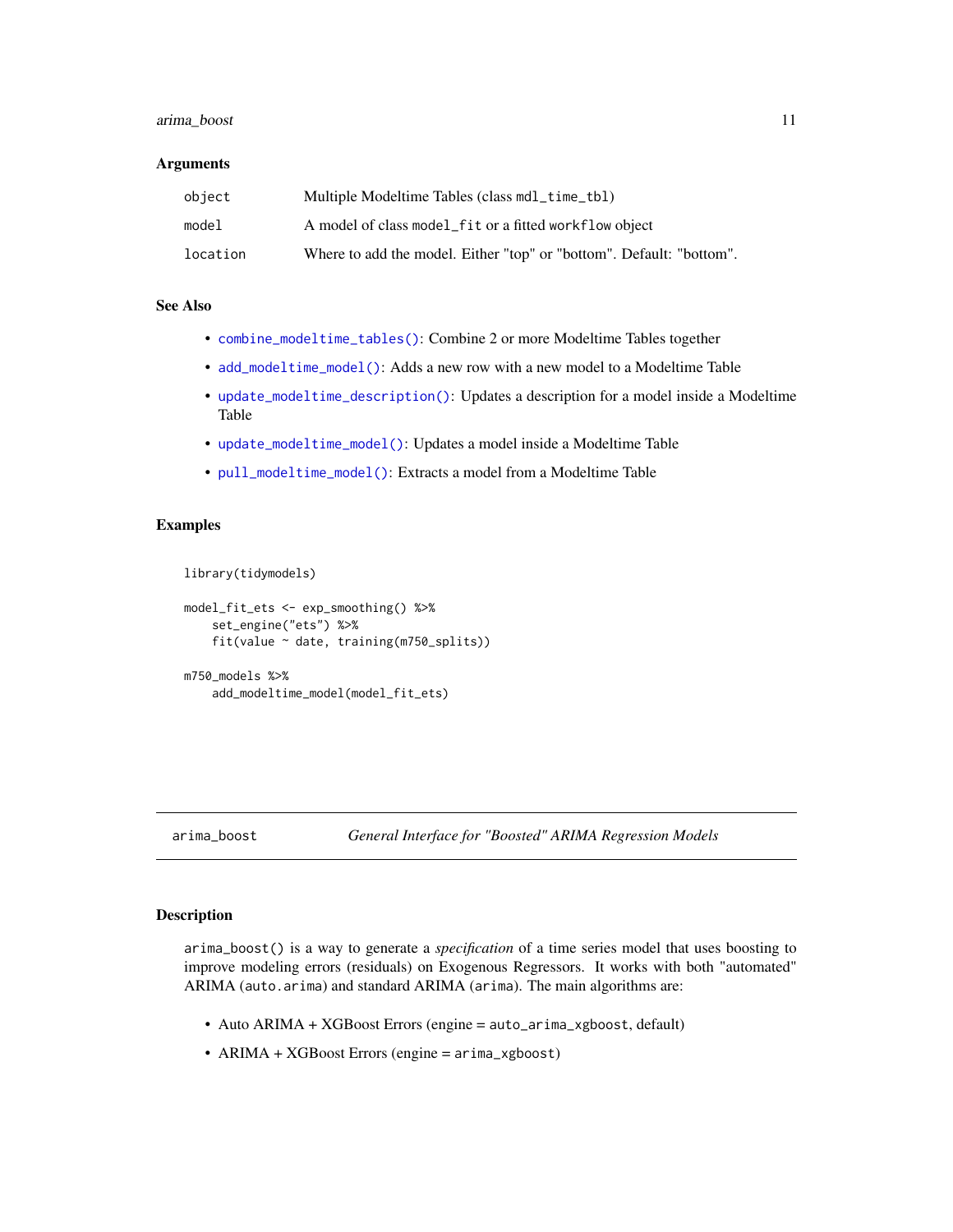### Arguments

| | |
|---|---|
| object | Multiple Modeltime Tables (class mdl_time_tbl) |
| model | A model of class model_fit or a fitted workflow object |
| location | Where to add the model. Either "top" or "bottom". Default: "bottom". |

### See Also

- combine_modeltime_tables(): Combine 2 or more Modeltime Tables together
- add_modeltime_model(): Adds a new row with a new model to a Modeltime Table
- update_modeltime_description(): Updates a description for a model inside a Modeltime Table
- update_modeltime_model(): Updates a model inside a Modeltime Table
- pull_modeltime_model(): Extracts a model from a Modeltime Table

### Examples

```
library(tidymodels)

model_fit_ets <- exp_smoothing() %>%
    set_engine("ets") %>%
    fit(value ~ date, training(m750_splits))

m750_models %>%
    add_modeltime_model(model_fit_ets)
```

## arima_boost — *General Interface for "Boosted" ARIMA Regression Models*

### Description

arima_boost() is a way to generate a *specification* of a time series model that uses boosting to improve modeling errors (residuals) on Exogenous Regressors. It works with both "automated" ARIMA (auto.arima) and standard ARIMA (arima). The main algorithms are:

- Auto ARIMA + XGBoost Errors (engine = auto_arima_xgboost, default)
- ARIMA + XGBoost Errors (engine = arima_xgboost)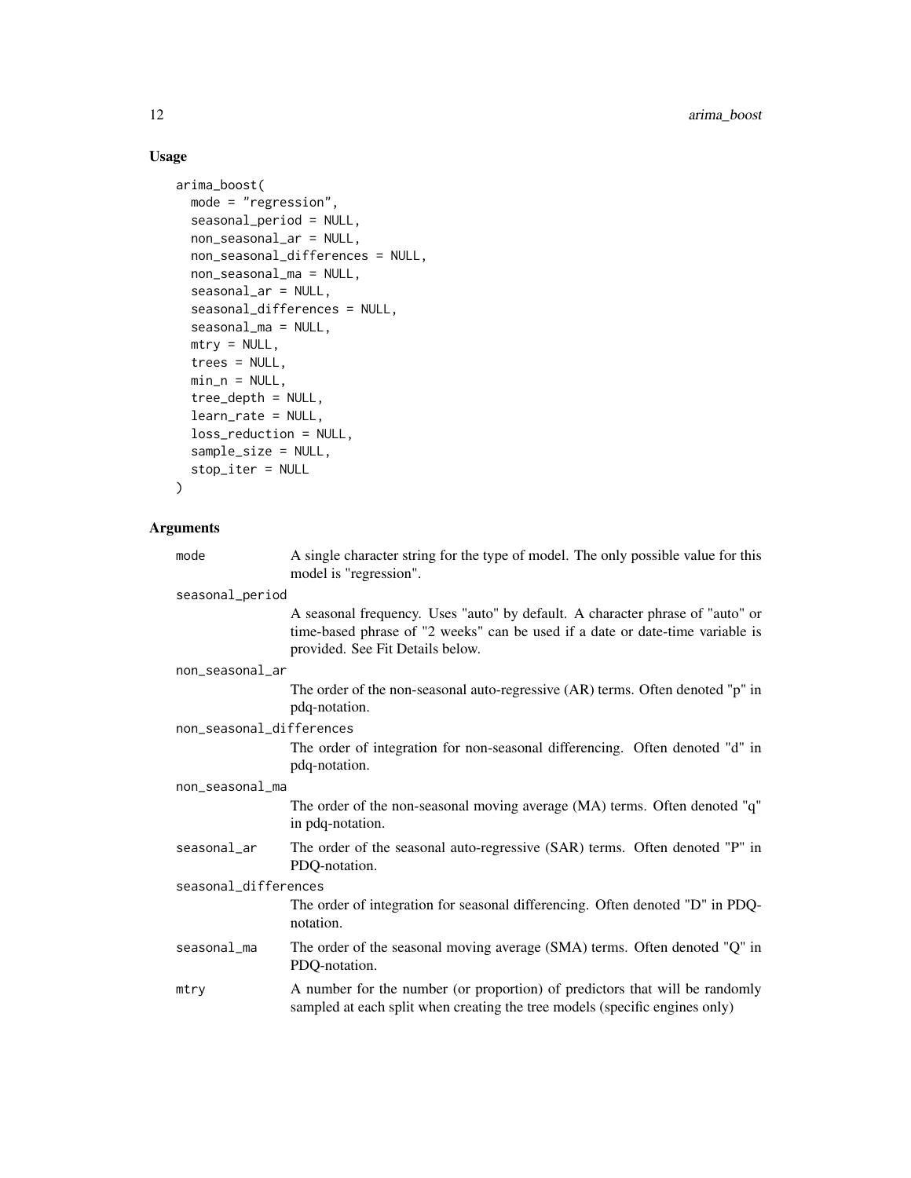## Usage

```
arima_boost(
  mode = "regression",
  seasonal_period = NULL,
  non_seasonal_ar = NULL,
  non_seasonal_differences = NULL,
  non_seasonal_ma = NULL,
  seasonal_ar = NULL,
  seasonal_differences = NULL,
  seasonal_ma = NULL,
  mtry = NULL,
  trees = NULL,
  min_n = NULL,
  tree_depth = NULL,
  learn_rate = NULL,
  loss_reduction = NULL,
  sample_size = NULL,
  stop_iter = NULL
)
```

## Arguments

| Argument | Description |
|---|---|
| `mode` | A single character string for the type of model. The only possible value for this model is "regression". |
| `seasonal_period` | A seasonal frequency. Uses "auto" by default. A character phrase of "auto" or time-based phrase of "2 weeks" can be used if a date or date-time variable is provided. See Fit Details below. |
| `non_seasonal_ar` | The order of the non-seasonal auto-regressive (AR) terms. Often denoted "p" in pdq-notation. |
| `non_seasonal_differences` | The order of integration for non-seasonal differencing. Often denoted "d" in pdq-notation. |
| `non_seasonal_ma` | The order of the non-seasonal moving average (MA) terms. Often denoted "q" in pdq-notation. |
| `seasonal_ar` | The order of the seasonal auto-regressive (SAR) terms. Often denoted "P" in PDQ-notation. |
| `seasonal_differences` | The order of integration for seasonal differencing. Often denoted "D" in PDQ-notation. |
| `seasonal_ma` | The order of the seasonal moving average (SMA) terms. Often denoted "Q" in PDQ-notation. |
| `mtry` | A number for the number (or proportion) of predictors that will be randomly sampled at each split when creating the tree models (specific engines only) |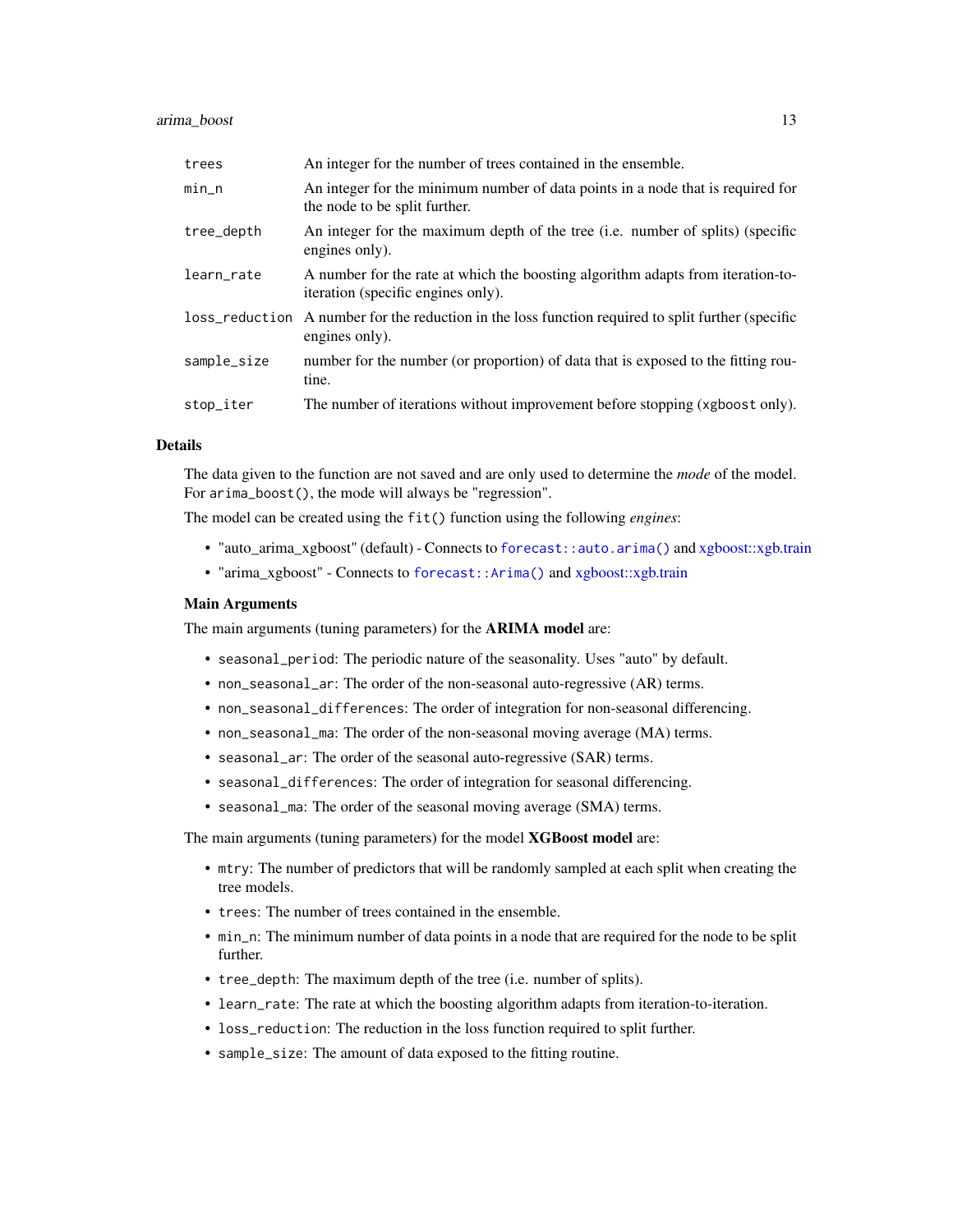| | |
|---|---|
| `trees` | An integer for the number of trees contained in the ensemble. |
| `min_n` | An integer for the minimum number of data points in a node that is required for the node to be split further. |
| `tree_depth` | An integer for the maximum depth of the tree (i.e. number of splits) (specific engines only). |
| `learn_rate` | A number for the rate at which the boosting algorithm adapts from iteration-to-iteration (specific engines only). |
| `loss_reduction` | A number for the reduction in the loss function required to split further (specific engines only). |
| `sample_size` | number for the number (or proportion) of data that is exposed to the fitting routine. |
| `stop_iter` | The number of iterations without improvement before stopping (`xgboost` only). |

## Details

The data given to the function are not saved and are only used to determine the *mode* of the model. For `arima_boost()`, the mode will always be "regression".

The model can be created using the `fit()` function using the following *engines*:

- "auto_arima_xgboost" (default) - Connects to `forecast::auto.arima()` and xgboost::xgb.train
- "arima_xgboost" - Connects to `forecast::Arima()` and xgboost::xgb.train

### Main Arguments

The main arguments (tuning parameters) for the **ARIMA model** are:

- `seasonal_period`: The periodic nature of the seasonality. Uses "auto" by default.
- `non_seasonal_ar`: The order of the non-seasonal auto-regressive (AR) terms.
- `non_seasonal_differences`: The order of integration for non-seasonal differencing.
- `non_seasonal_ma`: The order of the non-seasonal moving average (MA) terms.
- `seasonal_ar`: The order of the seasonal auto-regressive (SAR) terms.
- `seasonal_differences`: The order of integration for seasonal differencing.
- `seasonal_ma`: The order of the seasonal moving average (SMA) terms.

The main arguments (tuning parameters) for the model **XGBoost model** are:

- `mtry`: The number of predictors that will be randomly sampled at each split when creating the tree models.
- `trees`: The number of trees contained in the ensemble.
- `min_n`: The minimum number of data points in a node that are required for the node to be split further.
- `tree_depth`: The maximum depth of the tree (i.e. number of splits).
- `learn_rate`: The rate at which the boosting algorithm adapts from iteration-to-iteration.
- `loss_reduction`: The reduction in the loss function required to split further.
- `sample_size`: The amount of data exposed to the fitting routine.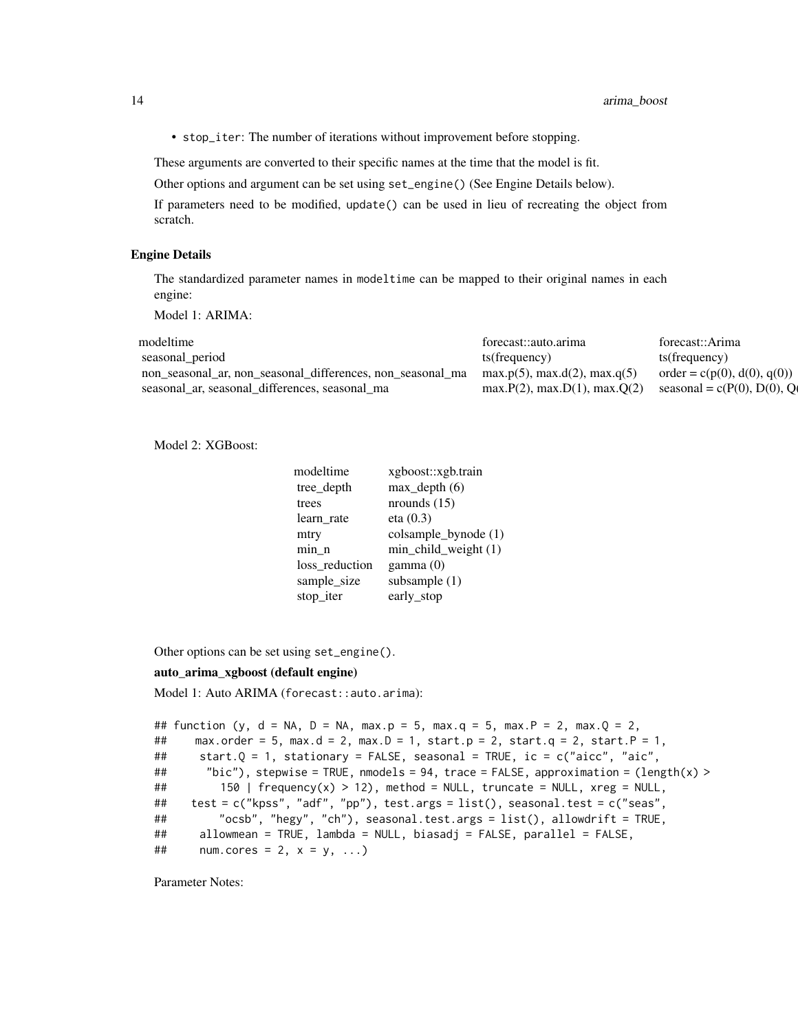- stop_iter: The number of iterations without improvement before stopping.

These arguments are converted to their specific names at the time that the model is fit.

Other options and argument can be set using set_engine() (See Engine Details below).

If parameters need to be modified, update() can be used in lieu of recreating the object from scratch.

### Engine Details

The standardized parameter names in modeltime can be mapped to their original names in each engine:

Model 1: ARIMA:

| modeltime | forecast::auto.arima | forecast::Arima |
|---|---|---|
| seasonal_period | ts(frequency) | ts(frequency) |
| non_seasonal_ar, non_seasonal_differences, non_seasonal_ma | max.p(5), max.d(2), max.q(5) | order = c(p(0), d(0), q(0)) |
| seasonal_ar, seasonal_differences, seasonal_ma | max.P(2), max.D(1), max.Q(2) | seasonal = c(P(0), D(0), Q( |

Model 2: XGBoost:

| modeltime | xgboost::xgb.train |
|---|---|
| tree_depth | max_depth (6) |
| trees | nrounds (15) |
| learn_rate | eta (0.3) |
| mtry | colsample_bynode (1) |
| min_n | min_child_weight (1) |
| loss_reduction | gamma (0) |
| sample_size | subsample (1) |
| stop_iter | early_stop |

Other options can be set using set_engine().

**auto_arima_xgboost (default engine)**

Model 1: Auto ARIMA (forecast::auto.arima):

```
## function (y, d = NA, D = NA, max.p = 5, max.q = 5, max.P = 2, max.Q = 2,
##     max.order = 5, max.d = 2, max.D = 1, start.p = 2, start.q = 2, start.P = 1,
##     start.Q = 1, stationary = FALSE, seasonal = TRUE, ic = c("aicc", "aic",
##     "bic"), stepwise = TRUE, nmodels = 94, trace = FALSE, approximation = (length(x) >
##         150 | frequency(x) > 12), method = NULL, truncate = NULL, xreg = NULL,
##     test = c("kpss", "adf", "pp"), test.args = list(), seasonal.test = c("seas",
##         "ocsb", "hegy", "ch"), seasonal.test.args = list(), allowdrift = TRUE,
##     allowmean = TRUE, lambda = NULL, biasadj = FALSE, parallel = FALSE,
##     num.cores = 2, x = y, ...)
```

Parameter Notes: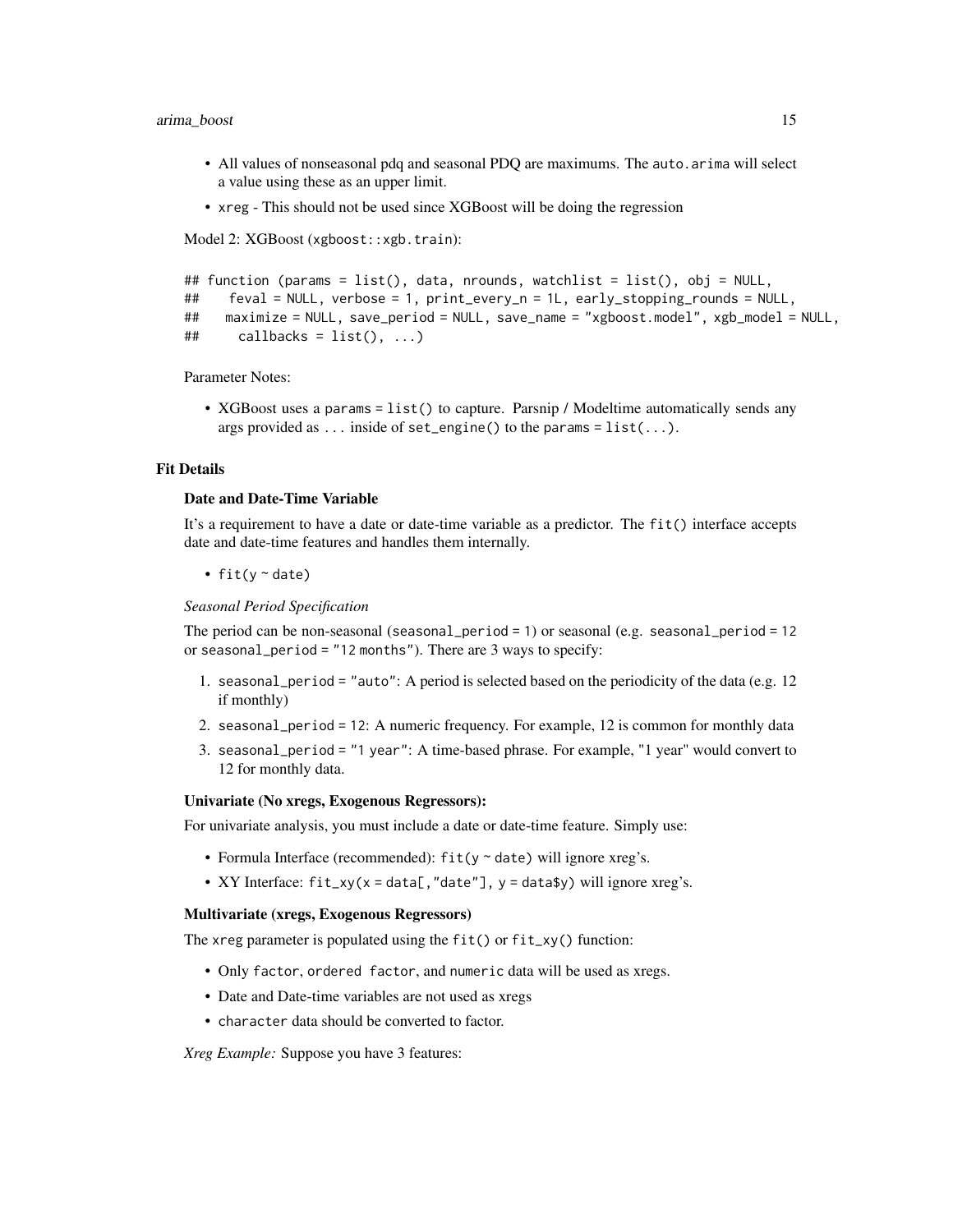- All values of nonseasonal pdq and seasonal PDQ are maximums. The `auto.arima` will select a value using these as an upper limit.
- `xreg` - This should not be used since XGBoost will be doing the regression

Model 2: XGBoost (`xgboost::xgb.train`):

```
## function (params = list(), data, nrounds, watchlist = list(), obj = NULL,
##     feval = NULL, verbose = 1, print_every_n = 1L, early_stopping_rounds = NULL,
##     maximize = NULL, save_period = NULL, save_name = "xgboost.model", xgb_model = NULL,
##     callbacks = list(), ...)
```

Parameter Notes:

- XGBoost uses a `params = list()` to capture. Parsnip / Modeltime automatically sends any args provided as `...` inside of `set_engine()` to the `params = list(...)`.

## Fit Details

### Date and Date-Time Variable

It's a requirement to have a date or date-time variable as a predictor. The `fit()` interface accepts date and date-time features and handles them internally.

- `fit(y ~ date)`

*Seasonal Period Specification*

The period can be non-seasonal (`seasonal_period = 1`) or seasonal (e.g. `seasonal_period = 12` or `seasonal_period = "12 months"`). There are 3 ways to specify:

1. `seasonal_period = "auto"`: A period is selected based on the periodicity of the data (e.g. 12 if monthly)
2. `seasonal_period = 12`: A numeric frequency. For example, 12 is common for monthly data
3. `seasonal_period = "1 year"`: A time-based phrase. For example, "1 year" would convert to 12 for monthly data.

### Univariate (No xregs, Exogenous Regressors):

For univariate analysis, you must include a date or date-time feature. Simply use:

- Formula Interface (recommended): `fit(y ~ date)` will ignore xreg's.
- XY Interface: `fit_xy(x = data[,"date"], y = data$y)` will ignore xreg's.

### Multivariate (xregs, Exogenous Regressors)

The `xreg` parameter is populated using the `fit()` or `fit_xy()` function:

- Only `factor`, `ordered factor`, and `numeric` data will be used as xregs.
- Date and Date-time variables are not used as xregs
- `character` data should be converted to factor.

*Xreg Example:* Suppose you have 3 features: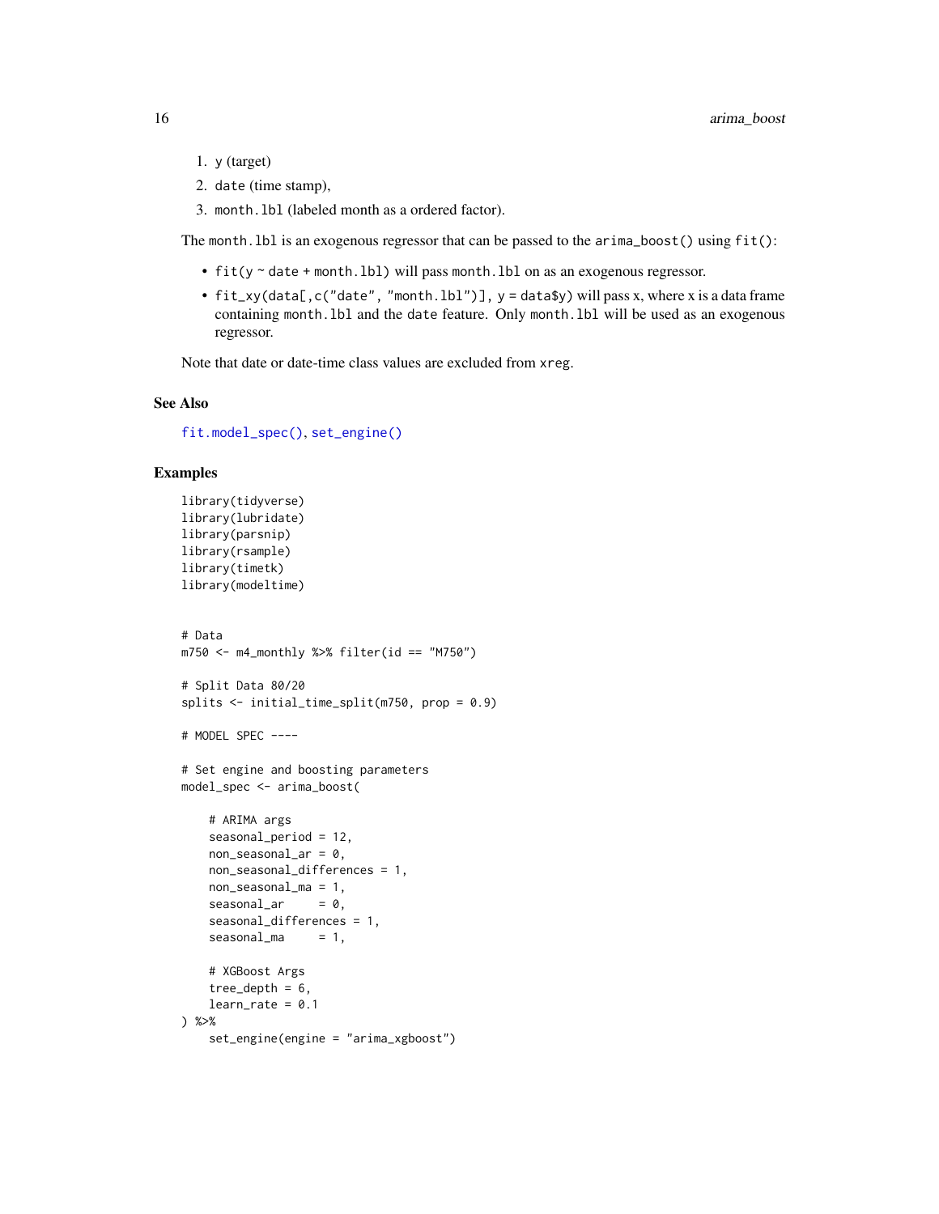1. y (target)
2. date (time stamp),
3. month.lbl (labeled month as a ordered factor).

The month.lbl is an exogenous regressor that can be passed to the arima_boost() using fit():

- fit(y ~ date + month.lbl) will pass month.lbl on as an exogenous regressor.
- fit_xy(data[,c("date", "month.lbl")], y = data$y) will pass x, where x is a data frame containing month.lbl and the date feature. Only month.lbl will be used as an exogenous regressor.

Note that date or date-time class values are excluded from xreg.

## See Also

fit.model_spec(), set_engine()

## Examples

```
library(tidyverse)
library(lubridate)
library(parsnip)
library(rsample)
library(timetk)
library(modeltime)


# Data
m750 <- m4_monthly %>% filter(id == "M750")

# Split Data 80/20
splits <- initial_time_split(m750, prop = 0.9)

# MODEL SPEC ----

# Set engine and boosting parameters
model_spec <- arima_boost(

    # ARIMA args
    seasonal_period = 12,
    non_seasonal_ar = 0,
    non_seasonal_differences = 1,
    non_seasonal_ma = 1,
    seasonal_ar     = 0,
    seasonal_differences = 1,
    seasonal_ma     = 1,

    # XGBoost Args
    tree_depth = 6,
    learn_rate = 0.1
) %>%
    set_engine(engine = "arima_xgboost")
```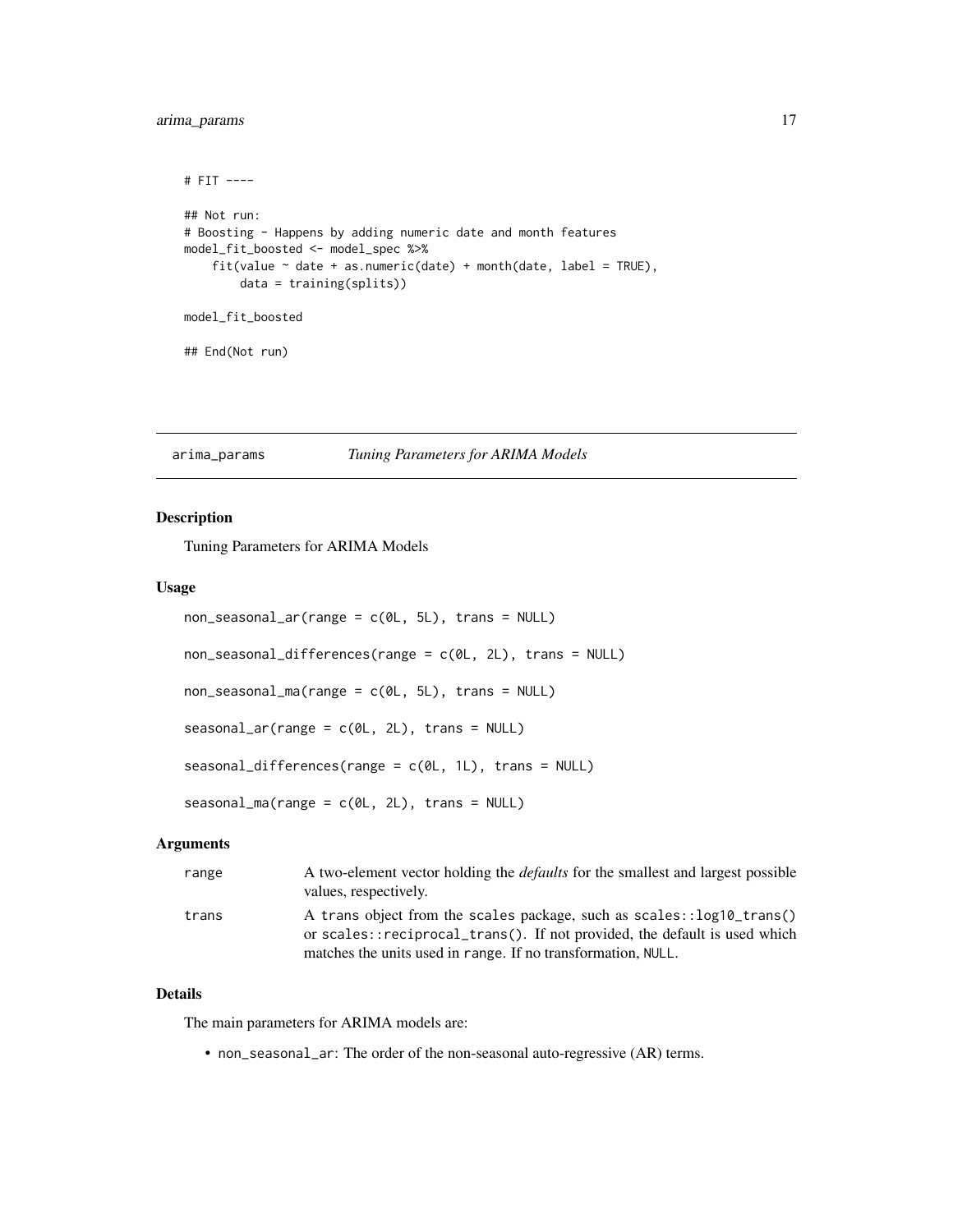```
# FIT ----

## Not run:
# Boosting - Happens by adding numeric date and month features
model_fit_boosted <- model_spec %>%
    fit(value ~ date + as.numeric(date) + month(date, label = TRUE),
        data = training(splits))

model_fit_boosted

## End(Not run)
```

---

## arima_params    *Tuning Parameters for ARIMA Models*

### Description

Tuning Parameters for ARIMA Models

### Usage

```
non_seasonal_ar(range = c(0L, 5L), trans = NULL)

non_seasonal_differences(range = c(0L, 2L), trans = NULL)

non_seasonal_ma(range = c(0L, 5L), trans = NULL)

seasonal_ar(range = c(0L, 2L), trans = NULL)

seasonal_differences(range = c(0L, 1L), trans = NULL)

seasonal_ma(range = c(0L, 2L), trans = NULL)
```

### Arguments

| | |
|---|---|
| range | A two-element vector holding the *defaults* for the smallest and largest possible values, respectively. |
| trans | A trans object from the scales package, such as `scales::log10_trans()` or `scales::reciprocal_trans()`. If not provided, the default is used which matches the units used in range. If no transformation, NULL. |

### Details

The main parameters for ARIMA models are:

- `non_seasonal_ar`: The order of the non-seasonal auto-regressive (AR) terms.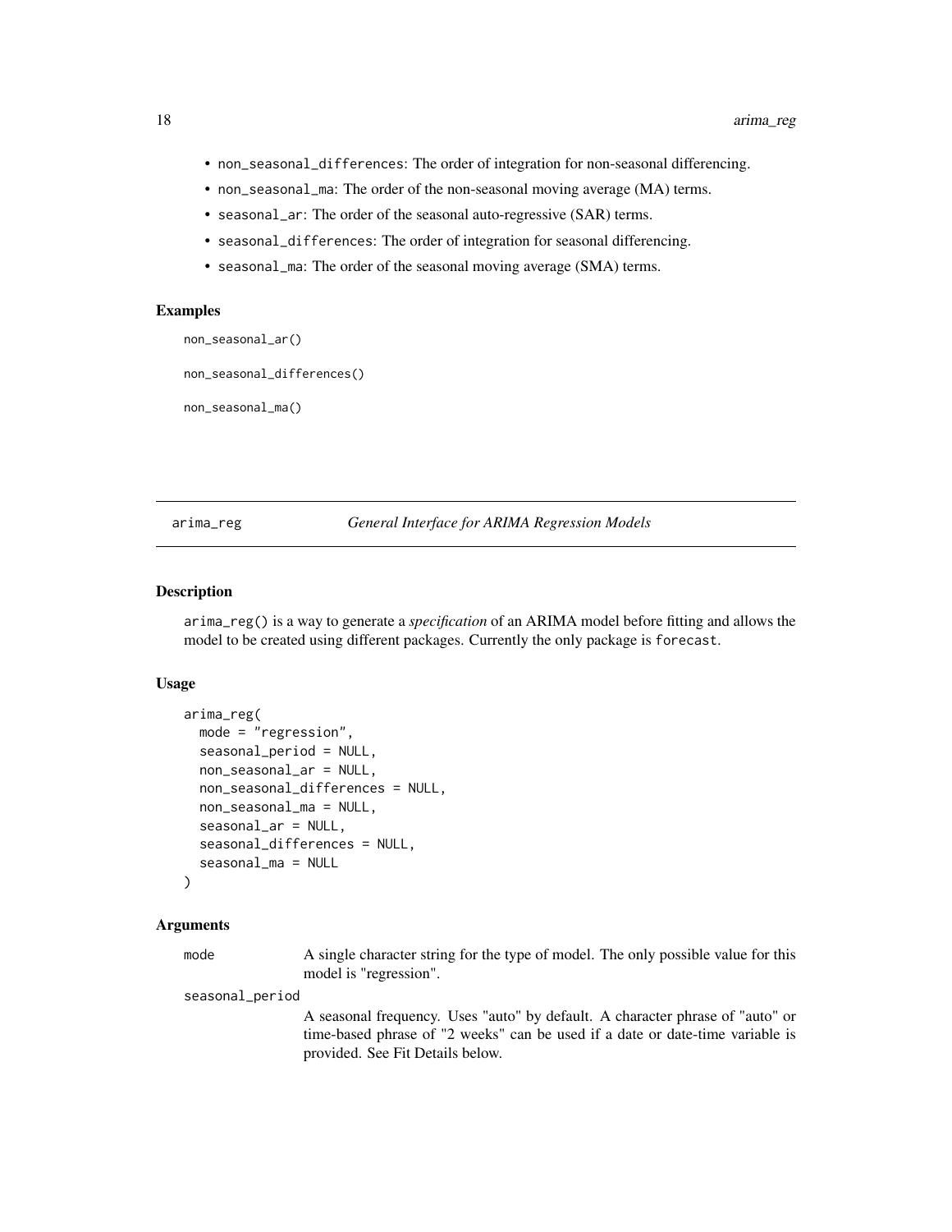- `non_seasonal_differences`: The order of integration for non-seasonal differencing.
- `non_seasonal_ma`: The order of the non-seasonal moving average (MA) terms.
- `seasonal_ar`: The order of the seasonal auto-regressive (SAR) terms.
- `seasonal_differences`: The order of integration for seasonal differencing.
- `seasonal_ma`: The order of the seasonal moving average (SMA) terms.

### Examples

```
non_seasonal_ar()

non_seasonal_differences()

non_seasonal_ma()
```

---

## arima_reg — *General Interface for ARIMA Regression Models*

---

### Description

`arima_reg()` is a way to generate a *specification* of an ARIMA model before fitting and allows the model to be created using different packages. Currently the only package is `forecast`.

### Usage

```
arima_reg(
  mode = "regression",
  seasonal_period = NULL,
  non_seasonal_ar = NULL,
  non_seasonal_differences = NULL,
  non_seasonal_ma = NULL,
  seasonal_ar = NULL,
  seasonal_differences = NULL,
  seasonal_ma = NULL
)
```

### Arguments

`mode` A single character string for the type of model. The only possible value for this model is "regression".

`seasonal_period` A seasonal frequency. Uses "auto" by default. A character phrase of "auto" or time-based phrase of "2 weeks" can be used if a date or date-time variable is provided. See Fit Details below.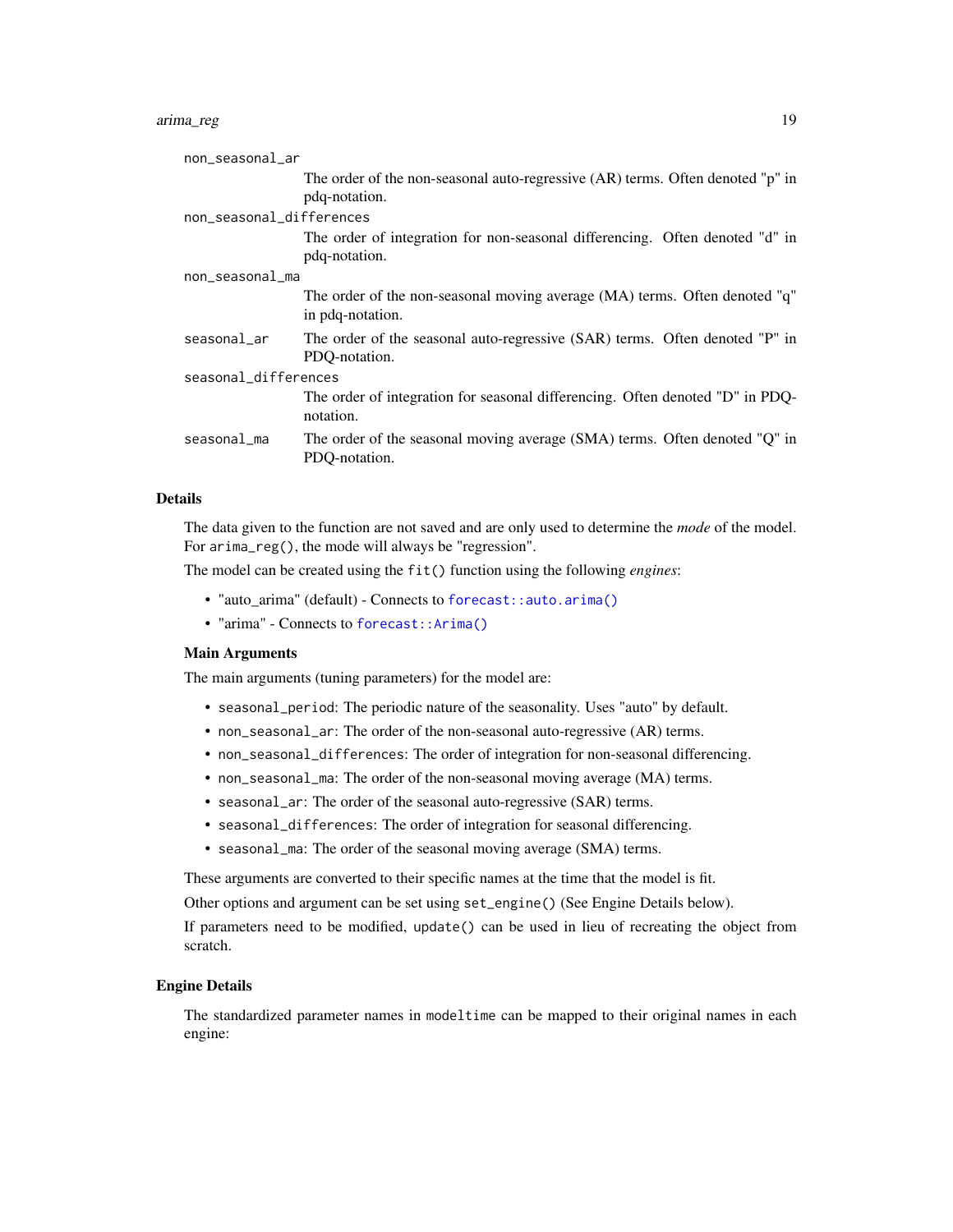non_seasonal_ar
: The order of the non-seasonal auto-regressive (AR) terms. Often denoted "p" in pdq-notation.

non_seasonal_differences
: The order of integration for non-seasonal differencing. Often denoted "d" in pdq-notation.

non_seasonal_ma
: The order of the non-seasonal moving average (MA) terms. Often denoted "q" in pdq-notation.

seasonal_ar
: The order of the seasonal auto-regressive (SAR) terms. Often denoted "P" in PDQ-notation.

seasonal_differences
: The order of integration for seasonal differencing. Often denoted "D" in PDQ-notation.

seasonal_ma
: The order of the seasonal moving average (SMA) terms. Often denoted "Q" in PDQ-notation.

### Details

The data given to the function are not saved and are only used to determine the *mode* of the model. For `arima_reg()`, the mode will always be "regression".

The model can be created using the `fit()` function using the following *engines*:

- "auto_arima" (default) - Connects to `forecast::auto.arima()`
- "arima" - Connects to `forecast::Arima()`

#### Main Arguments

The main arguments (tuning parameters) for the model are:

- `seasonal_period`: The periodic nature of the seasonality. Uses "auto" by default.
- `non_seasonal_ar`: The order of the non-seasonal auto-regressive (AR) terms.
- `non_seasonal_differences`: The order of integration for non-seasonal differencing.
- `non_seasonal_ma`: The order of the non-seasonal moving average (MA) terms.
- `seasonal_ar`: The order of the seasonal auto-regressive (SAR) terms.
- `seasonal_differences`: The order of integration for seasonal differencing.
- `seasonal_ma`: The order of the seasonal moving average (SMA) terms.

These arguments are converted to their specific names at the time that the model is fit.

Other options and argument can be set using `set_engine()` (See Engine Details below).

If parameters need to be modified, `update()` can be used in lieu of recreating the object from scratch.

### Engine Details

The standardized parameter names in `modeltime` can be mapped to their original names in each engine: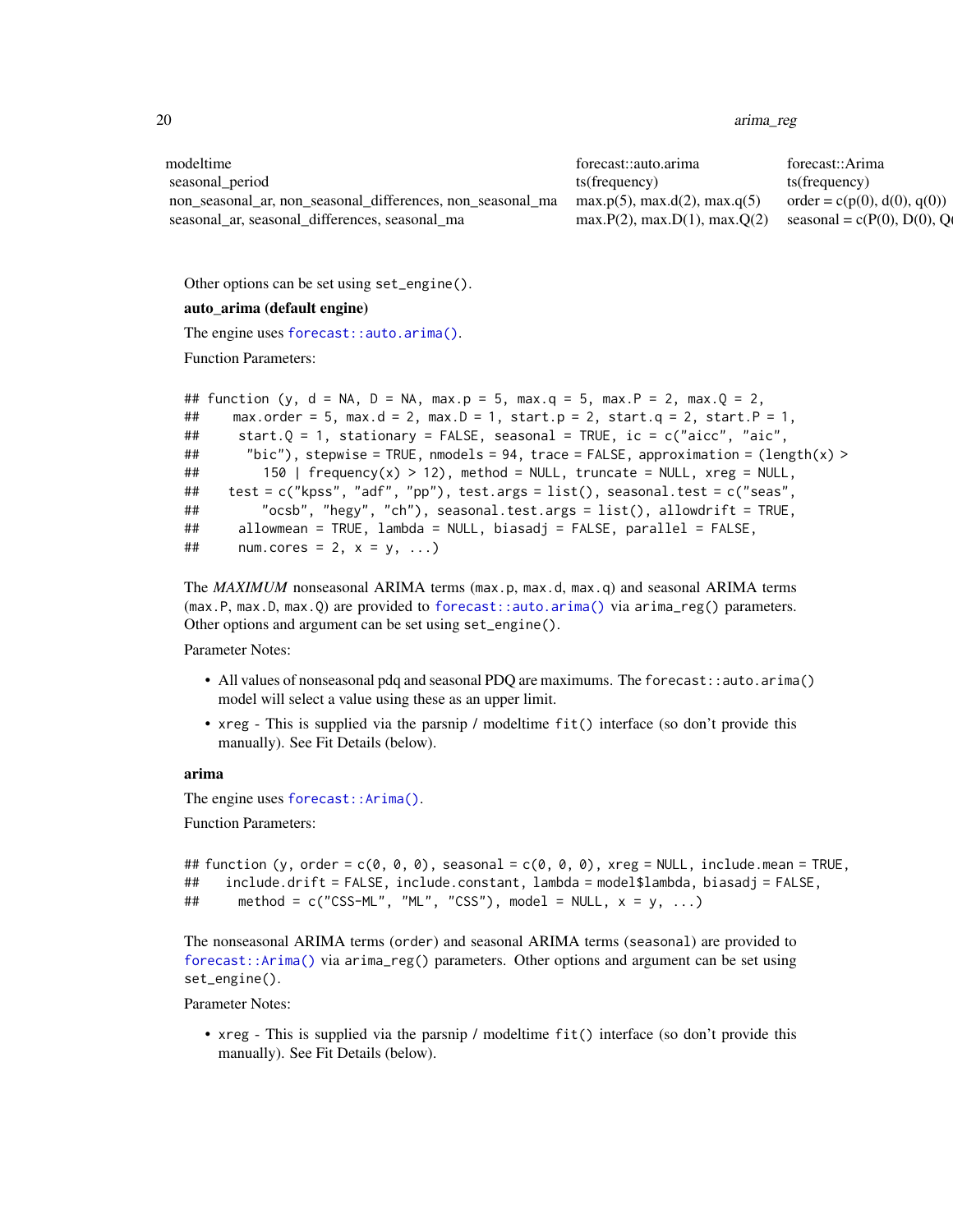| modeltime | forecast::auto.arima | forecast::Arima |
|---|---|---|
| seasonal_period | ts(frequency) | ts(frequency) |
| non_seasonal_ar, non_seasonal_differences, non_seasonal_ma | max.p(5), max.d(2), max.q(5) | order = c(p(0), d(0), q(0)) |
| seasonal_ar, seasonal_differences, seasonal_ma | max.P(2), max.D(1), max.Q(2) | seasonal = c(P(0), D(0), Q( |

Other options can be set using `set_engine()`.

**auto_arima (default engine)**

The engine uses `forecast::auto.arima()`.

Function Parameters:

```
## function (y, d = NA, D = NA, max.p = 5, max.q = 5, max.P = 2, max.Q = 2,
##     max.order = 5, max.d = 2, max.D = 1, start.p = 2, start.q = 2, start.P = 1,
##     start.Q = 1, stationary = FALSE, seasonal = TRUE, ic = c("aicc", "aic",
##     "bic"), stepwise = TRUE, nmodels = 94, trace = FALSE, approximation = (length(x) >
##         150 | frequency(x) > 12), method = NULL, truncate = NULL, xreg = NULL,
##     test = c("kpss", "adf", "pp"), test.args = list(), seasonal.test = c("seas",
##         "ocsb", "hegy", "ch"), seasonal.test.args = list(), allowdrift = TRUE,
##     allowmean = TRUE, lambda = NULL, biasadj = FALSE, parallel = FALSE,
##     num.cores = 2, x = y, ...)
```

The *MAXIMUM* nonseasonal ARIMA terms (`max.p`, `max.d`, `max.q`) and seasonal ARIMA terms (`max.P`, `max.D`, `max.Q`) are provided to `forecast::auto.arima()` via `arima_reg()` parameters. Other options and argument can be set using `set_engine()`.

Parameter Notes:

- All values of nonseasonal pdq and seasonal PDQ are maximums. The `forecast::auto.arima()` model will select a value using these as an upper limit.
- `xreg` - This is supplied via the parsnip / modeltime `fit()` interface (so don't provide this manually). See Fit Details (below).

**arima**

The engine uses `forecast::Arima()`.

Function Parameters:

```
## function (y, order = c(0, 0, 0), seasonal = c(0, 0, 0), xreg = NULL, include.mean = TRUE,
##     include.drift = FALSE, include.constant, lambda = model$lambda, biasadj = FALSE,
##     method = c("CSS-ML", "ML", "CSS"), model = NULL, x = y, ...)
```

The nonseasonal ARIMA terms (`order`) and seasonal ARIMA terms (`seasonal`) are provided to `forecast::Arima()` via `arima_reg()` parameters. Other options and argument can be set using `set_engine()`.

Parameter Notes:

- `xreg` - This is supplied via the parsnip / modeltime `fit()` interface (so don't provide this manually). See Fit Details (below).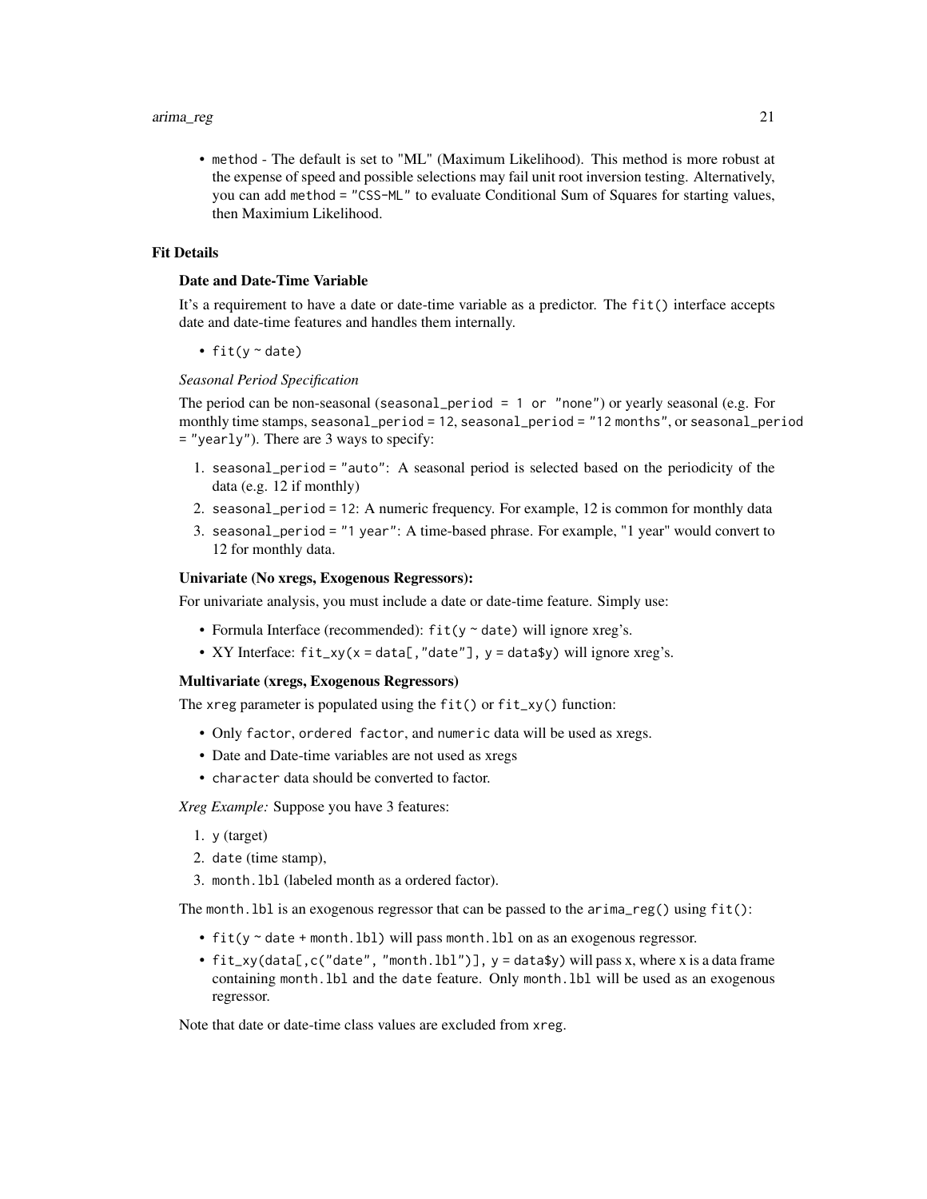- `method` - The default is set to "ML" (Maximum Likelihood). This method is more robust at the expense of speed and possible selections may fail unit root inversion testing. Alternatively, you can add `method = "CSS-ML"` to evaluate Conditional Sum of Squares for starting values, then Maximium Likelihood.

## Fit Details

### Date and Date-Time Variable

It's a requirement to have a date or date-time variable as a predictor. The `fit()` interface accepts date and date-time features and handles them internally.

- `fit(y ~ date)`

*Seasonal Period Specification*

The period can be non-seasonal (`seasonal_period = 1 or "none"`) or yearly seasonal (e.g. For monthly time stamps, `seasonal_period = 12`, `seasonal_period = "12 months"`, or `seasonal_period = "yearly"`). There are 3 ways to specify:

1. `seasonal_period = "auto"`: A seasonal period is selected based on the periodicity of the data (e.g. 12 if monthly)
2. `seasonal_period = 12`: A numeric frequency. For example, 12 is common for monthly data
3. `seasonal_period = "1 year"`: A time-based phrase. For example, "1 year" would convert to 12 for monthly data.

### Univariate (No xregs, Exogenous Regressors):

For univariate analysis, you must include a date or date-time feature. Simply use:

- Formula Interface (recommended): `fit(y ~ date)` will ignore xreg's.
- XY Interface: `fit_xy(x = data[,"date"], y = data$y)` will ignore xreg's.

### Multivariate (xregs, Exogenous Regressors)

The `xreg` parameter is populated using the `fit()` or `fit_xy()` function:

- Only `factor`, `ordered factor`, and `numeric` data will be used as xregs.
- Date and Date-time variables are not used as xregs
- `character` data should be converted to factor.

*Xreg Example:* Suppose you have 3 features:

1. `y` (target)
2. `date` (time stamp),
3. `month.lbl` (labeled month as a ordered factor).

The `month.lbl` is an exogenous regressor that can be passed to the `arima_reg()` using `fit()`:

- `fit(y ~ date + month.lbl)` will pass `month.lbl` on as an exogenous regressor.
- `fit_xy(data[,c("date", "month.lbl")], y = data$y)` will pass x, where x is a data frame containing `month.lbl` and the `date` feature. Only `month.lbl` will be used as an exogenous regressor.

Note that date or date-time class values are excluded from `xreg`.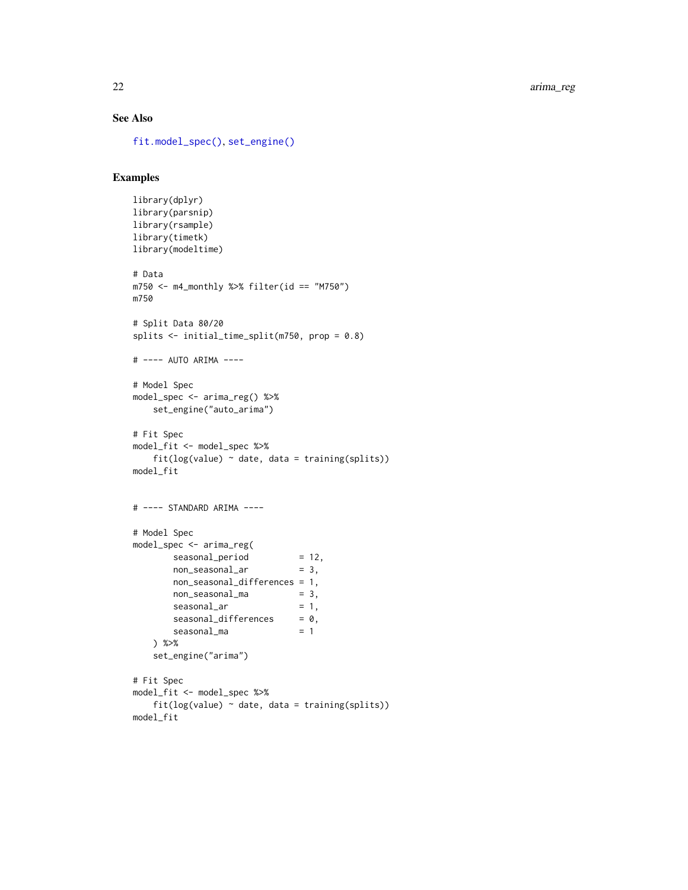## See Also

fit.model_spec(), set_engine()

## Examples

```
library(dplyr)
library(parsnip)
library(rsample)
library(timetk)
library(modeltime)

# Data
m750 <- m4_monthly %>% filter(id == "M750")
m750

# Split Data 80/20
splits <- initial_time_split(m750, prop = 0.8)

# ---- AUTO ARIMA ----

# Model Spec
model_spec <- arima_reg() %>%
    set_engine("auto_arima")

# Fit Spec
model_fit <- model_spec %>%
    fit(log(value) ~ date, data = training(splits))
model_fit


# ---- STANDARD ARIMA ----

# Model Spec
model_spec <- arima_reg(
        seasonal_period          = 12,
        non_seasonal_ar          = 3,
        non_seasonal_differences = 1,
        non_seasonal_ma          = 3,
        seasonal_ar              = 1,
        seasonal_differences     = 0,
        seasonal_ma              = 1
    ) %>%
    set_engine("arima")

# Fit Spec
model_fit <- model_spec %>%
    fit(log(value) ~ date, data = training(splits))
model_fit
```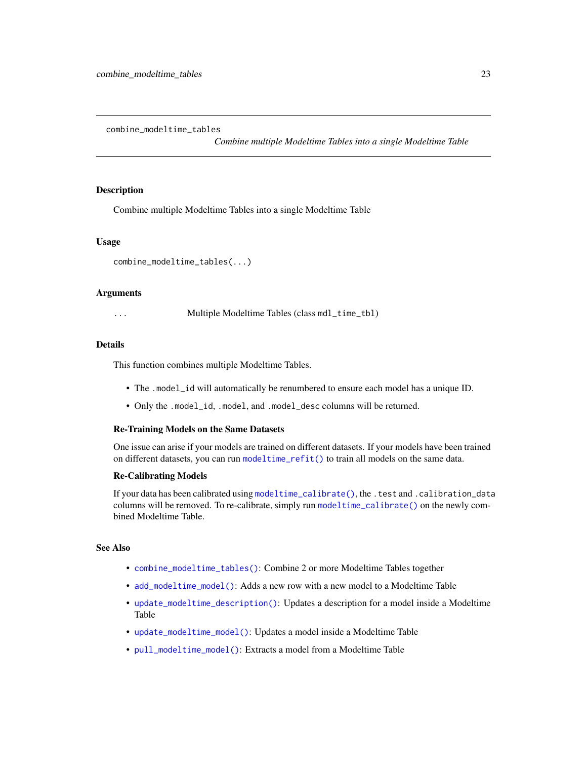combine_modeltime_tables

*Combine multiple Modeltime Tables into a single Modeltime Table*

## Description

Combine multiple Modeltime Tables into a single Modeltime Table

## Usage

```
combine_modeltime_tables(...)
```

## Arguments

| | |
|---|---|
| ... | Multiple Modeltime Tables (class `mdl_time_tbl`) |

## Details

This function combines multiple Modeltime Tables.

- The `.model_id` will automatically be renumbered to ensure each model has a unique ID.
- Only the `.model_id`, `.model`, and `.model_desc` columns will be returned.

### Re-Training Models on the Same Datasets

One issue can arise if your models are trained on different datasets. If your models have been trained on different datasets, you can run `modeltime_refit()` to train all models on the same data.

### Re-Calibrating Models

If your data has been calibrated using `modeltime_calibrate()`, the `.test` and `.calibration_data` columns will be removed. To re-calibrate, simply run `modeltime_calibrate()` on the newly combined Modeltime Table.

## See Also

- `combine_modeltime_tables()`: Combine 2 or more Modeltime Tables together
- `add_modeltime_model()`: Adds a new row with a new model to a Modeltime Table
- `update_modeltime_description()`: Updates a description for a model inside a Modeltime Table
- `update_modeltime_model()`: Updates a model inside a Modeltime Table
- `pull_modeltime_model()`: Extracts a model from a Modeltime Table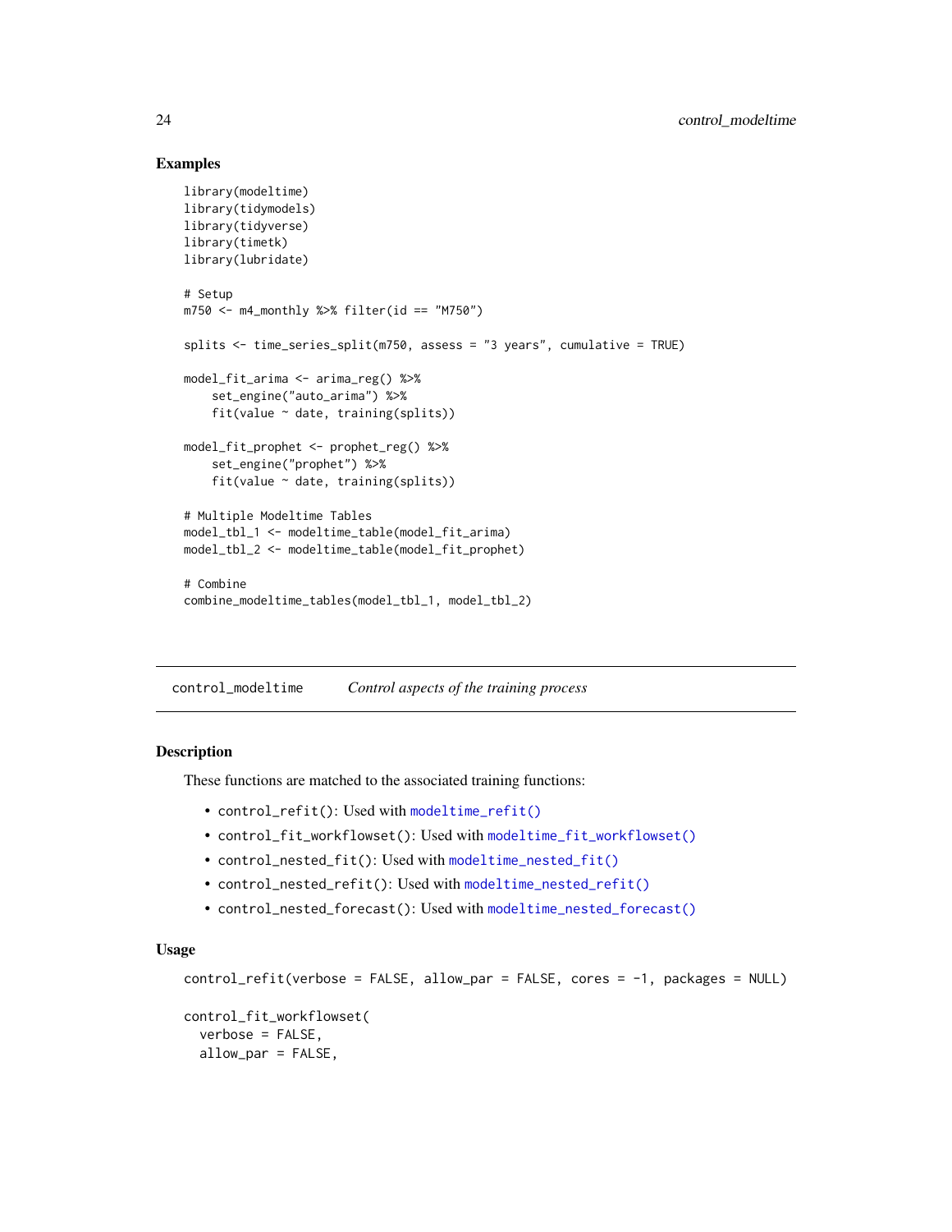### Examples

```
library(modeltime)
library(tidymodels)
library(tidyverse)
library(timetk)
library(lubridate)

# Setup
m750 <- m4_monthly %>% filter(id == "M750")

splits <- time_series_split(m750, assess = "3 years", cumulative = TRUE)

model_fit_arima <- arima_reg() %>%
    set_engine("auto_arima") %>%
    fit(value ~ date, training(splits))

model_fit_prophet <- prophet_reg() %>%
    set_engine("prophet") %>%
    fit(value ~ date, training(splits))

# Multiple Modeltime Tables
model_tbl_1 <- modeltime_table(model_fit_arima)
model_tbl_2 <- modeltime_table(model_fit_prophet)

# Combine
combine_modeltime_tables(model_tbl_1, model_tbl_2)
```

---

## control_modeltime *Control aspects of the training process*

### Description

These functions are matched to the associated training functions:

- `control_refit()`: Used with `modeltime_refit()`
- `control_fit_workflowset()`: Used with `modeltime_fit_workflowset()`
- `control_nested_fit()`: Used with `modeltime_nested_fit()`
- `control_nested_refit()`: Used with `modeltime_nested_refit()`
- `control_nested_forecast()`: Used with `modeltime_nested_forecast()`

### Usage

```
control_refit(verbose = FALSE, allow_par = FALSE, cores = -1, packages = NULL)

control_fit_workflowset(
  verbose = FALSE,
  allow_par = FALSE,
```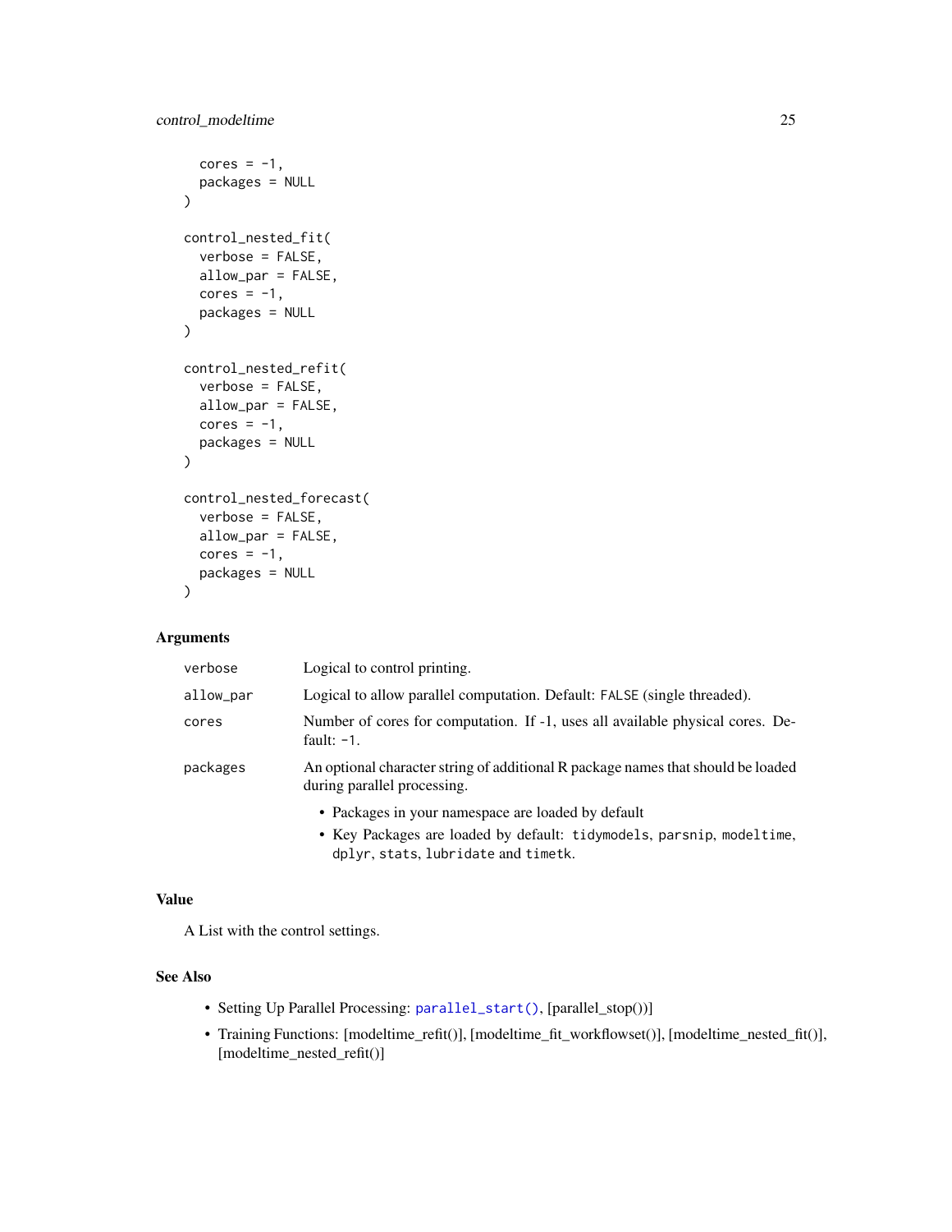```
  cores = -1,
  packages = NULL
)

control_nested_fit(
  verbose = FALSE,
  allow_par = FALSE,
  cores = -1,
  packages = NULL
)

control_nested_refit(
  verbose = FALSE,
  allow_par = FALSE,
  cores = -1,
  packages = NULL
)

control_nested_forecast(
  verbose = FALSE,
  allow_par = FALSE,
  cores = -1,
  packages = NULL
)
```

## Arguments

| | |
|---|---|
| `verbose` | Logical to control printing. |
| `allow_par` | Logical to allow parallel computation. Default: `FALSE` (single threaded). |
| `cores` | Number of cores for computation. If -1, uses all available physical cores. Default: `-1`. |
| `packages` | An optional character string of additional R package names that should be loaded during parallel processing. <br>• Packages in your namespace are loaded by default <br>• Key Packages are loaded by default: `tidymodels`, `parsnip`, `modeltime`, `dplyr`, `stats`, `lubridate` and `timetk`. |

## Value

A List with the control settings.

## See Also

- Setting Up Parallel Processing: `parallel_start()`, [parallel_stop())]
- Training Functions: [modeltime_refit()], [modeltime_fit_workflowset()], [modeltime_nested_fit()], [modeltime_nested_refit()]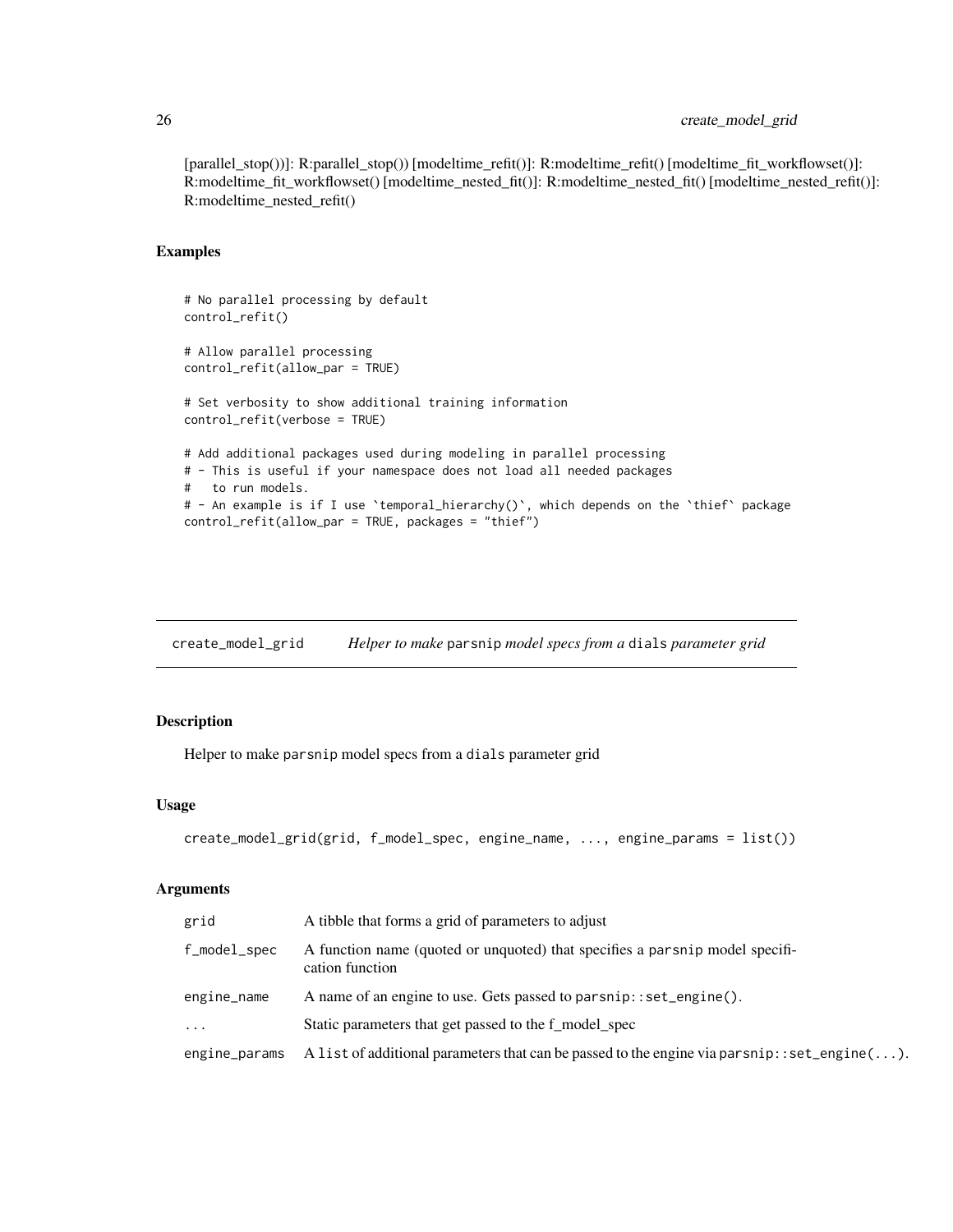[parallel_stop())]: R:parallel_stop()) [modeltime_refit()]: R:modeltime_refit() [modeltime_fit_workflowset()]: R:modeltime_fit_workflowset() [modeltime_nested_fit()]: R:modeltime_nested_fit() [modeltime_nested_refit()]: R:modeltime_nested_refit()

## Examples

```
# No parallel processing by default
control_refit()

# Allow parallel processing
control_refit(allow_par = TRUE)

# Set verbosity to show additional training information
control_refit(verbose = TRUE)

# Add additional packages used during modeling in parallel processing
# - This is useful if your namespace does not load all needed packages
#   to run models.
# - An example is if I use `temporal_hierarchy()`, which depends on the `thief` package
control_refit(allow_par = TRUE, packages = "thief")
```

---

# create_model_grid — *Helper to make* parsnip *model specs from a* dials *parameter grid*

---

## Description

Helper to make parsnip model specs from a dials parameter grid

## Usage

```
create_model_grid(grid, f_model_spec, engine_name, ..., engine_params = list())
```

## Arguments

| | |
|---|---|
| grid | A tibble that forms a grid of parameters to adjust |
| f_model_spec | A function name (quoted or unquoted) that specifies a parsnip model specification function |
| engine_name | A name of an engine to use. Gets passed to parsnip::set_engine(). |
| ... | Static parameters that get passed to the f_model_spec |
| engine_params | A list of additional parameters that can be passed to the engine via parsnip::set_engine(...). |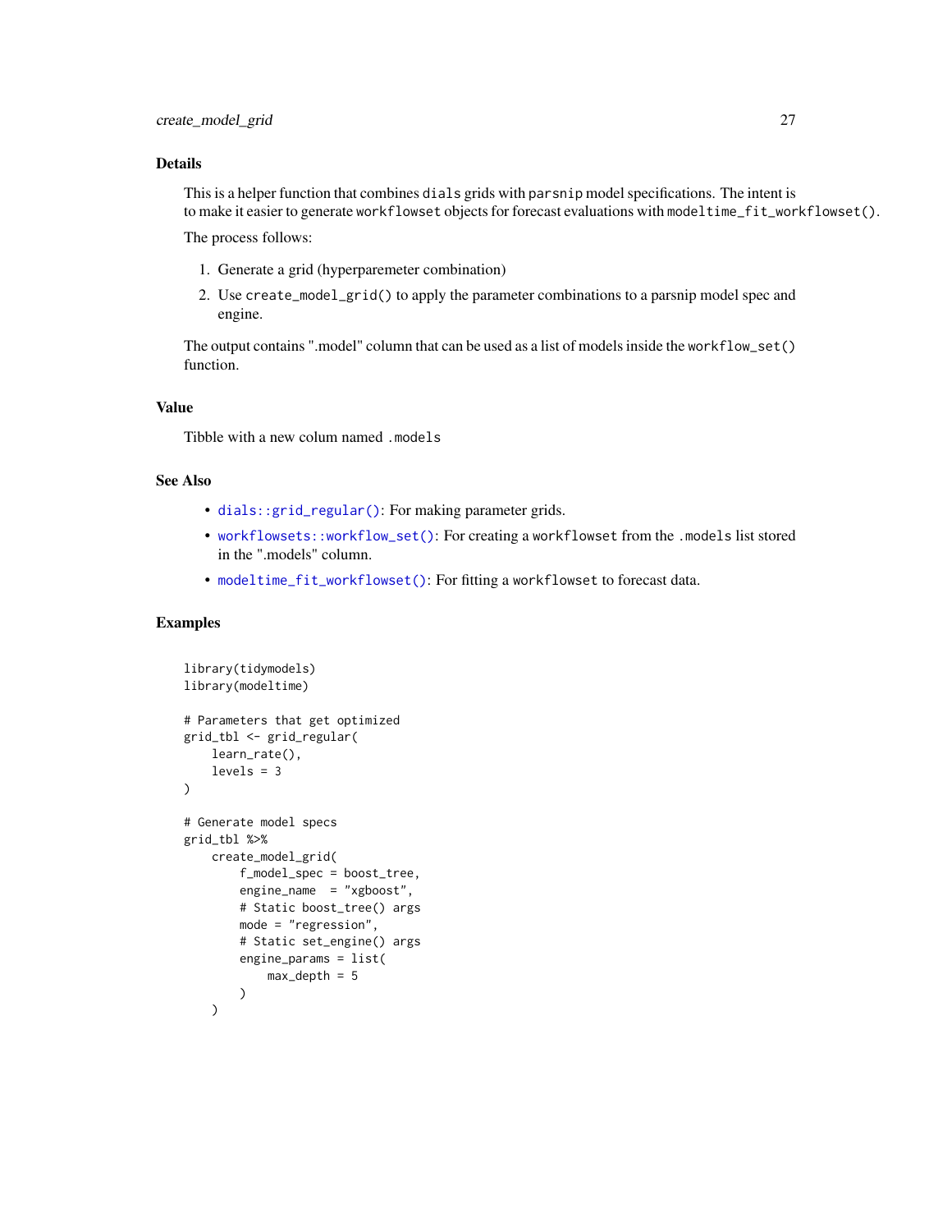## Details

This is a helper function that combines `dials` grids with `parsnip` model specifications. The intent is to make it easier to generate `workflowset` objects for forecast evaluations with `modeltime_fit_workflowset()`.

The process follows:

1. Generate a grid (hyperparemeter combination)
2. Use `create_model_grid()` to apply the parameter combinations to a parsnip model spec and engine.

The output contains ".model" column that can be used as a list of models inside the `workflow_set()` function.

## Value

Tibble with a new colum named `.models`

## See Also

- `dials::grid_regular()`: For making parameter grids.
- `workflowsets::workflow_set()`: For creating a `workflowset` from the `.models` list stored in the ".models" column.
- `modeltime_fit_workflowset()`: For fitting a `workflowset` to forecast data.

## Examples

```
library(tidymodels)
library(modeltime)

# Parameters that get optimized
grid_tbl <- grid_regular(
    learn_rate(),
    levels = 3
)

# Generate model specs
grid_tbl %>%
    create_model_grid(
        f_model_spec = boost_tree,
        engine_name  = "xgboost",
        # Static boost_tree() args
        mode = "regression",
        # Static set_engine() args
        engine_params = list(
            max_depth = 5
        )
    )
```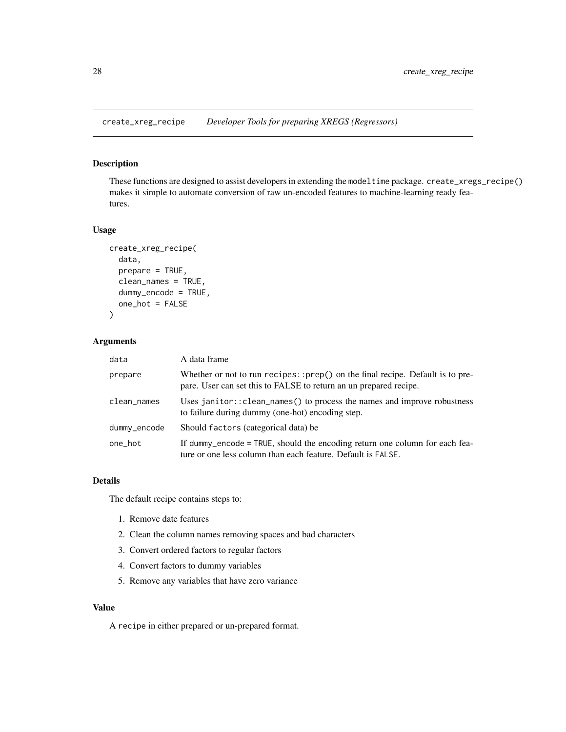# create_xreg_recipe *Developer Tools for preparing XREGS (Regressors)*

## Description

These functions are designed to assist developers in extending the `modeltime` package. `create_xregs_recipe()` makes it simple to automate conversion of raw un-encoded features to machine-learning ready features.

## Usage

```
create_xreg_recipe(
  data,
  prepare = TRUE,
  clean_names = TRUE,
  dummy_encode = TRUE,
  one_hot = FALSE
)
```

## Arguments

| | |
|---|---|
| `data` | A data frame |
| `prepare` | Whether or not to run `recipes::prep()` on the final recipe. Default is to prepare. User can set this to FALSE to return an un prepared recipe. |
| `clean_names` | Uses `janitor::clean_names()` to process the names and improve robustness to failure during dummy (one-hot) encoding step. |
| `dummy_encode` | Should `factors` (categorical data) be |
| `one_hot` | If `dummy_encode = TRUE`, should the encoding return one column for each feature or one less column than each feature. Default is `FALSE`. |

## Details

The default recipe contains steps to:

1. Remove date features
2. Clean the column names removing spaces and bad characters
3. Convert ordered factors to regular factors
4. Convert factors to dummy variables
5. Remove any variables that have zero variance

## Value

A `recipe` in either prepared or un-prepared format.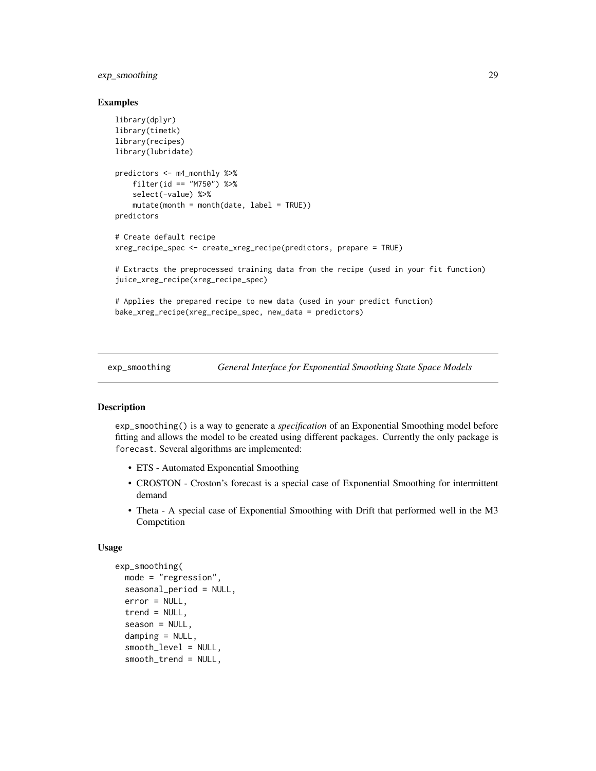## Examples

```
library(dplyr)
library(timetk)
library(recipes)
library(lubridate)

predictors <- m4_monthly %>%
    filter(id == "M750") %>%
    select(-value) %>%
    mutate(month = month(date, label = TRUE))
predictors

# Create default recipe
xreg_recipe_spec <- create_xreg_recipe(predictors, prepare = TRUE)

# Extracts the preprocessed training data from the recipe (used in your fit function)
juice_xreg_recipe(xreg_recipe_spec)

# Applies the prepared recipe to new data (used in your predict function)
bake_xreg_recipe(xreg_recipe_spec, new_data = predictors)
```

---

# exp_smoothing &nbsp;&nbsp;&nbsp; *General Interface for Exponential Smoothing State Space Models*

---

## Description

`exp_smoothing()` is a way to generate a *specification* of an Exponential Smoothing model before fitting and allows the model to be created using different packages. Currently the only package is `forecast`. Several algorithms are implemented:

- ETS - Automated Exponential Smoothing
- CROSTON - Croston's forecast is a special case of Exponential Smoothing for intermittent demand
- Theta - A special case of Exponential Smoothing with Drift that performed well in the M3 Competition

## Usage

```
exp_smoothing(
  mode = "regression",
  seasonal_period = NULL,
  error = NULL,
  trend = NULL,
  season = NULL,
  damping = NULL,
  smooth_level = NULL,
  smooth_trend = NULL,
```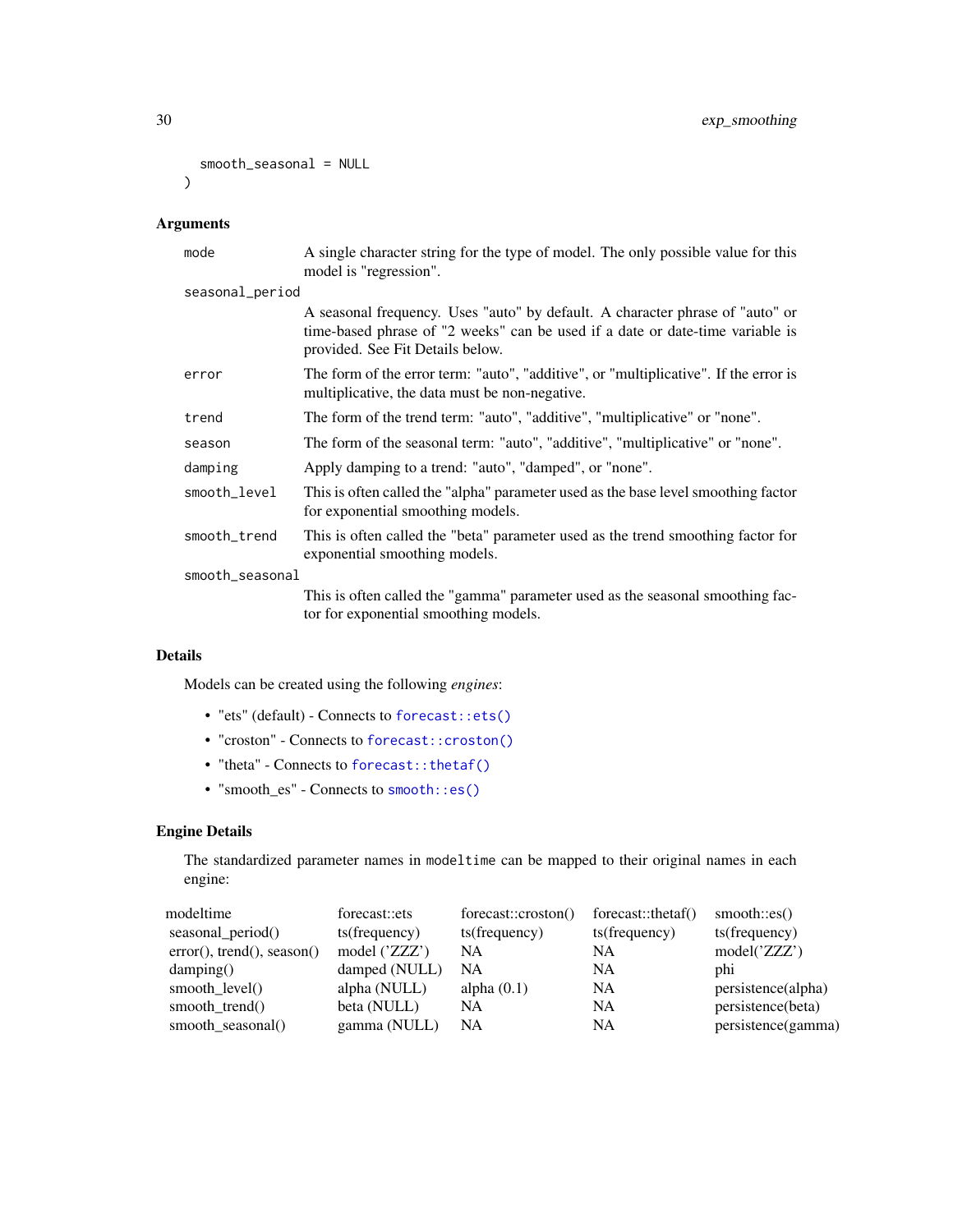```
  smooth_seasonal = NULL
)
```

## Arguments

- `mode` — A single character string for the type of model. The only possible value for this model is "regression".
- `seasonal_period` — A seasonal frequency. Uses "auto" by default. A character phrase of "auto" or time-based phrase of "2 weeks" can be used if a date or date-time variable is provided. See Fit Details below.
- `error` — The form of the error term: "auto", "additive", or "multiplicative". If the error is multiplicative, the data must be non-negative.
- `trend` — The form of the trend term: "auto", "additive", "multiplicative" or "none".
- `season` — The form of the seasonal term: "auto", "additive", "multiplicative" or "none".
- `damping` — Apply damping to a trend: "auto", "damped", or "none".
- `smooth_level` — This is often called the "alpha" parameter used as the base level smoothing factor for exponential smoothing models.
- `smooth_trend` — This is often called the "beta" parameter used as the trend smoothing factor for exponential smoothing models.
- `smooth_seasonal` — This is often called the "gamma" parameter used as the seasonal smoothing factor for exponential smoothing models.

## Details

Models can be created using the following *engines*:

- "ets" (default) - Connects to `forecast::ets()`
- "croston" - Connects to `forecast::croston()`
- "theta" - Connects to `forecast::thetaf()`
- "smooth_es" - Connects to `smooth::es()`

## Engine Details

The standardized parameter names in `modeltime` can be mapped to their original names in each engine:

| modeltime | forecast::ets | forecast::croston() | forecast::thetaf() | smooth::es() |
|---|---|---|---|---|
| seasonal_period() | ts(frequency) | ts(frequency) | ts(frequency) | ts(frequency) |
| error(), trend(), season() | model ('ZZZ') | NA | NA | model('ZZZ') |
| damping() | damped (NULL) | NA | NA | phi |
| smooth_level() | alpha (NULL) | alpha (0.1) | NA | persistence(alpha) |
| smooth_trend() | beta (NULL) | NA | NA | persistence(beta) |
| smooth_seasonal() | gamma (NULL) | NA | NA | persistence(gamma) |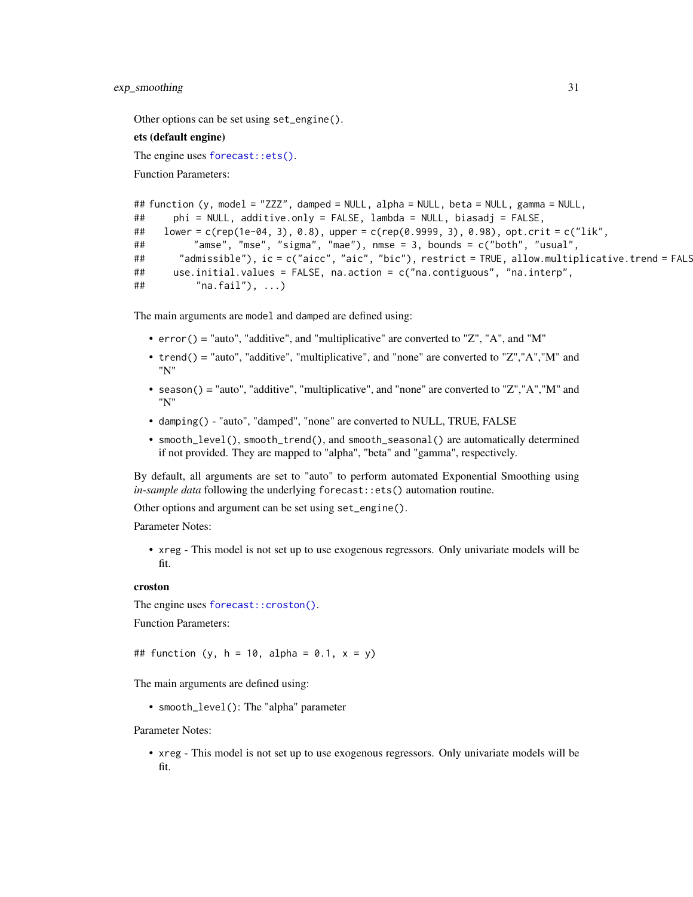Other options can be set using `set_engine()`.

**ets (default engine)**

The engine uses `forecast::ets()`.

Function Parameters:

```
## function (y, model = "ZZZ", damped = NULL, alpha = NULL, beta = NULL, gamma = NULL,
##     phi = NULL, additive.only = FALSE, lambda = NULL, biasadj = FALSE,
##     lower = c(rep(1e-04, 3), 0.8), upper = c(rep(0.9999, 3), 0.98), opt.crit = c("lik",
##         "amse", "mse", "sigma", "mae"), nmse = 3, bounds = c("both", "usual",
##         "admissible"), ic = c("aicc", "aic", "bic"), restrict = TRUE, allow.multiplicative.trend = FALS
##     use.initial.values = FALSE, na.action = c("na.contiguous", "na.interp",
##         "na.fail"), ...)
```

The main arguments are `model` and `damped` are defined using:

- `error()` = "auto", "additive", and "multiplicative" are converted to "Z", "A", and "M"
- `trend()` = "auto", "additive", "multiplicative", and "none" are converted to "Z","A","M" and "N"
- `season()` = "auto", "additive", "multiplicative", and "none" are converted to "Z","A","M" and "N"
- `damping()` - "auto", "damped", "none" are converted to NULL, TRUE, FALSE
- `smooth_level()`, `smooth_trend()`, and `smooth_seasonal()` are automatically determined if not provided. They are mapped to "alpha", "beta" and "gamma", respectively.

By default, all arguments are set to "auto" to perform automated Exponential Smoothing using *in-sample data* following the underlying `forecast::ets()` automation routine.

Other options and argument can be set using `set_engine()`.

Parameter Notes:

- `xreg` - This model is not set up to use exogenous regressors. Only univariate models will be fit.

**croston**

The engine uses `forecast::croston()`.

Function Parameters:

```
## function (y, h = 10, alpha = 0.1, x = y)
```

The main arguments are defined using:

- `smooth_level()`: The "alpha" parameter

Parameter Notes:

- `xreg` - This model is not set up to use exogenous regressors. Only univariate models will be fit.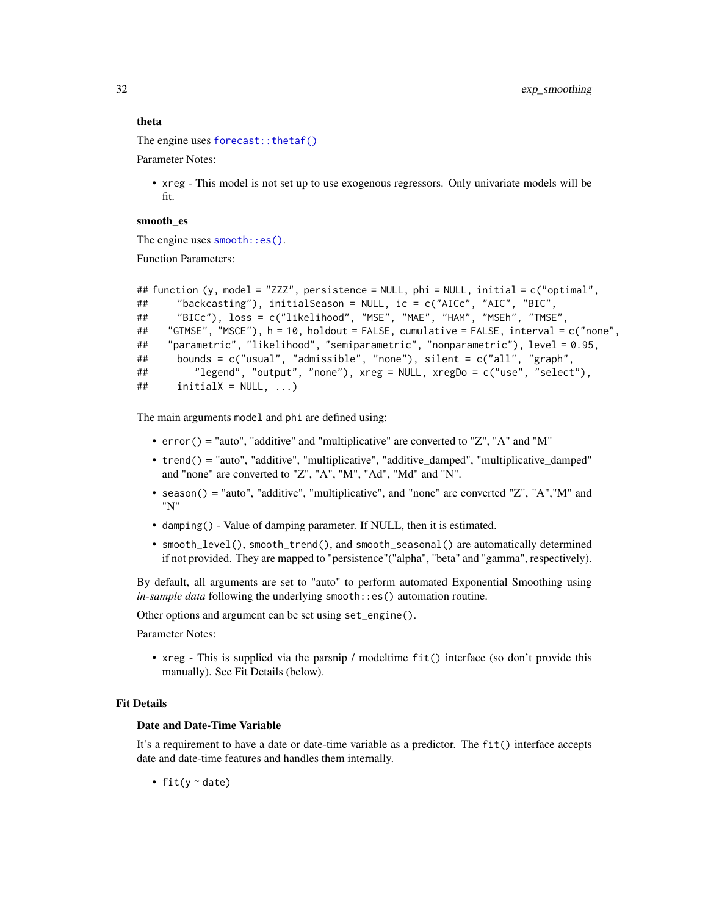### theta

The engine uses `forecast::thetaf()`

Parameter Notes:

- `xreg` - This model is not set up to use exogenous regressors. Only univariate models will be fit.

### smooth_es

The engine uses `smooth::es()`.

Function Parameters:

```
## function (y, model = "ZZZ", persistence = NULL, phi = NULL, initial = c("optimal",
##     "backcasting"), initialSeason = NULL, ic = c("AICc", "AIC", "BIC",
##     "BICc"), loss = c("likelihood", "MSE", "MAE", "HAM", "MSEh", "TMSE",
##    "GTMSE", "MSCE"), h = 10, holdout = FALSE, cumulative = FALSE, interval = c("none",
##    "parametric", "likelihood", "semiparametric", "nonparametric"), level = 0.95,
##     bounds = c("usual", "admissible", "none"), silent = c("all", "graph",
##        "legend", "output", "none"), xreg = NULL, xregDo = c("use", "select"),
##     initialX = NULL, ...)
```

The main arguments `model` and `phi` are defined using:

- `error()` = "auto", "additive" and "multiplicative" are converted to "Z", "A" and "M"
- `trend()` = "auto", "additive", "multiplicative", "additive_damped", "multiplicative_damped" and "none" are converted to "Z", "A", "M", "Ad", "Md" and "N".
- `season()` = "auto", "additive", "multiplicative", and "none" are converted "Z", "A","M" and "N"
- `damping()` - Value of damping parameter. If NULL, then it is estimated.
- `smooth_level()`, `smooth_trend()`, and `smooth_seasonal()` are automatically determined if not provided. They are mapped to "persistence"("alpha", "beta" and "gamma", respectively).

By default, all arguments are set to "auto" to perform automated Exponential Smoothing using *in-sample data* following the underlying `smooth::es()` automation routine.

Other options and argument can be set using `set_engine()`.

Parameter Notes:

- `xreg` - This is supplied via the parsnip / modeltime `fit()` interface (so don't provide this manually). See Fit Details (below).

## Fit Details

### Date and Date-Time Variable

It's a requirement to have a date or date-time variable as a predictor. The `fit()` interface accepts date and date-time features and handles them internally.

- `fit(y ~ date)`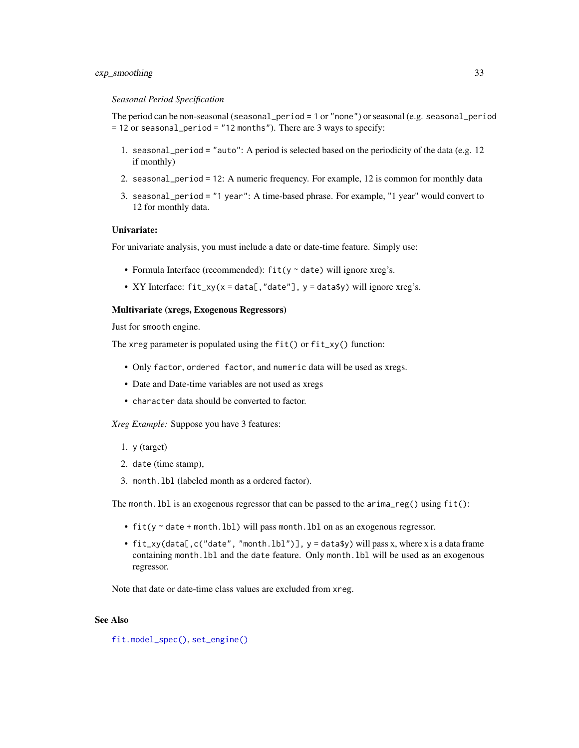*Seasonal Period Specification*

The period can be non-seasonal (`seasonal_period = 1` or `"none"`) or seasonal (e.g. `seasonal_period = 12` or `seasonal_period = "12 months"`). There are 3 ways to specify:

1. `seasonal_period = "auto"`: A period is selected based on the periodicity of the data (e.g. 12 if monthly)
2. `seasonal_period = 12`: A numeric frequency. For example, 12 is common for monthly data
3. `seasonal_period = "1 year"`: A time-based phrase. For example, "1 year" would convert to 12 for monthly data.

**Univariate:**

For univariate analysis, you must include a date or date-time feature. Simply use:

- Formula Interface (recommended): `fit(y ~ date)` will ignore xreg's.
- XY Interface: `fit_xy(x = data[,"date"], y = data$y)` will ignore xreg's.

**Multivariate (xregs, Exogenous Regressors)**

Just for `smooth` engine.

The `xreg` parameter is populated using the `fit()` or `fit_xy()` function:

- Only `factor`, `ordered factor`, and `numeric` data will be used as xregs.
- Date and Date-time variables are not used as xregs
- `character` data should be converted to factor.

*Xreg Example:* Suppose you have 3 features:

1. `y` (target)
2. `date` (time stamp),
3. `month.lbl` (labeled month as a ordered factor).

The `month.lbl` is an exogenous regressor that can be passed to the `arima_reg()` using `fit()`:

- `fit(y ~ date + month.lbl)` will pass `month.lbl` on as an exogenous regressor.
- `fit_xy(data[,c("date", "month.lbl")], y = data$y)` will pass x, where x is a data frame containing `month.lbl` and the `date` feature. Only `month.lbl` will be used as an exogenous regressor.

Note that date or date-time class values are excluded from `xreg`.

## See Also

`fit.model_spec()`, `set_engine()`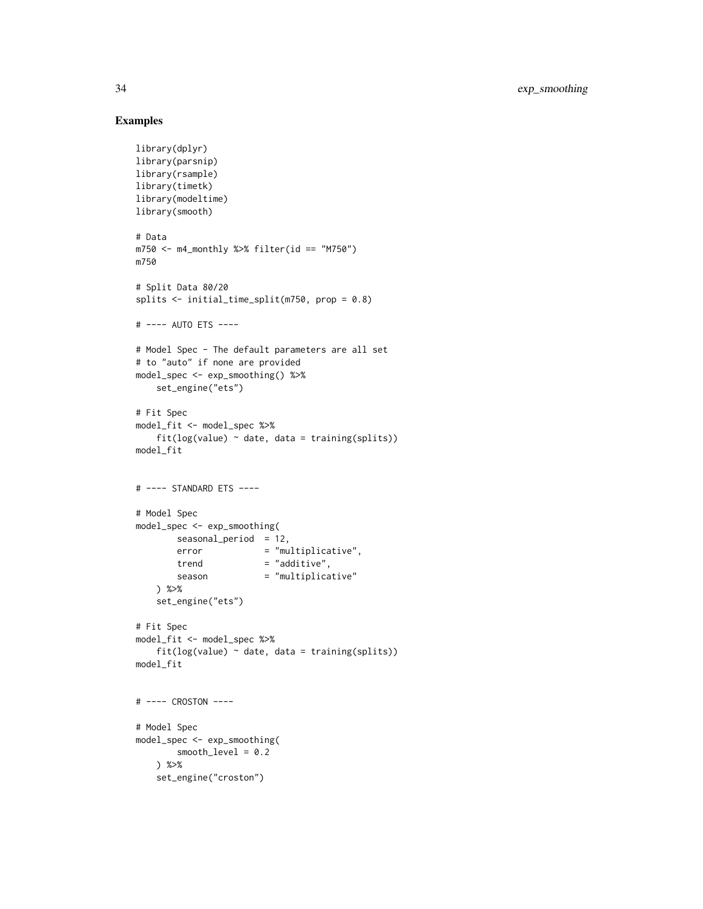## Examples

```
library(dplyr)
library(parsnip)
library(rsample)
library(timetk)
library(modeltime)
library(smooth)

# Data
m750 <- m4_monthly %>% filter(id == "M750")
m750

# Split Data 80/20
splits <- initial_time_split(m750, prop = 0.8)

# ---- AUTO ETS ----

# Model Spec - The default parameters are all set
# to "auto" if none are provided
model_spec <- exp_smoothing() %>%
    set_engine("ets")

# Fit Spec
model_fit <- model_spec %>%
    fit(log(value) ~ date, data = training(splits))
model_fit


# ---- STANDARD ETS ----

# Model Spec
model_spec <- exp_smoothing(
        seasonal_period  = 12,
        error            = "multiplicative",
        trend            = "additive",
        season           = "multiplicative"
    ) %>%
    set_engine("ets")

# Fit Spec
model_fit <- model_spec %>%
    fit(log(value) ~ date, data = training(splits))
model_fit


# ---- CROSTON ----

# Model Spec
model_spec <- exp_smoothing(
        smooth_level = 0.2
    ) %>%
    set_engine("croston")
```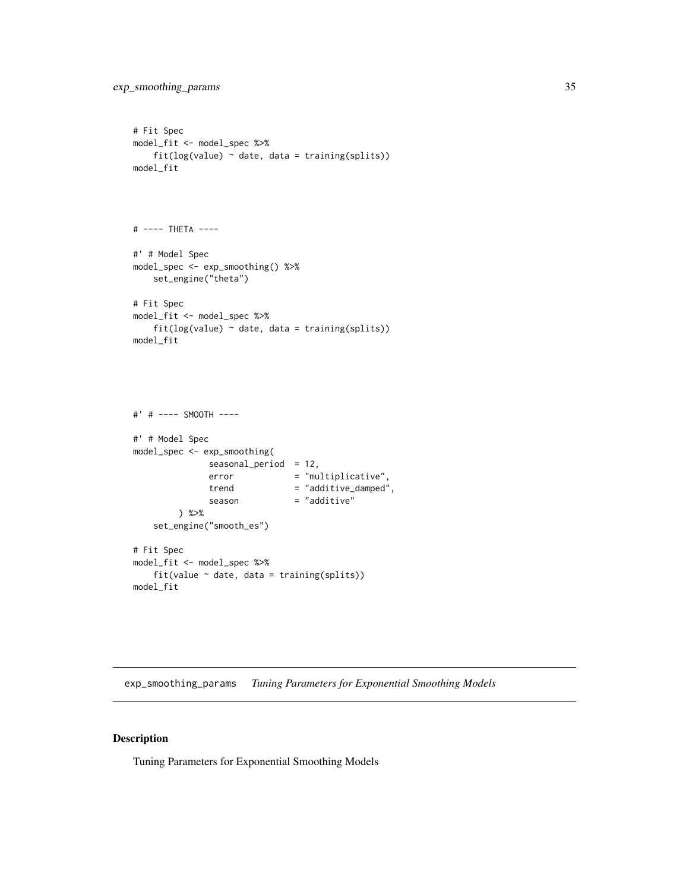```
# Fit Spec
model_fit <- model_spec %>%
    fit(log(value) ~ date, data = training(splits))
model_fit



# ---- THETA ----

#' # Model Spec
model_spec <- exp_smoothing() %>%
    set_engine("theta")

# Fit Spec
model_fit <- model_spec %>%
    fit(log(value) ~ date, data = training(splits))
model_fit





#' # ---- SMOOTH ----

#' # Model Spec
model_spec <- exp_smoothing(
              seasonal_period  = 12,
              error            = "multiplicative",
              trend            = "additive_damped",
              season           = "additive"
        ) %>%
    set_engine("smooth_es")

# Fit Spec
model_fit <- model_spec %>%
    fit(value ~ date, data = training(splits))
model_fit
```

## exp_smoothing_params *Tuning Parameters for Exponential Smoothing Models*

### Description

Tuning Parameters for Exponential Smoothing Models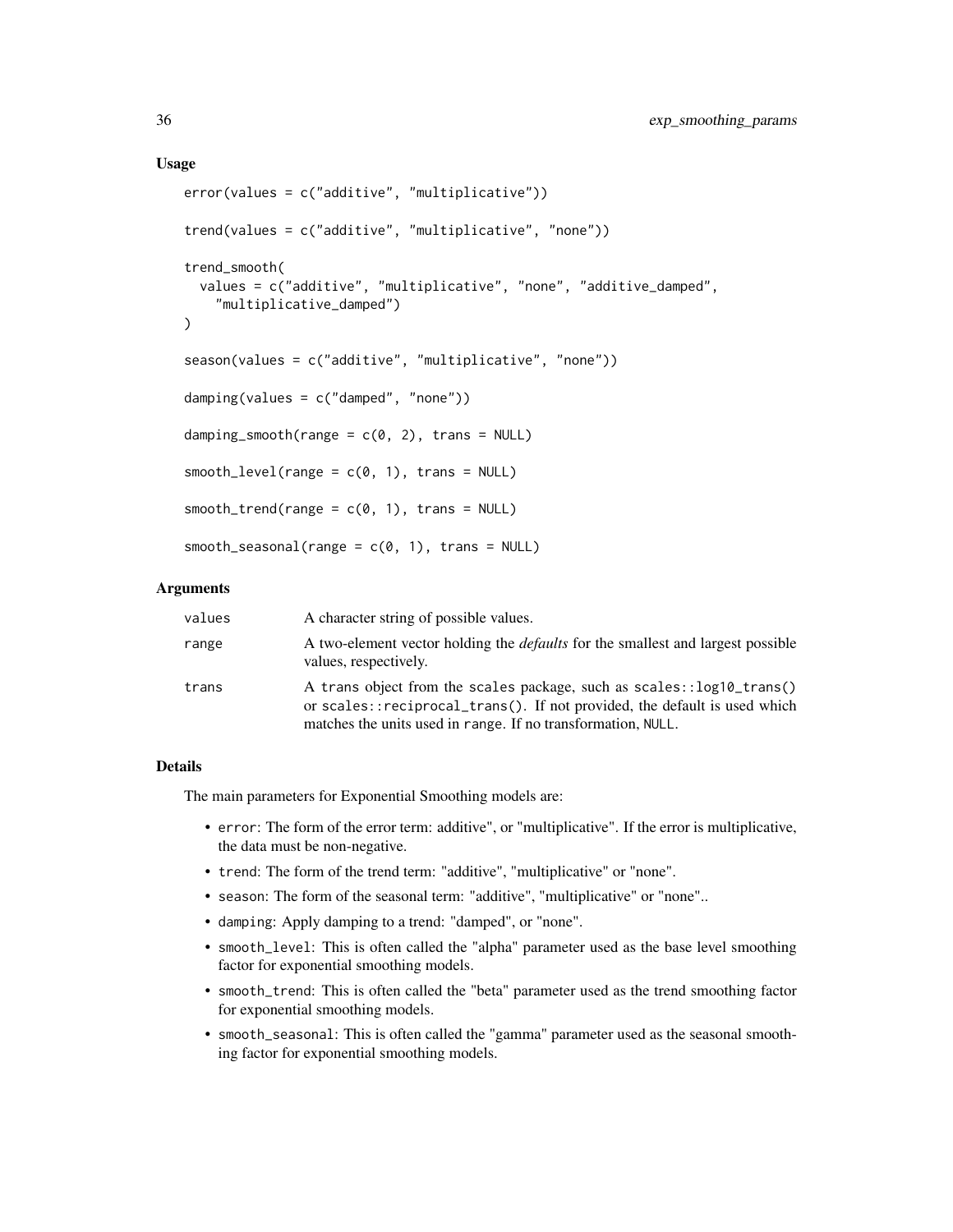### Usage

```
error(values = c("additive", "multiplicative"))

trend(values = c("additive", "multiplicative", "none"))

trend_smooth(
  values = c("additive", "multiplicative", "none", "additive_damped",
    "multiplicative_damped")
)

season(values = c("additive", "multiplicative", "none"))

damping(values = c("damped", "none"))

damping_smooth(range = c(0, 2), trans = NULL)

smooth_level(range = c(0, 1), trans = NULL)

smooth_trend(range = c(0, 1), trans = NULL)

smooth_seasonal(range = c(0, 1), trans = NULL)
```

### Arguments

| | |
|---|---|
| values | A character string of possible values. |
| range | A two-element vector holding the *defaults* for the smallest and largest possible values, respectively. |
| trans | A trans object from the scales package, such as `scales::log10_trans()` or `scales::reciprocal_trans()`. If not provided, the default is used which matches the units used in range. If no transformation, NULL. |

### Details

The main parameters for Exponential Smoothing models are:

- `error`: The form of the error term: additive", or "multiplicative". If the error is multiplicative, the data must be non-negative.
- `trend`: The form of the trend term: "additive", "multiplicative" or "none".
- `season`: The form of the seasonal term: "additive", "multiplicative" or "none"..
- `damping`: Apply damping to a trend: "damped", or "none".
- `smooth_level`: This is often called the "alpha" parameter used as the base level smoothing factor for exponential smoothing models.
- `smooth_trend`: This is often called the "beta" parameter used as the trend smoothing factor for exponential smoothing models.
- `smooth_seasonal`: This is often called the "gamma" parameter used as the seasonal smoothing factor for exponential smoothing models.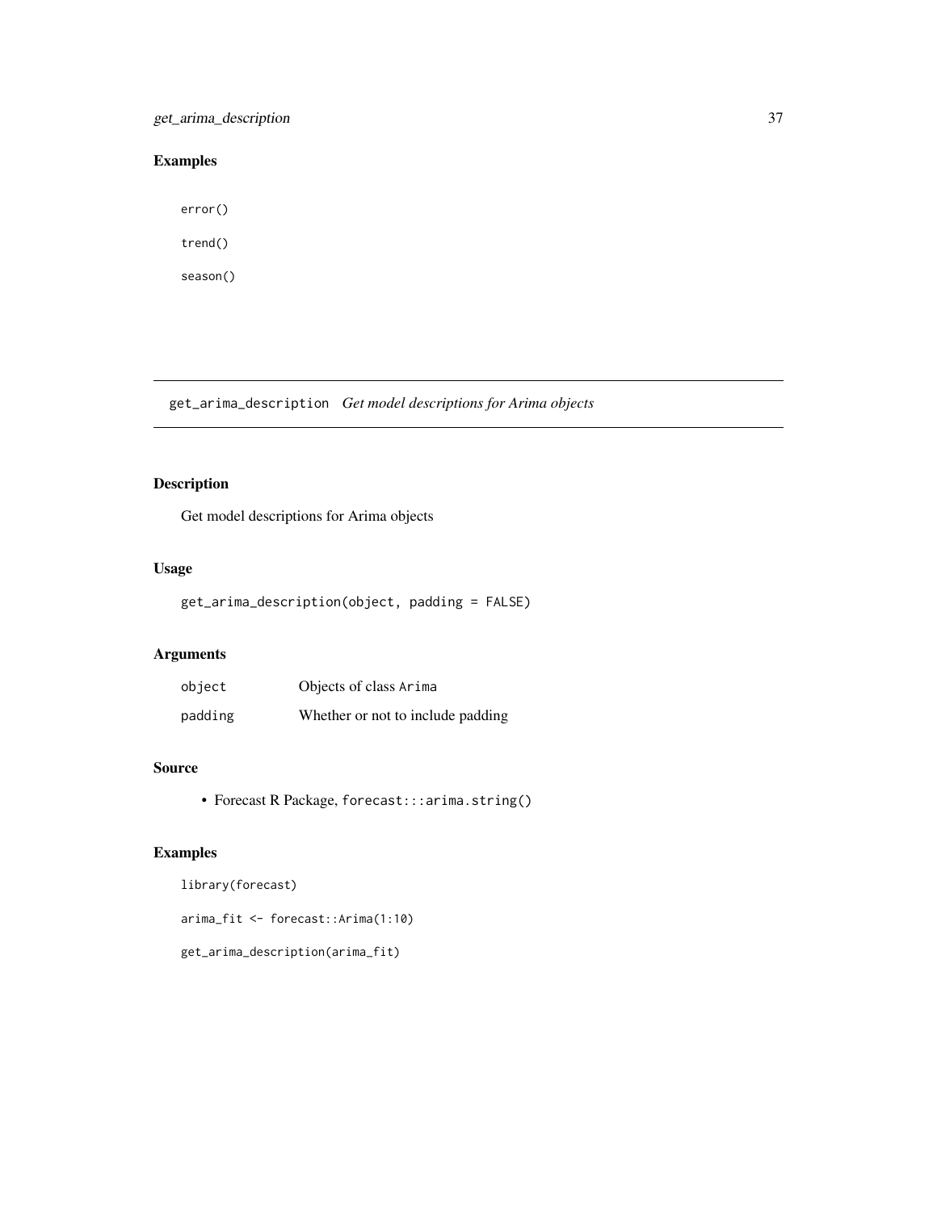## Examples

```
error()

trend()

season()
```

# get_arima_description *Get model descriptions for Arima objects*

## Description

Get model descriptions for Arima objects

## Usage

```
get_arima_description(object, padding = FALSE)
```

## Arguments

| | |
|---|---|
| object | Objects of class Arima |
| padding | Whether or not to include padding |

## Source

- Forecast R Package, forecast:::arima.string()

## Examples

```
library(forecast)

arima_fit <- forecast::Arima(1:10)

get_arima_description(arima_fit)
```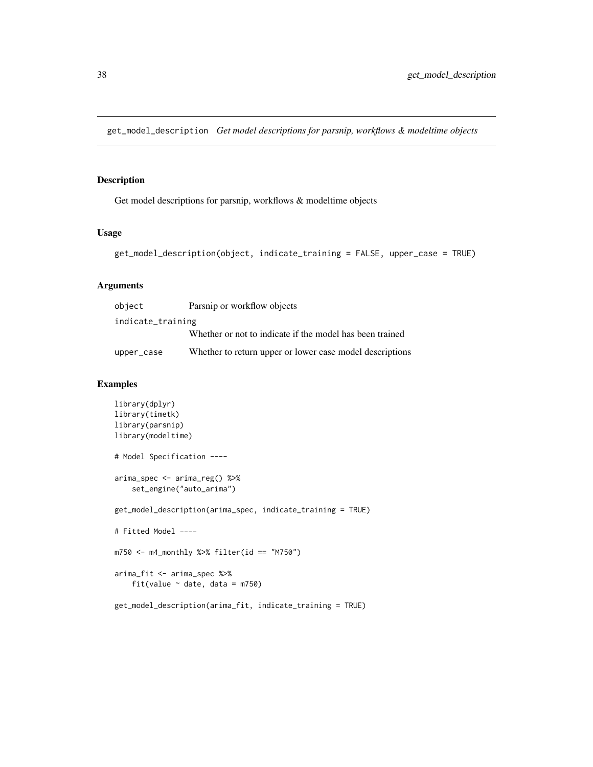## get_model_description *Get model descriptions for parsnip, workflows & modeltime objects*

### Description

Get model descriptions for parsnip, workflows & modeltime objects

### Usage

```
get_model_description(object, indicate_training = FALSE, upper_case = TRUE)
```

### Arguments

| | |
|---|---|
| `object` | Parsnip or workflow objects |
| `indicate_training` | Whether or not to indicate if the model has been trained |
| `upper_case` | Whether to return upper or lower case model descriptions |

### Examples

```
library(dplyr)
library(timetk)
library(parsnip)
library(modeltime)

# Model Specification ----

arima_spec <- arima_reg() %>%
    set_engine("auto_arima")

get_model_description(arima_spec, indicate_training = TRUE)

# Fitted Model ----

m750 <- m4_monthly %>% filter(id == "M750")

arima_fit <- arima_spec %>%
    fit(value ~ date, data = m750)

get_model_description(arima_fit, indicate_training = TRUE)
```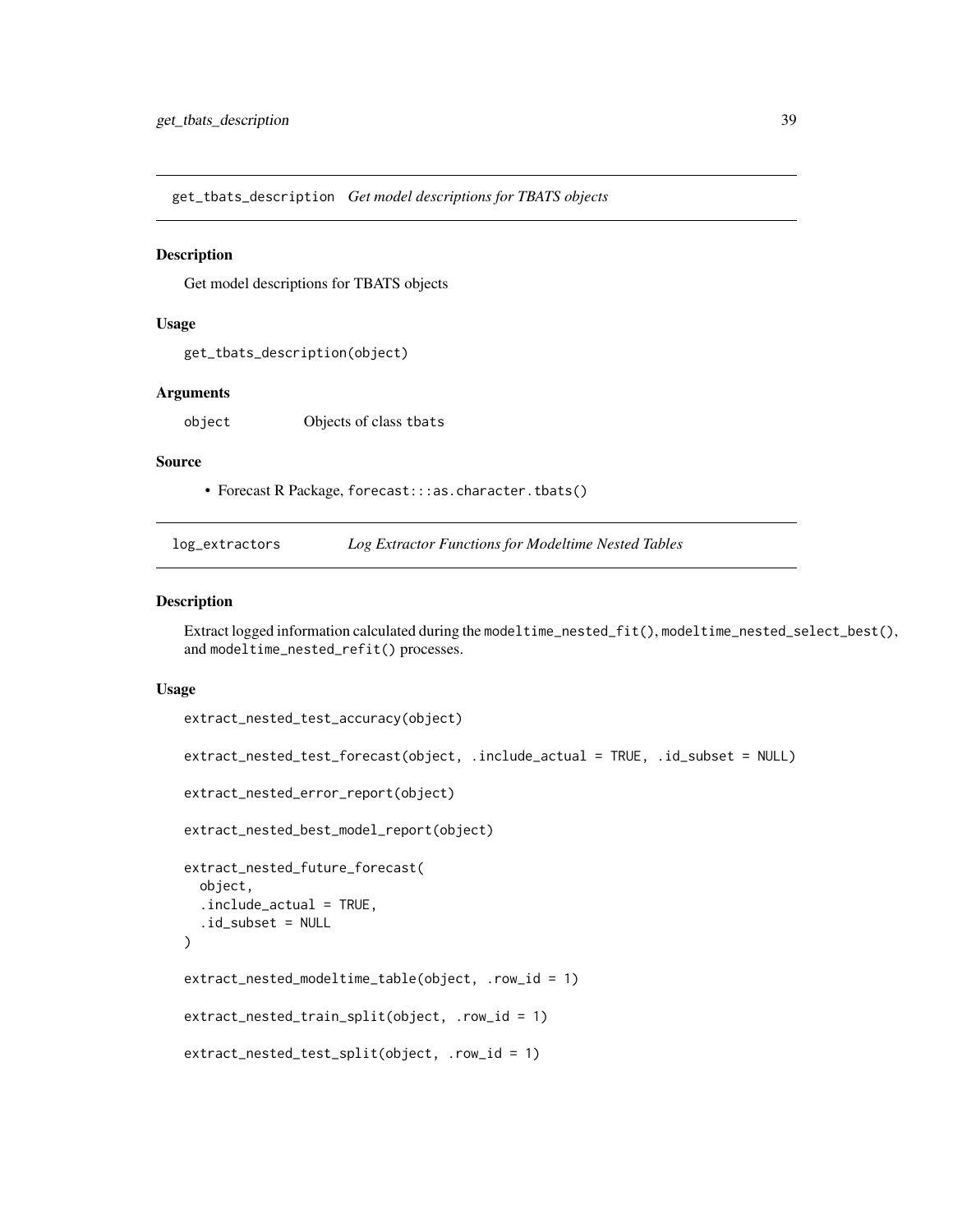## get_tbats_description *Get model descriptions for TBATS objects*

### Description

Get model descriptions for TBATS objects

### Usage

```
get_tbats_description(object)
```

### Arguments

| | |
|---|---|
| object | Objects of class tbats |

### Source

- Forecast R Package, `forecast:::as.character.tbats()`

## log_extractors *Log Extractor Functions for Modeltime Nested Tables*

### Description

Extract logged information calculated during the `modeltime_nested_fit()`, `modeltime_nested_select_best()`, and `modeltime_nested_refit()` processes.

### Usage

```
extract_nested_test_accuracy(object)

extract_nested_test_forecast(object, .include_actual = TRUE, .id_subset = NULL)

extract_nested_error_report(object)

extract_nested_best_model_report(object)

extract_nested_future_forecast(
  object,
  .include_actual = TRUE,
  .id_subset = NULL
)

extract_nested_modeltime_table(object, .row_id = 1)

extract_nested_train_split(object, .row_id = 1)

extract_nested_test_split(object, .row_id = 1)
```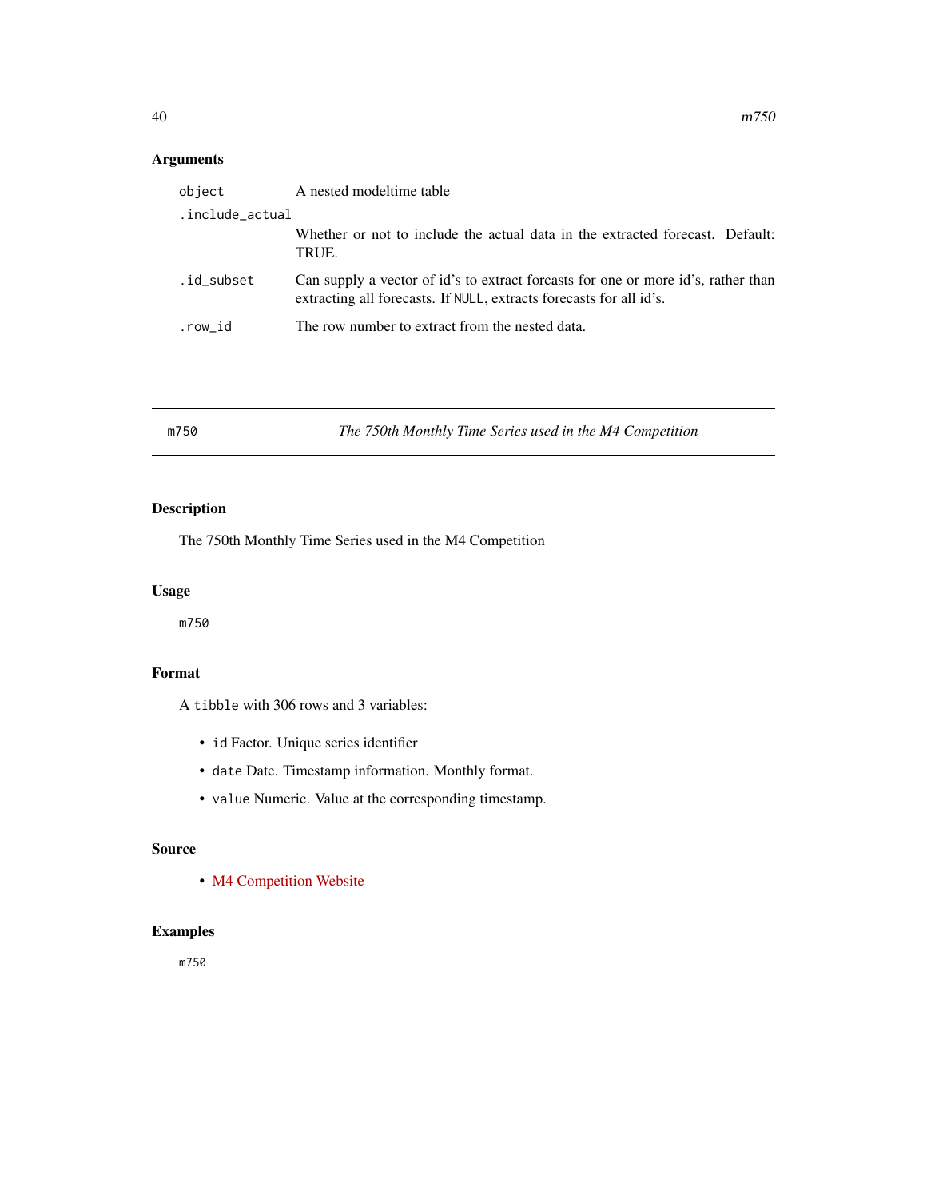## Arguments

| | |
|---|---|
| object | A nested modeltime table |
| .include_actual | Whether or not to include the actual data in the extracted forecast. Default: TRUE. |
| .id_subset | Can supply a vector of id's to extract forcasts for one or more id's, rather than extracting all forecasts. If NULL, extracts forecasts for all id's. |
| .row_id | The row number to extract from the nested data. |

---

# m750 — *The 750th Monthly Time Series used in the M4 Competition*

---

## Description

The 750th Monthly Time Series used in the M4 Competition

## Usage

```
m750
```

## Format

A tibble with 306 rows and 3 variables:

- id Factor. Unique series identifier
- date Date. Timestamp information. Monthly format.
- value Numeric. Value at the corresponding timestamp.

## Source

- M4 Competition Website

## Examples

```
m750
```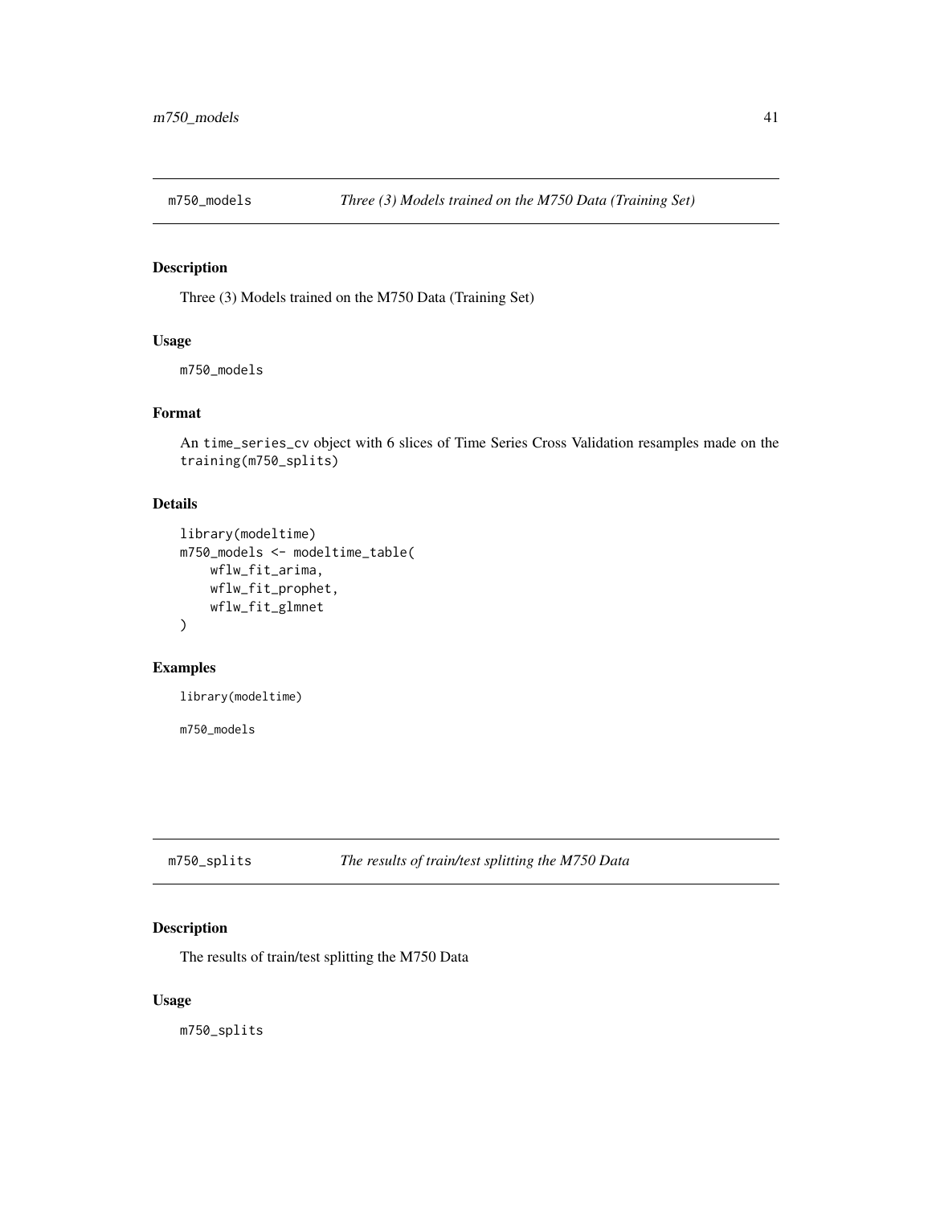## m750_models — *Three (3) Models trained on the M750 Data (Training Set)*

### Description

Three (3) Models trained on the M750 Data (Training Set)

### Usage

```
m750_models
```

### Format

An `time_series_cv` object with 6 slices of Time Series Cross Validation resamples made on the `training(m750_splits)`

### Details

```
library(modeltime)
m750_models <- modeltime_table(
    wflw_fit_arima,
    wflw_fit_prophet,
    wflw_fit_glmnet
)
```

### Examples

```
library(modeltime)

m750_models
```

## m750_splits — *The results of train/test splitting the M750 Data*

### Description

The results of train/test splitting the M750 Data

### Usage

```
m750_splits
```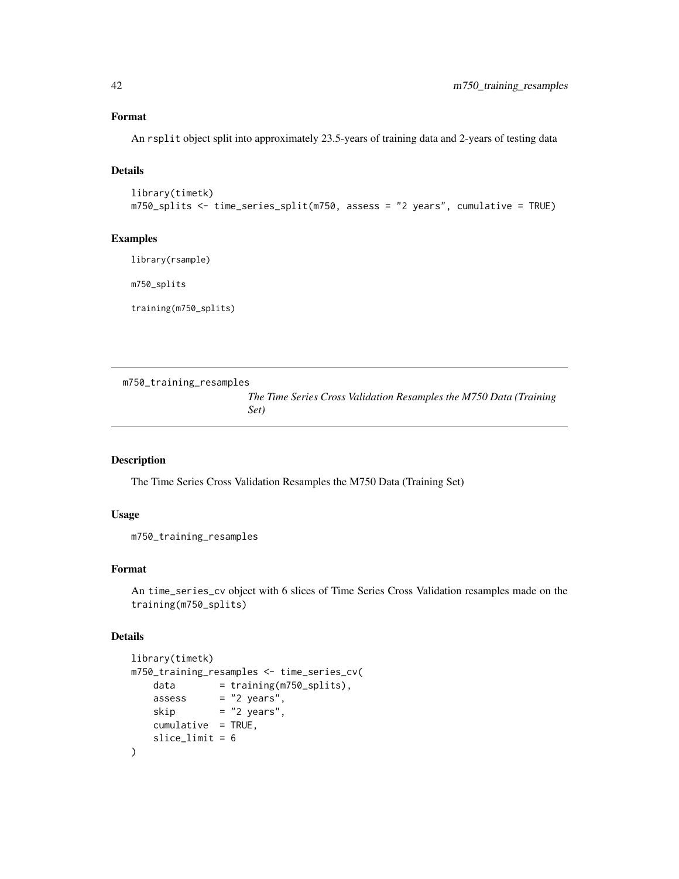## Format

An `rsplit` object split into approximately 23.5-years of training data and 2-years of testing data

## Details

```
library(timetk)
m750_splits <- time_series_split(m750, assess = "2 years", cumulative = TRUE)
```

## Examples

```
library(rsample)

m750_splits

training(m750_splits)
```

---

# m750_training_resamples

*The Time Series Cross Validation Resamples the M750 Data (Training Set)*

---

## Description

The Time Series Cross Validation Resamples the M750 Data (Training Set)

## Usage

```
m750_training_resamples
```

## Format

An `time_series_cv` object with 6 slices of Time Series Cross Validation resamples made on the `training(m750_splits)`

## Details

```
library(timetk)
m750_training_resamples <- time_series_cv(
    data        = training(m750_splits),
    assess      = "2 years",
    skip        = "2 years",
    cumulative  = TRUE,
    slice_limit = 6
)
```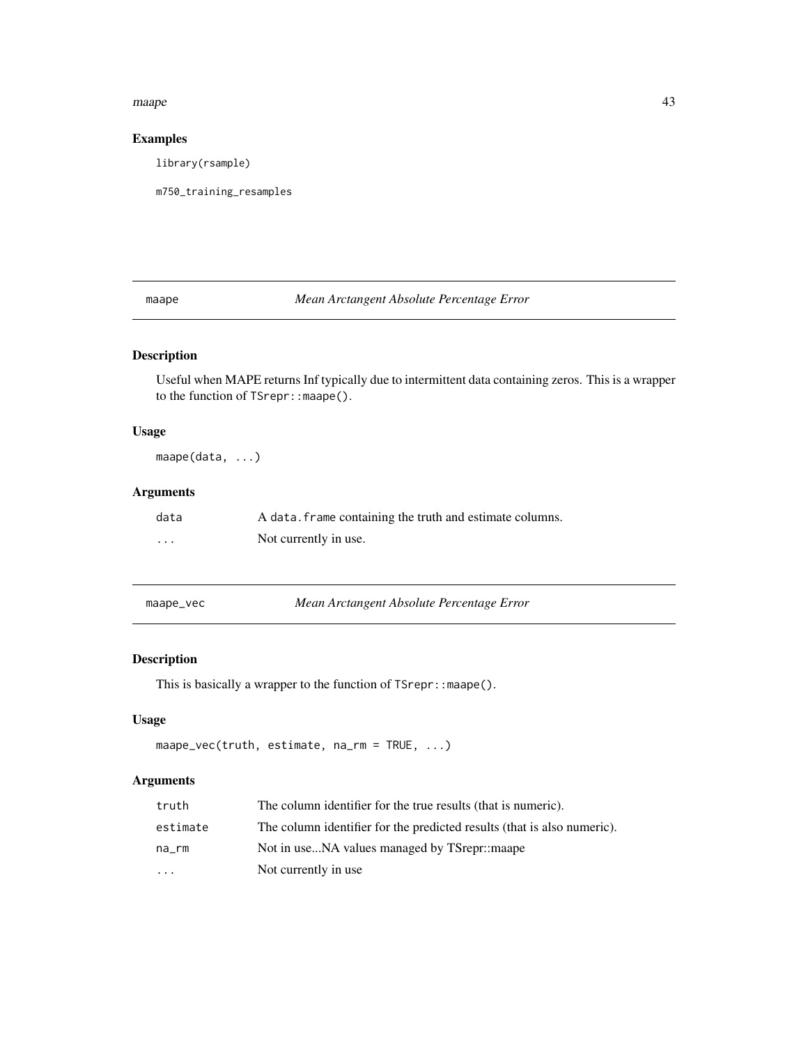## Examples

```
library(rsample)

m750_training_resamples
```

---

## maape — *Mean Arctangent Absolute Percentage Error*

### Description

Useful when MAPE returns Inf typically due to intermittent data containing zeros. This is a wrapper to the function of `TSrepr::maape()`.

### Usage

```
maape(data, ...)
```

### Arguments

| | |
|---|---|
| `data` | A `data.frame` containing the truth and estimate columns. |
| `...` | Not currently in use. |

---

## maape_vec — *Mean Arctangent Absolute Percentage Error*

### Description

This is basically a wrapper to the function of `TSrepr::maape()`.

### Usage

```
maape_vec(truth, estimate, na_rm = TRUE, ...)
```

### Arguments

| | |
|---|---|
| `truth` | The column identifier for the true results (that is numeric). |
| `estimate` | The column identifier for the predicted results (that is also numeric). |
| `na_rm` | Not in use...NA values managed by TSrepr::maape |
| `...` | Not currently in use |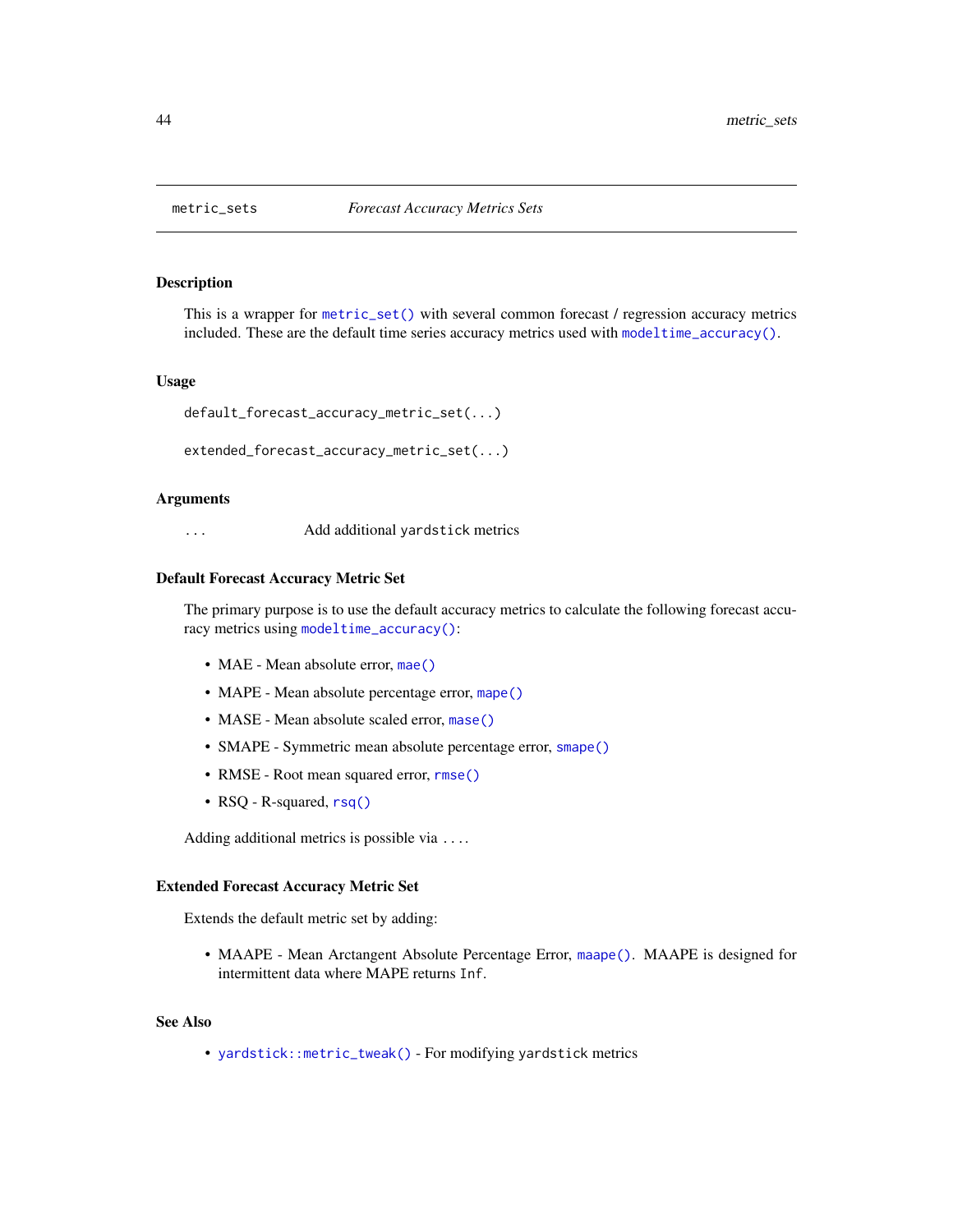## metric_sets — *Forecast Accuracy Metrics Sets*

### Description

This is a wrapper for `metric_set()` with several common forecast / regression accuracy metrics included. These are the default time series accuracy metrics used with `modeltime_accuracy()`.

### Usage

```
default_forecast_accuracy_metric_set(...)

extended_forecast_accuracy_metric_set(...)
```

### Arguments

| | |
|---|---|
| `...` | Add additional `yardstick` metrics |

### Default Forecast Accuracy Metric Set

The primary purpose is to use the default accuracy metrics to calculate the following forecast accuracy metrics using `modeltime_accuracy()`:

- MAE - Mean absolute error, `mae()`
- MAPE - Mean absolute percentage error, `mape()`
- MASE - Mean absolute scaled error, `mase()`
- SMAPE - Symmetric mean absolute percentage error, `smape()`
- RMSE - Root mean squared error, `rmse()`
- RSQ - R-squared, `rsq()`

Adding additional metrics is possible via `...`.

### Extended Forecast Accuracy Metric Set

Extends the default metric set by adding:

- MAAPE - Mean Arctangent Absolute Percentage Error, `maape()`. MAAPE is designed for intermittent data where MAPE returns `Inf`.

### See Also

- `yardstick::metric_tweak()` - For modifying `yardstick` metrics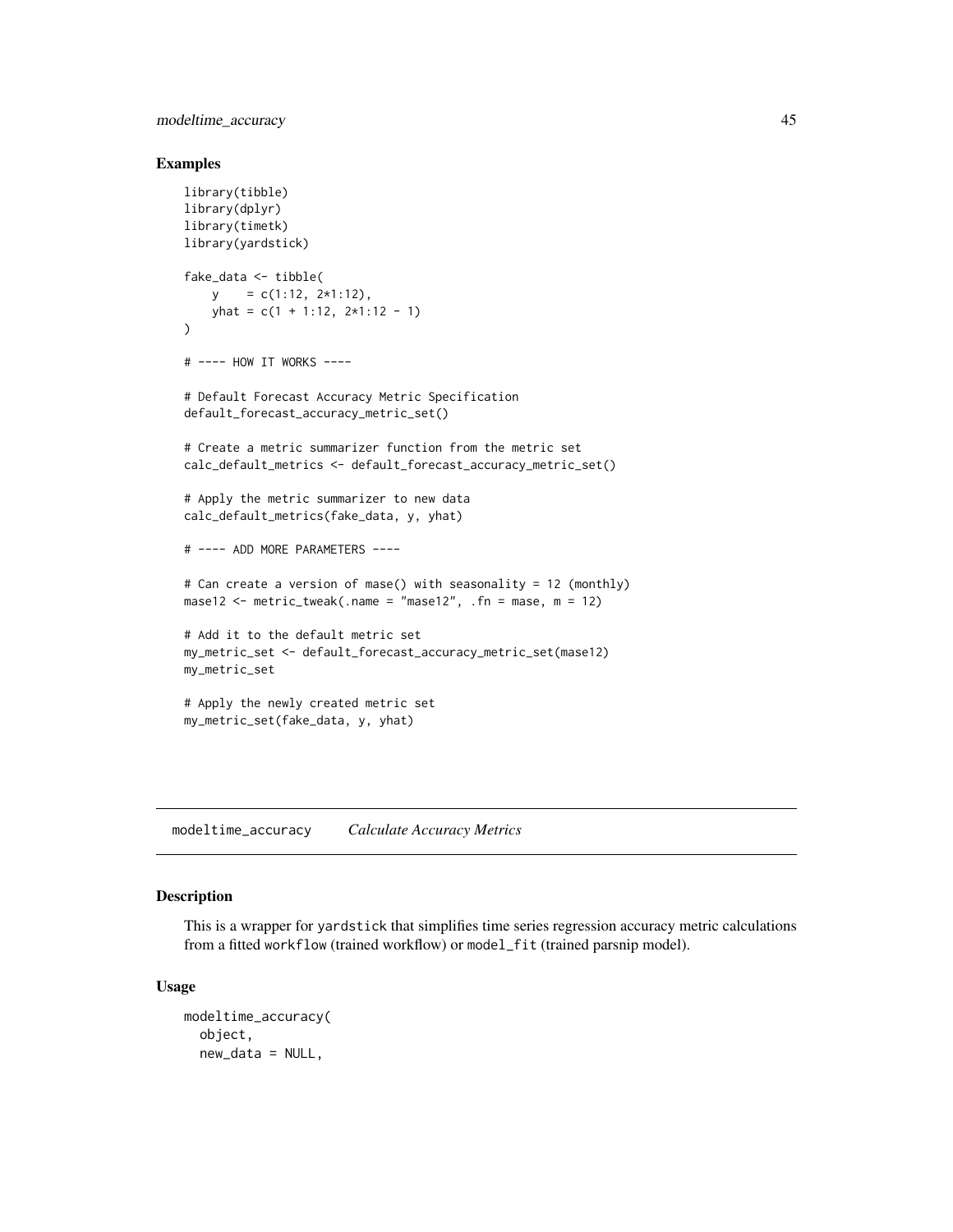## Examples

```
library(tibble)
library(dplyr)
library(timetk)
library(yardstick)

fake_data <- tibble(
    y    = c(1:12, 2*1:12),
    yhat = c(1 + 1:12, 2*1:12 - 1)
)

# ---- HOW IT WORKS ----

# Default Forecast Accuracy Metric Specification
default_forecast_accuracy_metric_set()

# Create a metric summarizer function from the metric set
calc_default_metrics <- default_forecast_accuracy_metric_set()

# Apply the metric summarizer to new data
calc_default_metrics(fake_data, y, yhat)

# ---- ADD MORE PARAMETERS ----

# Can create a version of mase() with seasonality = 12 (monthly)
mase12 <- metric_tweak(.name = "mase12", .fn = mase, m = 12)

# Add it to the default metric set
my_metric_set <- default_forecast_accuracy_metric_set(mase12)
my_metric_set

# Apply the newly created metric set
my_metric_set(fake_data, y, yhat)
```

---

# modeltime_accuracy *Calculate Accuracy Metrics*

## Description

This is a wrapper for yardstick that simplifies time series regression accuracy metric calculations from a fitted workflow (trained workflow) or model_fit (trained parsnip model).

## Usage

```
modeltime_accuracy(
  object,
  new_data = NULL,
```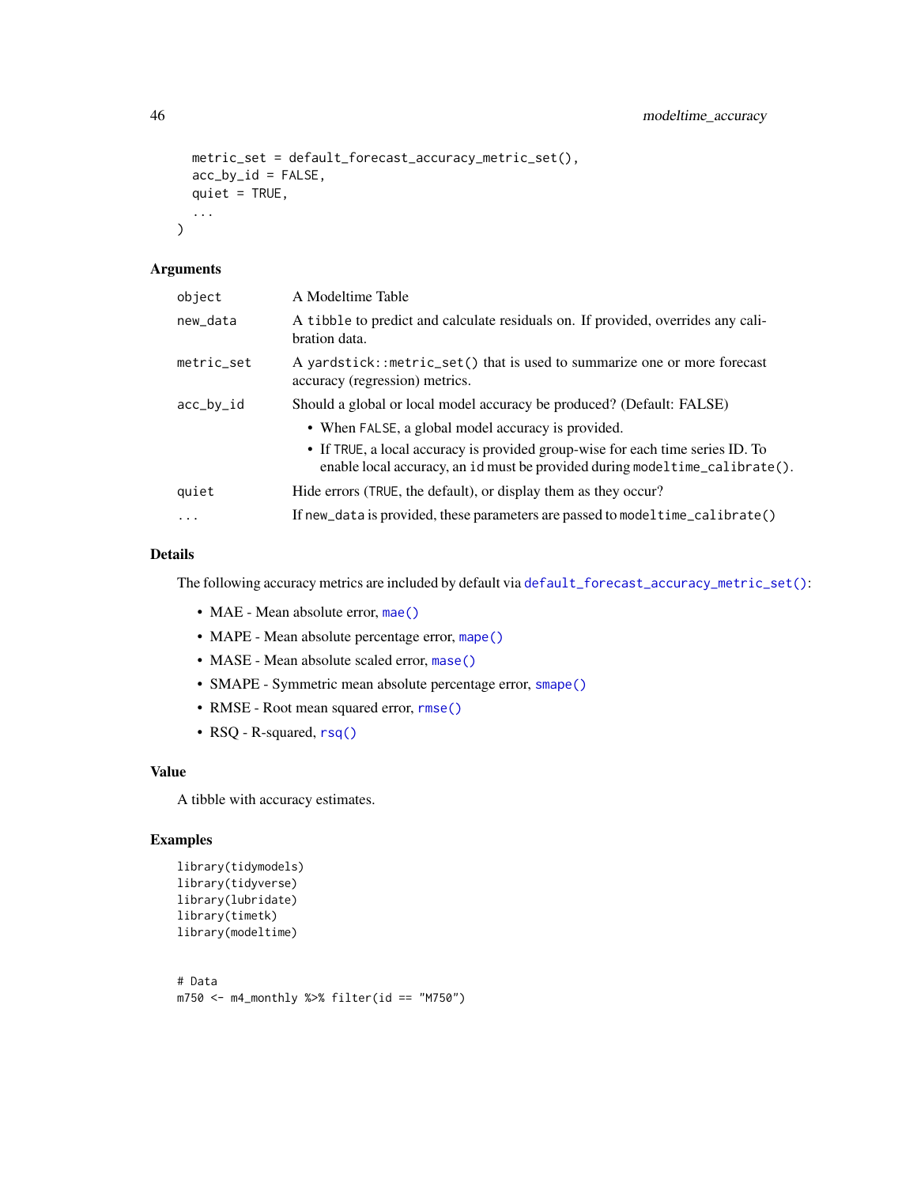```
  metric_set = default_forecast_accuracy_metric_set(),
  acc_by_id = FALSE,
  quiet = TRUE,
  ...
)
```

## Arguments

| Argument | Description |
|---|---|
| `object` | A Modeltime Table |
| `new_data` | A `tibble` to predict and calculate residuals on. If provided, overrides any calibration data. |
| `metric_set` | A `yardstick::metric_set()` that is used to summarize one or more forecast accuracy (regression) metrics. |
| `acc_by_id` | Should a global or local model accuracy be produced? (Default: FALSE)<br>• When `FALSE`, a global model accuracy is provided.<br>• If `TRUE`, a local accuracy is provided group-wise for each time series ID. To enable local accuracy, an `id` must be provided during `modeltime_calibrate()`. |
| `quiet` | Hide errors (`TRUE`, the default), or display them as they occur? |
| `...` | If `new_data` is provided, these parameters are passed to `modeltime_calibrate()` |

## Details

The following accuracy metrics are included by default via `default_forecast_accuracy_metric_set()`:

- MAE - Mean absolute error, `mae()`
- MAPE - Mean absolute percentage error, `mape()`
- MASE - Mean absolute scaled error, `mase()`
- SMAPE - Symmetric mean absolute percentage error, `smape()`
- RMSE - Root mean squared error, `rmse()`
- RSQ - R-squared, `rsq()`

## Value

A tibble with accuracy estimates.

## Examples

```
library(tidymodels)
library(tidyverse)
library(lubridate)
library(timetk)
library(modeltime)


# Data
m750 <- m4_monthly %>% filter(id == "M750")
```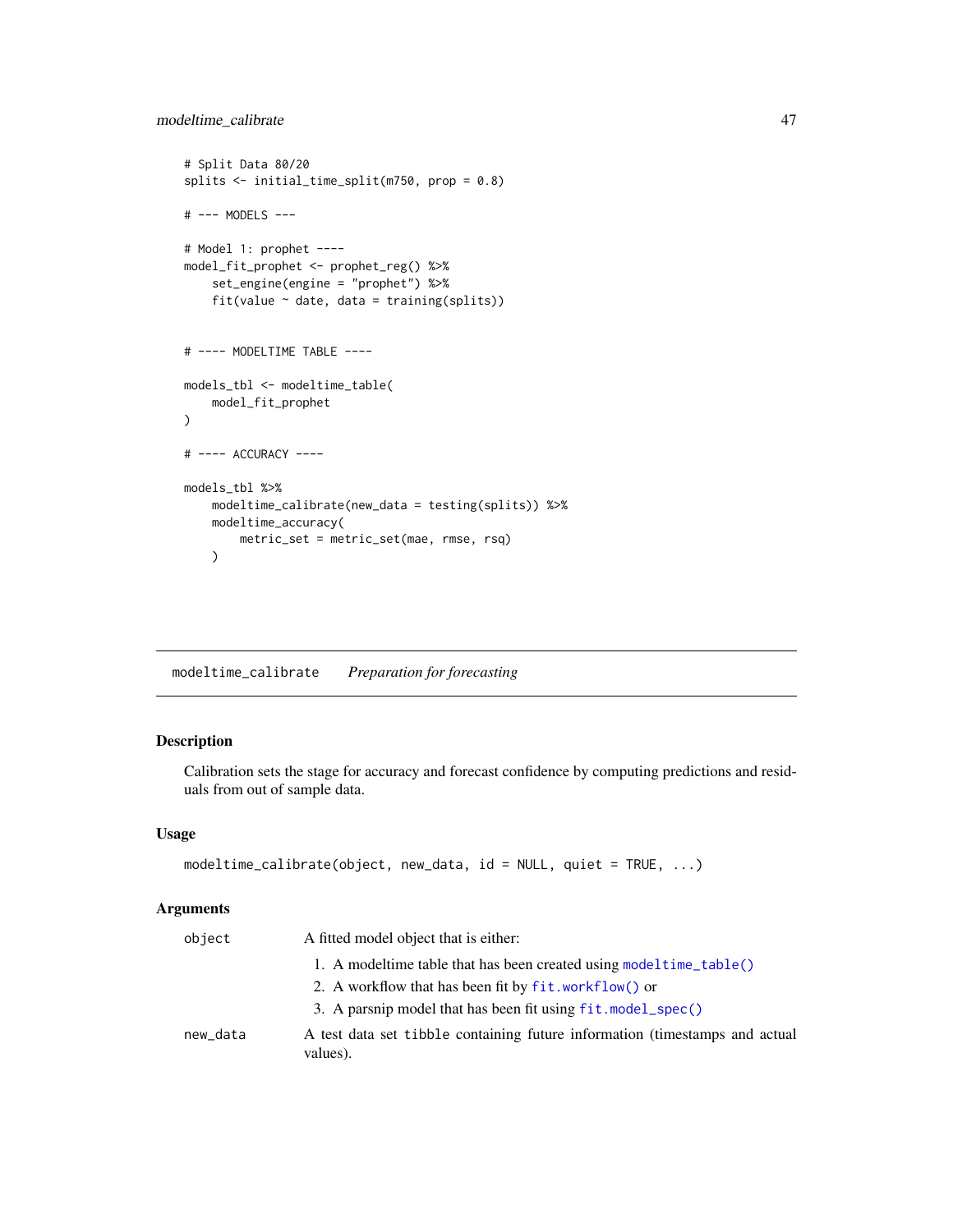```
# Split Data 80/20
splits <- initial_time_split(m750, prop = 0.8)

# --- MODELS ---

# Model 1: prophet ----
model_fit_prophet <- prophet_reg() %>%
    set_engine(engine = "prophet") %>%
    fit(value ~ date, data = training(splits))


# ---- MODELTIME TABLE ----

models_tbl <- modeltime_table(
    model_fit_prophet
)

# ---- ACCURACY ----

models_tbl %>%
    modeltime_calibrate(new_data = testing(splits)) %>%
    modeltime_accuracy(
        metric_set = metric_set(mae, rmse, rsq)
    )
```

## modeltime_calibrate    *Preparation for forecasting*

### Description

Calibration sets the stage for accuracy and forecast confidence by computing predictions and residuals from out of sample data.

### Usage

```
modeltime_calibrate(object, new_data, id = NULL, quiet = TRUE, ...)
```

### Arguments

| | |
|---|---|
| `object` | A fitted model object that is either:<br>1. A modeltime table that has been created using `modeltime_table()`<br>2. A workflow that has been fit by `fit.workflow()` or<br>3. A parsnip model that has been fit using `fit.model_spec()` |
| `new_data` | A test data set `tibble` containing future information (timestamps and actual values). |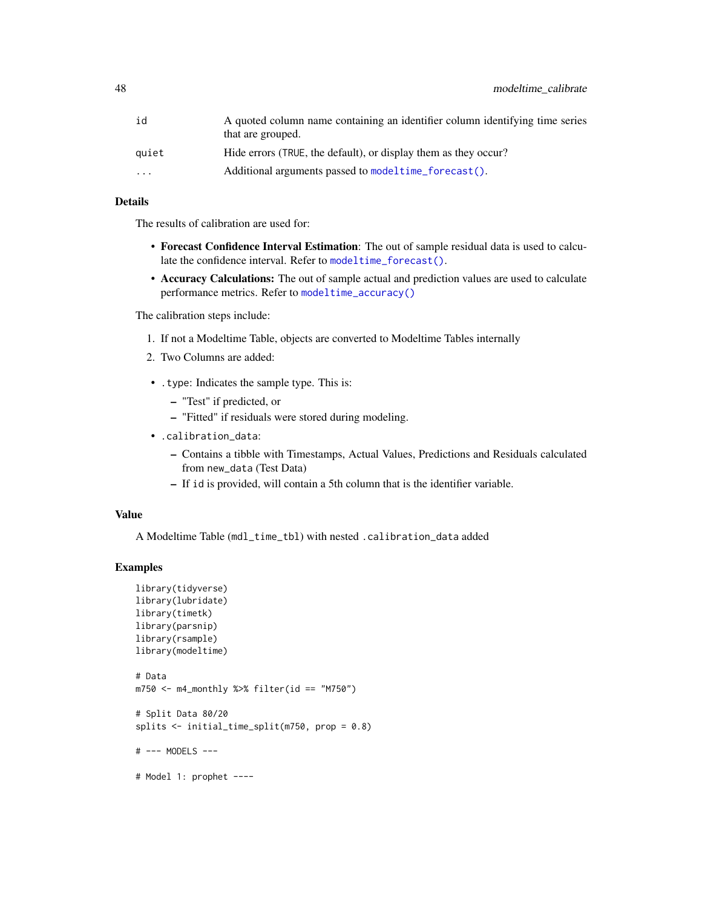| | |
|---|---|
| id | A quoted column name containing an identifier column identifying time series that are grouped. |
| quiet | Hide errors (TRUE, the default), or display them as they occur? |
| ... | Additional arguments passed to modeltime_forecast(). |

### Details

The results of calibration are used for:

- **Forecast Confidence Interval Estimation**: The out of sample residual data is used to calculate the confidence interval. Refer to modeltime_forecast().
- **Accuracy Calculations:** The out of sample actual and prediction values are used to calculate performance metrics. Refer to modeltime_accuracy()

The calibration steps include:

1. If not a Modeltime Table, objects are converted to Modeltime Tables internally
2. Two Columns are added:

- .type: Indicates the sample type. This is:
  - "Test" if predicted, or
  - "Fitted" if residuals were stored during modeling.
- .calibration_data:
  - Contains a tibble with Timestamps, Actual Values, Predictions and Residuals calculated from new_data (Test Data)
  - If id is provided, will contain a 5th column that is the identifier variable.

### Value

A Modeltime Table (mdl_time_tbl) with nested .calibration_data added

### Examples

```
library(tidyverse)
library(lubridate)
library(timetk)
library(parsnip)
library(rsample)
library(modeltime)

# Data
m750 <- m4_monthly %>% filter(id == "M750")

# Split Data 80/20
splits <- initial_time_split(m750, prop = 0.8)

# --- MODELS ---

# Model 1: prophet ----
```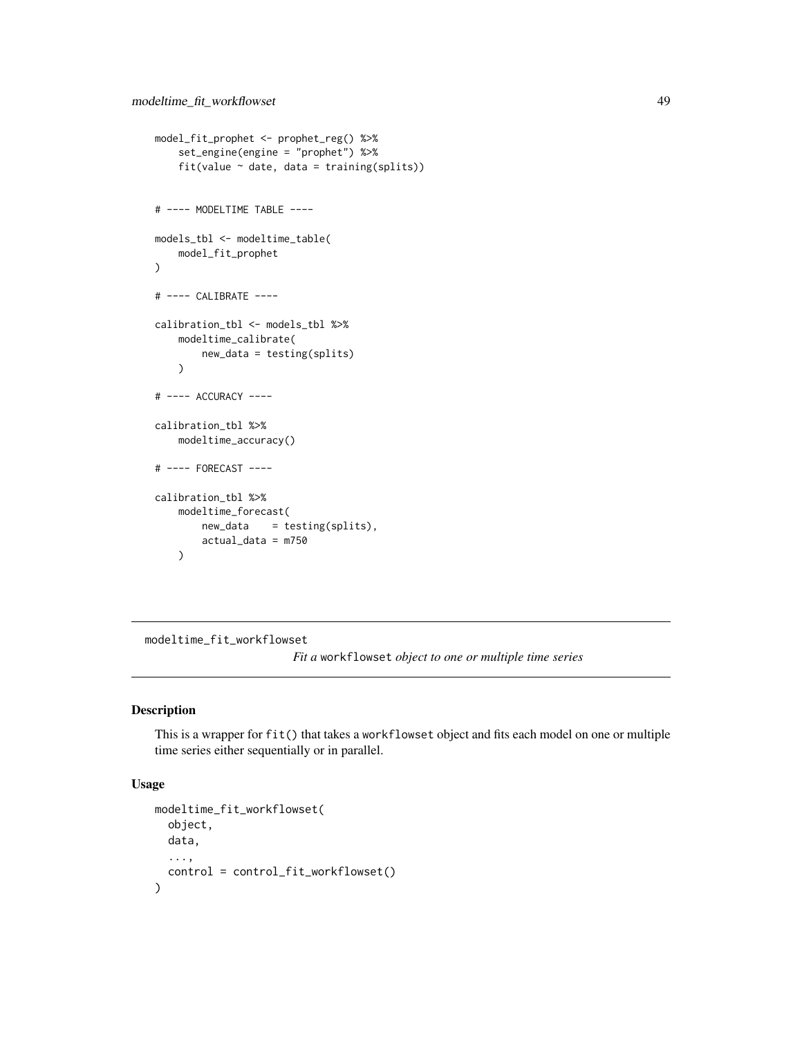```
model_fit_prophet <- prophet_reg() %>%
    set_engine(engine = "prophet") %>%
    fit(value ~ date, data = training(splits))


# ---- MODELTIME TABLE ----

models_tbl <- modeltime_table(
    model_fit_prophet
)

# ---- CALIBRATE ----

calibration_tbl <- models_tbl %>%
    modeltime_calibrate(
        new_data = testing(splits)
    )

# ---- ACCURACY ----

calibration_tbl %>%
    modeltime_accuracy()

# ---- FORECAST ----

calibration_tbl %>%
    modeltime_forecast(
        new_data    = testing(splits),
        actual_data = m750
    )
```

---

## modeltime_fit_workflowset

*Fit a* `workflowset` *object to one or multiple time series*

### Description

This is a wrapper for `fit()` that takes a `workflowset` object and fits each model on one or multiple time series either sequentially or in parallel.

### Usage

```
modeltime_fit_workflowset(
  object,
  data,
  ...,
  control = control_fit_workflowset()
)
```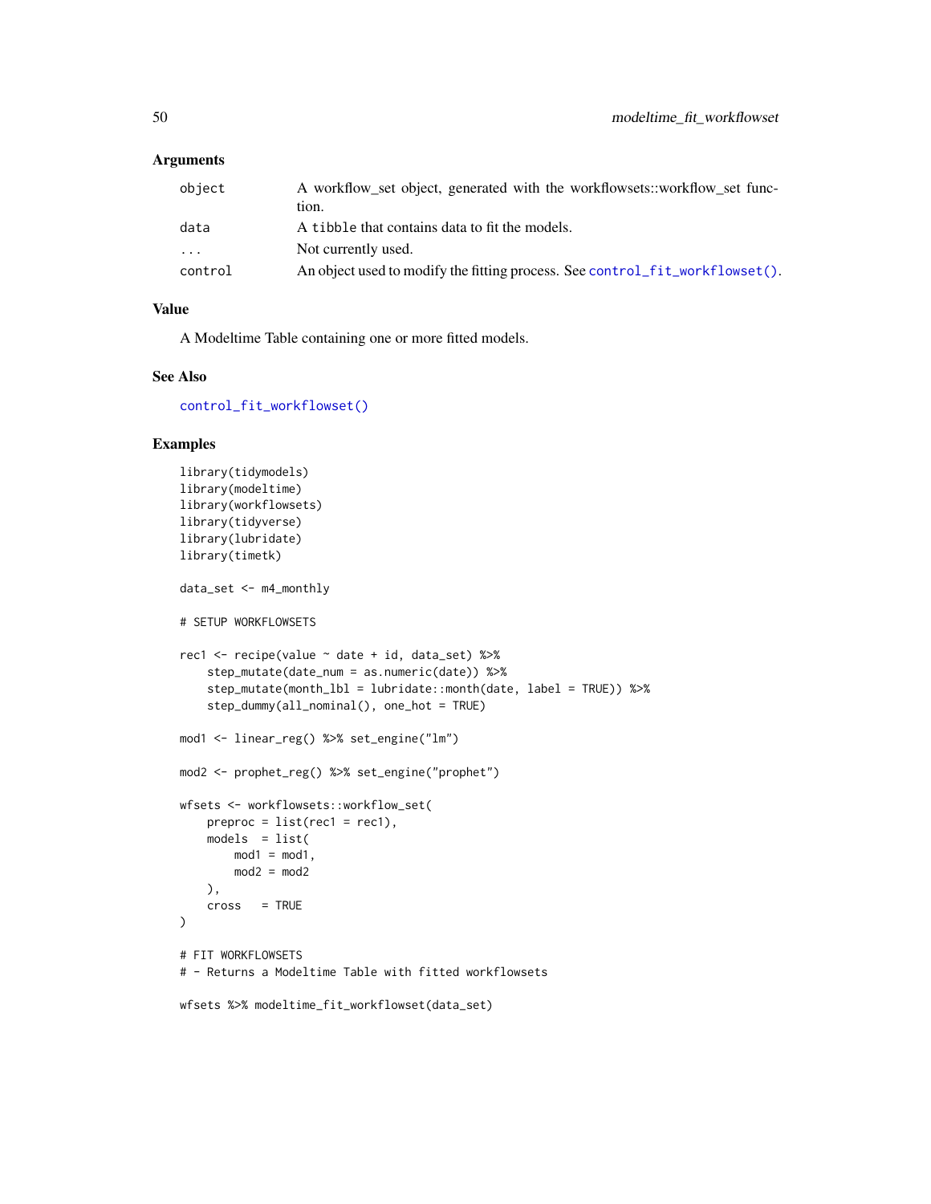### Arguments

| | |
|---|---|
| object | A workflow_set object, generated with the workflowsets::workflow_set function. |
| data | A tibble that contains data to fit the models. |
| ... | Not currently used. |
| control | An object used to modify the fitting process. See control_fit_workflowset(). |

### Value

A Modeltime Table containing one or more fitted models.

### See Also

control_fit_workflowset()

### Examples

```
library(tidymodels)
library(modeltime)
library(workflowsets)
library(tidyverse)
library(lubridate)
library(timetk)

data_set <- m4_monthly

# SETUP WORKFLOWSETS

rec1 <- recipe(value ~ date + id, data_set) %>%
    step_mutate(date_num = as.numeric(date)) %>%
    step_mutate(month_lbl = lubridate::month(date, label = TRUE)) %>%
    step_dummy(all_nominal(), one_hot = TRUE)

mod1 <- linear_reg() %>% set_engine("lm")

mod2 <- prophet_reg() %>% set_engine("prophet")

wfsets <- workflowsets::workflow_set(
    preproc = list(rec1 = rec1),
    models  = list(
        mod1 = mod1,
        mod2 = mod2
    ),
    cross   = TRUE
)

# FIT WORKFLOWSETS
# - Returns a Modeltime Table with fitted workflowsets

wfsets %>% modeltime_fit_workflowset(data_set)
```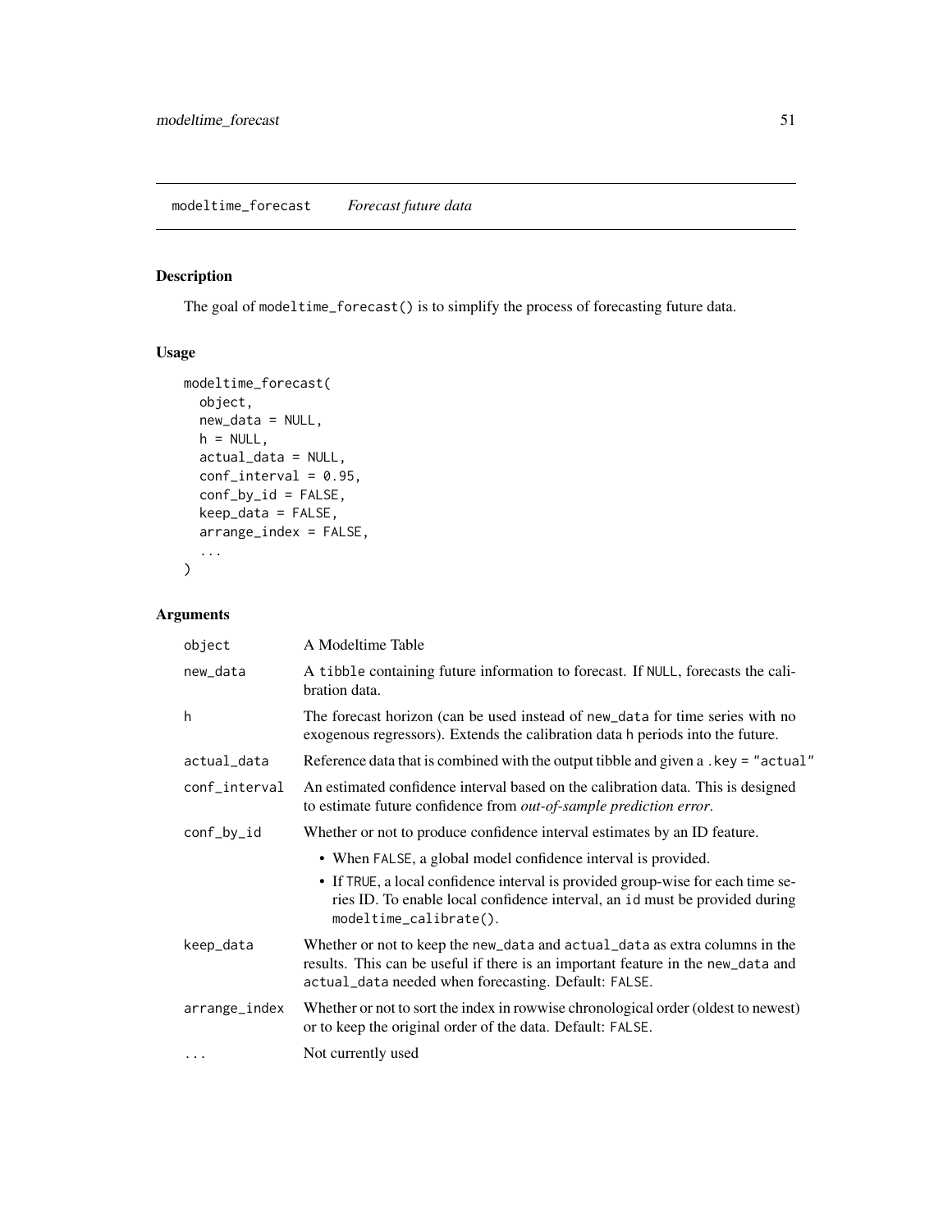## modeltime_forecast *Forecast future data*

### Description

The goal of modeltime_forecast() is to simplify the process of forecasting future data.

### Usage

```
modeltime_forecast(
  object,
  new_data = NULL,
  h = NULL,
  actual_data = NULL,
  conf_interval = 0.95,
  conf_by_id = FALSE,
  keep_data = FALSE,
  arrange_index = FALSE,
  ...
)
```

### Arguments

| | |
|---|---|
| object | A Modeltime Table |
| new_data | A tibble containing future information to forecast. If NULL, forecasts the calibration data. |
| h | The forecast horizon (can be used instead of new_data for time series with no exogenous regressors). Extends the calibration data h periods into the future. |
| actual_data | Reference data that is combined with the output tibble and given a .key = "actual" |
| conf_interval | An estimated confidence interval based on the calibration data. This is designed to estimate future confidence from *out-of-sample prediction error*. |
| conf_by_id | Whether or not to produce confidence interval estimates by an ID feature.<br>• When FALSE, a global model confidence interval is provided.<br>• If TRUE, a local confidence interval is provided group-wise for each time series ID. To enable local confidence interval, an id must be provided during modeltime_calibrate(). |
| keep_data | Whether or not to keep the new_data and actual_data as extra columns in the results. This can be useful if there is an important feature in the new_data and actual_data needed when forecasting. Default: FALSE. |
| arrange_index | Whether or not to sort the index in rowwise chronological order (oldest to newest) or to keep the original order of the data. Default: FALSE. |
| ... | Not currently used |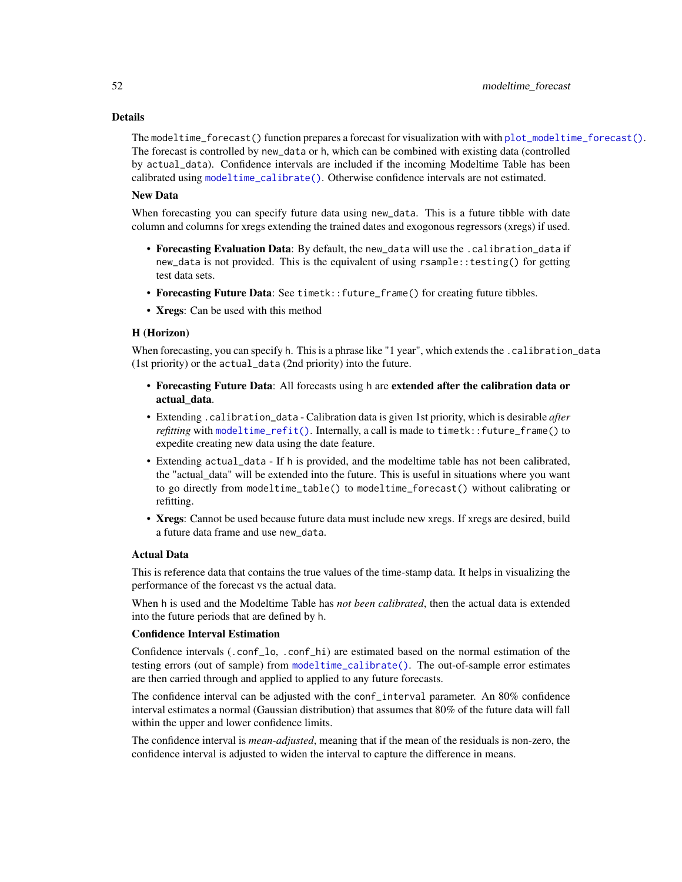## Details

The `modeltime_forecast()` function prepares a forecast for visualization with with `plot_modeltime_forecast()`. The forecast is controlled by `new_data` or `h`, which can be combined with existing data (controlled by `actual_data`). Confidence intervals are included if the incoming Modeltime Table has been calibrated using `modeltime_calibrate()`. Otherwise confidence intervals are not estimated.

### New Data

When forecasting you can specify future data using `new_data`. This is a future tibble with date column and columns for xregs extending the trained dates and exogonous regressors (xregs) if used.

- **Forecasting Evaluation Data**: By default, the `new_data` will use the `.calibration_data` if `new_data` is not provided. This is the equivalent of using `rsample::testing()` for getting test data sets.
- **Forecasting Future Data**: See `timetk::future_frame()` for creating future tibbles.
- **Xregs**: Can be used with this method

### H (Horizon)

When forecasting, you can specify `h`. This is a phrase like "1 year", which extends the `.calibration_data` (1st priority) or the `actual_data` (2nd priority) into the future.

- **Forecasting Future Data**: All forecasts using `h` are **extended after the calibration data or actual_data**.
- Extending `.calibration_data` - Calibration data is given 1st priority, which is desirable *after refitting* with `modeltime_refit()`. Internally, a call is made to `timetk::future_frame()` to expedite creating new data using the date feature.
- Extending `actual_data` - If `h` is provided, and the modeltime table has not been calibrated, the "actual_data" will be extended into the future. This is useful in situations where you want to go directly from `modeltime_table()` to `modeltime_forecast()` without calibrating or refitting.
- **Xregs**: Cannot be used because future data must include new xregs. If xregs are desired, build a future data frame and use `new_data`.

### Actual Data

This is reference data that contains the true values of the time-stamp data. It helps in visualizing the performance of the forecast vs the actual data.

When `h` is used and the Modeltime Table has *not been calibrated*, then the actual data is extended into the future periods that are defined by `h`.

### Confidence Interval Estimation

Confidence intervals (`.conf_lo`, `.conf_hi`) are estimated based on the normal estimation of the testing errors (out of sample) from `modeltime_calibrate()`. The out-of-sample error estimates are then carried through and applied to applied to any future forecasts.

The confidence interval can be adjusted with the `conf_interval` parameter. An 80% confidence interval estimates a normal (Gaussian distribution) that assumes that 80% of the future data will fall within the upper and lower confidence limits.

The confidence interval is *mean-adjusted*, meaning that if the mean of the residuals is non-zero, the confidence interval is adjusted to widen the interval to capture the difference in means.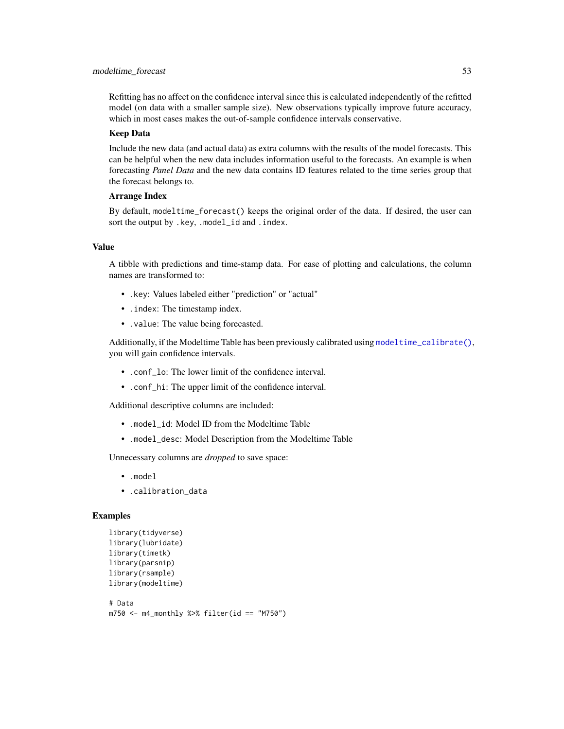Refitting has no affect on the confidence interval since this is calculated independently of the refitted model (on data with a smaller sample size). New observations typically improve future accuracy, which in most cases makes the out-of-sample confidence intervals conservative.

**Keep Data**

Include the new data (and actual data) as extra columns with the results of the model forecasts. This can be helpful when the new data includes information useful to the forecasts. An example is when forecasting *Panel Data* and the new data contains ID features related to the time series group that the forecast belongs to.

**Arrange Index**

By default, `modeltime_forecast()` keeps the original order of the data. If desired, the user can sort the output by `.key`, `.model_id` and `.index`.

## Value

A tibble with predictions and time-stamp data. For ease of plotting and calculations, the column names are transformed to:

- `.key`: Values labeled either "prediction" or "actual"
- `.index`: The timestamp index.
- `.value`: The value being forecasted.

Additionally, if the Modeltime Table has been previously calibrated using `modeltime_calibrate()`, you will gain confidence intervals.

- `.conf_lo`: The lower limit of the confidence interval.
- `.conf_hi`: The upper limit of the confidence interval.

Additional descriptive columns are included:

- `.model_id`: Model ID from the Modeltime Table
- `.model_desc`: Model Description from the Modeltime Table

Unnecessary columns are *dropped* to save space:

- `.model`
- `.calibration_data`

## Examples

```
library(tidyverse)
library(lubridate)
library(timetk)
library(parsnip)
library(rsample)
library(modeltime)

# Data
m750 <- m4_monthly %>% filter(id == "M750")
```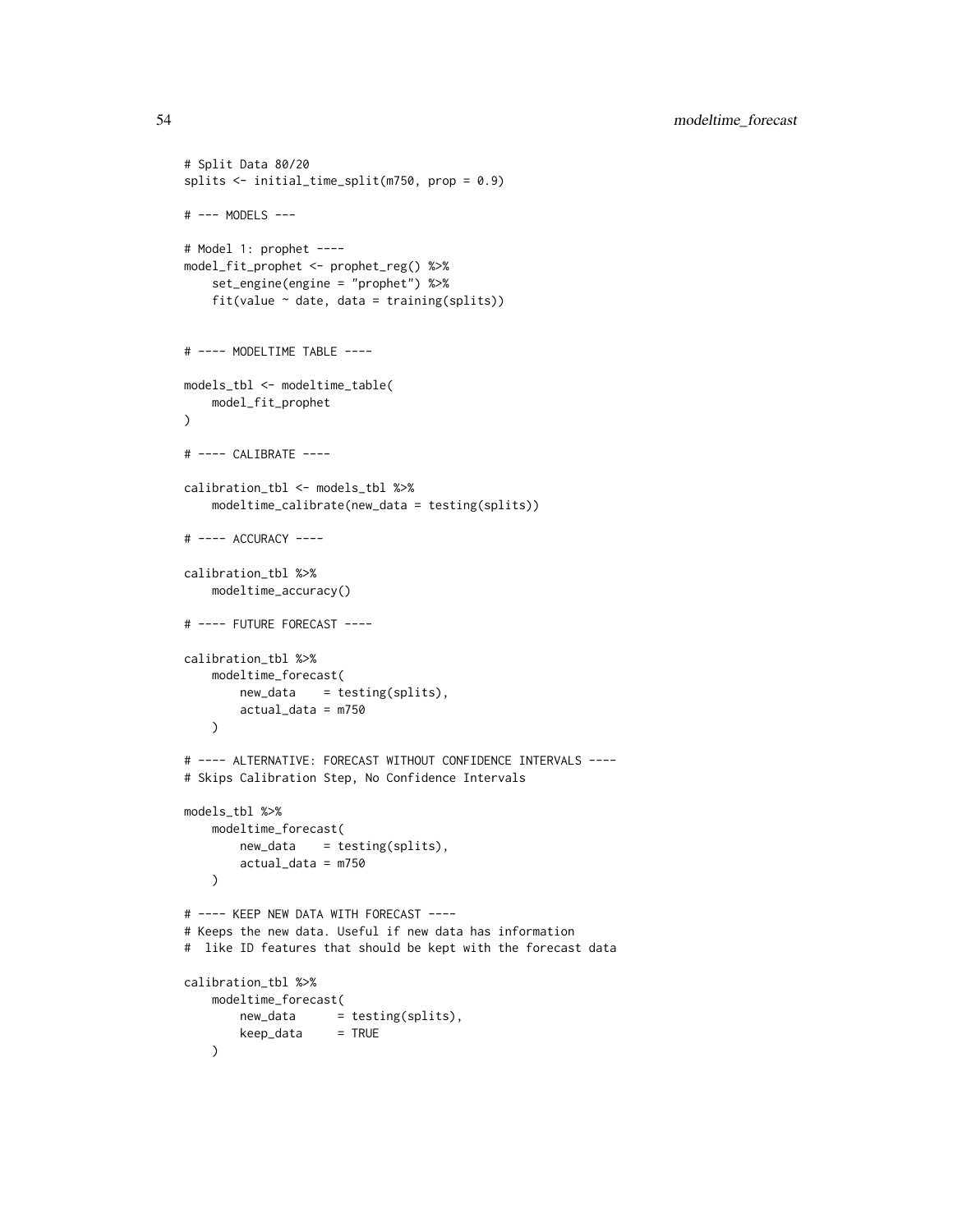```
# Split Data 80/20
splits <- initial_time_split(m750, prop = 0.9)

# --- MODELS ---

# Model 1: prophet ----
model_fit_prophet <- prophet_reg() %>%
    set_engine(engine = "prophet") %>%
    fit(value ~ date, data = training(splits))


# ---- MODELTIME TABLE ----

models_tbl <- modeltime_table(
    model_fit_prophet
)

# ---- CALIBRATE ----

calibration_tbl <- models_tbl %>%
    modeltime_calibrate(new_data = testing(splits))

# ---- ACCURACY ----

calibration_tbl %>%
    modeltime_accuracy()

# ---- FUTURE FORECAST ----

calibration_tbl %>%
    modeltime_forecast(
        new_data    = testing(splits),
        actual_data = m750
    )

# ---- ALTERNATIVE: FORECAST WITHOUT CONFIDENCE INTERVALS ----
# Skips Calibration Step, No Confidence Intervals

models_tbl %>%
    modeltime_forecast(
        new_data    = testing(splits),
        actual_data = m750
    )

# ---- KEEP NEW DATA WITH FORECAST ----
# Keeps the new data. Useful if new data has information
#  like ID features that should be kept with the forecast data

calibration_tbl %>%
    modeltime_forecast(
        new_data      = testing(splits),
        keep_data     = TRUE
    )
```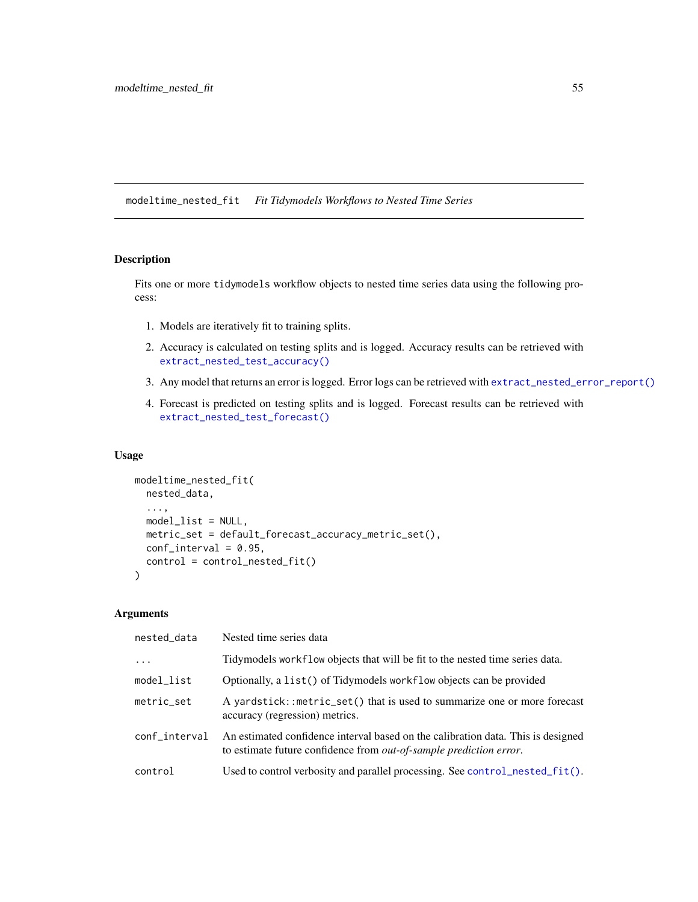## modeltime_nested_fit *Fit Tidymodels Workflows to Nested Time Series*

### Description

Fits one or more `tidymodels` workflow objects to nested time series data using the following process:

1. Models are iteratively fit to training splits.
2. Accuracy is calculated on testing splits and is logged. Accuracy results can be retrieved with `extract_nested_test_accuracy()`
3. Any model that returns an error is logged. Error logs can be retrieved with `extract_nested_error_report()`
4. Forecast is predicted on testing splits and is logged. Forecast results can be retrieved with `extract_nested_test_forecast()`

### Usage

```
modeltime_nested_fit(
  nested_data,
  ...,
  model_list = NULL,
  metric_set = default_forecast_accuracy_metric_set(),
  conf_interval = 0.95,
  control = control_nested_fit()
)
```

### Arguments

| | |
|---|---|
| `nested_data` | Nested time series data |
| `...` | Tidymodels `workflow` objects that will be fit to the nested time series data. |
| `model_list` | Optionally, a `list()` of Tidymodels `workflow` objects can be provided |
| `metric_set` | A `yardstick::metric_set()` that is used to summarize one or more forecast accuracy (regression) metrics. |
| `conf_interval` | An estimated confidence interval based on the calibration data. This is designed to estimate future confidence from *out-of-sample prediction error*. |
| `control` | Used to control verbosity and parallel processing. See `control_nested_fit()`. |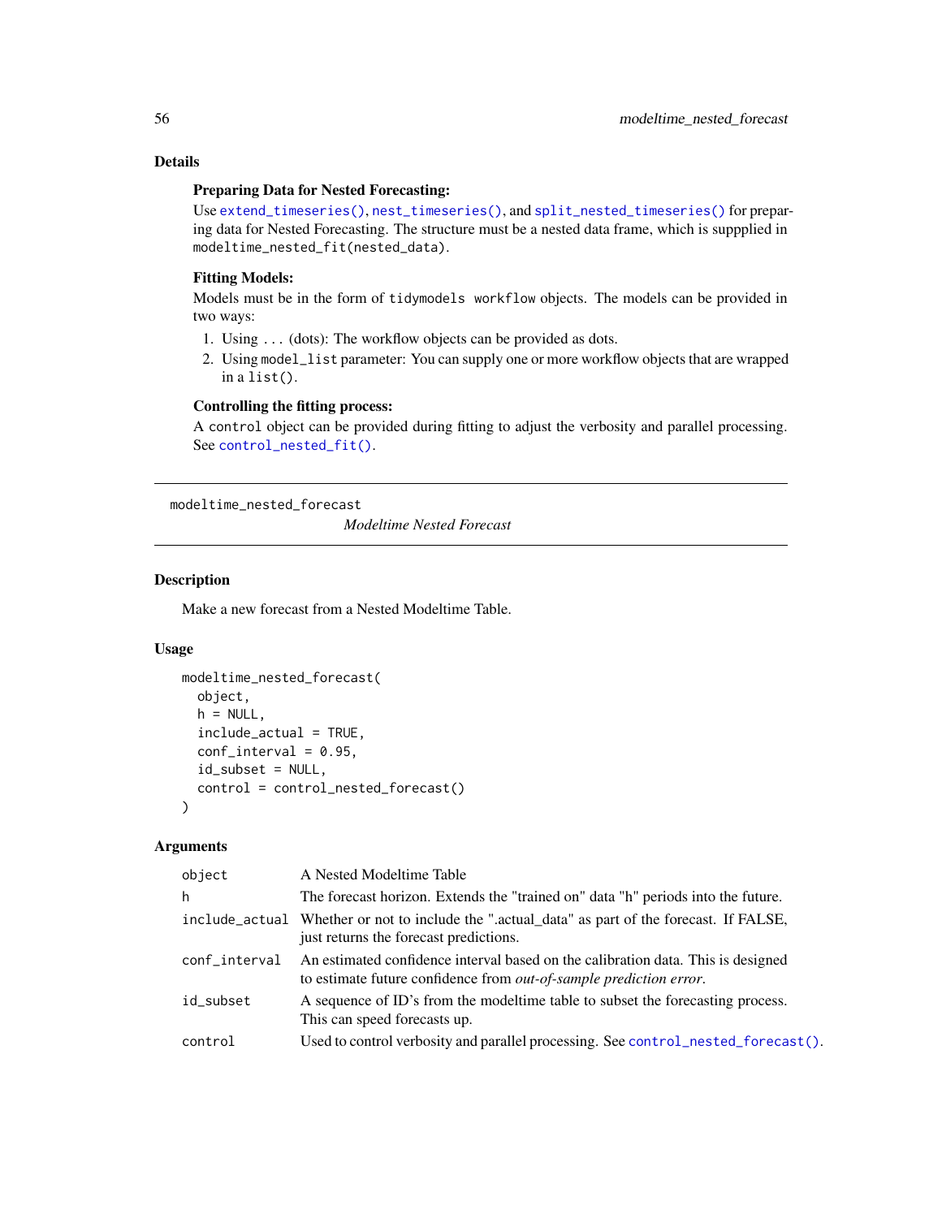## Details

**Preparing Data for Nested Forecasting:**

Use `extend_timeseries()`, `nest_timeseries()`, and `split_nested_timeseries()` for preparing data for Nested Forecasting. The structure must be a nested data frame, which is suppplied in `modeltime_nested_fit(nested_data)`.

**Fitting Models:**

Models must be in the form of `tidymodels workflow` objects. The models can be provided in two ways:

1. Using `...` (dots): The workflow objects can be provided as dots.
2. Using `model_list` parameter: You can supply one or more workflow objects that are wrapped in a `list()`.

**Controlling the fitting process:**

A `control` object can be provided during fitting to adjust the verbosity and parallel processing. See `control_nested_fit()`.

---

`modeltime_nested_forecast` *Modeltime Nested Forecast*

---

## Description

Make a new forecast from a Nested Modeltime Table.

## Usage

```
modeltime_nested_forecast(
  object,
  h = NULL,
  include_actual = TRUE,
  conf_interval = 0.95,
  id_subset = NULL,
  control = control_nested_forecast()
)
```

## Arguments

| | |
|---|---|
| `object` | A Nested Modeltime Table |
| `h` | The forecast horizon. Extends the "trained on" data "h" periods into the future. |
| `include_actual` | Whether or not to include the ".actual_data" as part of the forecast. If FALSE, just returns the forecast predictions. |
| `conf_interval` | An estimated confidence interval based on the calibration data. This is designed to estimate future confidence from *out-of-sample prediction error*. |
| `id_subset` | A sequence of ID's from the modeltime table to subset the forecasting process. This can speed forecasts up. |
| `control` | Used to control verbosity and parallel processing. See `control_nested_forecast()`. |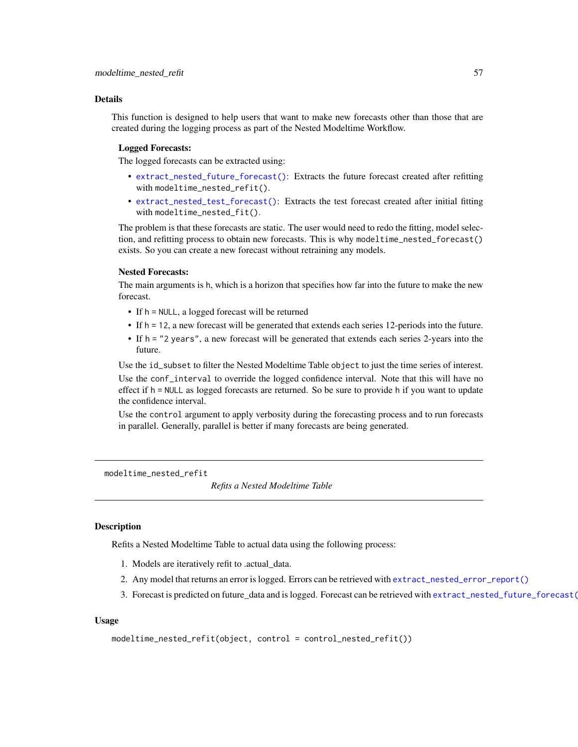### Details

This function is designed to help users that want to make new forecasts other than those that are created during the logging process as part of the Nested Modeltime Workflow.

**Logged Forecasts:**

The logged forecasts can be extracted using:

- `extract_nested_future_forecast()`: Extracts the future forecast created after refitting with `modeltime_nested_refit()`.
- `extract_nested_test_forecast()`: Extracts the test forecast created after initial fitting with `modeltime_nested_fit()`.

The problem is that these forecasts are static. The user would need to redo the fitting, model selection, and refitting process to obtain new forecasts. This is why `modeltime_nested_forecast()` exists. So you can create a new forecast without retraining any models.

**Nested Forecasts:**

The main arguments is `h`, which is a horizon that specifies how far into the future to make the new forecast.

- If `h = NULL`, a logged forecast will be returned
- If `h = 12`, a new forecast will be generated that extends each series 12-periods into the future.
- If `h = "2 years"`, a new forecast will be generated that extends each series 2-years into the future.

Use the `id_subset` to filter the Nested Modeltime Table `object` to just the time series of interest.

Use the `conf_interval` to override the logged confidence interval. Note that this will have no effect if `h = NULL` as logged forecasts are returned. So be sure to provide `h` if you want to update the confidence interval.

Use the `control` argument to apply verbosity during the forecasting process and to run forecasts in parallel. Generally, parallel is better if many forecasts are being generated.

---

## modeltime_nested_refit

*Refits a Nested Modeltime Table*

---

### Description

Refits a Nested Modeltime Table to actual data using the following process:

1. Models are iteratively refit to .actual_data.
2. Any model that returns an error is logged. Errors can be retrieved with `extract_nested_error_report()`
3. Forecast is predicted on future_data and is logged. Forecast can be retrieved with `extract_nested_future_forecast()`

### Usage

```
modeltime_nested_refit(object, control = control_nested_refit())
```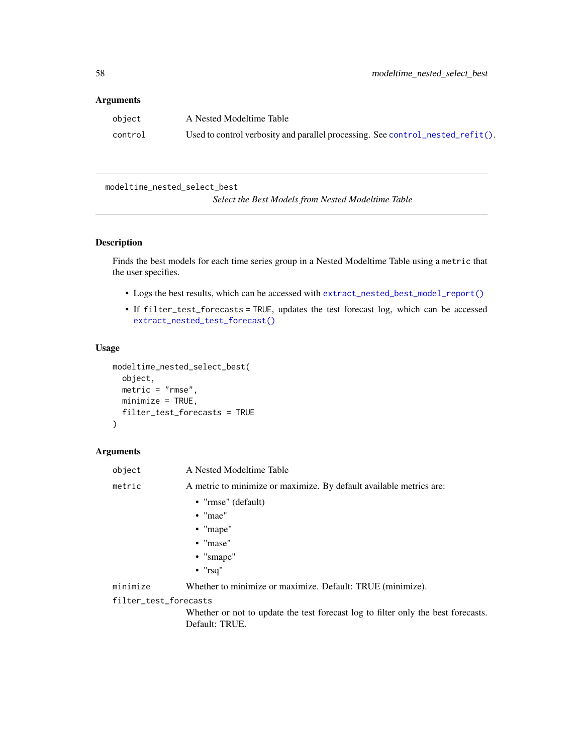### Arguments

| | |
|---|---|
| `object` | A Nested Modeltime Table |
| `control` | Used to control verbosity and parallel processing. See `control_nested_refit()`. |

---

`modeltime_nested_select_best` *Select the Best Models from Nested Modeltime Table*

---

### Description

Finds the best models for each time series group in a Nested Modeltime Table using a `metric` that the user specifies.

- Logs the best results, which can be accessed with `extract_nested_best_model_report()`
- If `filter_test_forecasts = TRUE`, updates the test forecast log, which can be accessed `extract_nested_test_forecast()`

### Usage

```
modeltime_nested_select_best(
  object,
  metric = "rmse",
  minimize = TRUE,
  filter_test_forecasts = TRUE
)
```

### Arguments

`object` A Nested Modeltime Table

`metric` A metric to minimize or maximize. By default available metrics are:

- "rmse" (default)
- "mae"
- "mape"
- "mase"
- "smape"
- "rsq"

`minimize` Whether to minimize or maximize. Default: TRUE (minimize).

`filter_test_forecasts` Whether or not to update the test forecast log to filter only the best forecasts. Default: TRUE.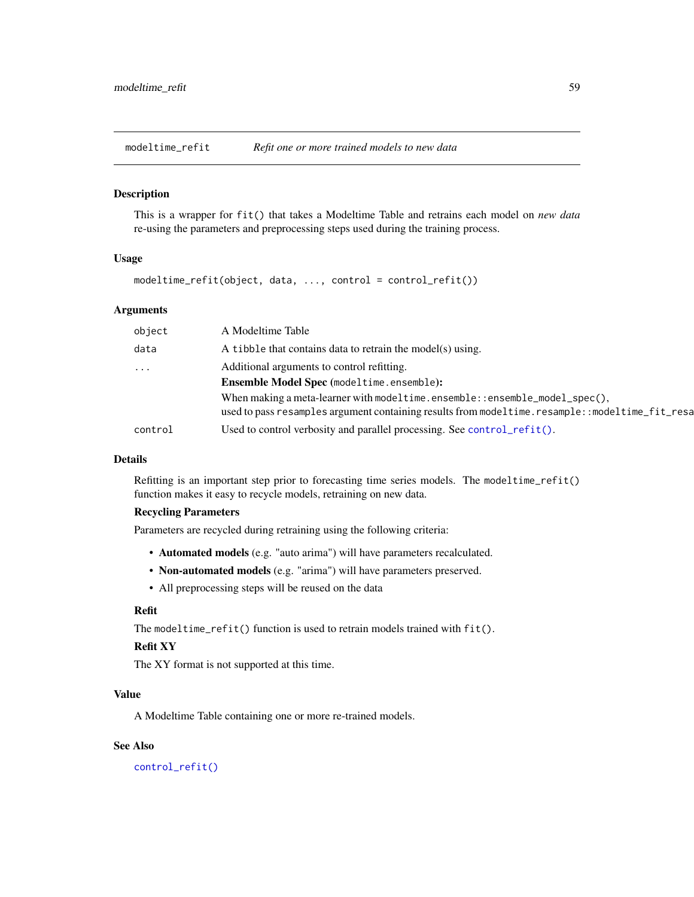## modeltime_refit — *Refit one or more trained models to new data*

### Description

This is a wrapper for `fit()` that takes a Modeltime Table and retrains each model on *new data* re-using the parameters and preprocessing steps used during the training process.

### Usage

```
modeltime_refit(object, data, ..., control = control_refit())
```

### Arguments

| Argument | Description |
| --- | --- |
| `object` | A Modeltime Table |
| `data` | A `tibble` that contains data to retrain the model(s) using. |
| `...` | Additional arguments to control refitting. **Ensemble Model Spec** (`modeltime.ensemble`)**:** When making a meta-learner with `modeltime.ensemble::ensemble_model_spec()`, used to pass `resamples` argument containing results from `modeltime.resample::modeltime_fit_resa` |
| `control` | Used to control verbosity and parallel processing. See `control_refit()`. |

### Details

Refitting is an important step prior to forecasting time series models. The `modeltime_refit()` function makes it easy to recycle models, retraining on new data.

**Recycling Parameters**

Parameters are recycled during retraining using the following criteria:

- **Automated models** (e.g. "auto arima") will have parameters recalculated.
- **Non-automated models** (e.g. "arima") will have parameters preserved.
- All preprocessing steps will be reused on the data

**Refit**

The `modeltime_refit()` function is used to retrain models trained with `fit()`.

**Refit XY**

The XY format is not supported at this time.

### Value

A Modeltime Table containing one or more re-trained models.

### See Also

`control_refit()`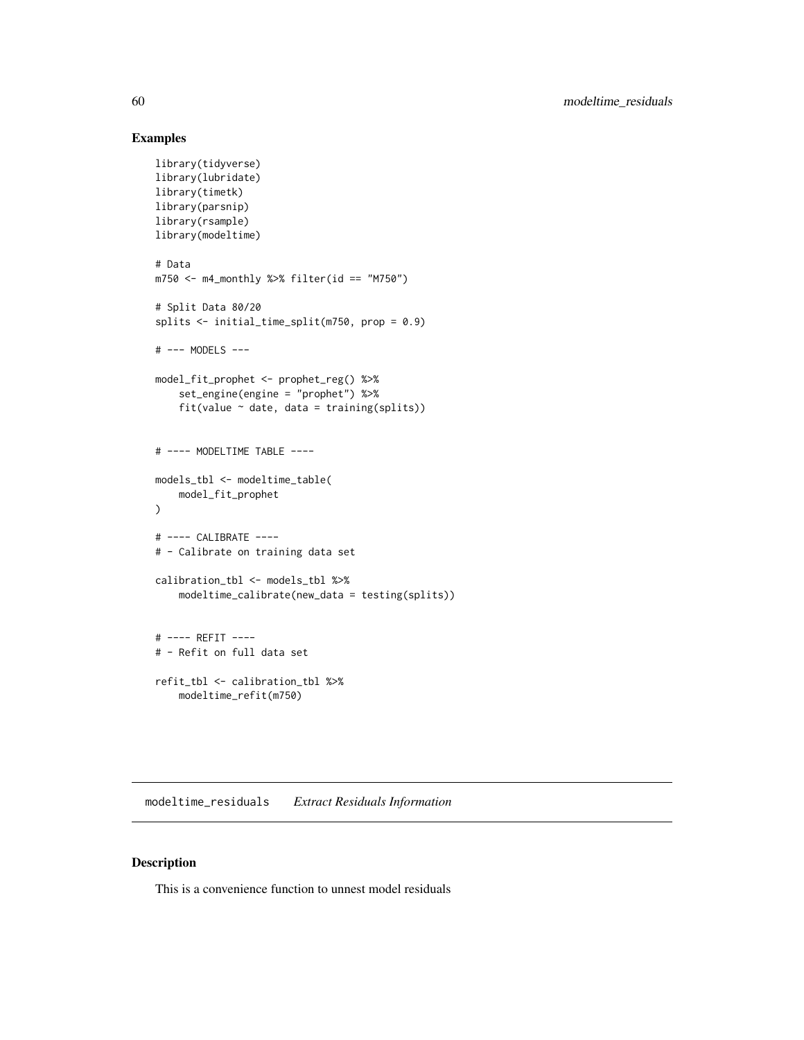## Examples

```
library(tidyverse)
library(lubridate)
library(timetk)
library(parsnip)
library(rsample)
library(modeltime)

# Data
m750 <- m4_monthly %>% filter(id == "M750")

# Split Data 80/20
splits <- initial_time_split(m750, prop = 0.9)

# --- MODELS ---

model_fit_prophet <- prophet_reg() %>%
    set_engine(engine = "prophet") %>%
    fit(value ~ date, data = training(splits))


# ---- MODELTIME TABLE ----

models_tbl <- modeltime_table(
    model_fit_prophet
)

# ---- CALIBRATE ----
# - Calibrate on training data set

calibration_tbl <- models_tbl %>%
    modeltime_calibrate(new_data = testing(splits))


# ---- REFIT ----
# - Refit on full data set

refit_tbl <- calibration_tbl %>%
    modeltime_refit(m750)
```

---

# modeltime_residuals *Extract Residuals Information*

## Description

This is a convenience function to unnest model residuals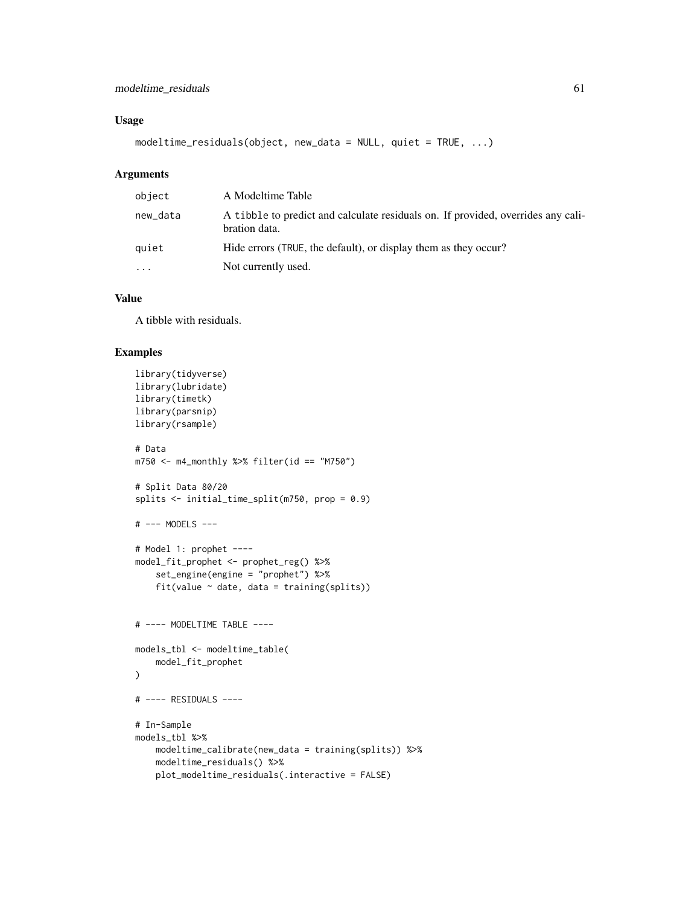### Usage

```
modeltime_residuals(object, new_data = NULL, quiet = TRUE, ...)
```

### Arguments

| | |
|---|---|
| `object` | A Modeltime Table |
| `new_data` | A `tibble` to predict and calculate residuals on. If provided, overrides any calibration data. |
| `quiet` | Hide errors (`TRUE`, the default), or display them as they occur? |
| `...` | Not currently used. |

### Value

A tibble with residuals.

### Examples

```
library(tidyverse)
library(lubridate)
library(timetk)
library(parsnip)
library(rsample)

# Data
m750 <- m4_monthly %>% filter(id == "M750")

# Split Data 80/20
splits <- initial_time_split(m750, prop = 0.9)

# --- MODELS ---

# Model 1: prophet ----
model_fit_prophet <- prophet_reg() %>%
    set_engine(engine = "prophet") %>%
    fit(value ~ date, data = training(splits))


# ---- MODELTIME TABLE ----

models_tbl <- modeltime_table(
    model_fit_prophet
)

# ---- RESIDUALS ----

# In-Sample
models_tbl %>%
    modeltime_calibrate(new_data = training(splits)) %>%
    modeltime_residuals() %>%
    plot_modeltime_residuals(.interactive = FALSE)
```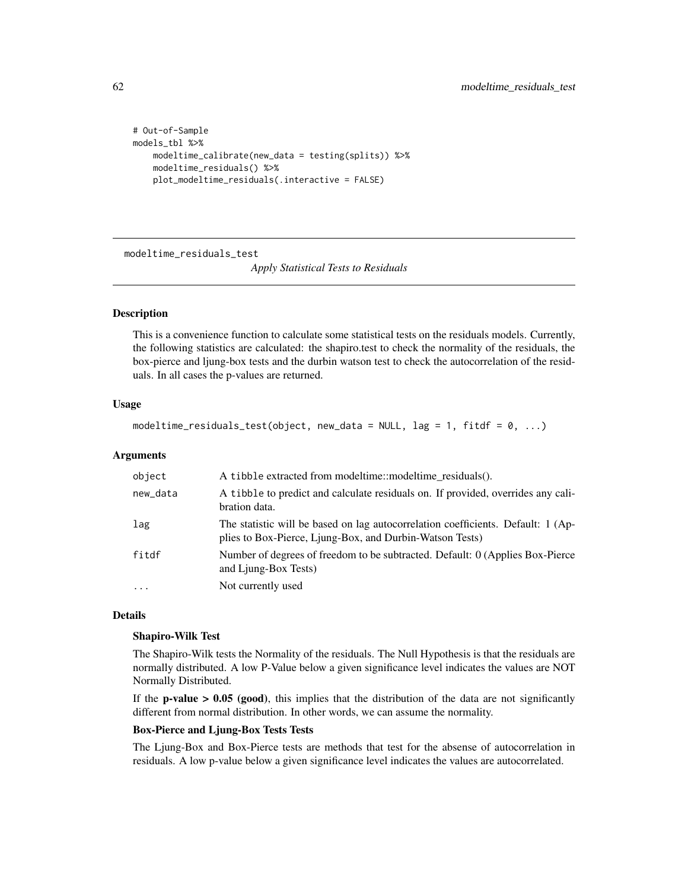```
# Out-of-Sample
models_tbl %>%
    modeltime_calibrate(new_data = testing(splits)) %>%
    modeltime_residuals() %>%
    plot_modeltime_residuals(.interactive = FALSE)
```

---

## modeltime_residuals_test

*Apply Statistical Tests to Residuals*

---

### Description

This is a convenience function to calculate some statistical tests on the residuals models. Currently, the following statistics are calculated: the shapiro.test to check the normality of the residuals, the box-pierce and ljung-box tests and the durbin watson test to check the autocorrelation of the residuals. In all cases the p-values are returned.

### Usage

```
modeltime_residuals_test(object, new_data = NULL, lag = 1, fitdf = 0, ...)
```

### Arguments

| | |
|---|---|
| `object` | A `tibble` extracted from modeltime::modeltime_residuals(). |
| `new_data` | A `tibble` to predict and calculate residuals on. If provided, overrides any calibration data. |
| `lag` | The statistic will be based on lag autocorrelation coefficients. Default: 1 (Applies to Box-Pierce, Ljung-Box, and Durbin-Watson Tests) |
| `fitdf` | Number of degrees of freedom to be subtracted. Default: 0 (Applies Box-Pierce and Ljung-Box Tests) |
| `...` | Not currently used |

### Details

**Shapiro-Wilk Test**

The Shapiro-Wilk tests the Normality of the residuals. The Null Hypothesis is that the residuals are normally distributed. A low P-Value below a given significance level indicates the values are NOT Normally Distributed.

If the **p-value > 0.05 (good)**, this implies that the distribution of the data are not significantly different from normal distribution. In other words, we can assume the normality.

**Box-Pierce and Ljung-Box Tests Tests**

The Ljung-Box and Box-Pierce tests are methods that test for the absense of autocorrelation in residuals. A low p-value below a given significance level indicates the values are autocorrelated.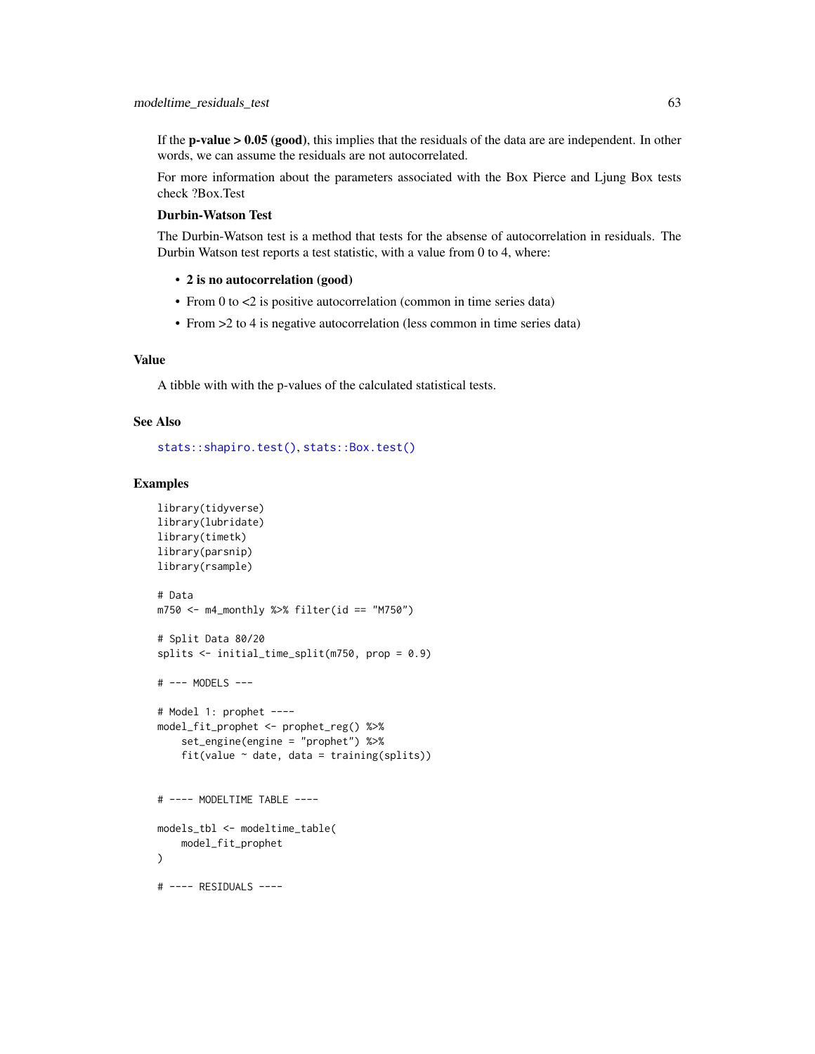If the **p-value > 0.05 (good)**, this implies that the residuals of the data are are independent. In other words, we can assume the residuals are not autocorrelated.

For more information about the parameters associated with the Box Pierce and Ljung Box tests check ?Box.Test

**Durbin-Watson Test**

The Durbin-Watson test is a method that tests for the absense of autocorrelation in residuals. The Durbin Watson test reports a test statistic, with a value from 0 to 4, where:

- **2 is no autocorrelation (good)**
- From 0 to <2 is positive autocorrelation (common in time series data)
- From >2 to 4 is negative autocorrelation (less common in time series data)

## Value

A tibble with with the p-values of the calculated statistical tests.

## See Also

`stats::shapiro.test()`, `stats::Box.test()`

## Examples

```
library(tidyverse)
library(lubridate)
library(timetk)
library(parsnip)
library(rsample)

# Data
m750 <- m4_monthly %>% filter(id == "M750")

# Split Data 80/20
splits <- initial_time_split(m750, prop = 0.9)

# --- MODELS ---

# Model 1: prophet ----
model_fit_prophet <- prophet_reg() %>%
    set_engine(engine = "prophet") %>%
    fit(value ~ date, data = training(splits))


# ---- MODELTIME TABLE ----

models_tbl <- modeltime_table(
    model_fit_prophet
)

# ---- RESIDUALS ----
```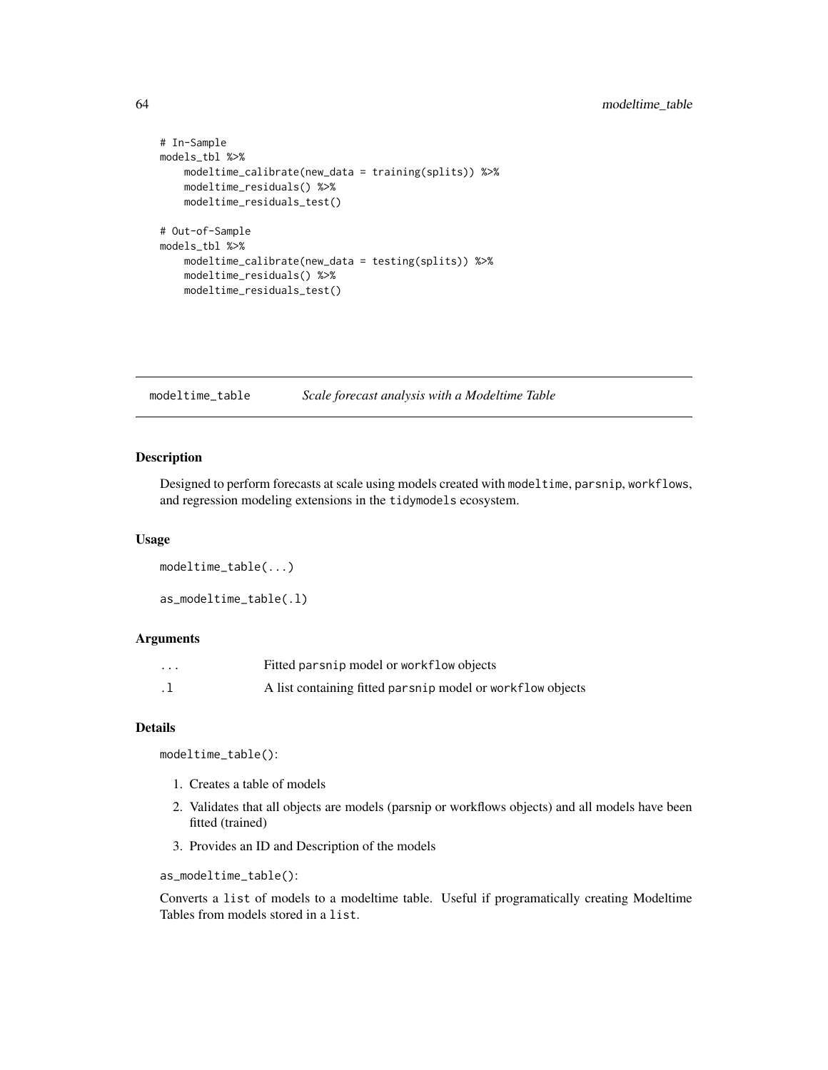```
# In-Sample
models_tbl %>%
    modeltime_calibrate(new_data = training(splits)) %>%
    modeltime_residuals() %>%
    modeltime_residuals_test()

# Out-of-Sample
models_tbl %>%
    modeltime_calibrate(new_data = testing(splits)) %>%
    modeltime_residuals() %>%
    modeltime_residuals_test()
```

## modeltime_table — *Scale forecast analysis with a Modeltime Table*

### Description

Designed to perform forecasts at scale using models created with `modeltime`, `parsnip`, `workflows`, and regression modeling extensions in the `tidymodels` ecosystem.

### Usage

```
modeltime_table(...)

as_modeltime_table(.l)
```

### Arguments

| | |
|---|---|
| `...` | Fitted `parsnip` model or `workflow` objects |
| `.l` | A list containing fitted `parsnip` model or `workflow` objects |

### Details

`modeltime_table()`:

1. Creates a table of models
2. Validates that all objects are models (parsnip or workflows objects) and all models have been fitted (trained)
3. Provides an ID and Description of the models

`as_modeltime_table()`:

Converts a `list` of models to a modeltime table. Useful if programatically creating Modeltime Tables from models stored in a `list`.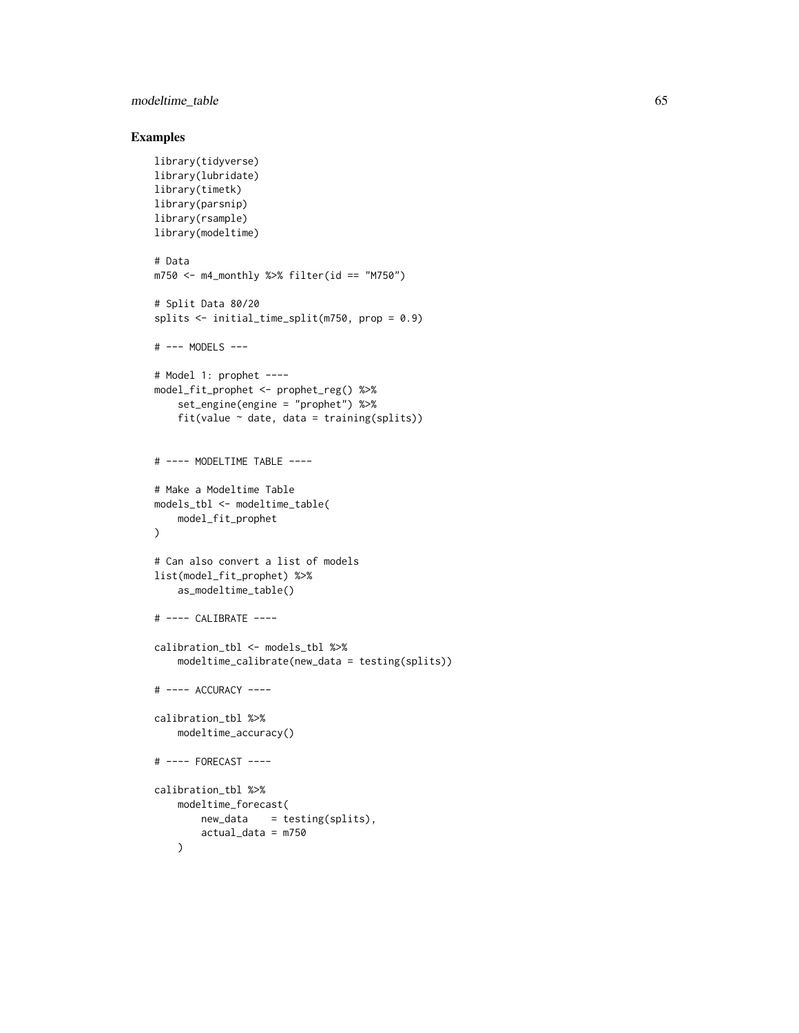## Examples

```
library(tidyverse)
library(lubridate)
library(timetk)
library(parsnip)
library(rsample)
library(modeltime)

# Data
m750 <- m4_monthly %>% filter(id == "M750")

# Split Data 80/20
splits <- initial_time_split(m750, prop = 0.9)

# --- MODELS ---

# Model 1: prophet ----
model_fit_prophet <- prophet_reg() %>%
    set_engine(engine = "prophet") %>%
    fit(value ~ date, data = training(splits))


# ---- MODELTIME TABLE ----

# Make a Modeltime Table
models_tbl <- modeltime_table(
    model_fit_prophet
)

# Can also convert a list of models
list(model_fit_prophet) %>%
    as_modeltime_table()

# ---- CALIBRATE ----

calibration_tbl <- models_tbl %>%
    modeltime_calibrate(new_data = testing(splits))

# ---- ACCURACY ----

calibration_tbl %>%
    modeltime_accuracy()

# ---- FORECAST ----

calibration_tbl %>%
    modeltime_forecast(
        new_data    = testing(splits),
        actual_data = m750
    )
```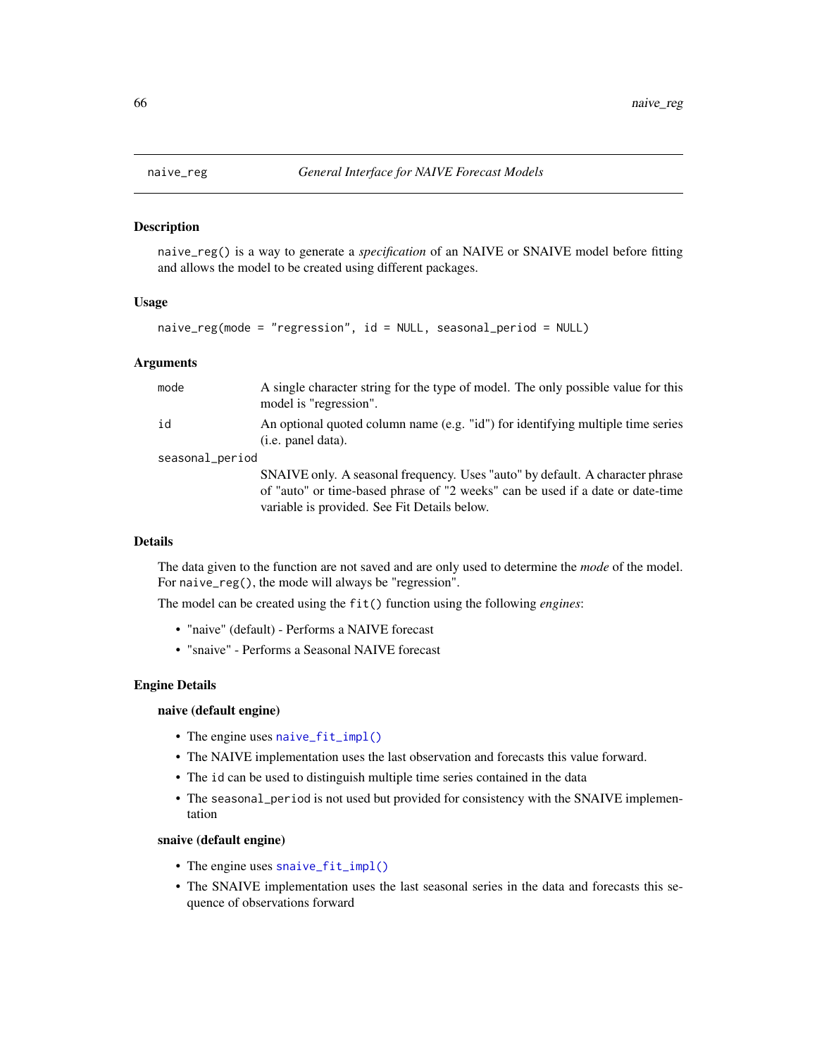## naive_reg — *General Interface for NAIVE Forecast Models*

### Description

`naive_reg()` is a way to generate a *specification* of an NAIVE or SNAIVE model before fitting and allows the model to be created using different packages.

### Usage

```
naive_reg(mode = "regression", id = NULL, seasonal_period = NULL)
```

### Arguments

| Argument | Description |
| --- | --- |
| `mode` | A single character string for the type of model. The only possible value for this model is "regression". |
| `id` | An optional quoted column name (e.g. "id") for identifying multiple time series (i.e. panel data). |
| `seasonal_period` | SNAIVE only. A seasonal frequency. Uses "auto" by default. A character phrase of "auto" or time-based phrase of "2 weeks" can be used if a date or date-time variable is provided. See Fit Details below. |

### Details

The data given to the function are not saved and are only used to determine the *mode* of the model. For `naive_reg()`, the mode will always be "regression".

The model can be created using the `fit()` function using the following *engines*:

- "naive" (default) - Performs a NAIVE forecast
- "snaive" - Performs a Seasonal NAIVE forecast

### Engine Details

**naive (default engine)**

- The engine uses `naive_fit_impl()`
- The NAIVE implementation uses the last observation and forecasts this value forward.
- The `id` can be used to distinguish multiple time series contained in the data
- The `seasonal_period` is not used but provided for consistency with the SNAIVE implementation

**snaive (default engine)**

- The engine uses `snaive_fit_impl()`
- The SNAIVE implementation uses the last seasonal series in the data and forecasts this sequence of observations forward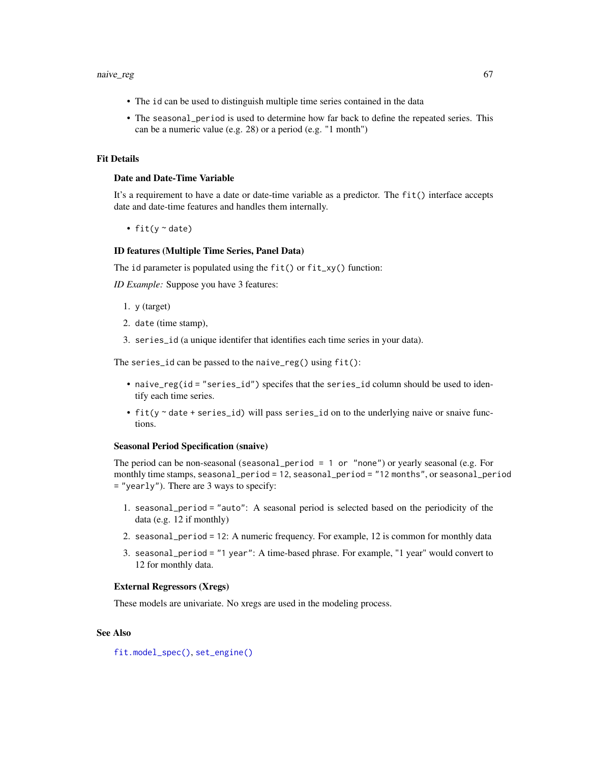- The `id` can be used to distinguish multiple time series contained in the data
- The `seasonal_period` is used to determine how far back to define the repeated series. This can be a numeric value (e.g. 28) or a period (e.g. "1 month")

## Fit Details

### Date and Date-Time Variable

It's a requirement to have a date or date-time variable as a predictor. The `fit()` interface accepts date and date-time features and handles them internally.

- `fit(y ~ date)`

### ID features (Multiple Time Series, Panel Data)

The `id` parameter is populated using the `fit()` or `fit_xy()` function:

*ID Example:* Suppose you have 3 features:

1. `y` (target)
2. `date` (time stamp),
3. `series_id` (a unique identifer that identifies each time series in your data).

The `series_id` can be passed to the `naive_reg()` using `fit()`:

- `naive_reg(id = "series_id")` specifes that the `series_id` column should be used to identify each time series.
- `fit(y ~ date + series_id)` will pass `series_id` on to the underlying naive or snaive functions.

### Seasonal Period Specification (snaive)

The period can be non-seasonal (`seasonal_period = 1 or "none"`) or yearly seasonal (e.g. For monthly time stamps, `seasonal_period = 12`, `seasonal_period = "12 months"`, or `seasonal_period = "yearly"`). There are 3 ways to specify:

1. `seasonal_period = "auto"`: A seasonal period is selected based on the periodicity of the data (e.g. 12 if monthly)
2. `seasonal_period = 12`: A numeric frequency. For example, 12 is common for monthly data
3. `seasonal_period = "1 year"`: A time-based phrase. For example, "1 year" would convert to 12 for monthly data.

### External Regressors (Xregs)

These models are univariate. No xregs are used in the modeling process.

## See Also

`fit.model_spec()`, `set_engine()`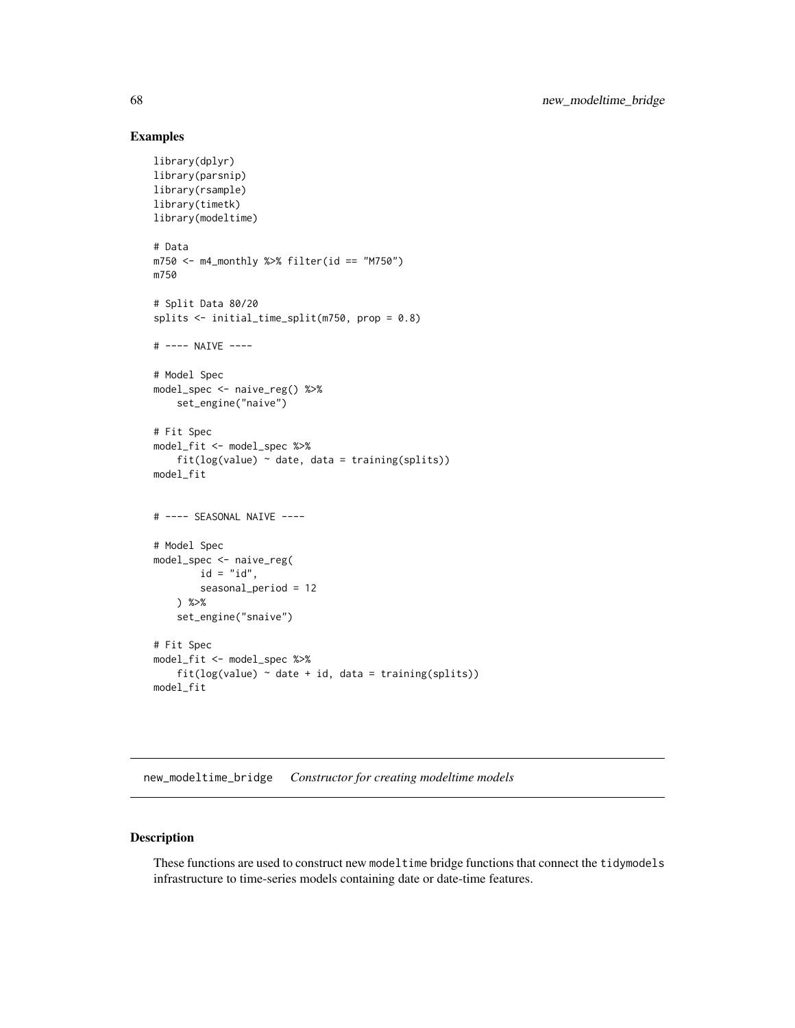## Examples

```
library(dplyr)
library(parsnip)
library(rsample)
library(timetk)
library(modeltime)

# Data
m750 <- m4_monthly %>% filter(id == "M750")
m750

# Split Data 80/20
splits <- initial_time_split(m750, prop = 0.8)

# ---- NAIVE ----

# Model Spec
model_spec <- naive_reg() %>%
    set_engine("naive")

# Fit Spec
model_fit <- model_spec %>%
    fit(log(value) ~ date, data = training(splits))
model_fit


# ---- SEASONAL NAIVE ----

# Model Spec
model_spec <- naive_reg(
        id = "id",
        seasonal_period = 12
    ) %>%
    set_engine("snaive")

# Fit Spec
model_fit <- model_spec %>%
    fit(log(value) ~ date + id, data = training(splits))
model_fit
```

---

new_modeltime_bridge    *Constructor for creating modeltime models*

---

## Description

These functions are used to construct new modeltime bridge functions that connect the tidymodels infrastructure to time-series models containing date or date-time features.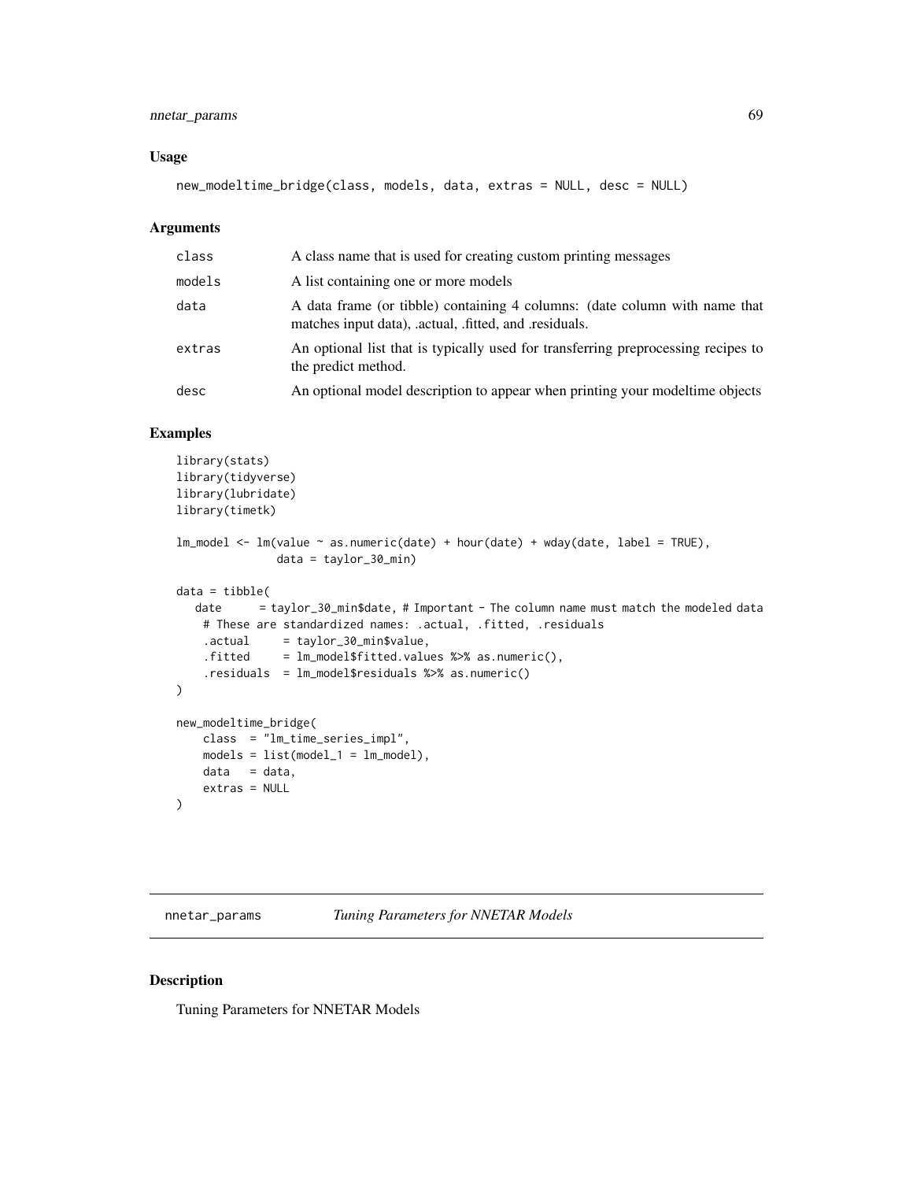## Usage

```
new_modeltime_bridge(class, models, data, extras = NULL, desc = NULL)
```

## Arguments

| | |
|---|---|
| class | A class name that is used for creating custom printing messages |
| models | A list containing one or more models |
| data | A data frame (or tibble) containing 4 columns: (date column with name that matches input data), .actual, .fitted, and .residuals. |
| extras | An optional list that is typically used for transferring preprocessing recipes to the predict method. |
| desc | An optional model description to appear when printing your modeltime objects |

## Examples

```
library(stats)
library(tidyverse)
library(lubridate)
library(timetk)

lm_model <- lm(value ~ as.numeric(date) + hour(date) + wday(date, label = TRUE),
               data = taylor_30_min)

data = tibble(
   date      = taylor_30_min$date, # Important - The column name must match the modeled data
    # These are standardized names: .actual, .fitted, .residuals
    .actual     = taylor_30_min$value,
    .fitted     = lm_model$fitted.values %>% as.numeric(),
    .residuals  = lm_model$residuals %>% as.numeric()
)

new_modeltime_bridge(
    class  = "lm_time_series_impl",
    models = list(model_1 = lm_model),
    data   = data,
    extras = NULL
)
```

---

# nnetar_params *Tuning Parameters for NNETAR Models*

## Description

Tuning Parameters for NNETAR Models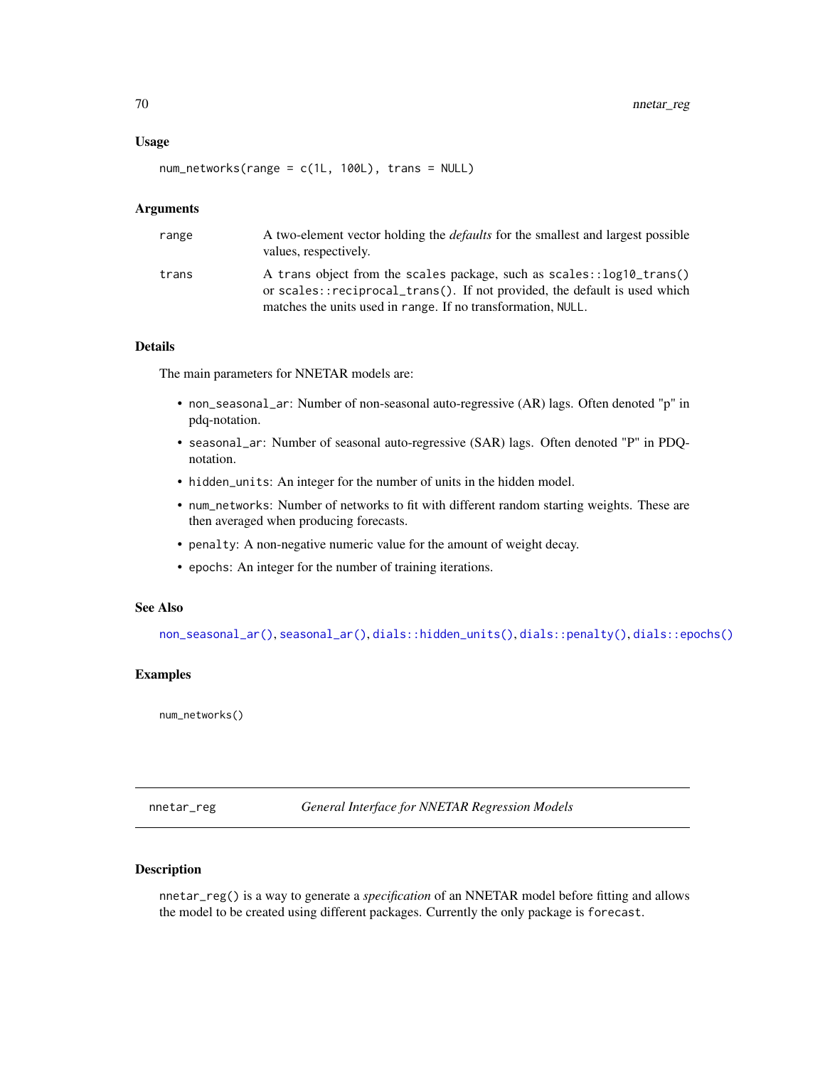### Usage

```
num_networks(range = c(1L, 100L), trans = NULL)
```

### Arguments

| | |
|---|---|
| range | A two-element vector holding the *defaults* for the smallest and largest possible values, respectively. |
| trans | A trans object from the scales package, such as scales::log10_trans() or scales::reciprocal_trans(). If not provided, the default is used which matches the units used in range. If no transformation, NULL. |

### Details

The main parameters for NNETAR models are:

- non_seasonal_ar: Number of non-seasonal auto-regressive (AR) lags. Often denoted "p" in pdq-notation.
- seasonal_ar: Number of seasonal auto-regressive (SAR) lags. Often denoted "P" in PDQ-notation.
- hidden_units: An integer for the number of units in the hidden model.
- num_networks: Number of networks to fit with different random starting weights. These are then averaged when producing forecasts.
- penalty: A non-negative numeric value for the amount of weight decay.
- epochs: An integer for the number of training iterations.

### See Also

non_seasonal_ar(), seasonal_ar(), dials::hidden_units(), dials::penalty(), dials::epochs()

### Examples

```
num_networks()
```

## nnetar_reg    *General Interface for NNETAR Regression Models*

### Description

nnetar_reg() is a way to generate a *specification* of an NNETAR model before fitting and allows the model to be created using different packages. Currently the only package is forecast.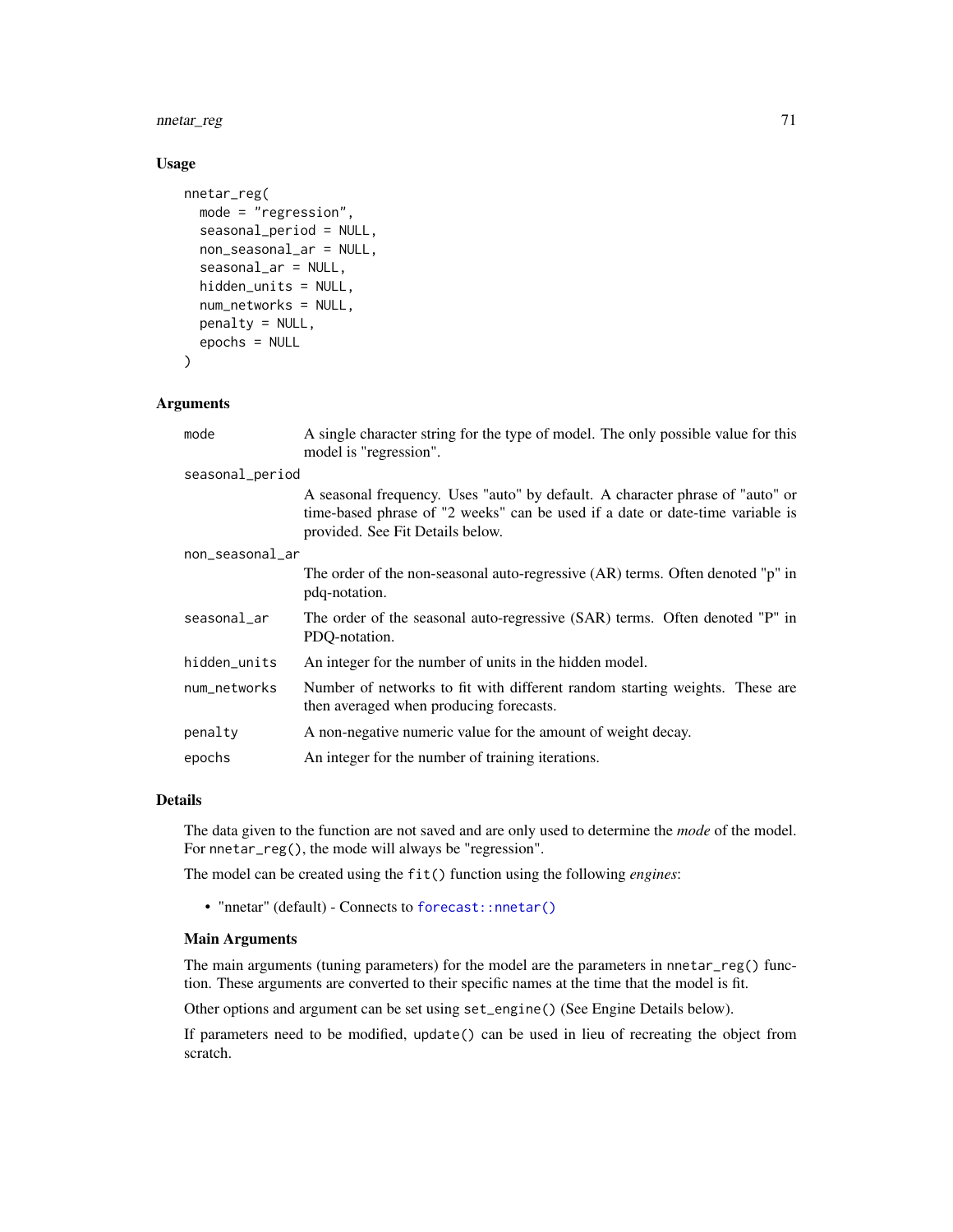## Usage

```
nnetar_reg(
  mode = "regression",
  seasonal_period = NULL,
  non_seasonal_ar = NULL,
  seasonal_ar = NULL,
  hidden_units = NULL,
  num_networks = NULL,
  penalty = NULL,
  epochs = NULL
)
```

## Arguments

| | |
|---|---|
| `mode` | A single character string for the type of model. The only possible value for this model is "regression". |
| `seasonal_period` | A seasonal frequency. Uses "auto" by default. A character phrase of "auto" or time-based phrase of "2 weeks" can be used if a date or date-time variable is provided. See Fit Details below. |
| `non_seasonal_ar` | The order of the non-seasonal auto-regressive (AR) terms. Often denoted "p" in pdq-notation. |
| `seasonal_ar` | The order of the seasonal auto-regressive (SAR) terms. Often denoted "P" in PDQ-notation. |
| `hidden_units` | An integer for the number of units in the hidden model. |
| `num_networks` | Number of networks to fit with different random starting weights. These are then averaged when producing forecasts. |
| `penalty` | A non-negative numeric value for the amount of weight decay. |
| `epochs` | An integer for the number of training iterations. |

## Details

The data given to the function are not saved and are only used to determine the *mode* of the model. For `nnetar_reg()`, the mode will always be "regression".

The model can be created using the `fit()` function using the following *engines*:

- "nnetar" (default) - Connects to `forecast::nnetar()`

### Main Arguments

The main arguments (tuning parameters) for the model are the parameters in `nnetar_reg()` function. These arguments are converted to their specific names at the time that the model is fit.

Other options and argument can be set using `set_engine()` (See Engine Details below).

If parameters need to be modified, `update()` can be used in lieu of recreating the object from scratch.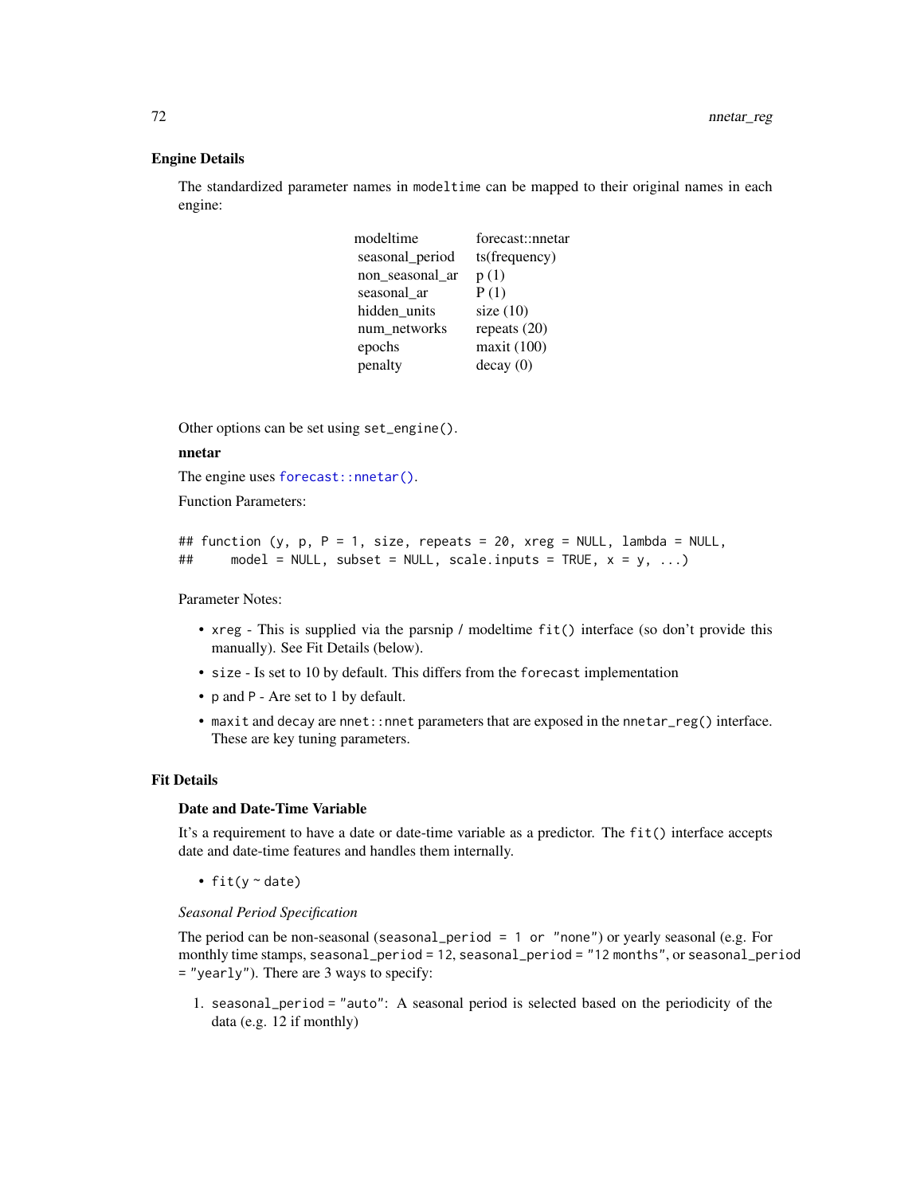## Engine Details

The standardized parameter names in modeltime can be mapped to their original names in each engine:

| modeltime | forecast::nnetar |
| --- | --- |
| seasonal_period | ts(frequency) |
| non_seasonal_ar | p (1) |
| seasonal_ar | P (1) |
| hidden_units | size (10) |
| num_networks | repeats (20) |
| epochs | maxit (100) |
| penalty | decay (0) |

Other options can be set using `set_engine()`.

### nnetar

The engine uses `forecast::nnetar()`.

Function Parameters:

```
## function (y, p, P = 1, size, repeats = 20, xreg = NULL, lambda = NULL,
##     model = NULL, subset = NULL, scale.inputs = TRUE, x = y, ...)
```

Parameter Notes:

- `xreg` - This is supplied via the parsnip / modeltime `fit()` interface (so don't provide this manually). See Fit Details (below).
- `size` - Is set to 10 by default. This differs from the `forecast` implementation
- `p` and `P` - Are set to 1 by default.
- `maxit` and `decay` are `nnet::nnet` parameters that are exposed in the `nnetar_reg()` interface. These are key tuning parameters.

## Fit Details

### Date and Date-Time Variable

It's a requirement to have a date or date-time variable as a predictor. The `fit()` interface accepts date and date-time features and handles them internally.

- `fit(y ~ date)`

*Seasonal Period Specification*

The period can be non-seasonal (`seasonal_period = 1 or "none"`) or yearly seasonal (e.g. For monthly time stamps, `seasonal_period = 12`, `seasonal_period = "12 months"`, or `seasonal_period = "yearly"`). There are 3 ways to specify:

1. `seasonal_period = "auto"`: A seasonal period is selected based on the periodicity of the data (e.g. 12 if monthly)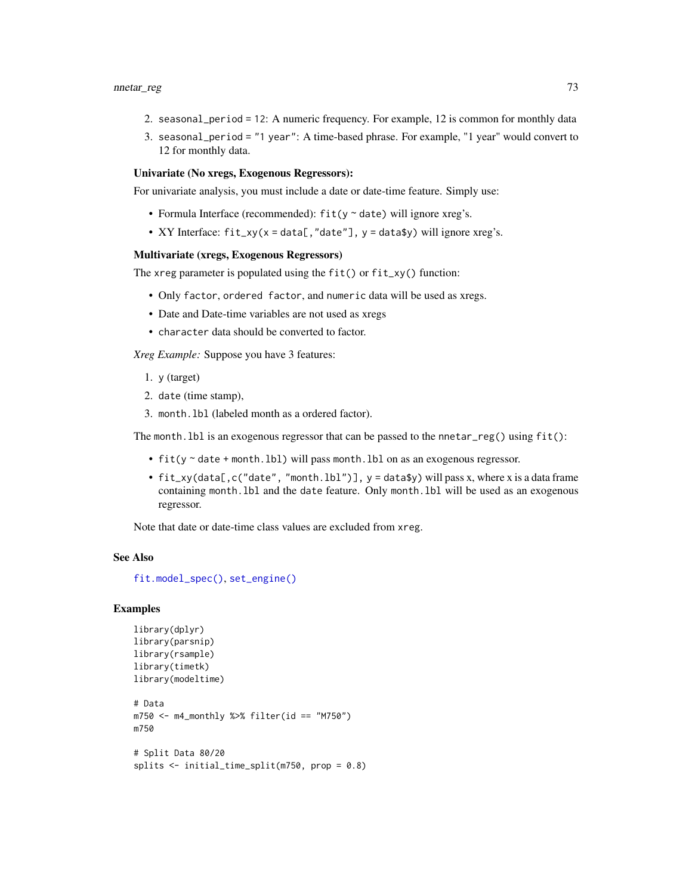2. `seasonal_period = 12`: A numeric frequency. For example, 12 is common for monthly data
3. `seasonal_period = "1 year"`: A time-based phrase. For example, "1 year" would convert to 12 for monthly data.

**Univariate (No xregs, Exogenous Regressors):**

For univariate analysis, you must include a date or date-time feature. Simply use:

- Formula Interface (recommended): `fit(y ~ date)` will ignore xreg's.
- XY Interface: `fit_xy(x = data[,"date"], y = data$y)` will ignore xreg's.

**Multivariate (xregs, Exogenous Regressors)**

The `xreg` parameter is populated using the `fit()` or `fit_xy()` function:

- Only `factor`, `ordered factor`, and `numeric` data will be used as xregs.
- Date and Date-time variables are not used as xregs
- `character` data should be converted to factor.

*Xreg Example:* Suppose you have 3 features:

1. `y` (target)
2. `date` (time stamp),
3. `month.lbl` (labeled month as a ordered factor).

The `month.lbl` is an exogenous regressor that can be passed to the `nnetar_reg()` using `fit()`:

- `fit(y ~ date + month.lbl)` will pass `month.lbl` on as an exogenous regressor.
- `fit_xy(data[,c("date", "month.lbl")], y = data$y)` will pass x, where x is a data frame containing `month.lbl` and the `date` feature. Only `month.lbl` will be used as an exogenous regressor.

Note that date or date-time class values are excluded from `xreg`.

### See Also

`fit.model_spec()`, `set_engine()`

### Examples

```
library(dplyr)
library(parsnip)
library(rsample)
library(timetk)
library(modeltime)

# Data
m750 <- m4_monthly %>% filter(id == "M750")
m750

# Split Data 80/20
splits <- initial_time_split(m750, prop = 0.8)
```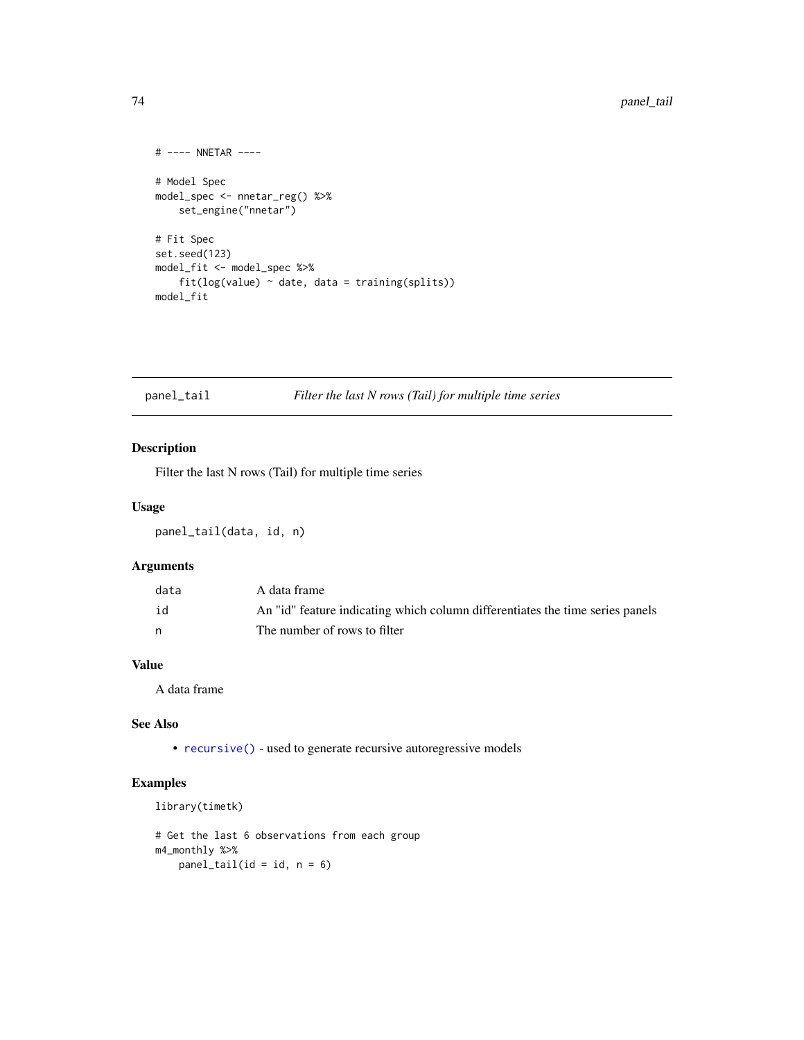```
# ---- NNETAR ----

# Model Spec
model_spec <- nnetar_reg() %>%
    set_engine("nnetar")

# Fit Spec
set.seed(123)
model_fit <- model_spec %>%
    fit(log(value) ~ date, data = training(splits))
model_fit
```

---

## panel_tail — *Filter the last N rows (Tail) for multiple time series*

---

### Description

Filter the last N rows (Tail) for multiple time series

### Usage

```
panel_tail(data, id, n)
```

### Arguments

| | |
|---|---|
| `data` | A data frame |
| `id` | An "id" feature indicating which column differentiates the time series panels |
| `n` | The number of rows to filter |

### Value

A data frame

### See Also

- `recursive()` - used to generate recursive autoregressive models

### Examples

```
library(timetk)

# Get the last 6 observations from each group
m4_monthly %>%
    panel_tail(id = id, n = 6)
```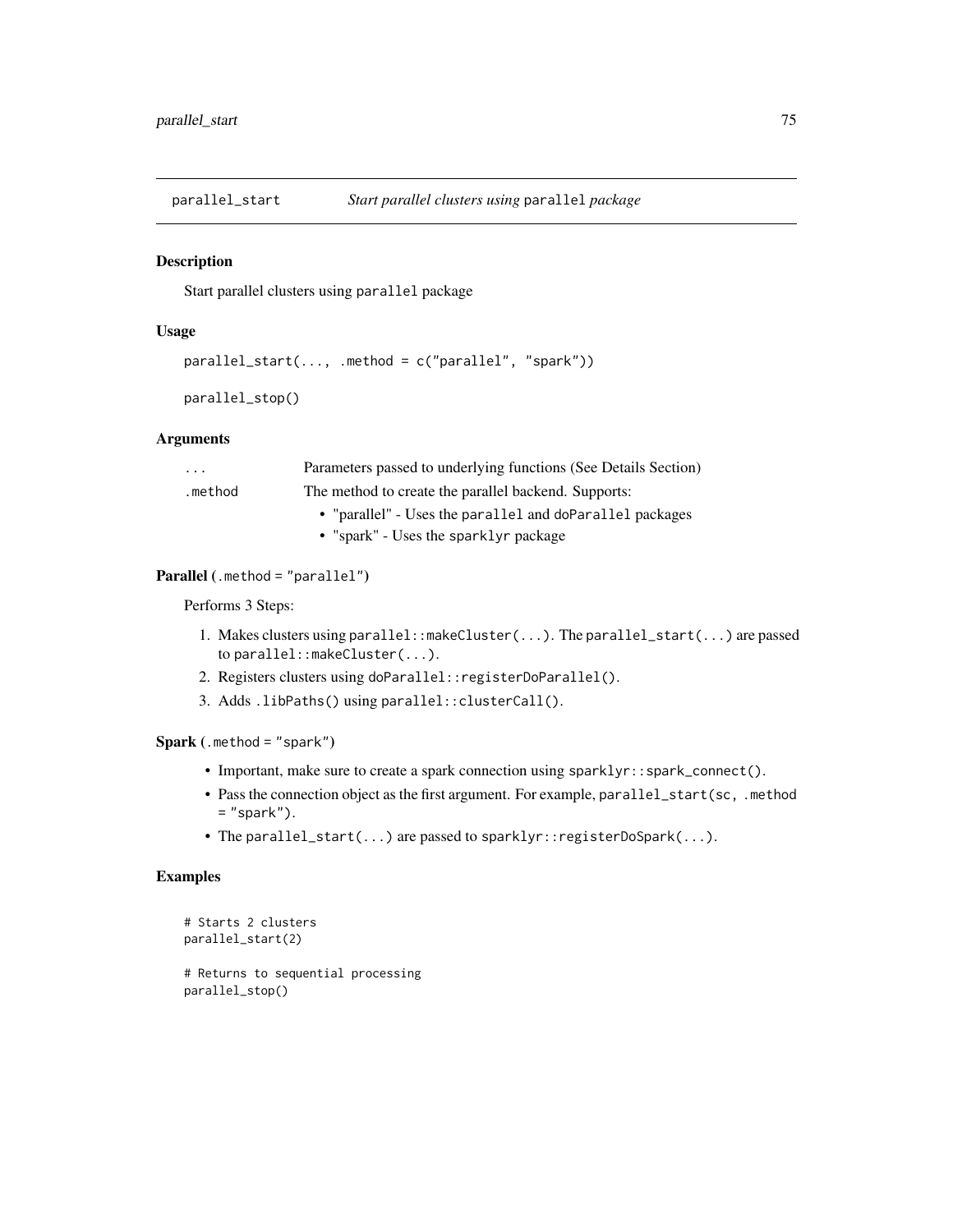## parallel_start — *Start parallel clusters using `parallel` package*

### Description

Start parallel clusters using `parallel` package

### Usage

```
parallel_start(..., .method = c("parallel", "spark"))

parallel_stop()
```

### Arguments

| | |
|---|---|
| `...` | Parameters passed to underlying functions (See Details Section) |
| `.method` | The method to create the parallel backend. Supports:<br>• "parallel" - Uses the `parallel` and `doParallel` packages<br>• "spark" - Uses the `sparklyr` package |

### Parallel (`.method = "parallel"`)

Performs 3 Steps:

1. Makes clusters using `parallel::makeCluster(...)`. The `parallel_start(...)` are passed to `parallel::makeCluster(...)`.
2. Registers clusters using `doParallel::registerDoParallel()`.
3. Adds `.libPaths()` using `parallel::clusterCall()`.

### Spark (`.method = "spark"`)

- Important, make sure to create a spark connection using `sparklyr::spark_connect()`.
- Pass the connection object as the first argument. For example, `parallel_start(sc, .method = "spark")`.
- The `parallel_start(...)` are passed to `sparklyr::registerDoSpark(...)`.

### Examples

```
# Starts 2 clusters
parallel_start(2)

# Returns to sequential processing
parallel_stop()
```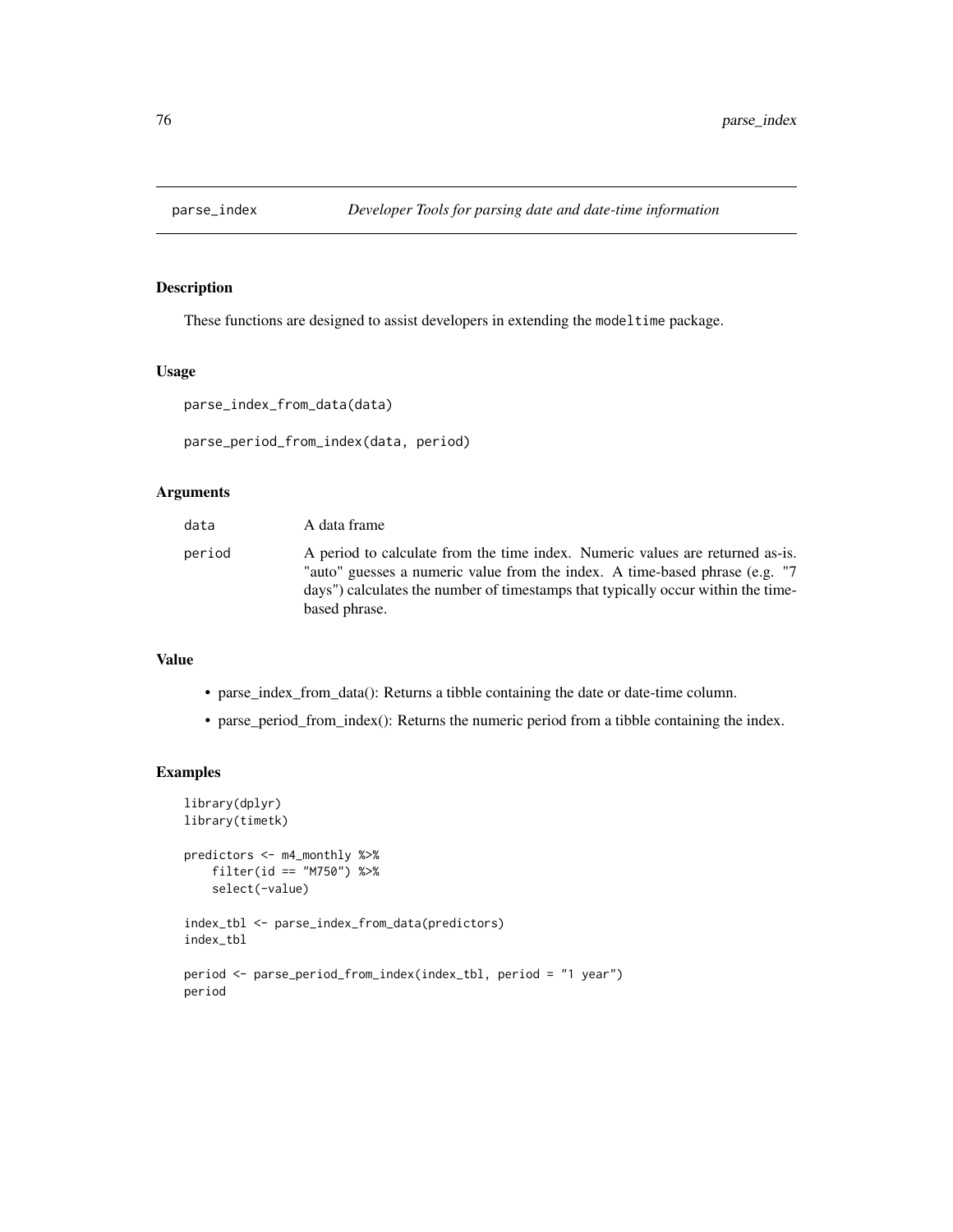# parse_index — Developer Tools for parsing date and date-time information

## Description

These functions are designed to assist developers in extending the `modeltime` package.

## Usage

```
parse_index_from_data(data)

parse_period_from_index(data, period)
```

## Arguments

| | |
|---|---|
| data | A data frame |
| period | A period to calculate from the time index. Numeric values are returned as-is. "auto" guesses a numeric value from the index. A time-based phrase (e.g. "7 days") calculates the number of timestamps that typically occur within the time-based phrase. |

## Value

- parse_index_from_data(): Returns a tibble containing the date or date-time column.
- parse_period_from_index(): Returns the numeric period from a tibble containing the index.

## Examples

```
library(dplyr)
library(timetk)

predictors <- m4_monthly %>%
    filter(id == "M750") %>%
    select(-value)

index_tbl <- parse_index_from_data(predictors)
index_tbl

period <- parse_period_from_index(index_tbl, period = "1 year")
period
```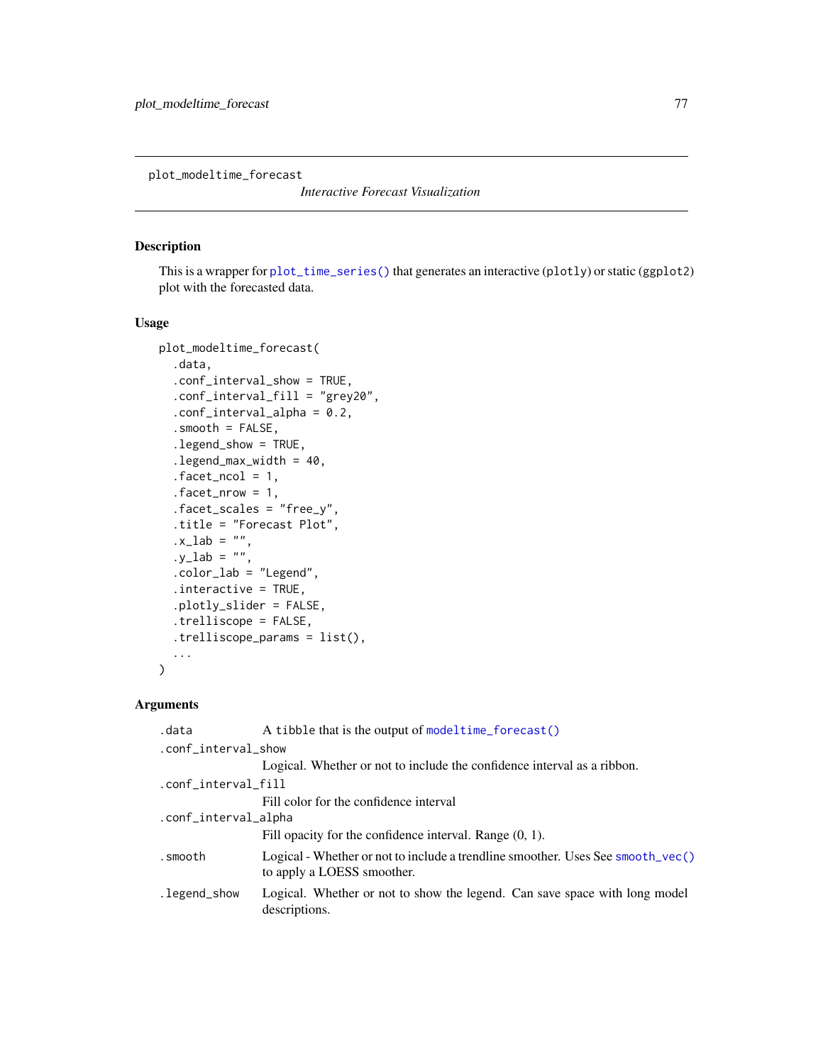plot_modeltime_forecast

*Interactive Forecast Visualization*

## Description

This is a wrapper for `plot_time_series()` that generates an interactive (`plotly`) or static (`ggplot2`) plot with the forecasted data.

## Usage

```
plot_modeltime_forecast(
  .data,
  .conf_interval_show = TRUE,
  .conf_interval_fill = "grey20",
  .conf_interval_alpha = 0.2,
  .smooth = FALSE,
  .legend_show = TRUE,
  .legend_max_width = 40,
  .facet_ncol = 1,
  .facet_nrow = 1,
  .facet_scales = "free_y",
  .title = "Forecast Plot",
  .x_lab = "",
  .y_lab = "",
  .color_lab = "Legend",
  .interactive = TRUE,
  .plotly_slider = FALSE,
  .trelliscope = FALSE,
  .trelliscope_params = list(),
  ...
)
```

## Arguments

| | |
|---|---|
| `.data` | A `tibble` that is the output of `modeltime_forecast()` |
| `.conf_interval_show` | Logical. Whether or not to include the confidence interval as a ribbon. |
| `.conf_interval_fill` | Fill color for the confidence interval |
| `.conf_interval_alpha` | Fill opacity for the confidence interval. Range (0, 1). |
| `.smooth` | Logical - Whether or not to include a trendline smoother. Uses See `smooth_vec()` to apply a LOESS smoother. |
| `.legend_show` | Logical. Whether or not to show the legend. Can save space with long model descriptions. |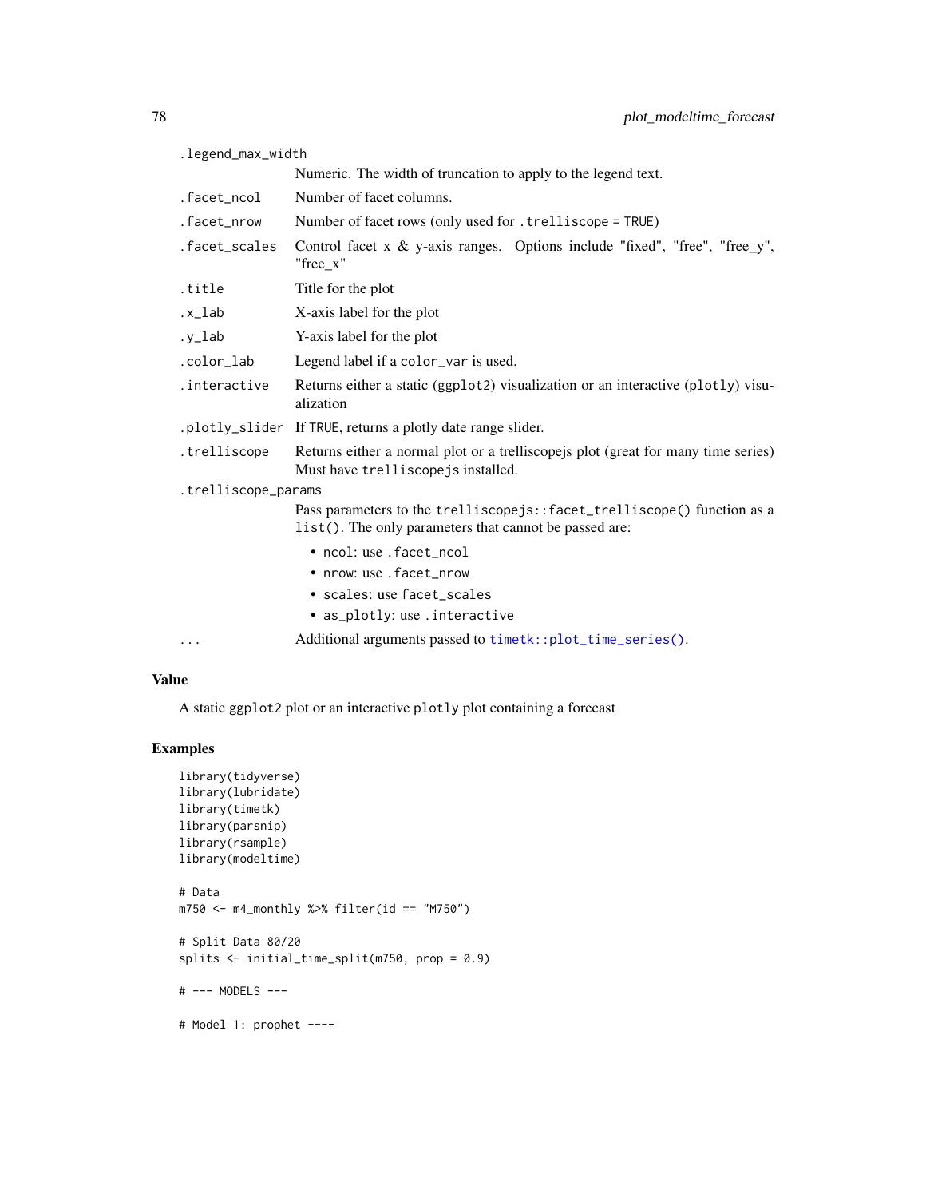| | |
|---|---|
| `.legend_max_width` | Numeric. The width of truncation to apply to the legend text. |
| `.facet_ncol` | Number of facet columns. |
| `.facet_nrow` | Number of facet rows (only used for `.trelliscope = TRUE`) |
| `.facet_scales` | Control facet x & y-axis ranges. Options include "fixed", "free", "free_y", "free_x" |
| `.title` | Title for the plot |
| `.x_lab` | X-axis label for the plot |
| `.y_lab` | Y-axis label for the plot |
| `.color_lab` | Legend label if a `color_var` is used. |
| `.interactive` | Returns either a static (`ggplot2`) visualization or an interactive (`plotly`) visualization |
| `.plotly_slider` | If `TRUE`, returns a plotly date range slider. |
| `.trelliscope` | Returns either a normal plot or a trelliscopejs plot (great for many time series) Must have `trelliscopejs` installed. |
| `.trelliscope_params` | Pass parameters to the `trelliscopejs::facet_trelliscope()` function as a `list()`. The only parameters that cannot be passed are: <br>• `ncol`: use `.facet_ncol` <br>• `nrow`: use `.facet_nrow` <br>• `scales`: use `facet_scales` <br>• `as_plotly`: use `.interactive` |
| `...` | Additional arguments passed to `timetk::plot_time_series()`. |

## Value

A static `ggplot2` plot or an interactive `plotly` plot containing a forecast

## Examples

```
library(tidyverse)
library(lubridate)
library(timetk)
library(parsnip)
library(rsample)
library(modeltime)

# Data
m750 <- m4_monthly %>% filter(id == "M750")

# Split Data 80/20
splits <- initial_time_split(m750, prop = 0.9)

# --- MODELS ---

# Model 1: prophet ----
```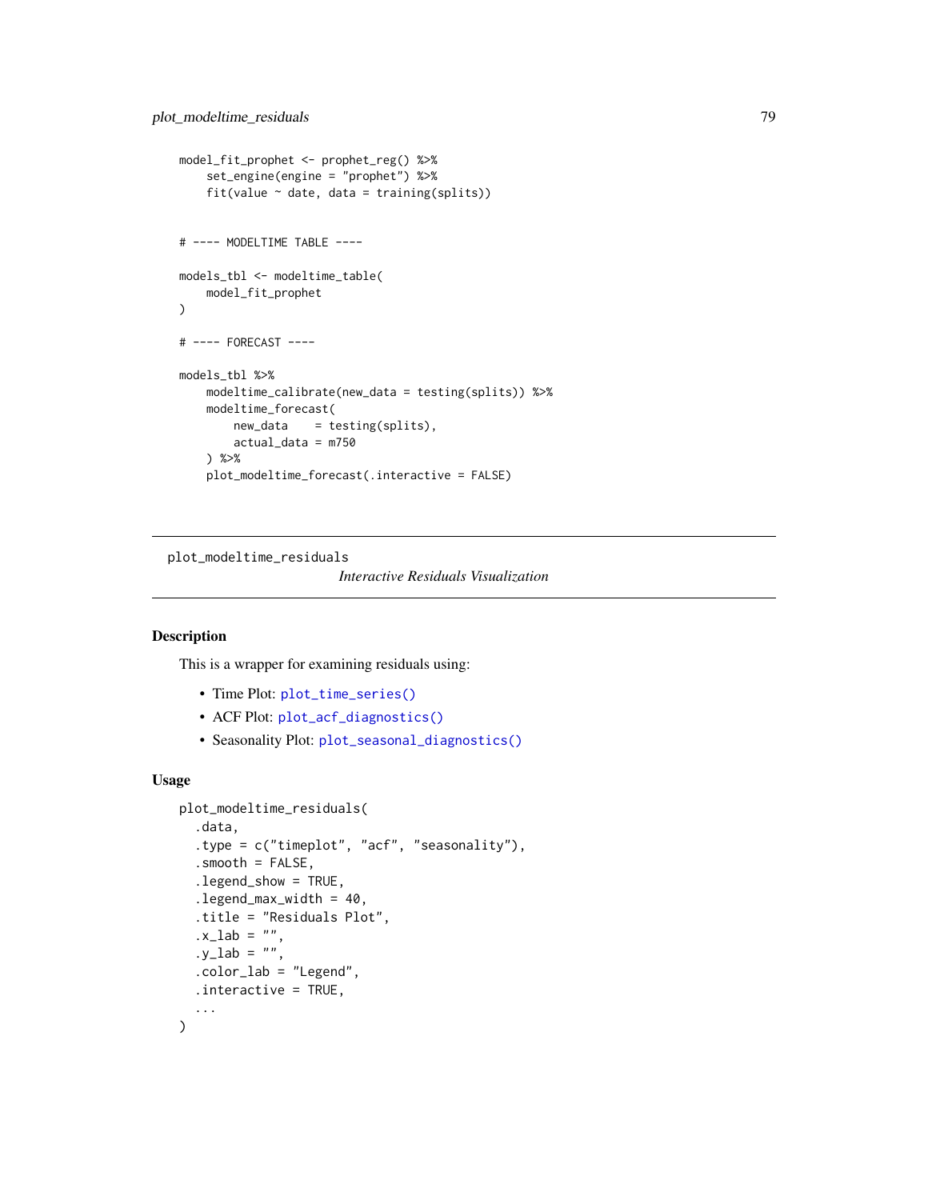```
model_fit_prophet <- prophet_reg() %>%
    set_engine(engine = "prophet") %>%
    fit(value ~ date, data = training(splits))


# ---- MODELTIME TABLE ----

models_tbl <- modeltime_table(
    model_fit_prophet
)

# ---- FORECAST ----

models_tbl %>%
    modeltime_calibrate(new_data = testing(splits)) %>%
    modeltime_forecast(
        new_data    = testing(splits),
        actual_data = m750
    ) %>%
    plot_modeltime_forecast(.interactive = FALSE)
```

---

## plot_modeltime_residuals

*Interactive Residuals Visualization*

---

### Description

This is a wrapper for examining residuals using:

- Time Plot: `plot_time_series()`
- ACF Plot: `plot_acf_diagnostics()`
- Seasonality Plot: `plot_seasonal_diagnostics()`

### Usage

```
plot_modeltime_residuals(
  .data,
  .type = c("timeplot", "acf", "seasonality"),
  .smooth = FALSE,
  .legend_show = TRUE,
  .legend_max_width = 40,
  .title = "Residuals Plot",
  .x_lab = "",
  .y_lab = "",
  .color_lab = "Legend",
  .interactive = TRUE,
  ...
)
```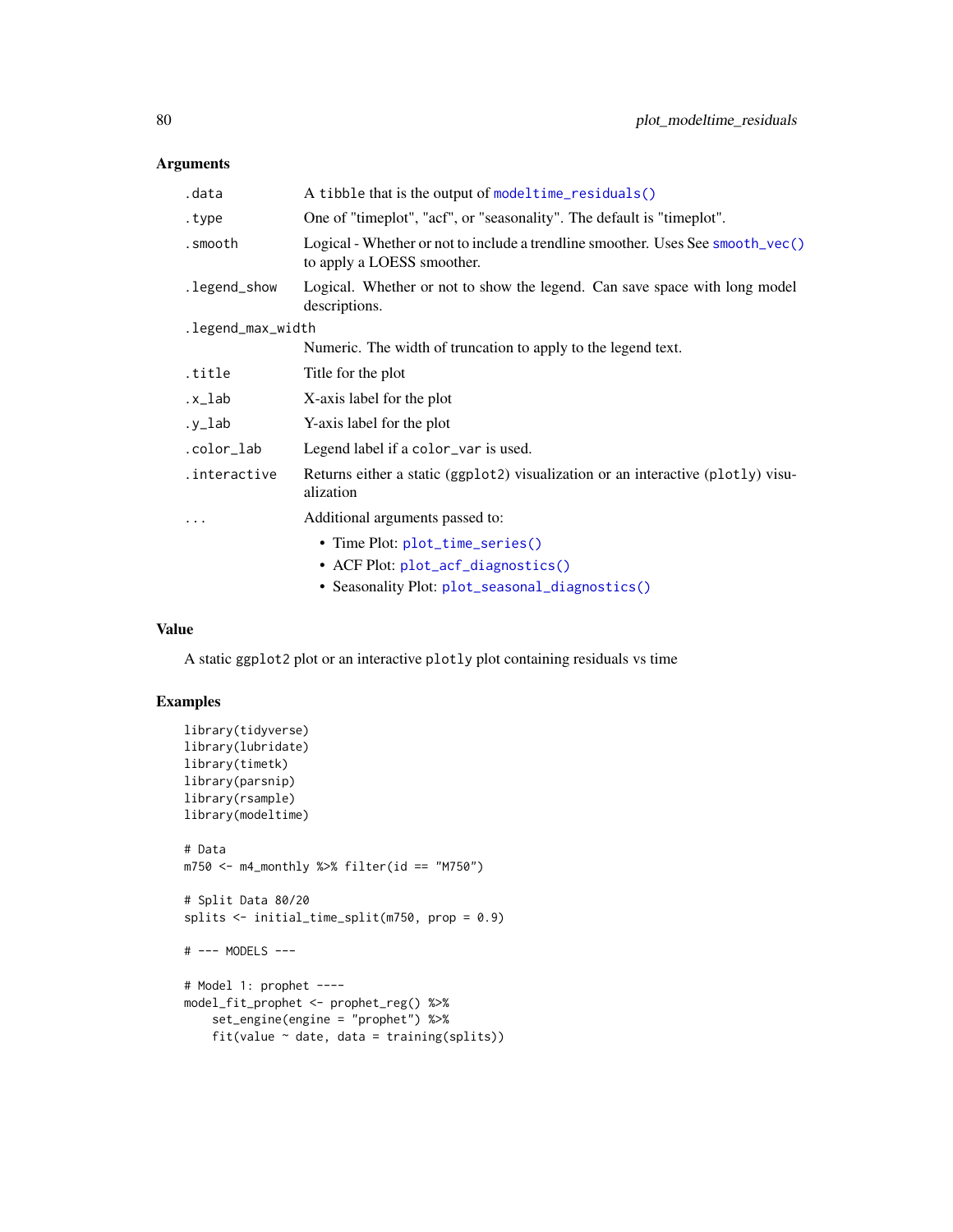## Arguments

| | |
|---|---|
| `.data` | A `tibble` that is the output of `modeltime_residuals()` |
| `.type` | One of "timeplot", "acf", or "seasonality". The default is "timeplot". |
| `.smooth` | Logical - Whether or not to include a trendline smoother. Uses See `smooth_vec()` to apply a LOESS smoother. |
| `.legend_show` | Logical. Whether or not to show the legend. Can save space with long model descriptions. |
| `.legend_max_width` | Numeric. The width of truncation to apply to the legend text. |
| `.title` | Title for the plot |
| `.x_lab` | X-axis label for the plot |
| `.y_lab` | Y-axis label for the plot |
| `.color_lab` | Legend label if a `color_var` is used. |
| `.interactive` | Returns either a static (`ggplot2`) visualization or an interactive (`plotly`) visualization |
| `...` | Additional arguments passed to: <br> • Time Plot: `plot_time_series()` <br> • ACF Plot: `plot_acf_diagnostics()` <br> • Seasonality Plot: `plot_seasonal_diagnostics()` |

## Value

A static `ggplot2` plot or an interactive `plotly` plot containing residuals vs time

## Examples

```
library(tidyverse)
library(lubridate)
library(timetk)
library(parsnip)
library(rsample)
library(modeltime)

# Data
m750 <- m4_monthly %>% filter(id == "M750")

# Split Data 80/20
splits <- initial_time_split(m750, prop = 0.9)

# --- MODELS ---

# Model 1: prophet ----
model_fit_prophet <- prophet_reg() %>%
    set_engine(engine = "prophet") %>%
    fit(value ~ date, data = training(splits))
```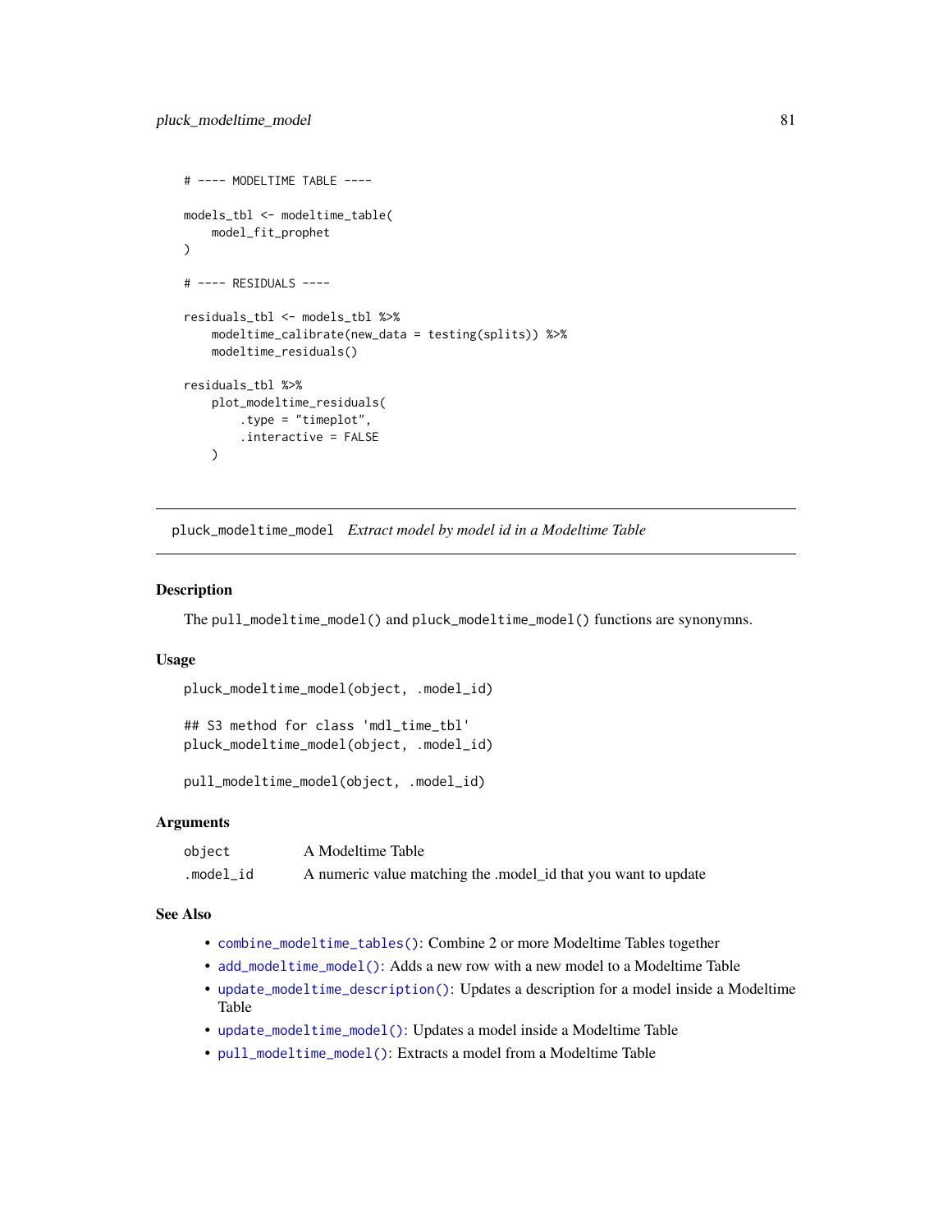```
# ---- MODELTIME TABLE ----

models_tbl <- modeltime_table(
    model_fit_prophet
)

# ---- RESIDUALS ----

residuals_tbl <- models_tbl %>%
    modeltime_calibrate(new_data = testing(splits)) %>%
    modeltime_residuals()

residuals_tbl %>%
    plot_modeltime_residuals(
        .type = "timeplot",
        .interactive = FALSE
    )
```

## pluck_modeltime_model *Extract model by model id in a Modeltime Table*

### Description

The `pull_modeltime_model()` and `pluck_modeltime_model()` functions are synonymns.

### Usage

```
pluck_modeltime_model(object, .model_id)

## S3 method for class 'mdl_time_tbl'
pluck_modeltime_model(object, .model_id)

pull_modeltime_model(object, .model_id)
```

### Arguments

| | |
|---|---|
| object | A Modeltime Table |
| .model_id | A numeric value matching the .model_id that you want to update |

### See Also

- `combine_modeltime_tables()`: Combine 2 or more Modeltime Tables together
- `add_modeltime_model()`: Adds a new row with a new model to a Modeltime Table
- `update_modeltime_description()`: Updates a description for a model inside a Modeltime Table
- `update_modeltime_model()`: Updates a model inside a Modeltime Table
- `pull_modeltime_model()`: Extracts a model from a Modeltime Table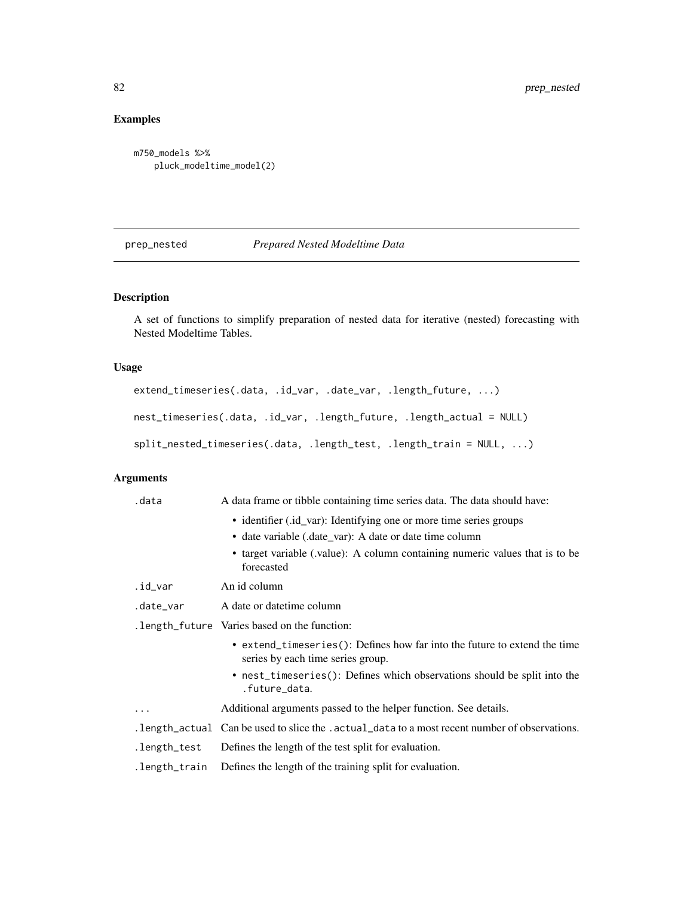## Examples

```
m750_models %>%
    pluck_modeltime_model(2)
```

# prep_nested *Prepared Nested Modeltime Data*

## Description

A set of functions to simplify preparation of nested data for iterative (nested) forecasting with Nested Modeltime Tables.

## Usage

```
extend_timeseries(.data, .id_var, .date_var, .length_future, ...)

nest_timeseries(.data, .id_var, .length_future, .length_actual = NULL)

split_nested_timeseries(.data, .length_test, .length_train = NULL, ...)
```

## Arguments

| | |
|---|---|
| `.data` | A data frame or tibble containing time series data. The data should have:<br>• identifier (.id_var): Identifying one or more time series groups<br>• date variable (.date_var): A date or date time column<br>• target variable (.value): A column containing numeric values that is to be forecasted |
| `.id_var` | An id column |
| `.date_var` | A date or datetime column |
| `.length_future` | Varies based on the function:<br>• `extend_timeseries()`: Defines how far into the future to extend the time series by each time series group.<br>• `nest_timeseries()`: Defines which observations should be split into the `.future_data`. |
| `...` | Additional arguments passed to the helper function. See details. |
| `.length_actual` | Can be used to slice the `.actual_data` to a most recent number of observations. |
| `.length_test` | Defines the length of the test split for evaluation. |
| `.length_train` | Defines the length of the training split for evaluation. |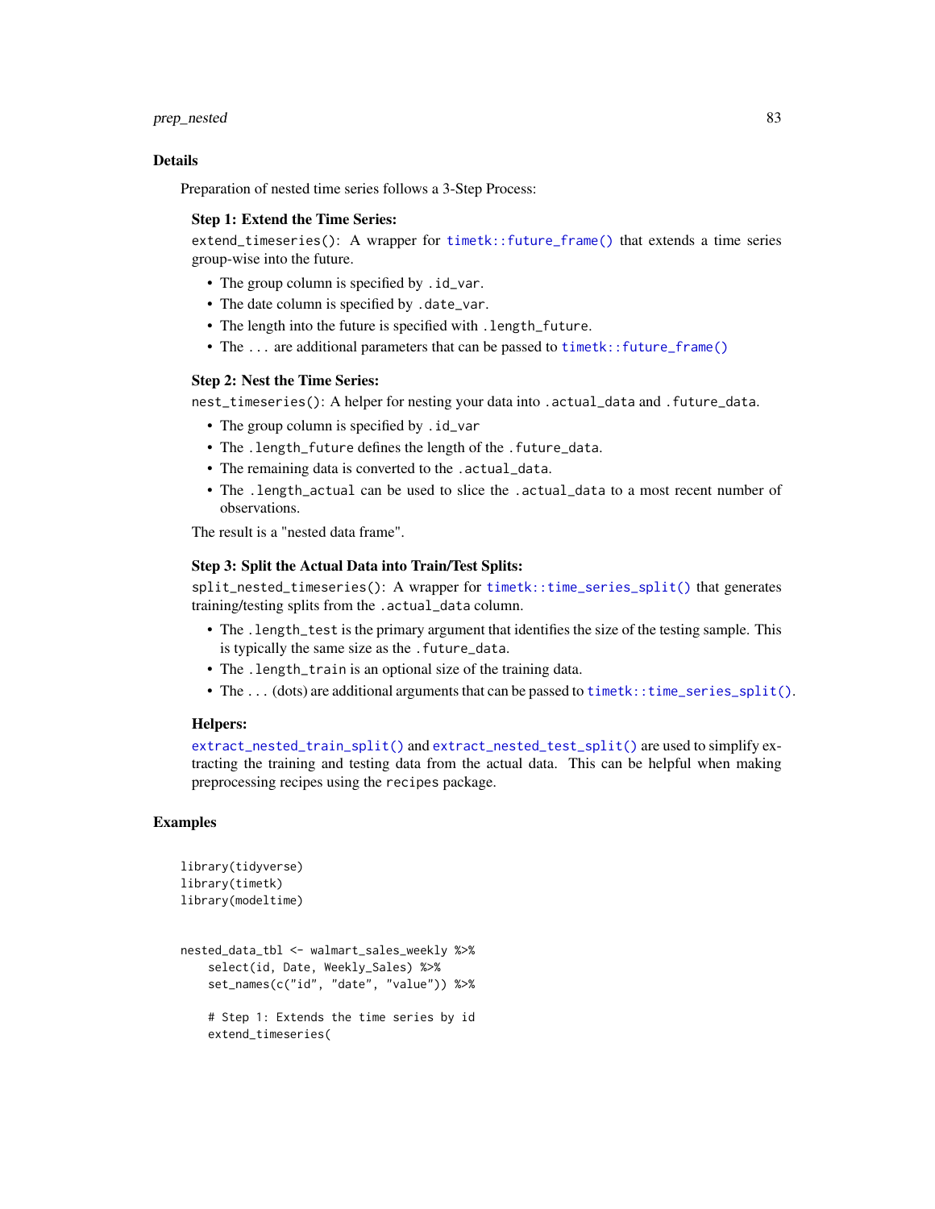## Details

Preparation of nested time series follows a 3-Step Process:

**Step 1: Extend the Time Series:**

`extend_timeseries()`: A wrapper for `timetk::future_frame()` that extends a time series group-wise into the future.

- The group column is specified by `.id_var`.
- The date column is specified by `.date_var`.
- The length into the future is specified with `.length_future`.
- The `...` are additional parameters that can be passed to `timetk::future_frame()`

**Step 2: Nest the Time Series:**

`nest_timeseries()`: A helper for nesting your data into `.actual_data` and `.future_data`.

- The group column is specified by `.id_var`
- The `.length_future` defines the length of the `.future_data`.
- The remaining data is converted to the `.actual_data`.
- The `.length_actual` can be used to slice the `.actual_data` to a most recent number of observations.

The result is a "nested data frame".

**Step 3: Split the Actual Data into Train/Test Splits:**

`split_nested_timeseries()`: A wrapper for `timetk::time_series_split()` that generates training/testing splits from the `.actual_data` column.

- The `.length_test` is the primary argument that identifies the size of the testing sample. This is typically the same size as the `.future_data`.
- The `.length_train` is an optional size of the training data.
- The `...` (dots) are additional arguments that can be passed to `timetk::time_series_split()`.

**Helpers:**

`extract_nested_train_split()` and `extract_nested_test_split()` are used to simplify extracting the training and testing data from the actual data. This can be helpful when making preprocessing recipes using the `recipes` package.

## Examples

```
library(tidyverse)
library(timetk)
library(modeltime)


nested_data_tbl <- walmart_sales_weekly %>%
    select(id, Date, Weekly_Sales) %>%
    set_names(c("id", "date", "value")) %>%

    # Step 1: Extends the time series by id
    extend_timeseries(
```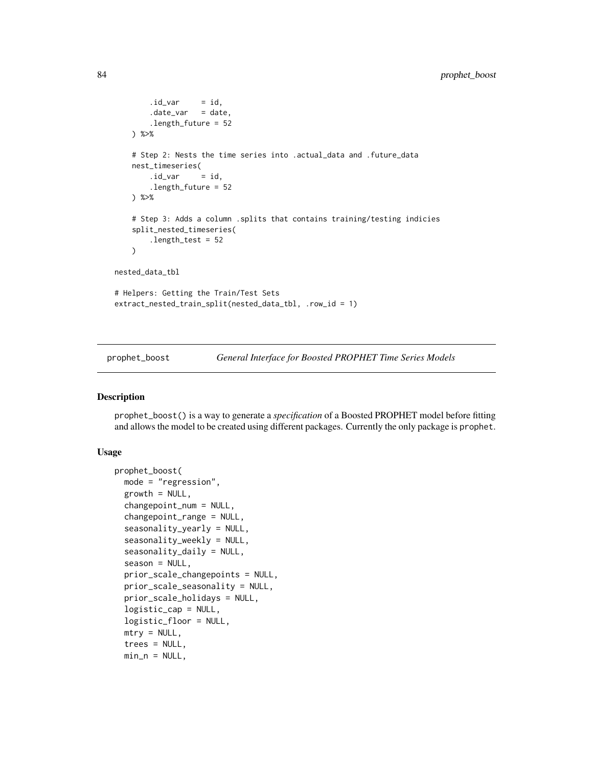```
        .id_var     = id,
        .date_var   = date,
        .length_future = 52
    ) %>%

    # Step 2: Nests the time series into .actual_data and .future_data
    nest_timeseries(
        .id_var     = id,
        .length_future = 52
    ) %>%

    # Step 3: Adds a column .splits that contains training/testing indicies
    split_nested_timeseries(
        .length_test = 52
    )

nested_data_tbl

# Helpers: Getting the Train/Test Sets
extract_nested_train_split(nested_data_tbl, .row_id = 1)
```

## prophet_boost — *General Interface for Boosted PROPHET Time Series Models*

### Description

prophet_boost() is a way to generate a *specification* of a Boosted PROPHET model before fitting and allows the model to be created using different packages. Currently the only package is prophet.

### Usage

```
prophet_boost(
  mode = "regression",
  growth = NULL,
  changepoint_num = NULL,
  changepoint_range = NULL,
  seasonality_yearly = NULL,
  seasonality_weekly = NULL,
  seasonality_daily = NULL,
  season = NULL,
  prior_scale_changepoints = NULL,
  prior_scale_seasonality = NULL,
  prior_scale_holidays = NULL,
  logistic_cap = NULL,
  logistic_floor = NULL,
  mtry = NULL,
  trees = NULL,
  min_n = NULL,
```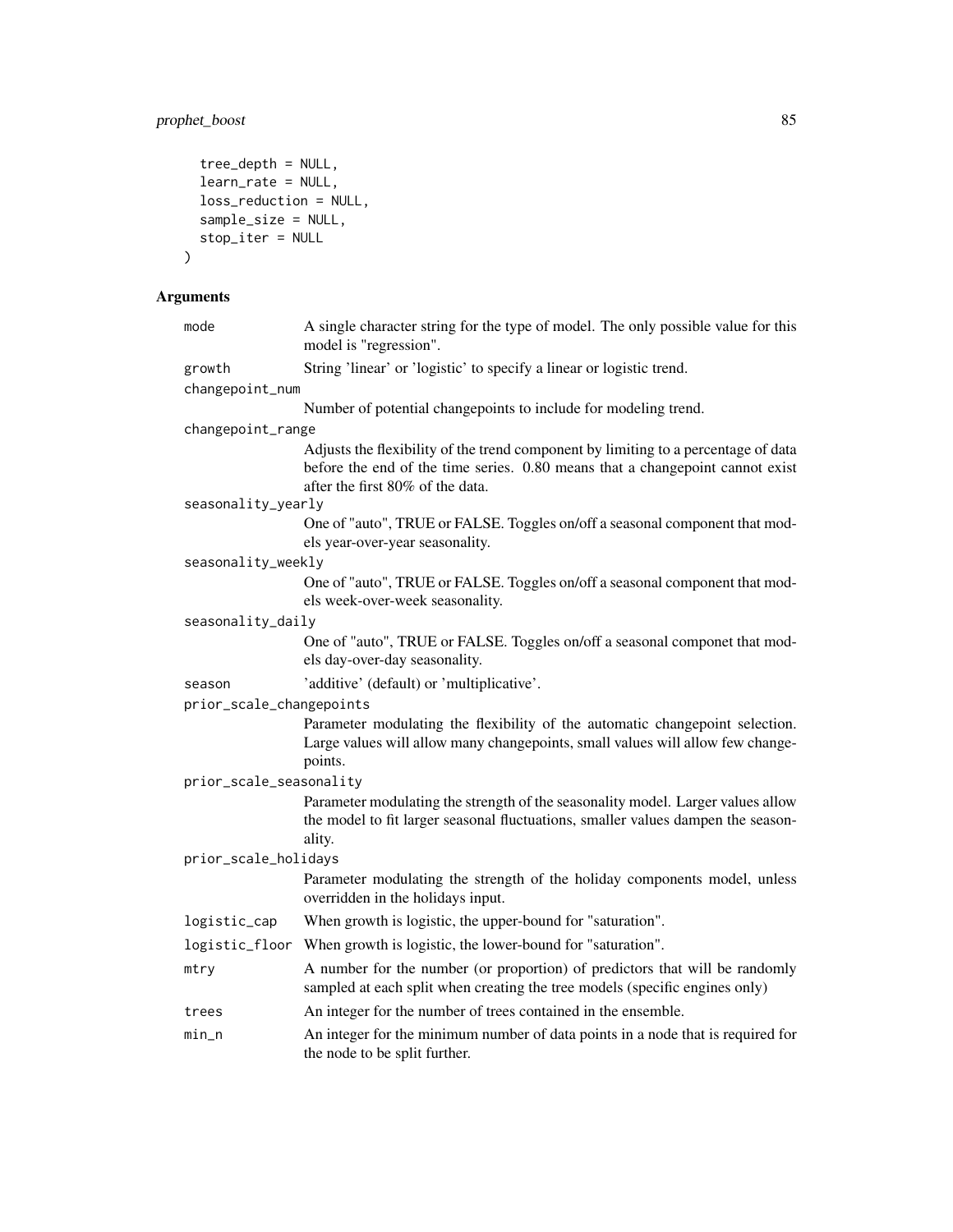```
  tree_depth = NULL,
  learn_rate = NULL,
  loss_reduction = NULL,
  sample_size = NULL,
  stop_iter = NULL
)
```

## Arguments

| Argument | Description |
| --- | --- |
| mode | A single character string for the type of model. The only possible value for this model is "regression". |
| growth | String 'linear' or 'logistic' to specify a linear or logistic trend. |
| changepoint_num | Number of potential changepoints to include for modeling trend. |
| changepoint_range | Adjusts the flexibility of the trend component by limiting to a percentage of data before the end of the time series. 0.80 means that a changepoint cannot exist after the first 80% of the data. |
| seasonality_yearly | One of "auto", TRUE or FALSE. Toggles on/off a seasonal component that models year-over-year seasonality. |
| seasonality_weekly | One of "auto", TRUE or FALSE. Toggles on/off a seasonal component that models week-over-week seasonality. |
| seasonality_daily | One of "auto", TRUE or FALSE. Toggles on/off a seasonal componet that models day-over-day seasonality. |
| season | 'additive' (default) or 'multiplicative'. |
| prior_scale_changepoints | Parameter modulating the flexibility of the automatic changepoint selection. Large values will allow many changepoints, small values will allow few changepoints. |
| prior_scale_seasonality | Parameter modulating the strength of the seasonality model. Larger values allow the model to fit larger seasonal fluctuations, smaller values dampen the seasonality. |
| prior_scale_holidays | Parameter modulating the strength of the holiday components model, unless overridden in the holidays input. |
| logistic_cap | When growth is logistic, the upper-bound for "saturation". |
| logistic_floor | When growth is logistic, the lower-bound for "saturation". |
| mtry | A number for the number (or proportion) of predictors that will be randomly sampled at each split when creating the tree models (specific engines only) |
| trees | An integer for the number of trees contained in the ensemble. |
| min_n | An integer for the minimum number of data points in a node that is required for the node to be split further. |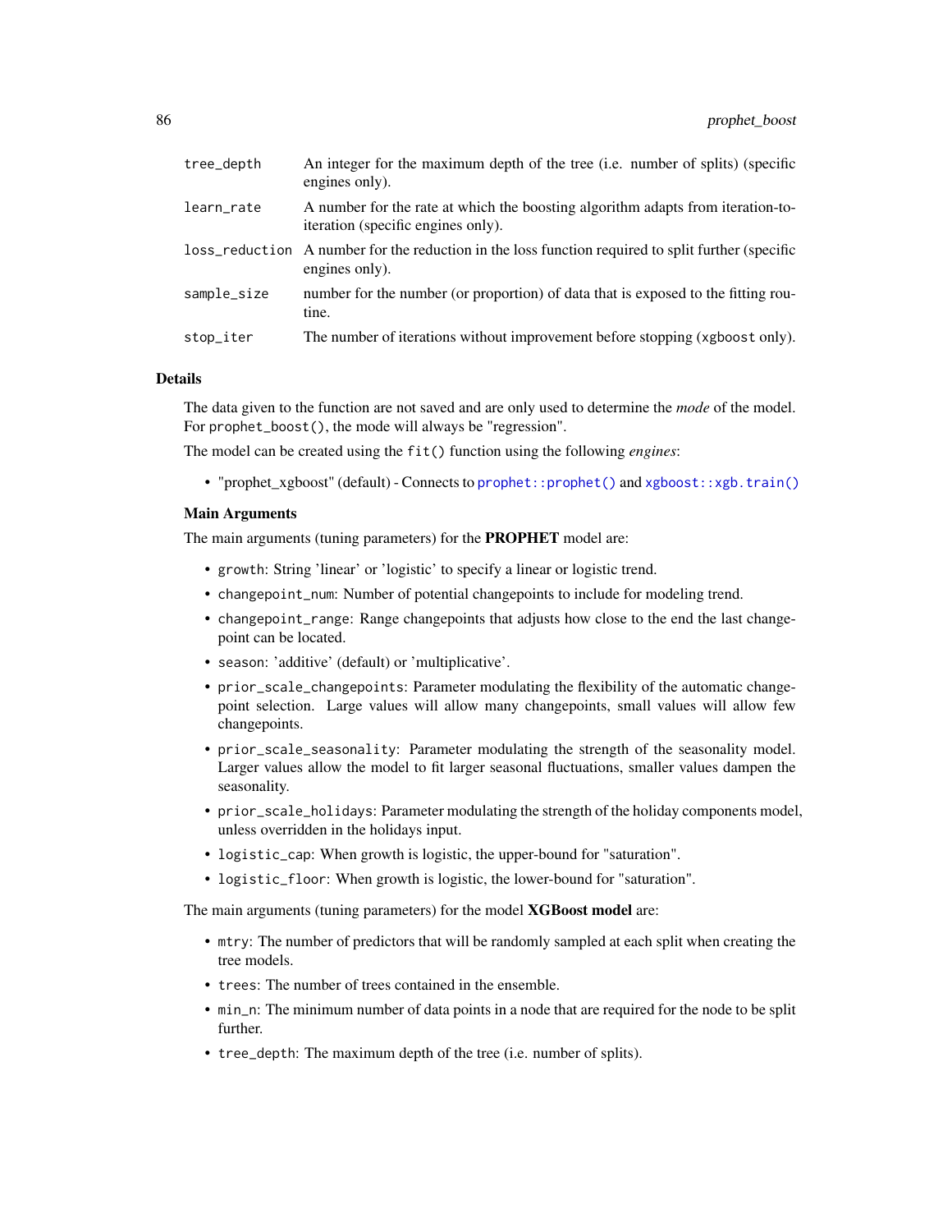| | |
|---|---|
| `tree_depth` | An integer for the maximum depth of the tree (i.e. number of splits) (specific engines only). |
| `learn_rate` | A number for the rate at which the boosting algorithm adapts from iteration-to-iteration (specific engines only). |
| `loss_reduction` | A number for the reduction in the loss function required to split further (specific engines only). |
| `sample_size` | number for the number (or proportion) of data that is exposed to the fitting routine. |
| `stop_iter` | The number of iterations without improvement before stopping (`xgboost` only). |

## Details

The data given to the function are not saved and are only used to determine the *mode* of the model. For `prophet_boost()`, the mode will always be "regression".

The model can be created using the `fit()` function using the following *engines*:

- "prophet_xgboost" (default) - Connects to `prophet::prophet()` and `xgboost::xgb.train()`

### Main Arguments

The main arguments (tuning parameters) for the **PROPHET** model are:

- `growth`: String 'linear' or 'logistic' to specify a linear or logistic trend.
- `changepoint_num`: Number of potential changepoints to include for modeling trend.
- `changepoint_range`: Range changepoints that adjusts how close to the end the last changepoint can be located.
- `season`: 'additive' (default) or 'multiplicative'.
- `prior_scale_changepoints`: Parameter modulating the flexibility of the automatic changepoint selection. Large values will allow many changepoints, small values will allow few changepoints.
- `prior_scale_seasonality`: Parameter modulating the strength of the seasonality model. Larger values allow the model to fit larger seasonal fluctuations, smaller values dampen the seasonality.
- `prior_scale_holidays`: Parameter modulating the strength of the holiday components model, unless overridden in the holidays input.
- `logistic_cap`: When growth is logistic, the upper-bound for "saturation".
- `logistic_floor`: When growth is logistic, the lower-bound for "saturation".

The main arguments (tuning parameters) for the model **XGBoost model** are:

- `mtry`: The number of predictors that will be randomly sampled at each split when creating the tree models.
- `trees`: The number of trees contained in the ensemble.
- `min_n`: The minimum number of data points in a node that are required for the node to be split further.
- `tree_depth`: The maximum depth of the tree (i.e. number of splits).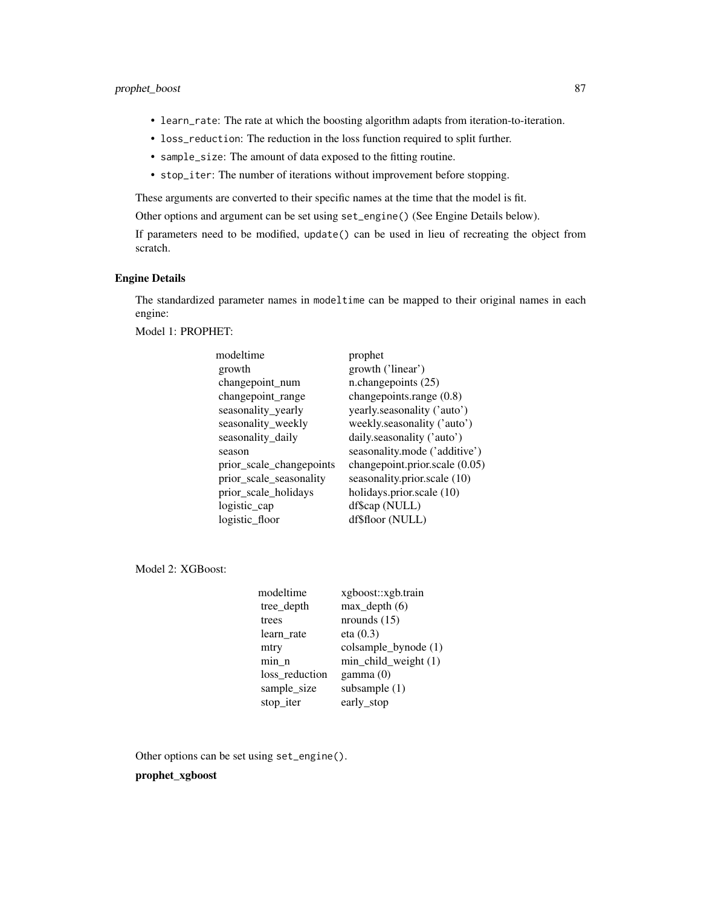- `learn_rate`: The rate at which the boosting algorithm adapts from iteration-to-iteration.
- `loss_reduction`: The reduction in the loss function required to split further.
- `sample_size`: The amount of data exposed to the fitting routine.
- `stop_iter`: The number of iterations without improvement before stopping.

These arguments are converted to their specific names at the time that the model is fit.

Other options and argument can be set using `set_engine()` (See Engine Details below).

If parameters need to be modified, `update()` can be used in lieu of recreating the object from scratch.

### Engine Details

The standardized parameter names in `modeltime` can be mapped to their original names in each engine:

Model 1: PROPHET:

| modeltime | prophet |
|---|---|
| growth | growth ('linear') |
| changepoint_num | n.changepoints (25) |
| changepoint_range | changepoints.range (0.8) |
| seasonality_yearly | yearly.seasonality ('auto') |
| seasonality_weekly | weekly.seasonality ('auto') |
| seasonality_daily | daily.seasonality ('auto') |
| season | seasonality.mode ('additive') |
| prior_scale_changepoints | changepoint.prior.scale (0.05) |
| prior_scale_seasonality | seasonality.prior.scale (10) |
| prior_scale_holidays | holidays.prior.scale (10) |
| logistic_cap | df$cap (NULL) |
| logistic_floor | df$floor (NULL) |

Model 2: XGBoost:

| modeltime | xgboost::xgb.train |
|---|---|
| tree_depth | max_depth (6) |
| trees | nrounds (15) |
| learn_rate | eta (0.3) |
| mtry | colsample_bynode (1) |
| min_n | min_child_weight (1) |
| loss_reduction | gamma (0) |
| sample_size | subsample (1) |
| stop_iter | early_stop |

Other options can be set using `set_engine()`.

**prophet_xgboost**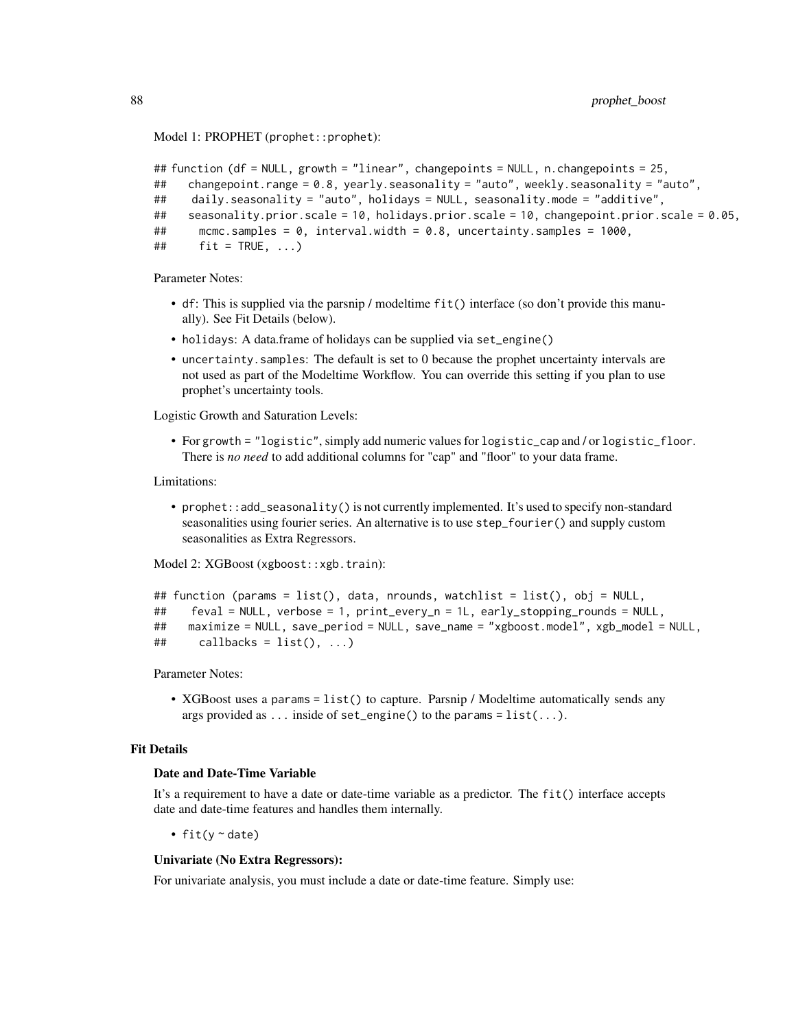Model 1: PROPHET (prophet::prophet):

```
## function (df = NULL, growth = "linear", changepoints = NULL, n.changepoints = 25,
##    changepoint.range = 0.8, yearly.seasonality = "auto", weekly.seasonality = "auto",
##     daily.seasonality = "auto", holidays = NULL, seasonality.mode = "additive",
##    seasonality.prior.scale = 10, holidays.prior.scale = 10, changepoint.prior.scale = 0.05,
##      mcmc.samples = 0, interval.width = 0.8, uncertainty.samples = 1000,
##      fit = TRUE, ...)
```

Parameter Notes:

- `df`: This is supplied via the parsnip / modeltime `fit()` interface (so don't provide this manually). See Fit Details (below).
- `holidays`: A data.frame of holidays can be supplied via `set_engine()`
- `uncertainty.samples`: The default is set to 0 because the prophet uncertainty intervals are not used as part of the Modeltime Workflow. You can override this setting if you plan to use prophet's uncertainty tools.

Logistic Growth and Saturation Levels:

- For `growth = "logistic"`, simply add numeric values for `logistic_cap` and / or `logistic_floor`. There is *no need* to add additional columns for "cap" and "floor" to your data frame.

Limitations:

- `prophet::add_seasonality()` is not currently implemented. It's used to specify non-standard seasonalities using fourier series. An alternative is to use `step_fourier()` and supply custom seasonalities as Extra Regressors.

Model 2: XGBoost (xgboost::xgb.train):

```
## function (params = list(), data, nrounds, watchlist = list(), obj = NULL,
##     feval = NULL, verbose = 1, print_every_n = 1L, early_stopping_rounds = NULL,
##    maximize = NULL, save_period = NULL, save_name = "xgboost.model", xgb_model = NULL,
##      callbacks = list(), ...)
```

Parameter Notes:

- XGBoost uses a `params = list()` to capture. Parsnip / Modeltime automatically sends any args provided as `...` inside of `set_engine()` to the `params = list(...)`.

## Fit Details

### Date and Date-Time Variable

It's a requirement to have a date or date-time variable as a predictor. The `fit()` interface accepts date and date-time features and handles them internally.

- `fit(y ~ date)`

### Univariate (No Extra Regressors):

For univariate analysis, you must include a date or date-time feature. Simply use: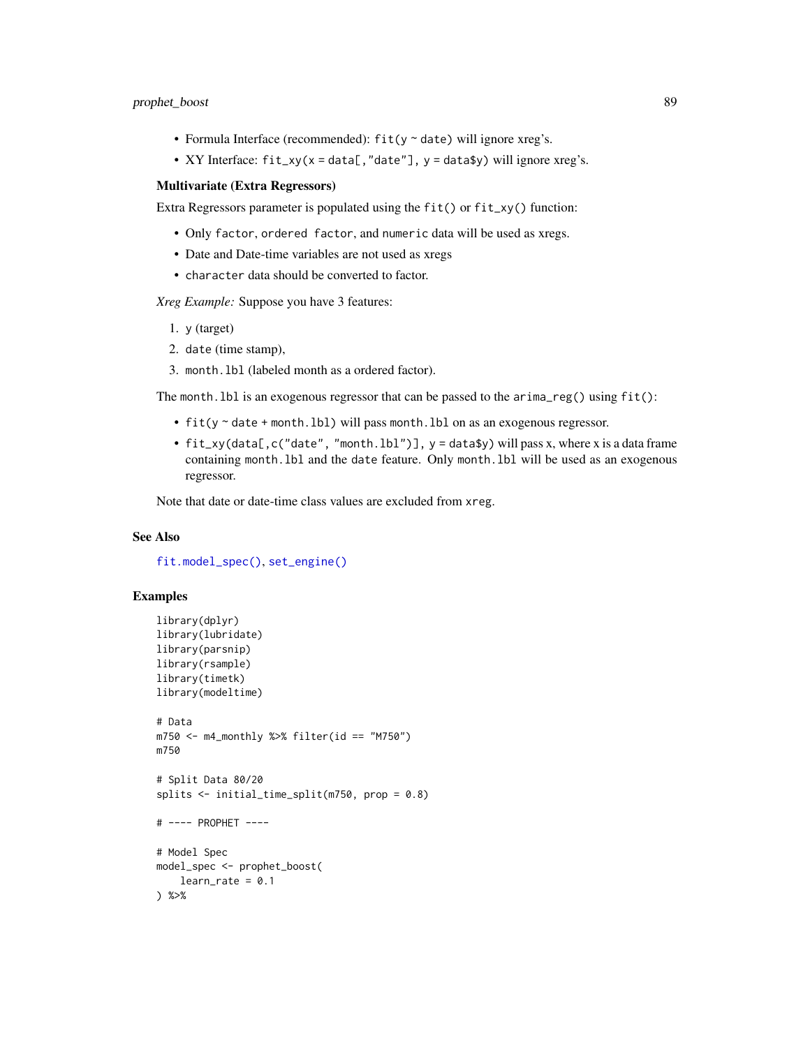- Formula Interface (recommended): `fit(y ~ date)` will ignore xreg's.
- XY Interface: `fit_xy(x = data[,"date"], y = data$y)` will ignore xreg's.

### Multivariate (Extra Regressors)

Extra Regressors parameter is populated using the `fit()` or `fit_xy()` function:

- Only `factor`, `ordered factor`, and `numeric` data will be used as xregs.
- Date and Date-time variables are not used as xregs
- `character` data should be converted to factor.

*Xreg Example:* Suppose you have 3 features:

1. `y` (target)
2. `date` (time stamp),
3. `month.lbl` (labeled month as a ordered factor).

The `month.lbl` is an exogenous regressor that can be passed to the `arima_reg()` using `fit()`:

- `fit(y ~ date + month.lbl)` will pass `month.lbl` on as an exogenous regressor.
- `fit_xy(data[,c("date", "month.lbl")], y = data$y)` will pass x, where x is a data frame containing `month.lbl` and the `date` feature. Only `month.lbl` will be used as an exogenous regressor.

Note that date or date-time class values are excluded from `xreg`.

## See Also

`fit.model_spec()`, `set_engine()`

## Examples

```
library(dplyr)
library(lubridate)
library(parsnip)
library(rsample)
library(timetk)
library(modeltime)

# Data
m750 <- m4_monthly %>% filter(id == "M750")
m750

# Split Data 80/20
splits <- initial_time_split(m750, prop = 0.8)

# ---- PROPHET ----

# Model Spec
model_spec <- prophet_boost(
    learn_rate = 0.1
) %>%
```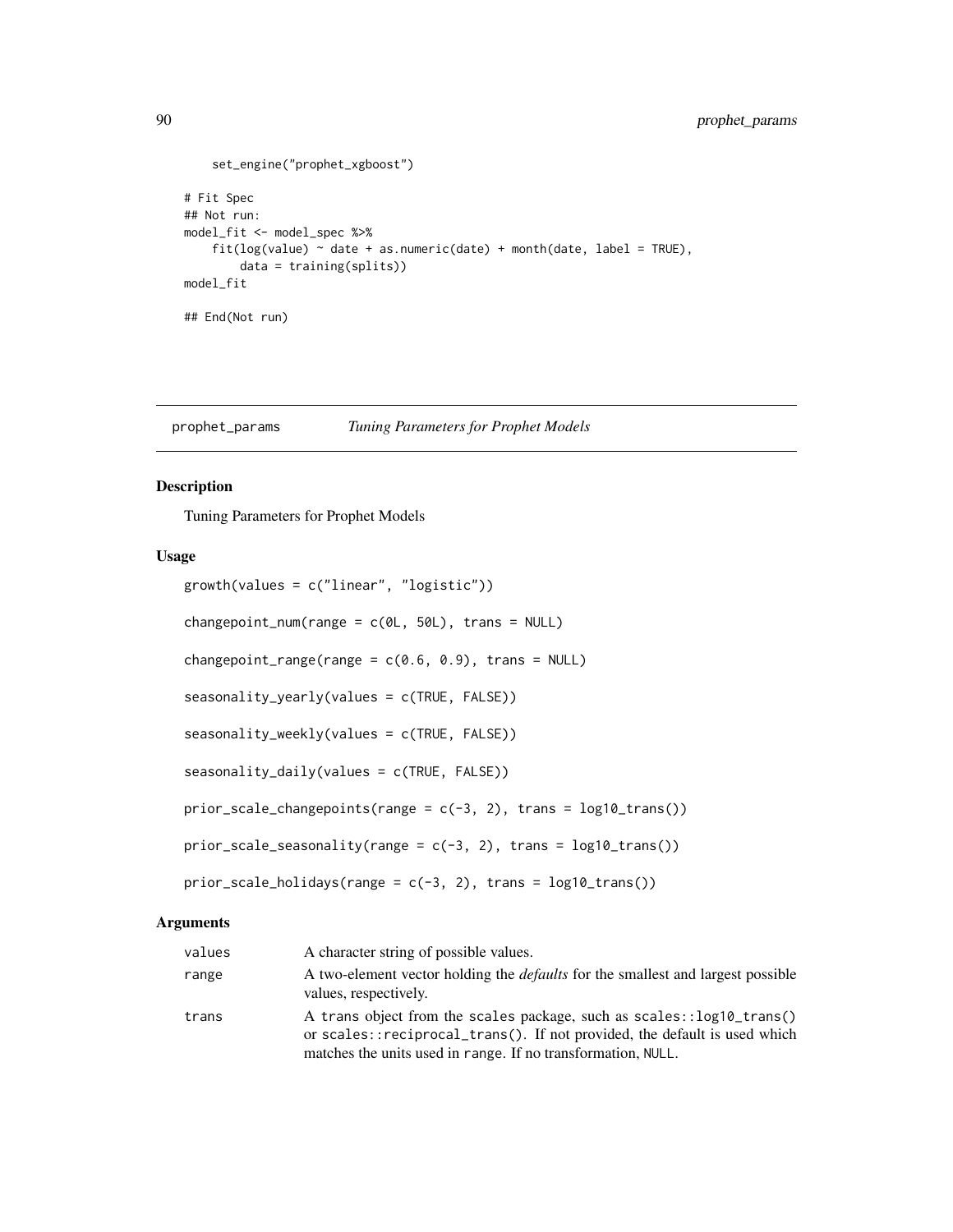```
    set_engine("prophet_xgboost")

# Fit Spec
## Not run:
model_fit <- model_spec %>%
    fit(log(value) ~ date + as.numeric(date) + month(date, label = TRUE),
        data = training(splits))
model_fit

## End(Not run)
```

## prophet_params *Tuning Parameters for Prophet Models*

### Description

Tuning Parameters for Prophet Models

### Usage

```
growth(values = c("linear", "logistic"))

changepoint_num(range = c(0L, 50L), trans = NULL)

changepoint_range(range = c(0.6, 0.9), trans = NULL)

seasonality_yearly(values = c(TRUE, FALSE))

seasonality_weekly(values = c(TRUE, FALSE))

seasonality_daily(values = c(TRUE, FALSE))

prior_scale_changepoints(range = c(-3, 2), trans = log10_trans())

prior_scale_seasonality(range = c(-3, 2), trans = log10_trans())

prior_scale_holidays(range = c(-3, 2), trans = log10_trans())
```

### Arguments

| | |
|---|---|
| values | A character string of possible values. |
| range | A two-element vector holding the *defaults* for the smallest and largest possible values, respectively. |
| trans | A trans object from the scales package, such as scales::log10_trans() or scales::reciprocal_trans(). If not provided, the default is used which matches the units used in range. If no transformation, NULL. |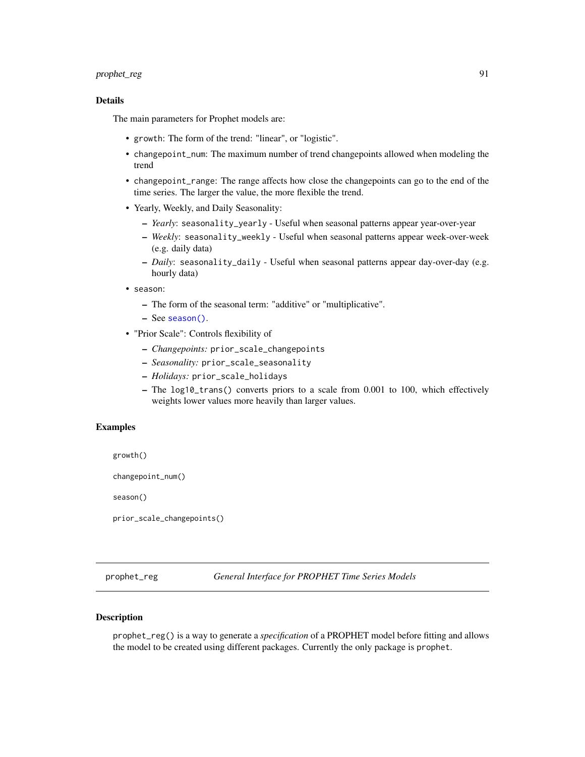## Details

The main parameters for Prophet models are:

- `growth`: The form of the trend: "linear", or "logistic".
- `changepoint_num`: The maximum number of trend changepoints allowed when modeling the trend
- `changepoint_range`: The range affects how close the changepoints can go to the end of the time series. The larger the value, the more flexible the trend.
- Yearly, Weekly, and Daily Seasonality:
  - *Yearly*: `seasonality_yearly` - Useful when seasonal patterns appear year-over-year
  - *Weekly*: `seasonality_weekly` - Useful when seasonal patterns appear week-over-week (e.g. daily data)
  - *Daily*: `seasonality_daily` - Useful when seasonal patterns appear day-over-day (e.g. hourly data)
- `season`:
  - The form of the seasonal term: "additive" or "multiplicative".
  - See `season()`.
- "Prior Scale": Controls flexibility of
  - *Changepoints:* `prior_scale_changepoints`
  - *Seasonality:* `prior_scale_seasonality`
  - *Holidays:* `prior_scale_holidays`
  - The `log10_trans()` converts priors to a scale from 0.001 to 100, which effectively weights lower values more heavily than larger values.

## Examples

```
growth()

changepoint_num()

season()

prior_scale_changepoints()
```

---

# prophet_reg — *General Interface for PROPHET Time Series Models*

## Description

`prophet_reg()` is a way to generate a *specification* of a PROPHET model before fitting and allows the model to be created using different packages. Currently the only package is `prophet`.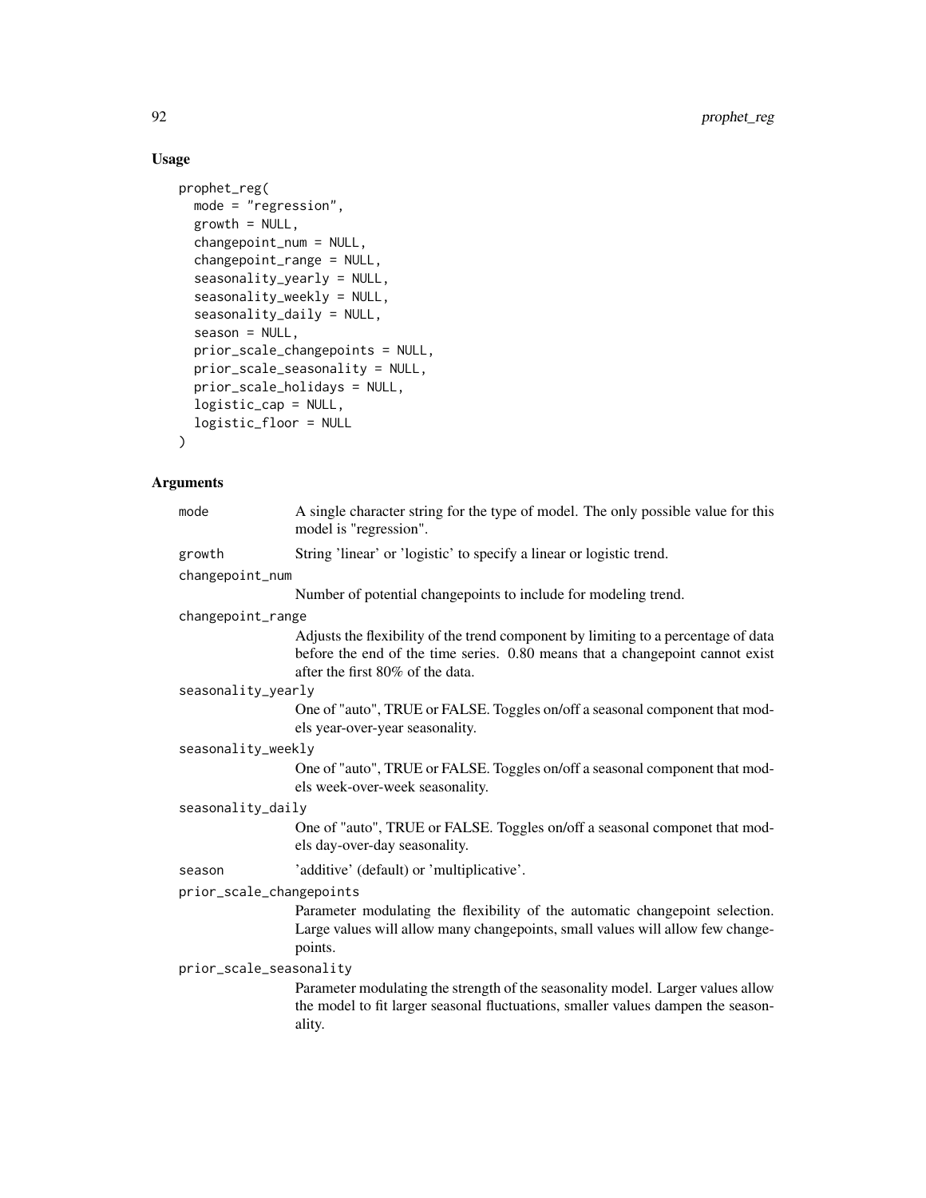## Usage

```
prophet_reg(
  mode = "regression",
  growth = NULL,
  changepoint_num = NULL,
  changepoint_range = NULL,
  seasonality_yearly = NULL,
  seasonality_weekly = NULL,
  seasonality_daily = NULL,
  season = NULL,
  prior_scale_changepoints = NULL,
  prior_scale_seasonality = NULL,
  prior_scale_holidays = NULL,
  logistic_cap = NULL,
  logistic_floor = NULL
)
```

## Arguments

`mode`
: A single character string for the type of model. The only possible value for this model is "regression".

`growth`
: String 'linear' or 'logistic' to specify a linear or logistic trend.

`changepoint_num`
: Number of potential changepoints to include for modeling trend.

`changepoint_range`
: Adjusts the flexibility of the trend component by limiting to a percentage of data before the end of the time series. 0.80 means that a changepoint cannot exist after the first 80% of the data.

`seasonality_yearly`
: One of "auto", TRUE or FALSE. Toggles on/off a seasonal component that models year-over-year seasonality.

`seasonality_weekly`
: One of "auto", TRUE or FALSE. Toggles on/off a seasonal component that models week-over-week seasonality.

`seasonality_daily`
: One of "auto", TRUE or FALSE. Toggles on/off a seasonal componet that models day-over-day seasonality.

`season`
: 'additive' (default) or 'multiplicative'.

`prior_scale_changepoints`
: Parameter modulating the flexibility of the automatic changepoint selection. Large values will allow many changepoints, small values will allow few changepoints.

`prior_scale_seasonality`
: Parameter modulating the strength of the seasonality model. Larger values allow the model to fit larger seasonal fluctuations, smaller values dampen the seasonality.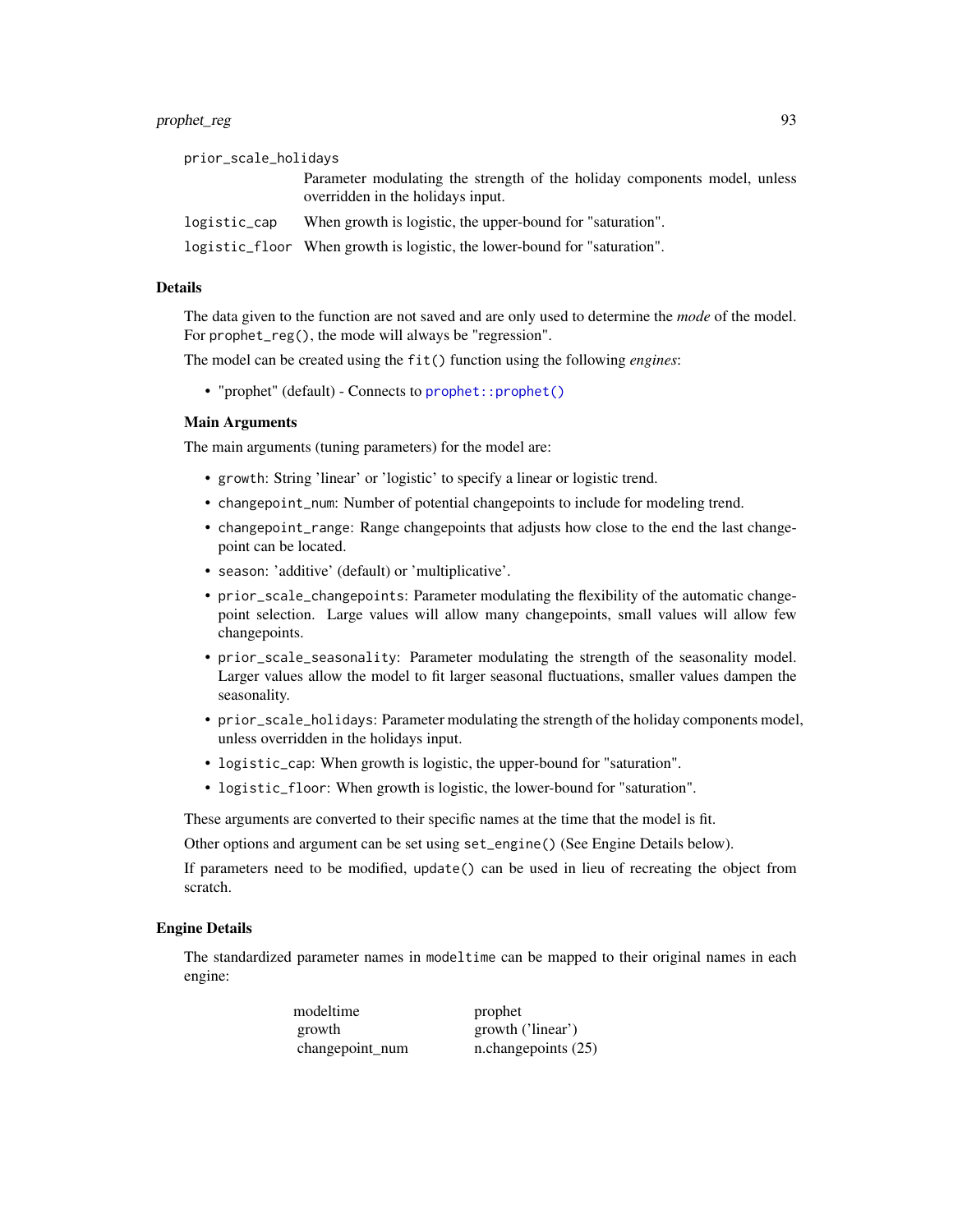prior_scale_holidays
: Parameter modulating the strength of the holiday components model, unless overridden in the holidays input.

logistic_cap
: When growth is logistic, the upper-bound for "saturation".

logistic_floor
: When growth is logistic, the lower-bound for "saturation".

## Details

The data given to the function are not saved and are only used to determine the *mode* of the model. For `prophet_reg()`, the mode will always be "regression".

The model can be created using the `fit()` function using the following *engines*:

- "prophet" (default) - Connects to `prophet::prophet()`

### Main Arguments

The main arguments (tuning parameters) for the model are:

- `growth`: String 'linear' or 'logistic' to specify a linear or logistic trend.
- `changepoint_num`: Number of potential changepoints to include for modeling trend.
- `changepoint_range`: Range changepoints that adjusts how close to the end the last changepoint can be located.
- `season`: 'additive' (default) or 'multiplicative'.
- `prior_scale_changepoints`: Parameter modulating the flexibility of the automatic changepoint selection. Large values will allow many changepoints, small values will allow few changepoints.
- `prior_scale_seasonality`: Parameter modulating the strength of the seasonality model. Larger values allow the model to fit larger seasonal fluctuations, smaller values dampen the seasonality.
- `prior_scale_holidays`: Parameter modulating the strength of the holiday components model, unless overridden in the holidays input.
- `logistic_cap`: When growth is logistic, the upper-bound for "saturation".
- `logistic_floor`: When growth is logistic, the lower-bound for "saturation".

These arguments are converted to their specific names at the time that the model is fit.

Other options and argument can be set using `set_engine()` (See Engine Details below).

If parameters need to be modified, `update()` can be used in lieu of recreating the object from scratch.

## Engine Details

The standardized parameter names in `modeltime` can be mapped to their original names in each engine:

| modeltime | prophet |
|---|---|
| growth | growth ('linear') |
| changepoint_num | n.changepoints (25) |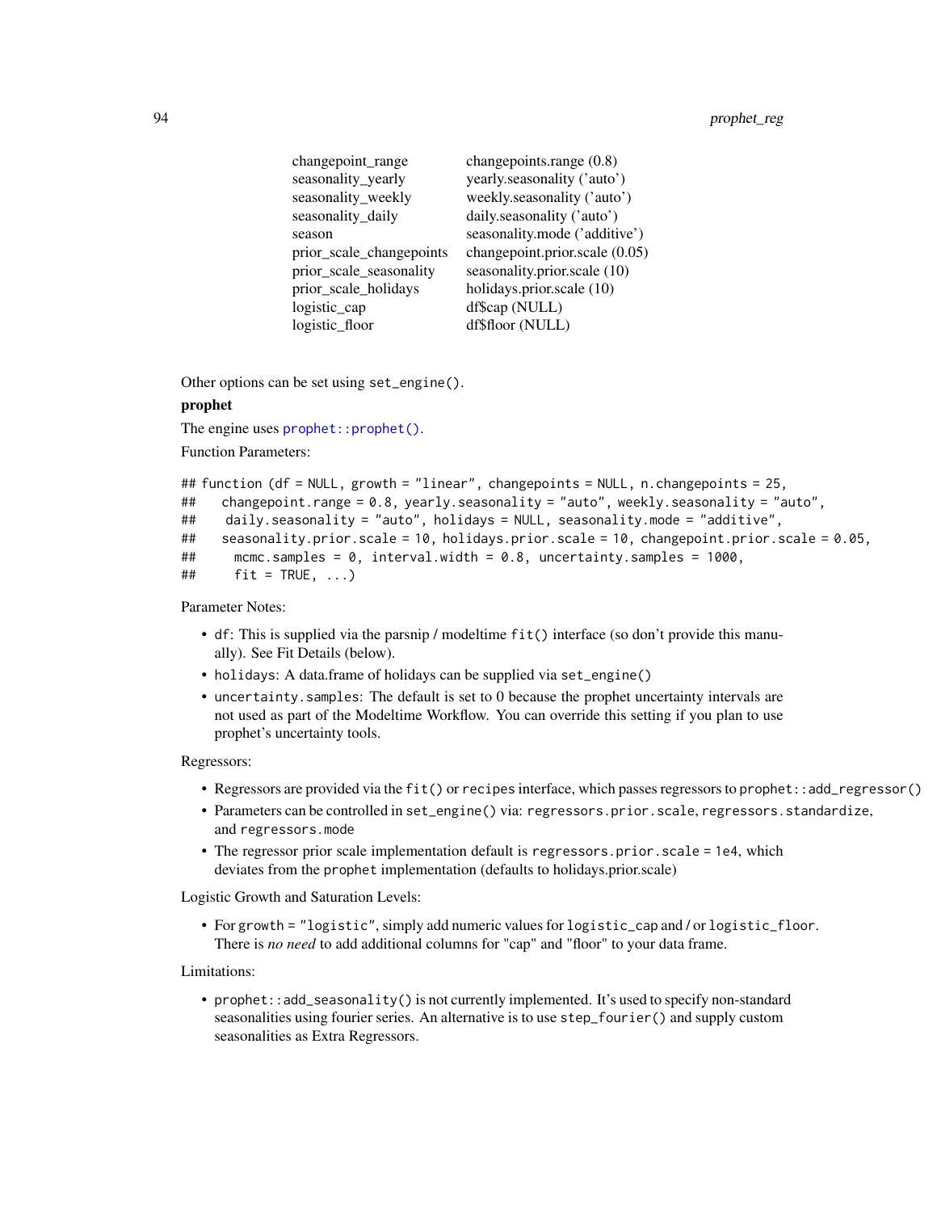| | |
|---|---|
| changepoint_range | changepoints.range (0.8) |
| seasonality_yearly | yearly.seasonality ('auto') |
| seasonality_weekly | weekly.seasonality ('auto') |
| seasonality_daily | daily.seasonality ('auto') |
| season | seasonality.mode ('additive') |
| prior_scale_changepoints | changepoint.prior.scale (0.05) |
| prior_scale_seasonality | seasonality.prior.scale (10) |
| prior_scale_holidays | holidays.prior.scale (10) |
| logistic_cap | df$cap (NULL) |
| logistic_floor | df$floor (NULL) |

Other options can be set using `set_engine()`.

**prophet**

The engine uses `prophet::prophet()`.

Function Parameters:

```
## function (df = NULL, growth = "linear", changepoints = NULL, n.changepoints = 25,
##     changepoint.range = 0.8, yearly.seasonality = "auto", weekly.seasonality = "auto",
##     daily.seasonality = "auto", holidays = NULL, seasonality.mode = "additive",
##     seasonality.prior.scale = 10, holidays.prior.scale = 10, changepoint.prior.scale = 0.05,
##     mcmc.samples = 0, interval.width = 0.8, uncertainty.samples = 1000,
##     fit = TRUE, ...)
```

Parameter Notes:

- `df`: This is supplied via the parsnip / modeltime `fit()` interface (so don't provide this manually). See Fit Details (below).
- `holidays`: A data.frame of holidays can be supplied via `set_engine()`
- `uncertainty.samples`: The default is set to 0 because the prophet uncertainty intervals are not used as part of the Modeltime Workflow. You can override this setting if you plan to use prophet's uncertainty tools.

Regressors:

- Regressors are provided via the `fit()` or `recipes` interface, which passes regressors to `prophet::add_regressor()`
- Parameters can be controlled in `set_engine()` via: `regressors.prior.scale`, `regressors.standardize`, and `regressors.mode`
- The regressor prior scale implementation default is `regressors.prior.scale = 1e4`, which deviates from the `prophet` implementation (defaults to holidays.prior.scale)

Logistic Growth and Saturation Levels:

- For `growth = "logistic"`, simply add numeric values for `logistic_cap` and / or `logistic_floor`. There is *no need* to add additional columns for "cap" and "floor" to your data frame.

Limitations:

- `prophet::add_seasonality()` is not currently implemented. It's used to specify non-standard seasonalities using fourier series. An alternative is to use `step_fourier()` and supply custom seasonalities as Extra Regressors.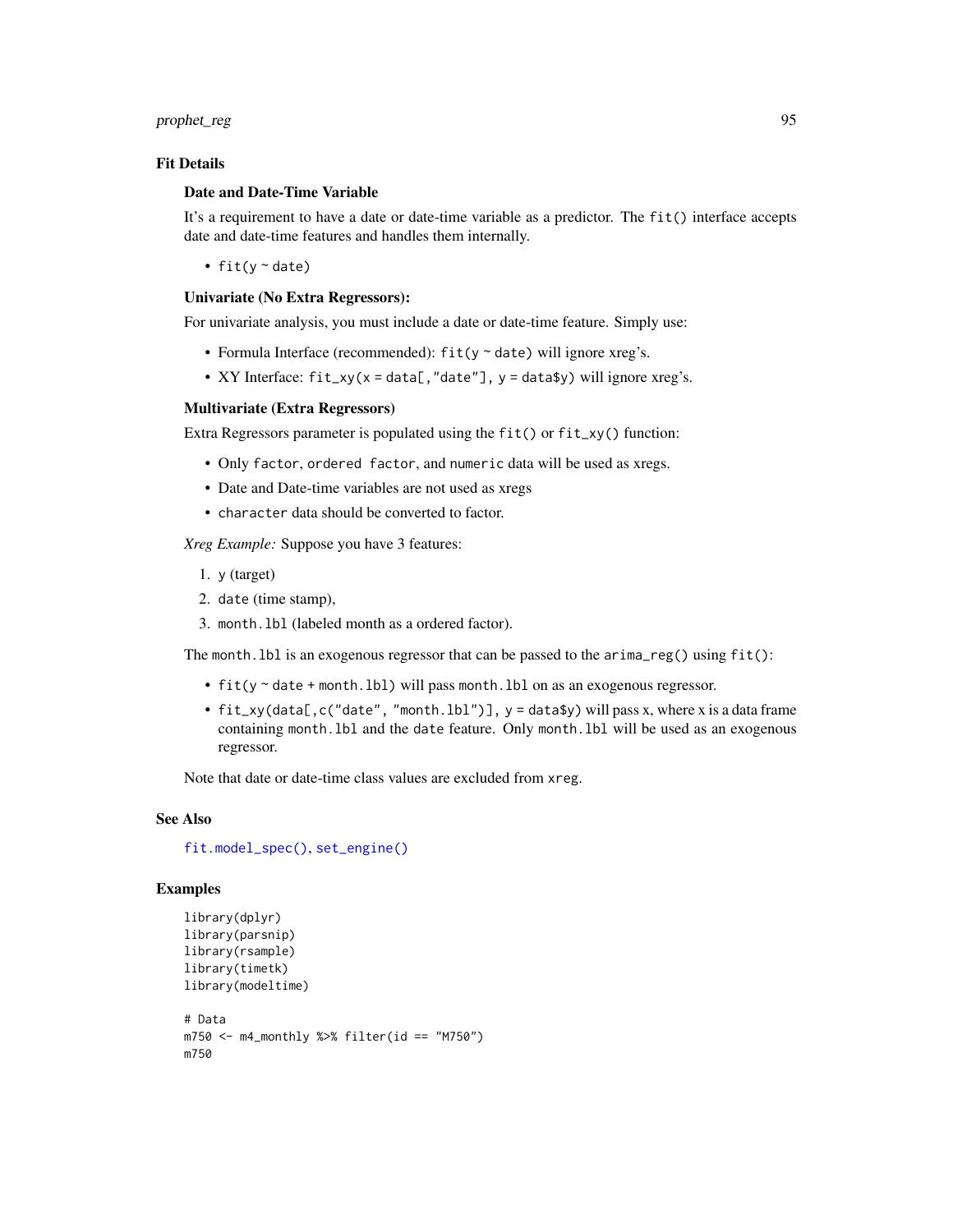## Fit Details

### Date and Date-Time Variable

It's a requirement to have a date or date-time variable as a predictor. The `fit()` interface accepts date and date-time features and handles them internally.

- `fit(y ~ date)`

### Univariate (No Extra Regressors):

For univariate analysis, you must include a date or date-time feature. Simply use:

- Formula Interface (recommended): `fit(y ~ date)` will ignore xreg's.
- XY Interface: `fit_xy(x = data[,"date"], y = data$y)` will ignore xreg's.

### Multivariate (Extra Regressors)

Extra Regressors parameter is populated using the `fit()` or `fit_xy()` function:

- Only `factor`, `ordered factor`, and `numeric` data will be used as xregs.
- Date and Date-time variables are not used as xregs
- `character` data should be converted to factor.

*Xreg Example:* Suppose you have 3 features:

1. `y` (target)
2. `date` (time stamp),
3. `month.lbl` (labeled month as a ordered factor).

The `month.lbl` is an exogenous regressor that can be passed to the `arima_reg()` using `fit()`:

- `fit(y ~ date + month.lbl)` will pass `month.lbl` on as an exogenous regressor.
- `fit_xy(data[,c("date", "month.lbl")], y = data$y)` will pass x, where x is a data frame containing `month.lbl` and the `date` feature. Only `month.lbl` will be used as an exogenous regressor.

Note that date or date-time class values are excluded from `xreg`.

## See Also

`fit.model_spec()`, `set_engine()`

## Examples

```
library(dplyr)
library(parsnip)
library(rsample)
library(timetk)
library(modeltime)

# Data
m750 <- m4_monthly %>% filter(id == "M750")
m750
```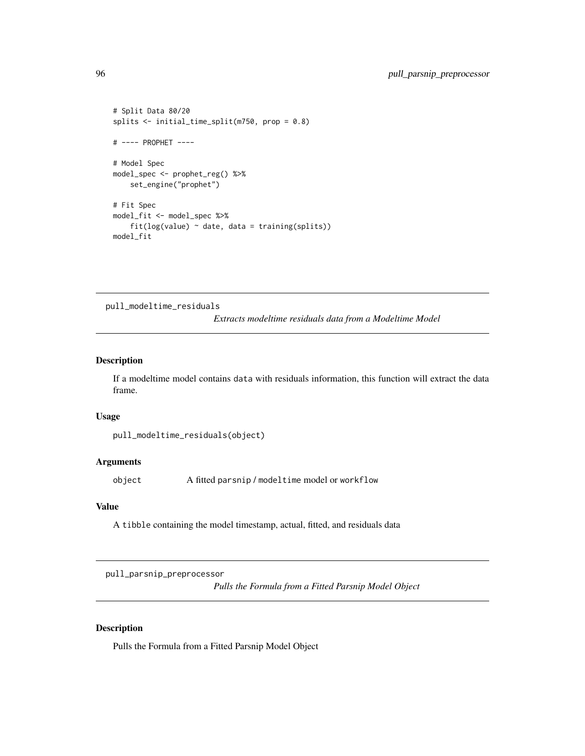```
# Split Data 80/20
splits <- initial_time_split(m750, prop = 0.8)

# ---- PROPHET ----

# Model Spec
model_spec <- prophet_reg() %>%
    set_engine("prophet")

# Fit Spec
model_fit <- model_spec %>%
    fit(log(value) ~ date, data = training(splits))
model_fit
```

---

## pull_modeltime_residuals

*Extracts modeltime residuals data from a Modeltime Model*

### Description

If a modeltime model contains `data` with residuals information, this function will extract the data frame.

### Usage

```
pull_modeltime_residuals(object)
```

### Arguments

| | |
|---|---|
| `object` | A fitted `parsnip` / `modeltime` model or `workflow` |

### Value

A `tibble` containing the model timestamp, actual, fitted, and residuals data

---

## pull_parsnip_preprocessor

*Pulls the Formula from a Fitted Parsnip Model Object*

### Description

Pulls the Formula from a Fitted Parsnip Model Object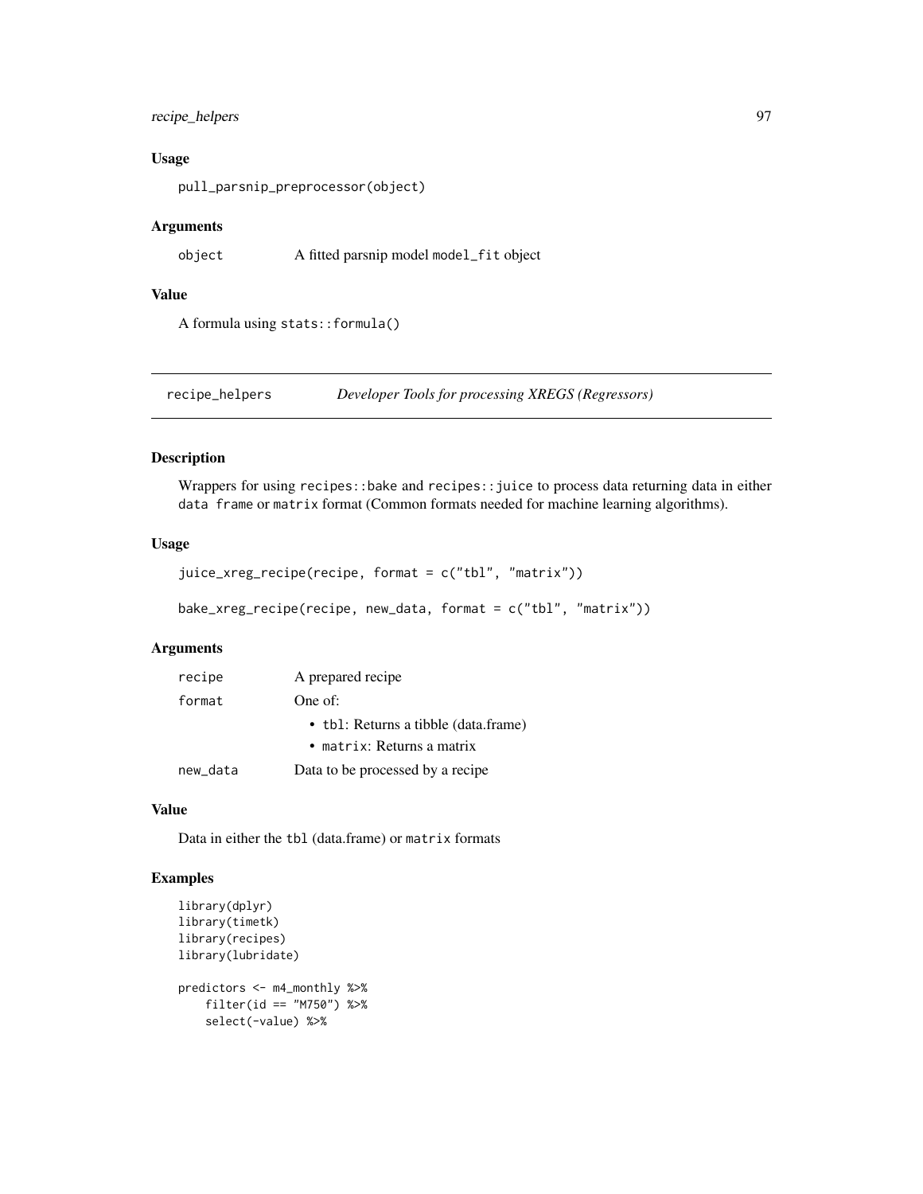### Usage

```
pull_parsnip_preprocessor(object)
```

### Arguments

| | |
|---|---|
| object | A fitted parsnip model `model_fit` object |

### Value

A formula using `stats::formula()`

---

## recipe_helpers — *Developer Tools for processing XREGS (Regressors)*

---

### Description

Wrappers for using `recipes::bake` and `recipes::juice` to process data returning data in either `data frame` or `matrix` format (Common formats needed for machine learning algorithms).

### Usage

```
juice_xreg_recipe(recipe, format = c("tbl", "matrix"))

bake_xreg_recipe(recipe, new_data, format = c("tbl", "matrix"))
```

### Arguments

| | |
|---|---|
| recipe | A prepared recipe |
| format | One of:<br>• `tbl`: Returns a tibble (data.frame)<br>• `matrix`: Returns a matrix |
| new_data | Data to be processed by a recipe |

### Value

Data in either the `tbl` (data.frame) or `matrix` formats

### Examples

```
library(dplyr)
library(timetk)
library(recipes)
library(lubridate)

predictors <- m4_monthly %>%
    filter(id == "M750") %>%
    select(-value) %>%
```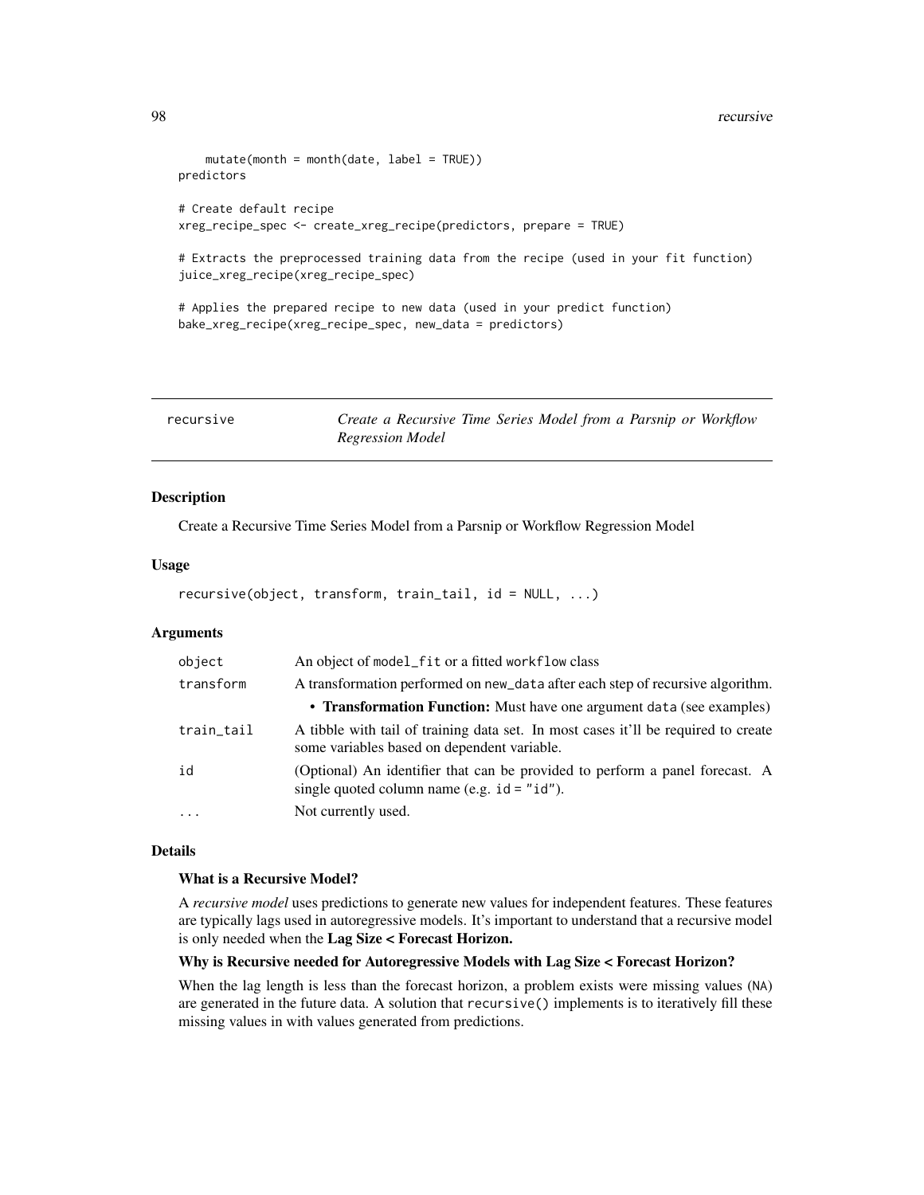```
    mutate(month = month(date, label = TRUE))
predictors

# Create default recipe
xreg_recipe_spec <- create_xreg_recipe(predictors, prepare = TRUE)

# Extracts the preprocessed training data from the recipe (used in your fit function)
juice_xreg_recipe(xreg_recipe_spec)

# Applies the prepared recipe to new data (used in your predict function)
bake_xreg_recipe(xreg_recipe_spec, new_data = predictors)
```

---

## recursive — *Create a Recursive Time Series Model from a Parsnip or Workflow Regression Model*

---

### Description

Create a Recursive Time Series Model from a Parsnip or Workflow Regression Model

### Usage

```
recursive(object, transform, train_tail, id = NULL, ...)
```

### Arguments

| Argument | Description |
|---|---|
| `object` | An object of `model_fit` or a fitted `workflow` class |
| `transform` | A transformation performed on `new_data` after each step of recursive algorithm. • **Transformation Function:** Must have one argument `data` (see examples) |
| `train_tail` | A tibble with tail of training data set. In most cases it'll be required to create some variables based on dependent variable. |
| `id` | (Optional) An identifier that can be provided to perform a panel forecast. A single quoted column name (e.g. `id = "id"`). |
| `...` | Not currently used. |

### Details

**What is a Recursive Model?**

A *recursive model* uses predictions to generate new values for independent features. These features are typically lags used in autoregressive models. It's important to understand that a recursive model is only needed when the **Lag Size < Forecast Horizon.**

**Why is Recursive needed for Autoregressive Models with Lag Size < Forecast Horizon?**

When the lag length is less than the forecast horizon, a problem exists were missing values (`NA`) are generated in the future data. A solution that `recursive()` implements is to iteratively fill these missing values in with values generated from predictions.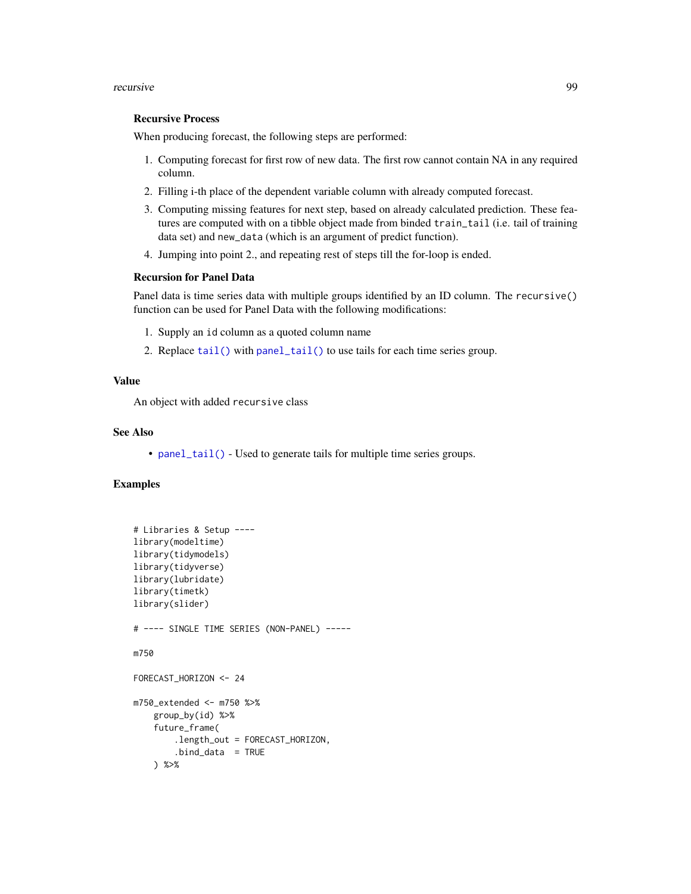### Recursive Process

When producing forecast, the following steps are performed:

1. Computing forecast for first row of new data. The first row cannot contain NA in any required column.
2. Filling i-th place of the dependent variable column with already computed forecast.
3. Computing missing features for next step, based on already calculated prediction. These features are computed with on a tibble object made from binded `train_tail` (i.e. tail of training data set) and `new_data` (which is an argument of predict function).
4. Jumping into point 2., and repeating rest of steps till the for-loop is ended.

### Recursion for Panel Data

Panel data is time series data with multiple groups identified by an ID column. The `recursive()` function can be used for Panel Data with the following modifications:

1. Supply an `id` column as a quoted column name
2. Replace `tail()` with `panel_tail()` to use tails for each time series group.

## Value

An object with added `recursive` class

## See Also

- `panel_tail()` - Used to generate tails for multiple time series groups.

## Examples

```
# Libraries & Setup ----
library(modeltime)
library(tidymodels)
library(tidyverse)
library(lubridate)
library(timetk)
library(slider)

# ---- SINGLE TIME SERIES (NON-PANEL) -----

m750

FORECAST_HORIZON <- 24

m750_extended <- m750 %>%
    group_by(id) %>%
    future_frame(
        .length_out = FORECAST_HORIZON,
        .bind_data  = TRUE
    ) %>%
```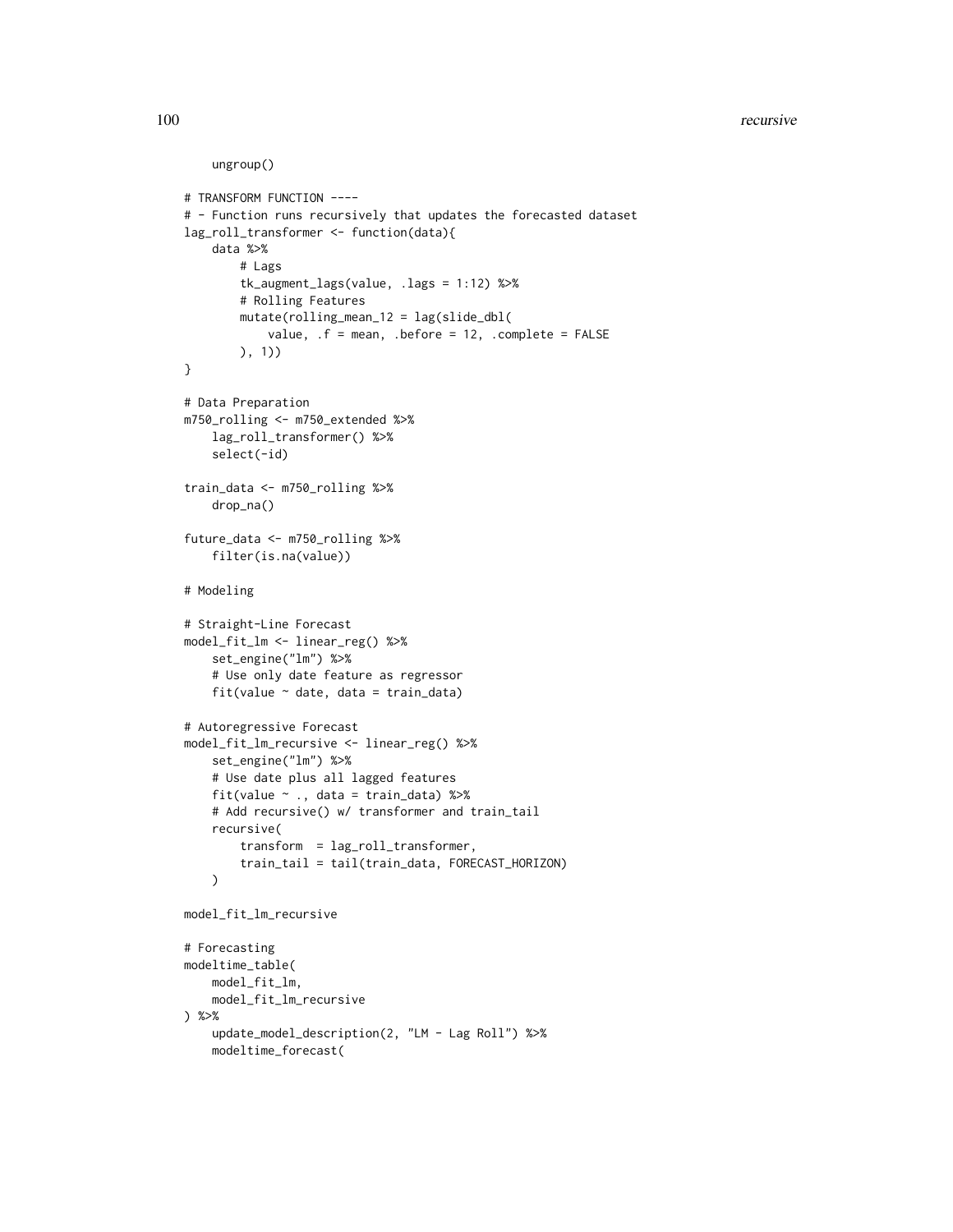```
    ungroup()

# TRANSFORM FUNCTION ----
# - Function runs recursively that updates the forecasted dataset
lag_roll_transformer <- function(data){
    data %>%
        # Lags
        tk_augment_lags(value, .lags = 1:12) %>%
        # Rolling Features
        mutate(rolling_mean_12 = lag(slide_dbl(
            value, .f = mean, .before = 12, .complete = FALSE
        ), 1))
}

# Data Preparation
m750_rolling <- m750_extended %>%
    lag_roll_transformer() %>%
    select(-id)

train_data <- m750_rolling %>%
    drop_na()

future_data <- m750_rolling %>%
    filter(is.na(value))

# Modeling

# Straight-Line Forecast
model_fit_lm <- linear_reg() %>%
    set_engine("lm") %>%
    # Use only date feature as regressor
    fit(value ~ date, data = train_data)

# Autoregressive Forecast
model_fit_lm_recursive <- linear_reg() %>%
    set_engine("lm") %>%
    # Use date plus all lagged features
    fit(value ~ ., data = train_data) %>%
    # Add recursive() w/ transformer and train_tail
    recursive(
        transform  = lag_roll_transformer,
        train_tail = tail(train_data, FORECAST_HORIZON)
    )

model_fit_lm_recursive

# Forecasting
modeltime_table(
    model_fit_lm,
    model_fit_lm_recursive
) %>%
    update_model_description(2, "LM - Lag Roll") %>%
    modeltime_forecast(
```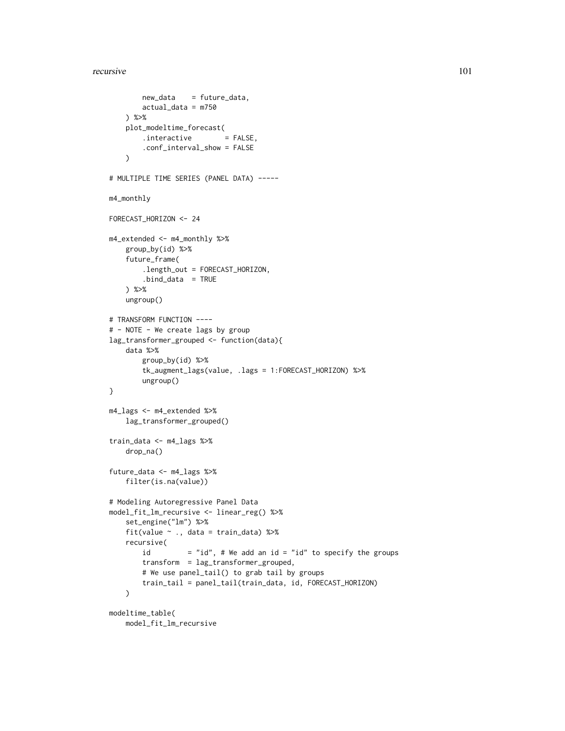```
        new_data    = future_data,
        actual_data = m750
    ) %>%
    plot_modeltime_forecast(
        .interactive        = FALSE,
        .conf_interval_show = FALSE
    )

# MULTIPLE TIME SERIES (PANEL DATA) -----

m4_monthly

FORECAST_HORIZON <- 24

m4_extended <- m4_monthly %>%
    group_by(id) %>%
    future_frame(
        .length_out = FORECAST_HORIZON,
        .bind_data  = TRUE
    ) %>%
    ungroup()

# TRANSFORM FUNCTION ----
# - NOTE - We create lags by group
lag_transformer_grouped <- function(data){
    data %>%
        group_by(id) %>%
        tk_augment_lags(value, .lags = 1:FORECAST_HORIZON) %>%
        ungroup()
}

m4_lags <- m4_extended %>%
    lag_transformer_grouped()

train_data <- m4_lags %>%
    drop_na()

future_data <- m4_lags %>%
    filter(is.na(value))

# Modeling Autoregressive Panel Data
model_fit_lm_recursive <- linear_reg() %>%
    set_engine("lm") %>%
    fit(value ~ ., data = train_data) %>%
    recursive(
        id         = "id", # We add an id = "id" to specify the groups
        transform  = lag_transformer_grouped,
        # We use panel_tail() to grab tail by groups
        train_tail = panel_tail(train_data, id, FORECAST_HORIZON)
    )

modeltime_table(
    model_fit_lm_recursive
```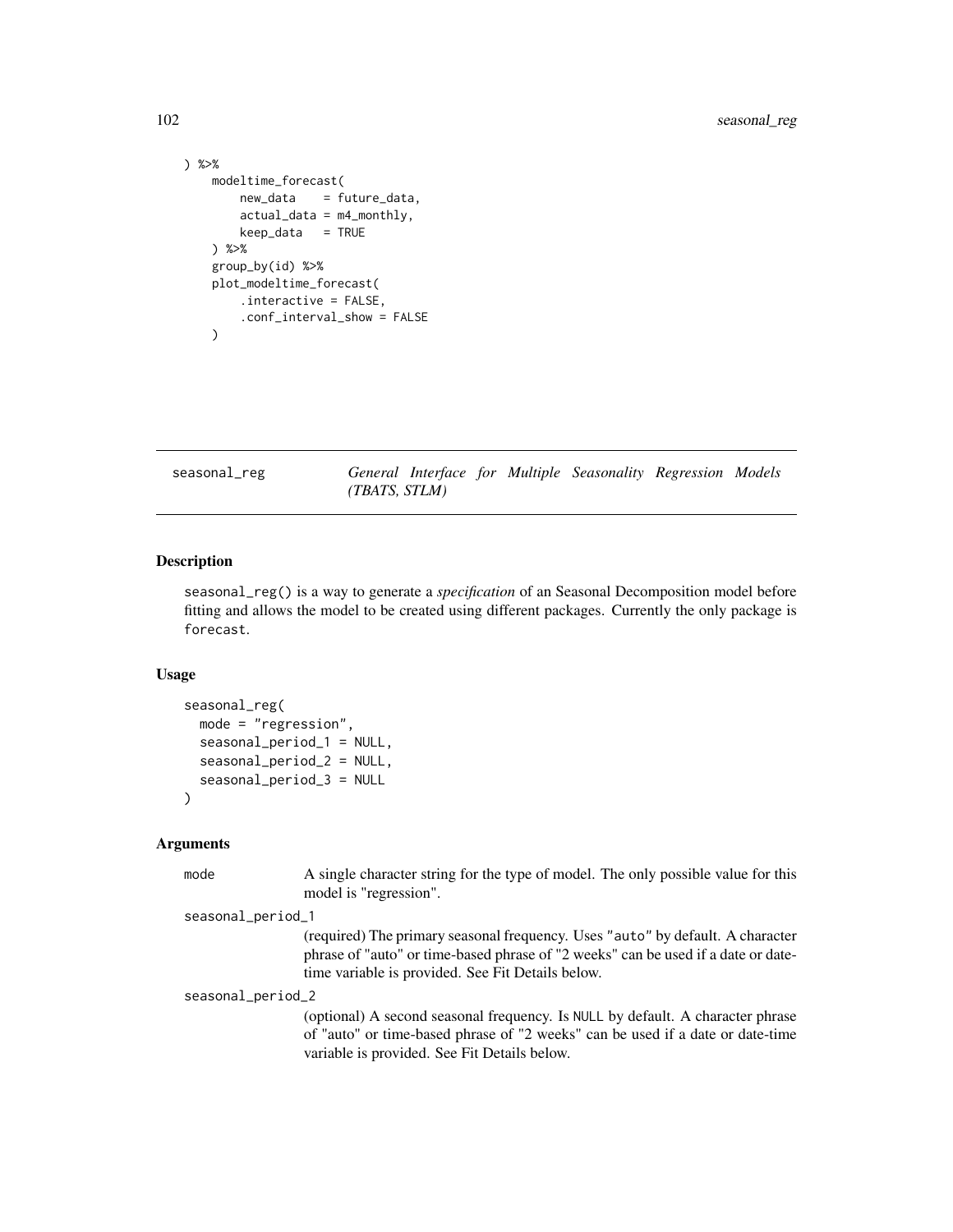```
) %>%
    modeltime_forecast(
        new_data    = future_data,
        actual_data = m4_monthly,
        keep_data   = TRUE
    ) %>%
    group_by(id) %>%
    plot_modeltime_forecast(
        .interactive = FALSE,
        .conf_interval_show = FALSE
    )
```

---

## seasonal_reg — *General Interface for Multiple Seasonality Regression Models (TBATS, STLM)*

---

### Description

seasonal_reg() is a way to generate a *specification* of an Seasonal Decomposition model before fitting and allows the model to be created using different packages. Currently the only package is forecast.

### Usage

```
seasonal_reg(
  mode = "regression",
  seasonal_period_1 = NULL,
  seasonal_period_2 = NULL,
  seasonal_period_3 = NULL
)
```

### Arguments

mode
: A single character string for the type of model. The only possible value for this model is "regression".

seasonal_period_1
: (required) The primary seasonal frequency. Uses "auto" by default. A character phrase of "auto" or time-based phrase of "2 weeks" can be used if a date or date-time variable is provided. See Fit Details below.

seasonal_period_2
: (optional) A second seasonal frequency. Is NULL by default. A character phrase of "auto" or time-based phrase of "2 weeks" can be used if a date or date-time variable is provided. See Fit Details below.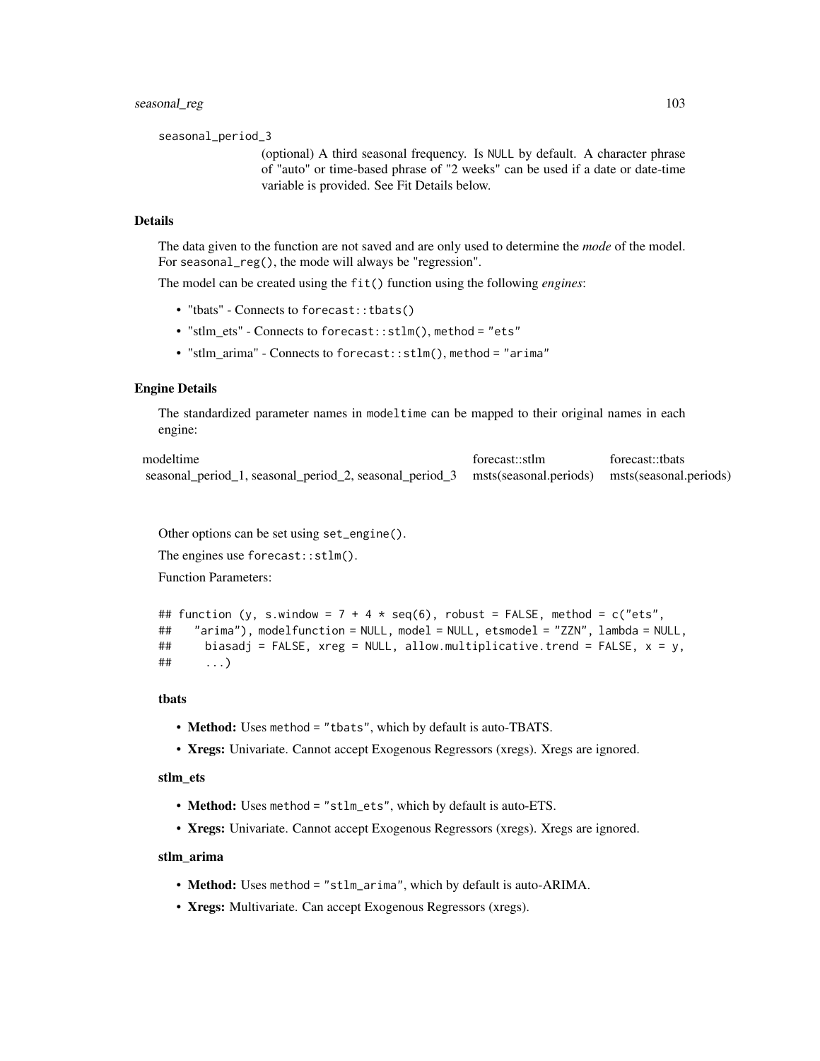seasonal_period_3

(optional) A third seasonal frequency. Is NULL by default. A character phrase of "auto" or time-based phrase of "2 weeks" can be used if a date or date-time variable is provided. See Fit Details below.

## Details

The data given to the function are not saved and are only used to determine the *mode* of the model. For `seasonal_reg()`, the mode will always be "regression".

The model can be created using the `fit()` function using the following *engines*:

- "tbats" - Connects to `forecast::tbats()`
- "stlm_ets" - Connects to `forecast::stlm()`, `method = "ets"`
- "stlm_arima" - Connects to `forecast::stlm()`, `method = "arima"`

## Engine Details

The standardized parameter names in `modeltime` can be mapped to their original names in each engine:

| modeltime | forecast::stlm | forecast::tbats |
|---|---|---|
| seasonal_period_1, seasonal_period_2, seasonal_period_3 | msts(seasonal.periods) | msts(seasonal.periods) |

Other options can be set using `set_engine()`.

The engines use `forecast::stlm()`.

Function Parameters:

```
## function (y, s.window = 7 + 4 * seq(6), robust = FALSE, method = c("ets",
##   "arima"), modelfunction = NULL, model = NULL, etsmodel = "ZZN", lambda = NULL,
##     biasadj = FALSE, xreg = NULL, allow.multiplicative.trend = FALSE, x = y,
##     ...)
```

### tbats

- **Method:** Uses `method = "tbats"`, which by default is auto-TBATS.
- **Xregs:** Univariate. Cannot accept Exogenous Regressors (xregs). Xregs are ignored.

### stlm_ets

- **Method:** Uses `method = "stlm_ets"`, which by default is auto-ETS.
- **Xregs:** Univariate. Cannot accept Exogenous Regressors (xregs). Xregs are ignored.

### stlm_arima

- **Method:** Uses `method = "stlm_arima"`, which by default is auto-ARIMA.
- **Xregs:** Multivariate. Can accept Exogenous Regressors (xregs).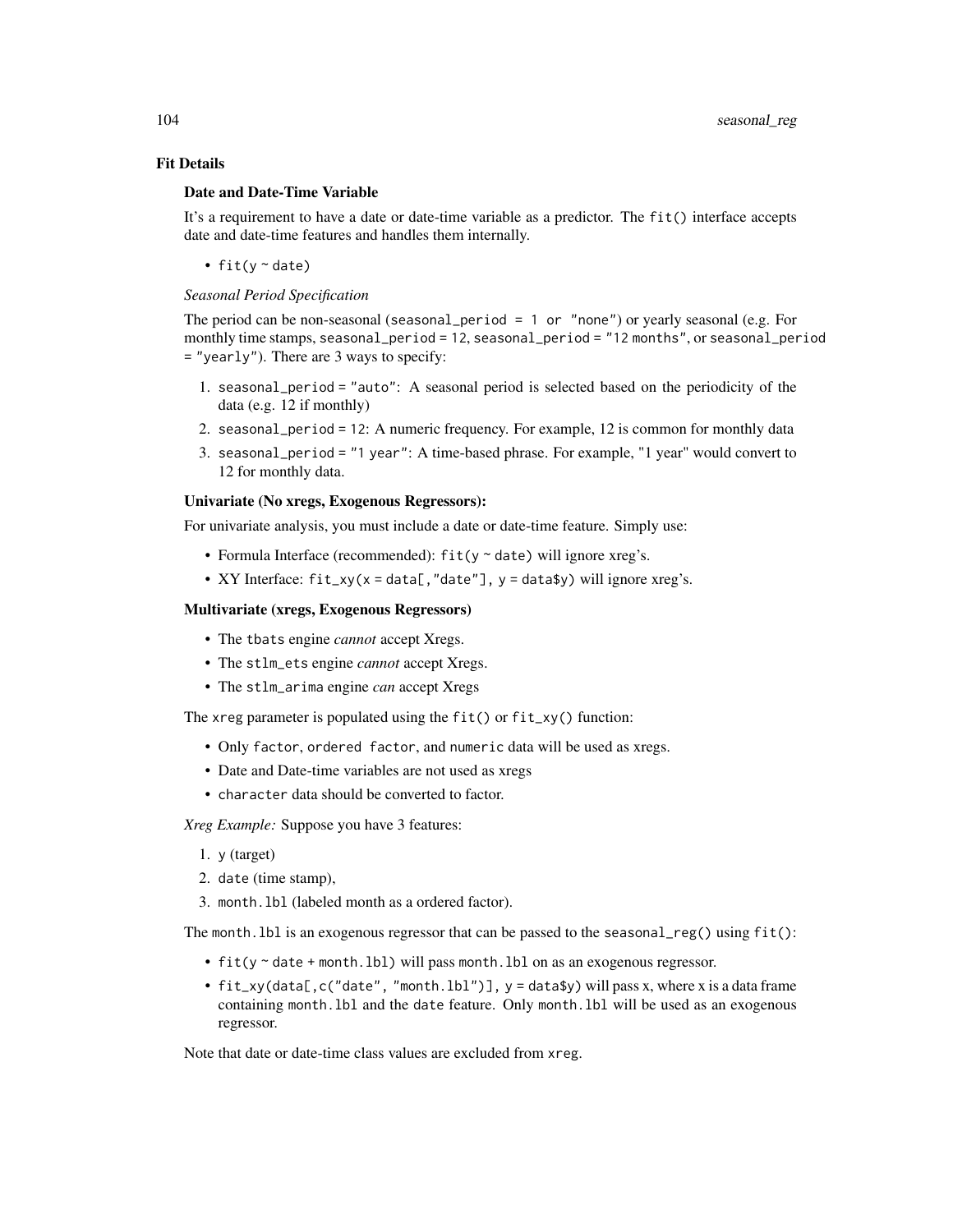## Fit Details

### Date and Date-Time Variable

It's a requirement to have a date or date-time variable as a predictor. The `fit()` interface accepts date and date-time features and handles them internally.

- `fit(y ~ date)`

*Seasonal Period Specification*

The period can be non-seasonal (`seasonal_period = 1 or "none"`) or yearly seasonal (e.g. For monthly time stamps, `seasonal_period = 12`, `seasonal_period = "12 months"`, or `seasonal_period = "yearly"`). There are 3 ways to specify:

1. `seasonal_period = "auto"`: A seasonal period is selected based on the periodicity of the data (e.g. 12 if monthly)
2. `seasonal_period = 12`: A numeric frequency. For example, 12 is common for monthly data
3. `seasonal_period = "1 year"`: A time-based phrase. For example, "1 year" would convert to 12 for monthly data.

### Univariate (No xregs, Exogenous Regressors):

For univariate analysis, you must include a date or date-time feature. Simply use:

- Formula Interface (recommended): `fit(y ~ date)` will ignore xreg's.
- XY Interface: `fit_xy(x = data[,"date"], y = data$y)` will ignore xreg's.

### Multivariate (xregs, Exogenous Regressors)

- The `tbats` engine *cannot* accept Xregs.
- The `stlm_ets` engine *cannot* accept Xregs.
- The `stlm_arima` engine *can* accept Xregs

The `xreg` parameter is populated using the `fit()` or `fit_xy()` function:

- Only `factor`, `ordered factor`, and `numeric` data will be used as xregs.
- Date and Date-time variables are not used as xregs
- `character` data should be converted to factor.

*Xreg Example:* Suppose you have 3 features:

1. `y` (target)
2. `date` (time stamp),
3. `month.lbl` (labeled month as a ordered factor).

The `month.lbl` is an exogenous regressor that can be passed to the `seasonal_reg()` using `fit()`:

- `fit(y ~ date + month.lbl)` will pass `month.lbl` on as an exogenous regressor.
- `fit_xy(data[,c("date", "month.lbl")], y = data$y)` will pass x, where x is a data frame containing `month.lbl` and the `date` feature. Only `month.lbl` will be used as an exogenous regressor.

Note that date or date-time class values are excluded from `xreg`.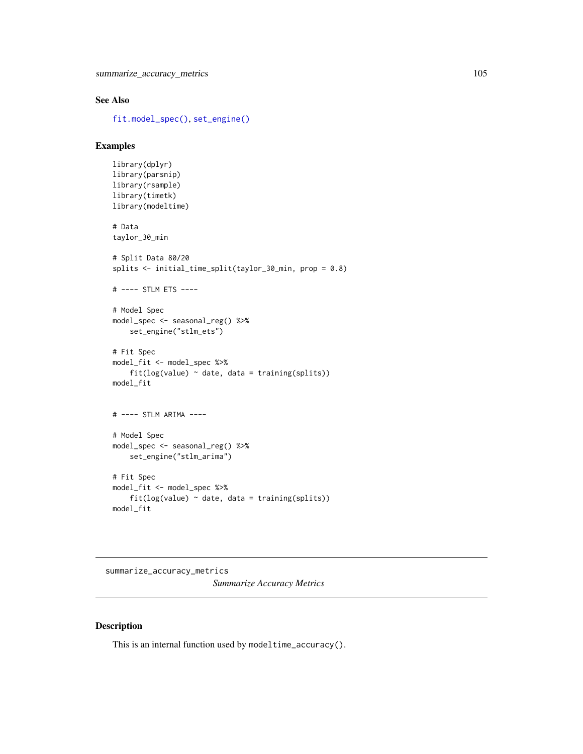## See Also

fit.model_spec(), set_engine()

## Examples

```
library(dplyr)
library(parsnip)
library(rsample)
library(timetk)
library(modeltime)

# Data
taylor_30_min

# Split Data 80/20
splits <- initial_time_split(taylor_30_min, prop = 0.8)

# ---- STLM ETS ----

# Model Spec
model_spec <- seasonal_reg() %>%
    set_engine("stlm_ets")

# Fit Spec
model_fit <- model_spec %>%
    fit(log(value) ~ date, data = training(splits))
model_fit


# ---- STLM ARIMA ----

# Model Spec
model_spec <- seasonal_reg() %>%
    set_engine("stlm_arima")

# Fit Spec
model_fit <- model_spec %>%
    fit(log(value) ~ date, data = training(splits))
model_fit
```

---

# summarize_accuracy_metrics

*Summarize Accuracy Metrics*

---

## Description

This is an internal function used by `modeltime_accuracy()`.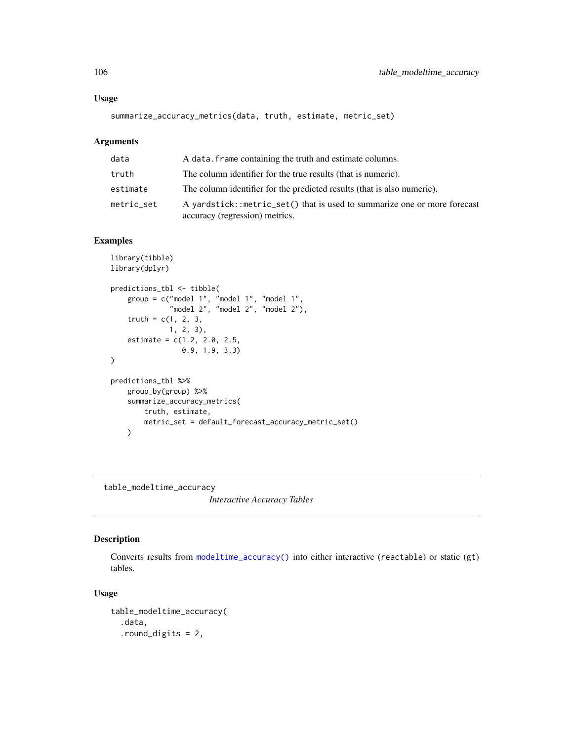### Usage

```
summarize_accuracy_metrics(data, truth, estimate, metric_set)
```

### Arguments

| | |
|---|---|
| data | A `data.frame` containing the truth and estimate columns. |
| truth | The column identifier for the true results (that is numeric). |
| estimate | The column identifier for the predicted results (that is also numeric). |
| metric_set | A `yardstick::metric_set()` that is used to summarize one or more forecast accuracy (regression) metrics. |

### Examples

```
library(tibble)
library(dplyr)

predictions_tbl <- tibble(
    group = c("model 1", "model 1", "model 1",
              "model 2", "model 2", "model 2"),
    truth = c(1, 2, 3,
              1, 2, 3),
    estimate = c(1.2, 2.0, 2.5,
                 0.9, 1.9, 3.3)
)

predictions_tbl %>%
    group_by(group) %>%
    summarize_accuracy_metrics(
        truth, estimate,
        metric_set = default_forecast_accuracy_metric_set()
    )
```

---

## table_modeltime_accuracy

*Interactive Accuracy Tables*

---

### Description

Converts results from `modeltime_accuracy()` into either interactive (`reactable`) or static (`gt`) tables.

### Usage

```
table_modeltime_accuracy(
  .data,
  .round_digits = 2,
```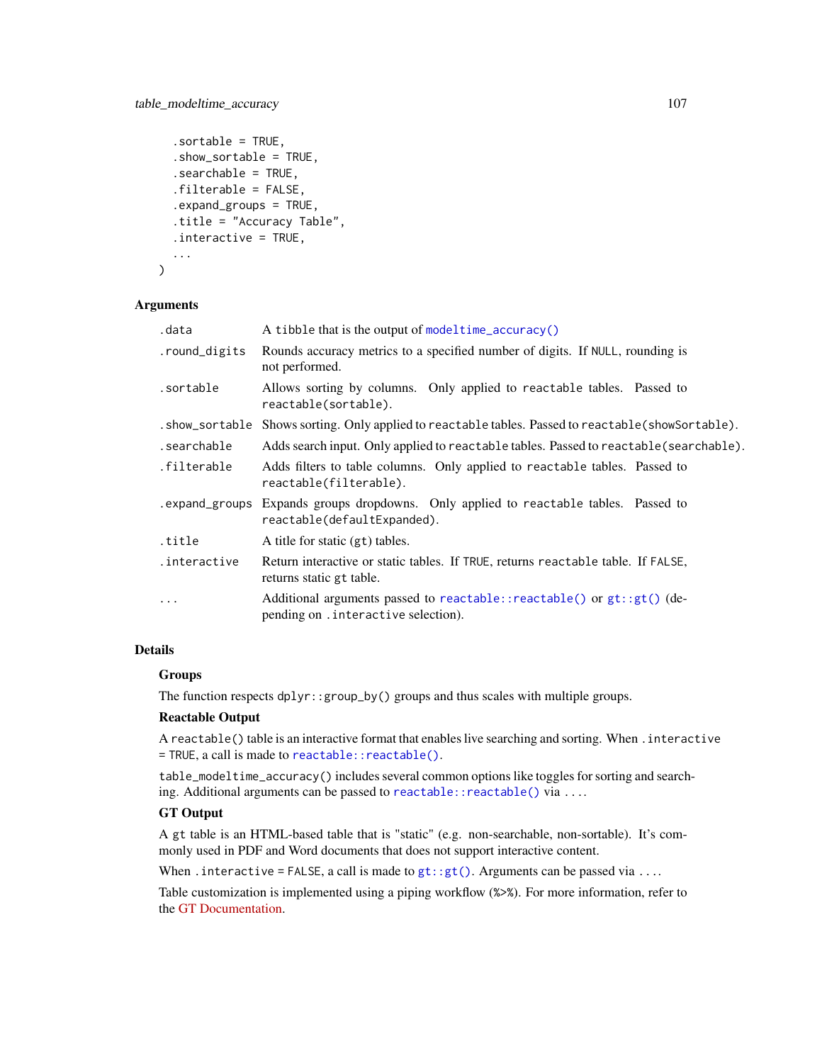```
  .sortable = TRUE,
  .show_sortable = TRUE,
  .searchable = TRUE,
  .filterable = FALSE,
  .expand_groups = TRUE,
  .title = "Accuracy Table",
  .interactive = TRUE,
  ...
)
```

## Arguments

| | |
|---|---|
| `.data` | A tibble that is the output of `modeltime_accuracy()` |
| `.round_digits` | Rounds accuracy metrics to a specified number of digits. If `NULL`, rounding is not performed. |
| `.sortable` | Allows sorting by columns. Only applied to `reactable` tables. Passed to `reactable(sortable)`. |
| `.show_sortable` | Shows sorting. Only applied to `reactable` tables. Passed to `reactable(showSortable)`. |
| `.searchable` | Adds search input. Only applied to `reactable` tables. Passed to `reactable(searchable)`. |
| `.filterable` | Adds filters to table columns. Only applied to `reactable` tables. Passed to `reactable(filterable)`. |
| `.expand_groups` | Expands groups dropdowns. Only applied to `reactable` tables. Passed to `reactable(defaultExpanded)`. |
| `.title` | A title for static (`gt`) tables. |
| `.interactive` | Return interactive or static tables. If `TRUE`, returns `reactable` table. If `FALSE`, returns static `gt` table. |
| `...` | Additional arguments passed to `reactable::reactable()` or `gt::gt()` (depending on `.interactive` selection). |

## Details

### Groups

The function respects `dplyr::group_by()` groups and thus scales with multiple groups.

### Reactable Output

A `reactable()` table is an interactive format that enables live searching and sorting. When `.interactive = TRUE`, a call is made to `reactable::reactable()`.

`table_modeltime_accuracy()` includes several common options like toggles for sorting and searching. Additional arguments can be passed to `reactable::reactable()` via `...`.

### GT Output

A `gt` table is an HTML-based table that is "static" (e.g. non-searchable, non-sortable). It's commonly used in PDF and Word documents that does not support interactive content.

When `.interactive = FALSE`, a call is made to `gt::gt()`. Arguments can be passed via `...`.

Table customization is implemented using a piping workflow (`%>%`). For more information, refer to the GT Documentation.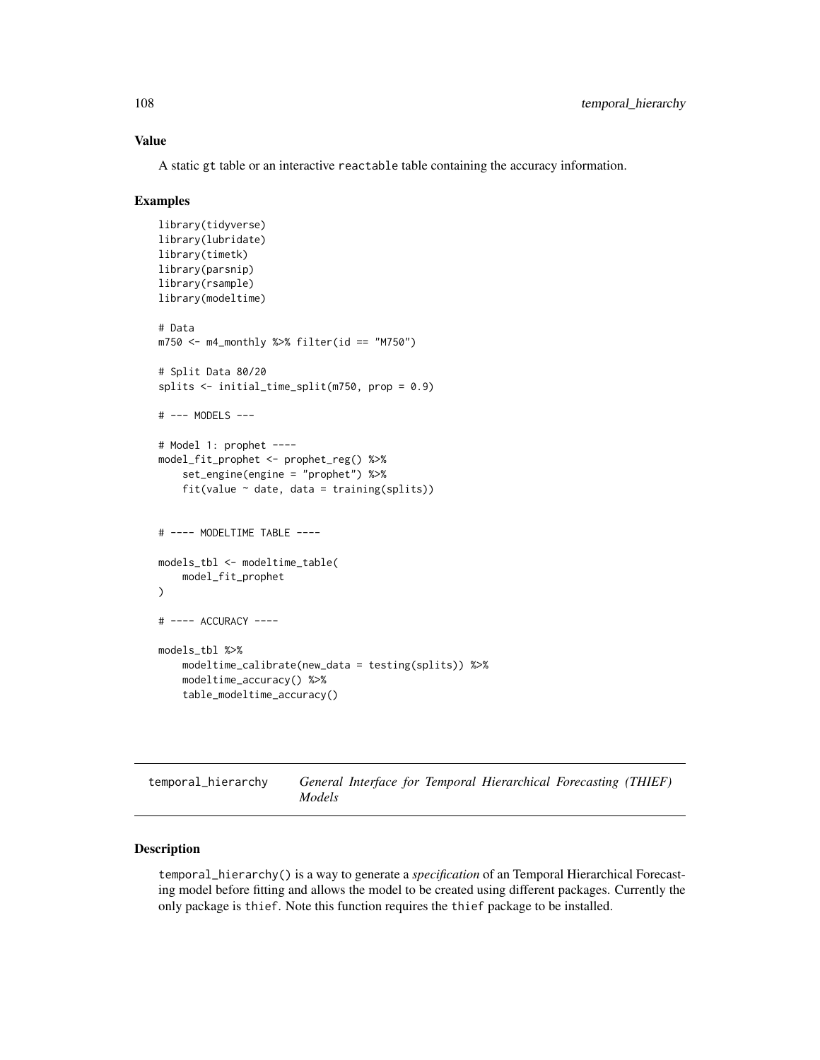## Value

A static gt table or an interactive reactable table containing the accuracy information.

## Examples

```
library(tidyverse)
library(lubridate)
library(timetk)
library(parsnip)
library(rsample)
library(modeltime)

# Data
m750 <- m4_monthly %>% filter(id == "M750")

# Split Data 80/20
splits <- initial_time_split(m750, prop = 0.9)

# --- MODELS ---

# Model 1: prophet ----
model_fit_prophet <- prophet_reg() %>%
    set_engine(engine = "prophet") %>%
    fit(value ~ date, data = training(splits))


# ---- MODELTIME TABLE ----

models_tbl <- modeltime_table(
    model_fit_prophet
)

# ---- ACCURACY ----

models_tbl %>%
    modeltime_calibrate(new_data = testing(splits)) %>%
    modeltime_accuracy() %>%
    table_modeltime_accuracy()
```

---

# temporal_hierarchy — *General Interface for Temporal Hierarchical Forecasting (THIEF) Models*

## Description

temporal_hierarchy() is a way to generate a *specification* of an Temporal Hierarchical Forecasting model before fitting and allows the model to be created using different packages. Currently the only package is thief. Note this function requires the thief package to be installed.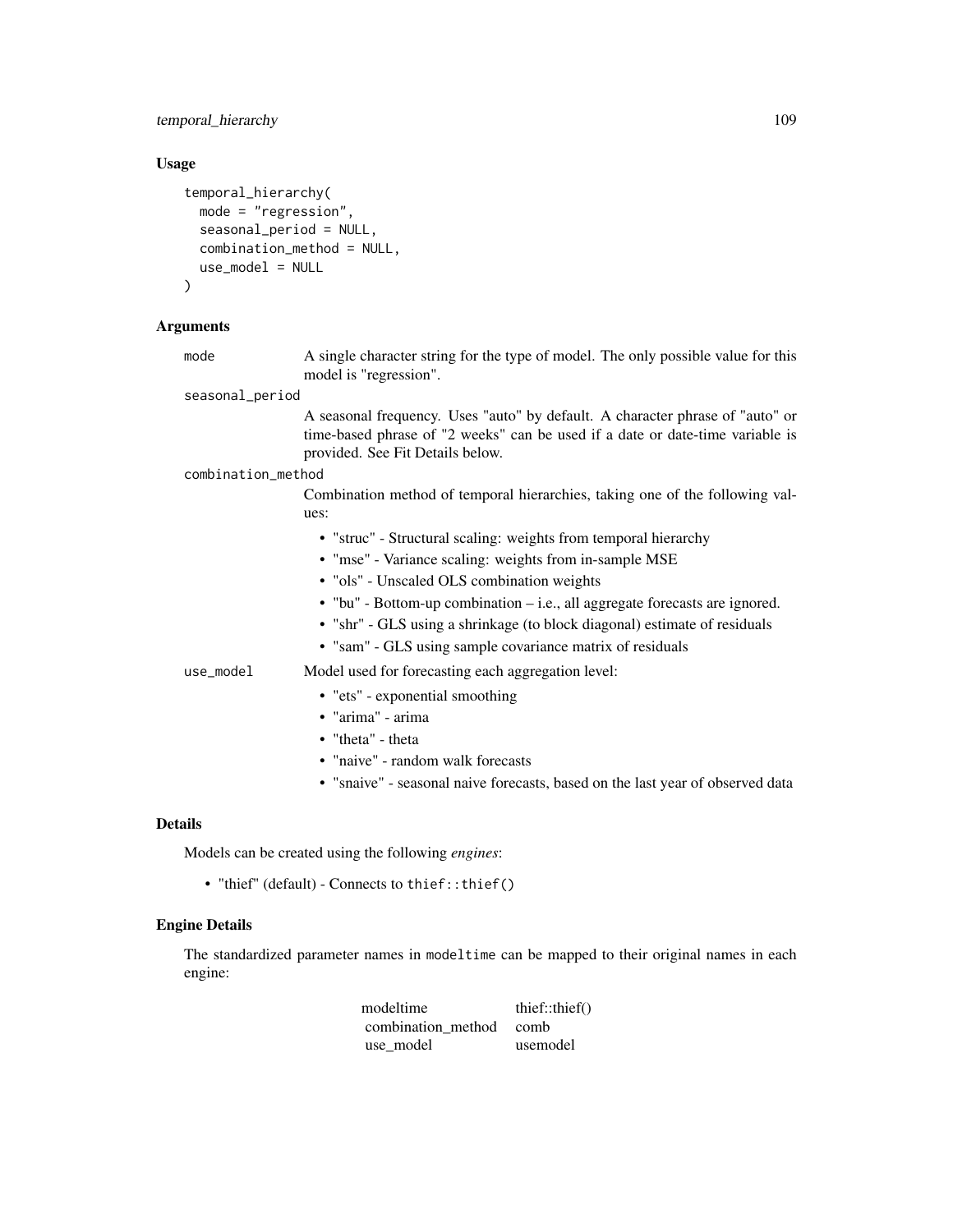## Usage

```
temporal_hierarchy(
  mode = "regression",
  seasonal_period = NULL,
  combination_method = NULL,
  use_model = NULL
)
```

## Arguments

`mode` A single character string for the type of model. The only possible value for this model is "regression".

`seasonal_period` A seasonal frequency. Uses "auto" by default. A character phrase of "auto" or time-based phrase of "2 weeks" can be used if a date or date-time variable is provided. See Fit Details below.

`combination_method` Combination method of temporal hierarchies, taking one of the following values:

- "struc" - Structural scaling: weights from temporal hierarchy
- "mse" - Variance scaling: weights from in-sample MSE
- "ols" - Unscaled OLS combination weights
- "bu" - Bottom-up combination – i.e., all aggregate forecasts are ignored.
- "shr" - GLS using a shrinkage (to block diagonal) estimate of residuals
- "sam" - GLS using sample covariance matrix of residuals

`use_model` Model used for forecasting each aggregation level:

- "ets" - exponential smoothing
- "arima" - arima
- "theta" - theta
- "naive" - random walk forecasts
- "snaive" - seasonal naive forecasts, based on the last year of observed data

## Details

Models can be created using the following *engines*:

- "thief" (default) - Connects to `thief::thief()`

## Engine Details

The standardized parameter names in `modeltime` can be mapped to their original names in each engine:

| modeltime | thief::thief() |
|---|---|
| combination_method | comb |
| use_model | usemodel |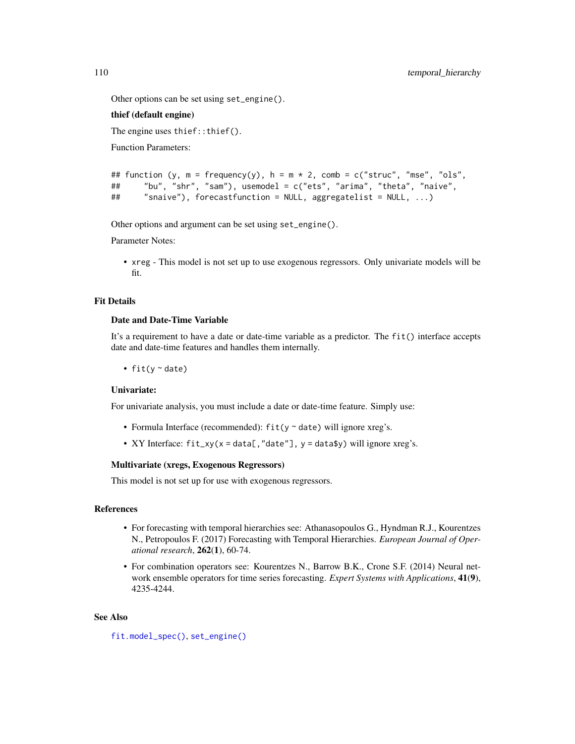Other options can be set using `set_engine()`.

**thief (default engine)**

The engine uses `thief::thief()`.

Function Parameters:

```
## function (y, m = frequency(y), h = m * 2, comb = c("struc", "mse", "ols",
##     "bu", "shr", "sam"), usemodel = c("ets", "arima", "theta", "naive",
##     "snaive"), forecastfunction = NULL, aggregatelist = NULL, ...)
```

Other options and argument can be set using `set_engine()`.

Parameter Notes:

- `xreg` - This model is not set up to use exogenous regressors. Only univariate models will be fit.

## Fit Details

### Date and Date-Time Variable

It's a requirement to have a date or date-time variable as a predictor. The `fit()` interface accepts date and date-time features and handles them internally.

- `fit(y ~ date)`

### Univariate:

For univariate analysis, you must include a date or date-time feature. Simply use:

- Formula Interface (recommended): `fit(y ~ date)` will ignore xreg's.
- XY Interface: `fit_xy(x = data[,"date"], y = data$y)` will ignore xreg's.

### Multivariate (xregs, Exogenous Regressors)

This model is not set up for use with exogenous regressors.

## References

- For forecasting with temporal hierarchies see: Athanasopoulos G., Hyndman R.J., Kourentzes N., Petropoulos F. (2017) Forecasting with Temporal Hierarchies. *European Journal of Operational research*, **262**(**1**), 60-74.
- For combination operators see: Kourentzes N., Barrow B.K., Crone S.F. (2014) Neural network ensemble operators for time series forecasting. *Expert Systems with Applications*, **41**(**9**), 4235-4244.

## See Also

`fit.model_spec()`, `set_engine()`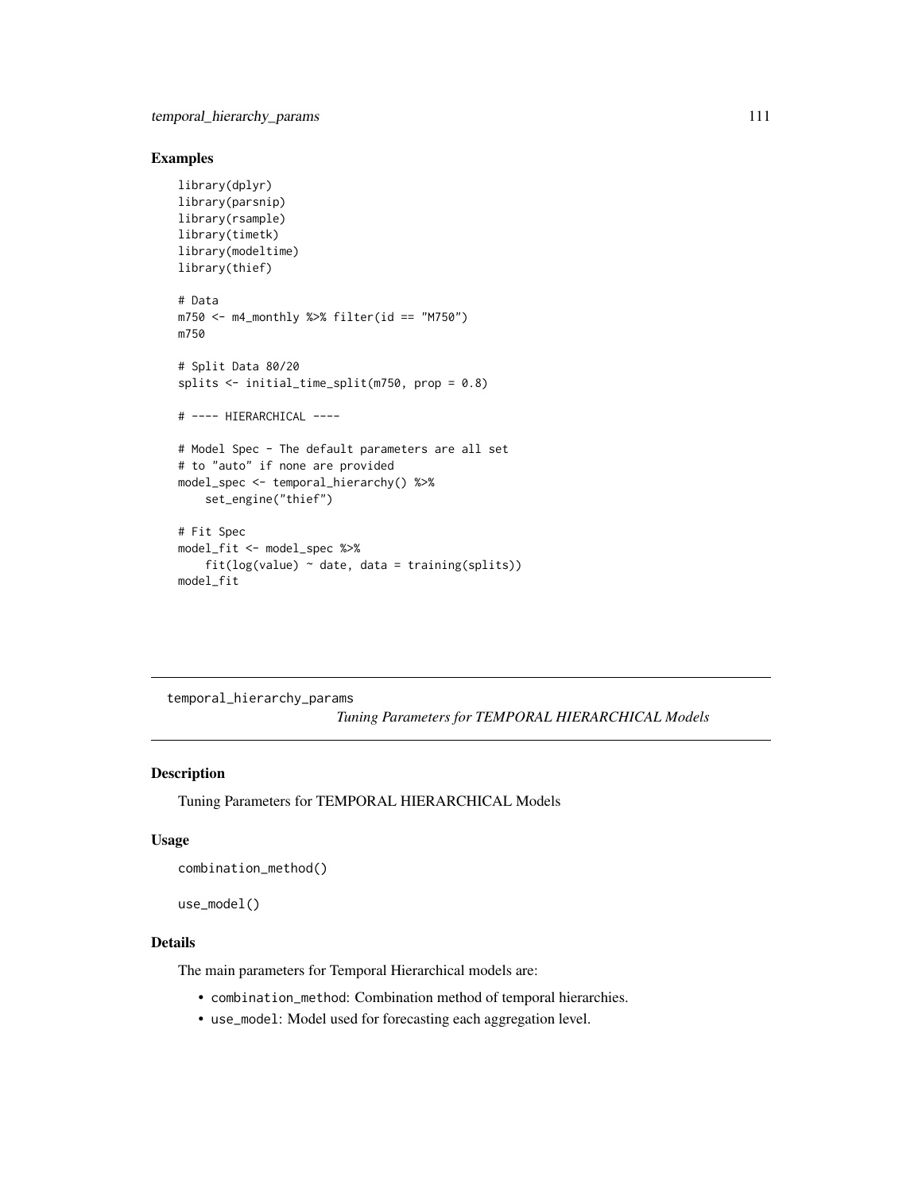## Examples

```
library(dplyr)
library(parsnip)
library(rsample)
library(timetk)
library(modeltime)
library(thief)

# Data
m750 <- m4_monthly %>% filter(id == "M750")
m750

# Split Data 80/20
splits <- initial_time_split(m750, prop = 0.8)

# ---- HIERARCHICAL ----

# Model Spec - The default parameters are all set
# to "auto" if none are provided
model_spec <- temporal_hierarchy() %>%
    set_engine("thief")

# Fit Spec
model_fit <- model_spec %>%
    fit(log(value) ~ date, data = training(splits))
model_fit
```

---

temporal_hierarchy_params *Tuning Parameters for TEMPORAL HIERARCHICAL Models*

---

## Description

Tuning Parameters for TEMPORAL HIERARCHICAL Models

## Usage

```
combination_method()

use_model()
```

## Details

The main parameters for Temporal Hierarchical models are:

- `combination_method`: Combination method of temporal hierarchies.
- `use_model`: Model used for forecasting each aggregation level.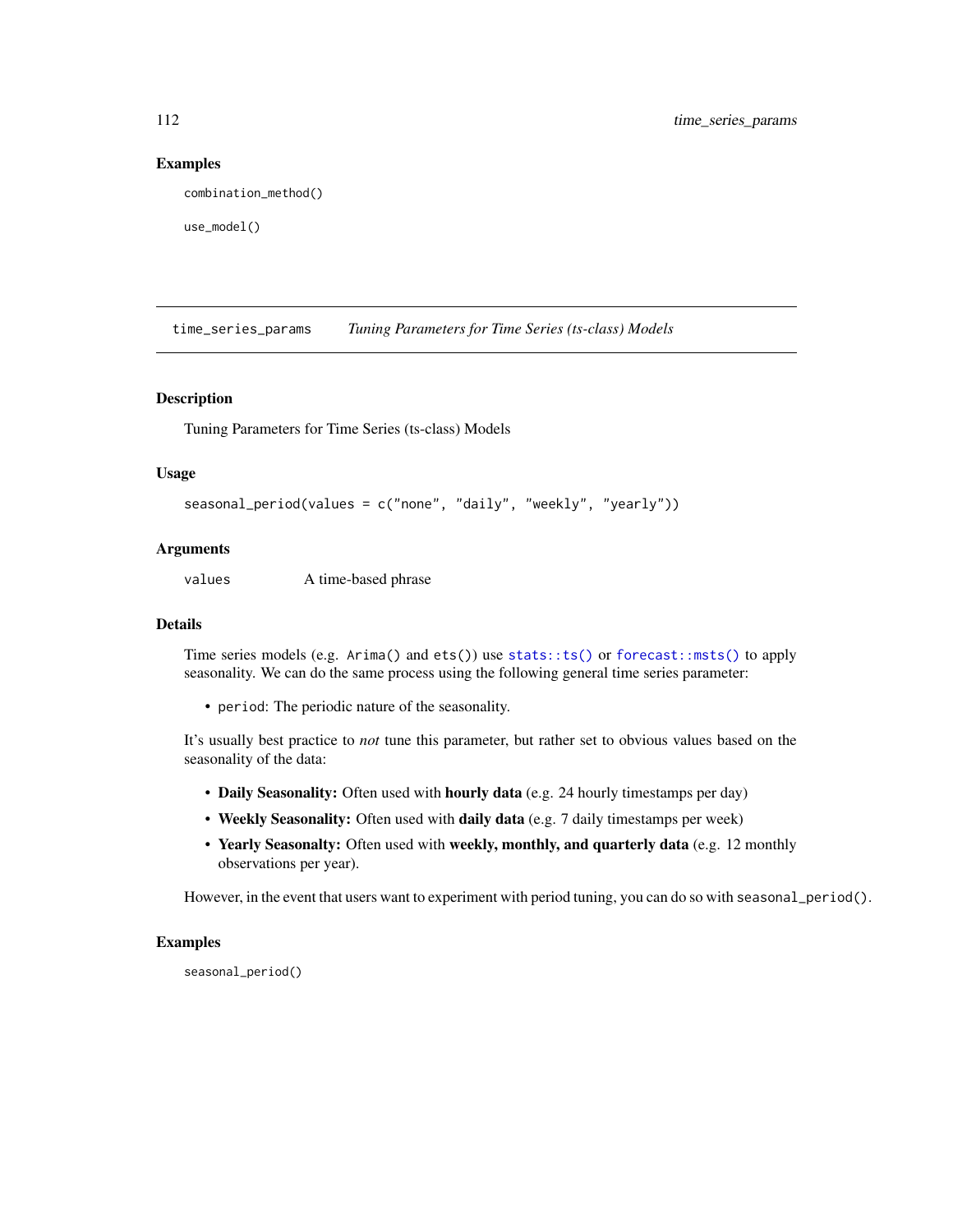### Examples

```
combination_method()

use_model()
```

---

## time_series_params *Tuning Parameters for Time Series (ts-class) Models*

---

### Description

Tuning Parameters for Time Series (ts-class) Models

### Usage

```
seasonal_period(values = c("none", "daily", "weekly", "yearly"))
```

### Arguments

| | |
|---|---|
| values | A time-based phrase |

### Details

Time series models (e.g. `Arima()` and `ets()`) use `stats::ts()` or `forecast::msts()` to apply seasonality. We can do the same process using the following general time series parameter:

- `period`: The periodic nature of the seasonality.

It's usually best practice to *not* tune this parameter, but rather set to obvious values based on the seasonality of the data:

- **Daily Seasonality:** Often used with **hourly data** (e.g. 24 hourly timestamps per day)
- **Weekly Seasonality:** Often used with **daily data** (e.g. 7 daily timestamps per week)
- **Yearly Seasonalty:** Often used with **weekly, monthly, and quarterly data** (e.g. 12 monthly observations per year).

However, in the event that users want to experiment with period tuning, you can do so with `seasonal_period()`.

### Examples

```
seasonal_period()
```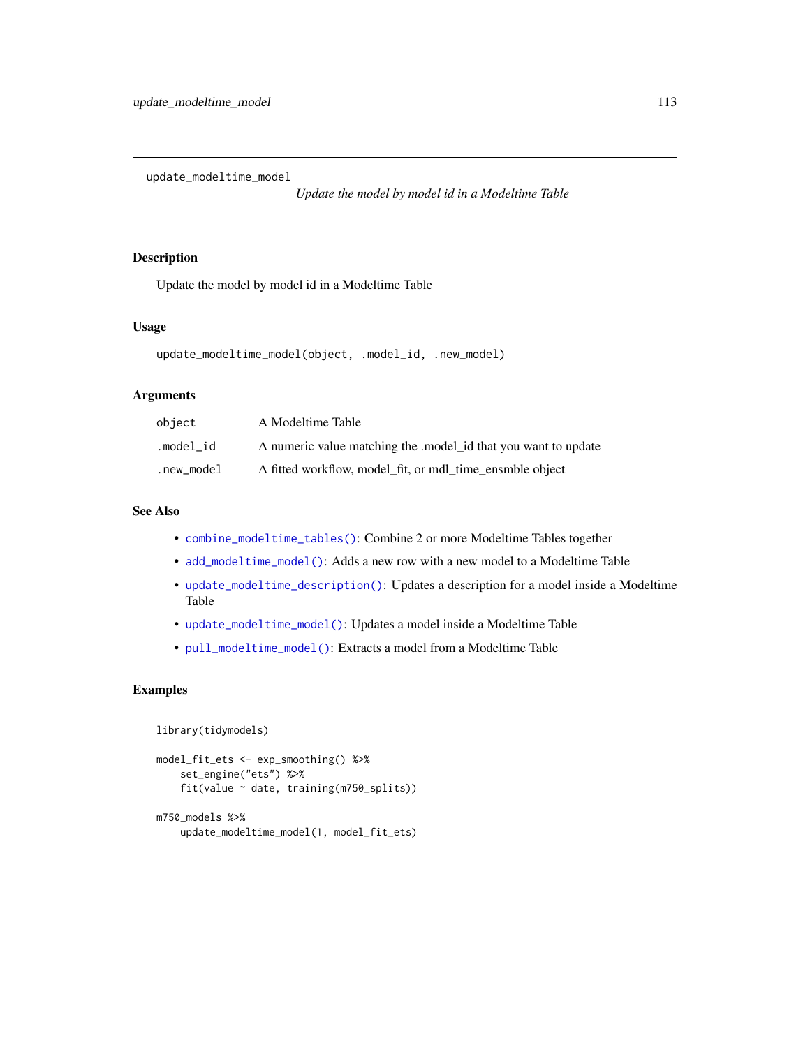`update_modeltime_model` — *Update the model by model id in a Modeltime Table*

## Description

Update the model by model id in a Modeltime Table

## Usage

```
update_modeltime_model(object, .model_id, .new_model)
```

## Arguments

| | |
|---|---|
| `object` | A Modeltime Table |
| `.model_id` | A numeric value matching the .model_id that you want to update |
| `.new_model` | A fitted workflow, model_fit, or mdl_time_ensmble object |

## See Also

- `combine_modeltime_tables()`: Combine 2 or more Modeltime Tables together
- `add_modeltime_model()`: Adds a new row with a new model to a Modeltime Table
- `update_modeltime_description()`: Updates a description for a model inside a Modeltime Table
- `update_modeltime_model()`: Updates a model inside a Modeltime Table
- `pull_modeltime_model()`: Extracts a model from a Modeltime Table

## Examples

```
library(tidymodels)

model_fit_ets <- exp_smoothing() %>%
    set_engine("ets") %>%
    fit(value ~ date, training(m750_splits))

m750_models %>%
    update_modeltime_model(1, model_fit_ets)
```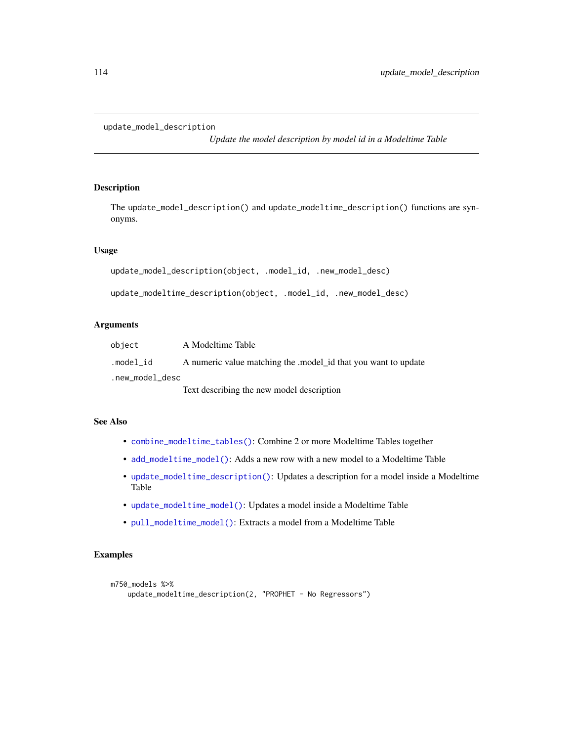update_model_description

*Update the model description by model id in a Modeltime Table*

## Description

The `update_model_description()` and `update_modeltime_description()` functions are synonyms.

## Usage

```
update_model_description(object, .model_id, .new_model_desc)

update_modeltime_description(object, .model_id, .new_model_desc)
```

## Arguments

| | |
|---|---|
| `object` | A Modeltime Table |
| `.model_id` | A numeric value matching the .model_id that you want to update |
| `.new_model_desc` | Text describing the new model description |

## See Also

- `combine_modeltime_tables()`: Combine 2 or more Modeltime Tables together
- `add_modeltime_model()`: Adds a new row with a new model to a Modeltime Table
- `update_modeltime_description()`: Updates a description for a model inside a Modeltime Table
- `update_modeltime_model()`: Updates a model inside a Modeltime Table
- `pull_modeltime_model()`: Extracts a model from a Modeltime Table

## Examples

```
m750_models %>%
    update_modeltime_description(2, "PROPHET - No Regressors")
```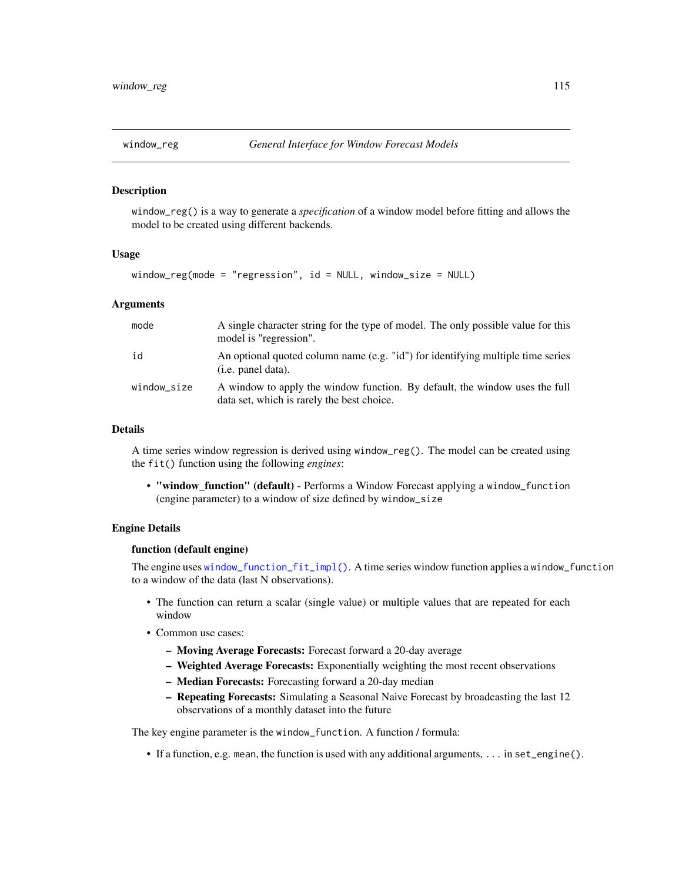## window_reg — *General Interface for Window Forecast Models*

### Description

`window_reg()` is a way to generate a *specification* of a window model before fitting and allows the model to be created using different backends.

### Usage

```
window_reg(mode = "regression", id = NULL, window_size = NULL)
```

### Arguments

| | |
|---|---|
| `mode` | A single character string for the type of model. The only possible value for this model is "regression". |
| `id` | An optional quoted column name (e.g. "id") for identifying multiple time series (i.e. panel data). |
| `window_size` | A window to apply the window function. By default, the window uses the full data set, which is rarely the best choice. |

### Details

A time series window regression is derived using `window_reg()`. The model can be created using the `fit()` function using the following *engines*:

- **"window_function" (default)** - Performs a Window Forecast applying a `window_function` (engine parameter) to a window of size defined by `window_size`

### Engine Details

**function (default engine)**

The engine uses `window_function_fit_impl()`. A time series window function applies a `window_function` to a window of the data (last N observations).

- The function can return a scalar (single value) or multiple values that are repeated for each window
- Common use cases:
  - **Moving Average Forecasts:** Forecast forward a 20-day average
  - **Weighted Average Forecasts:** Exponentially weighting the most recent observations
  - **Median Forecasts:** Forecasting forward a 20-day median
  - **Repeating Forecasts:** Simulating a Seasonal Naive Forecast by broadcasting the last 12 observations of a monthly dataset into the future

The key engine parameter is the `window_function`. A function / formula:

- If a function, e.g. `mean`, the function is used with any additional arguments, `...` in `set_engine()`.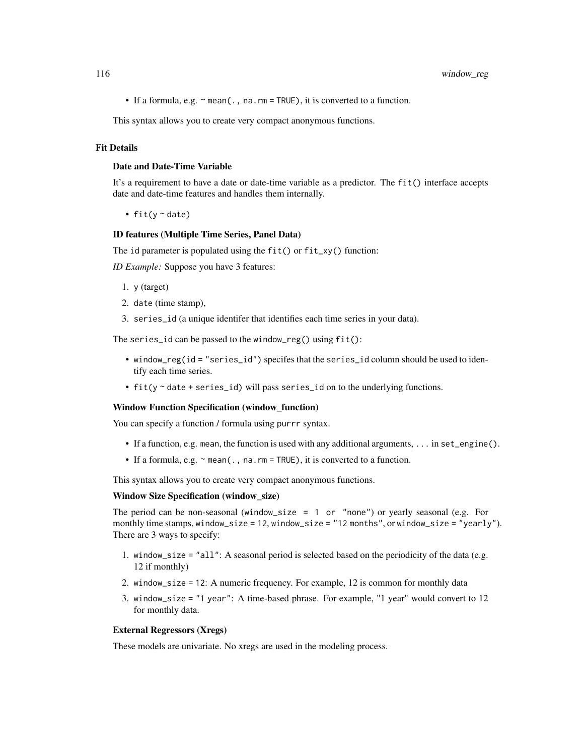- If a formula, e.g. `~ mean(., na.rm = TRUE)`, it is converted to a function.

This syntax allows you to create very compact anonymous functions.

## Fit Details

### Date and Date-Time Variable

It's a requirement to have a date or date-time variable as a predictor. The `fit()` interface accepts date and date-time features and handles them internally.

- `fit(y ~ date)`

### ID features (Multiple Time Series, Panel Data)

The `id` parameter is populated using the `fit()` or `fit_xy()` function:

*ID Example:* Suppose you have 3 features:

1. `y` (target)
2. `date` (time stamp),
3. `series_id` (a unique identifer that identifies each time series in your data).

The `series_id` can be passed to the `window_reg()` using `fit()`:

- `window_reg(id = "series_id")` specifes that the `series_id` column should be used to identify each time series.
- `fit(y ~ date + series_id)` will pass `series_id` on to the underlying functions.

### Window Function Specification (window_function)

You can specify a function / formula using `purrr` syntax.

- If a function, e.g. `mean`, the function is used with any additional arguments, `...` in `set_engine()`.
- If a formula, e.g. `~ mean(., na.rm = TRUE)`, it is converted to a function.

This syntax allows you to create very compact anonymous functions.

### Window Size Specification (window_size)

The period can be non-seasonal (`window_size = 1 or "none"`) or yearly seasonal (e.g. For monthly time stamps, `window_size = 12`, `window_size = "12 months"`, or `window_size = "yearly"`). There are 3 ways to specify:

1. `window_size = "all"`: A seasonal period is selected based on the periodicity of the data (e.g. 12 if monthly)
2. `window_size = 12`: A numeric frequency. For example, 12 is common for monthly data
3. `window_size = "1 year"`: A time-based phrase. For example, "1 year" would convert to 12 for monthly data.

### External Regressors (Xregs)

These models are univariate. No xregs are used in the modeling process.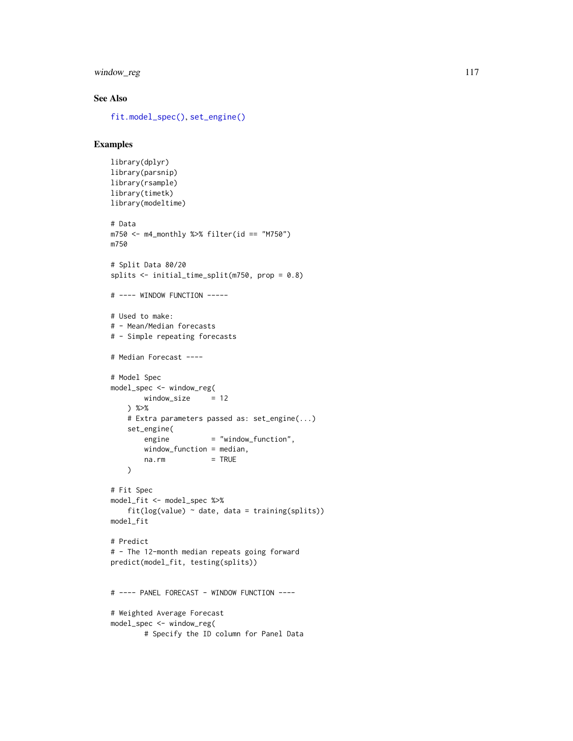### See Also

`fit.model_spec()`, `set_engine()`

### Examples

```
library(dplyr)
library(parsnip)
library(rsample)
library(timetk)
library(modeltime)

# Data
m750 <- m4_monthly %>% filter(id == "M750")
m750

# Split Data 80/20
splits <- initial_time_split(m750, prop = 0.8)

# ---- WINDOW FUNCTION -----

# Used to make:
# - Mean/Median forecasts
# - Simple repeating forecasts

# Median Forecast ----

# Model Spec
model_spec <- window_reg(
        window_size     = 12
    ) %>%
    # Extra parameters passed as: set_engine(...)
    set_engine(
        engine          = "window_function",
        window_function = median,
        na.rm           = TRUE
    )

# Fit Spec
model_fit <- model_spec %>%
    fit(log(value) ~ date, data = training(splits))
model_fit

# Predict
# - The 12-month median repeats going forward
predict(model_fit, testing(splits))


# ---- PANEL FORECAST - WINDOW FUNCTION ----

# Weighted Average Forecast
model_spec <- window_reg(
        # Specify the ID column for Panel Data
```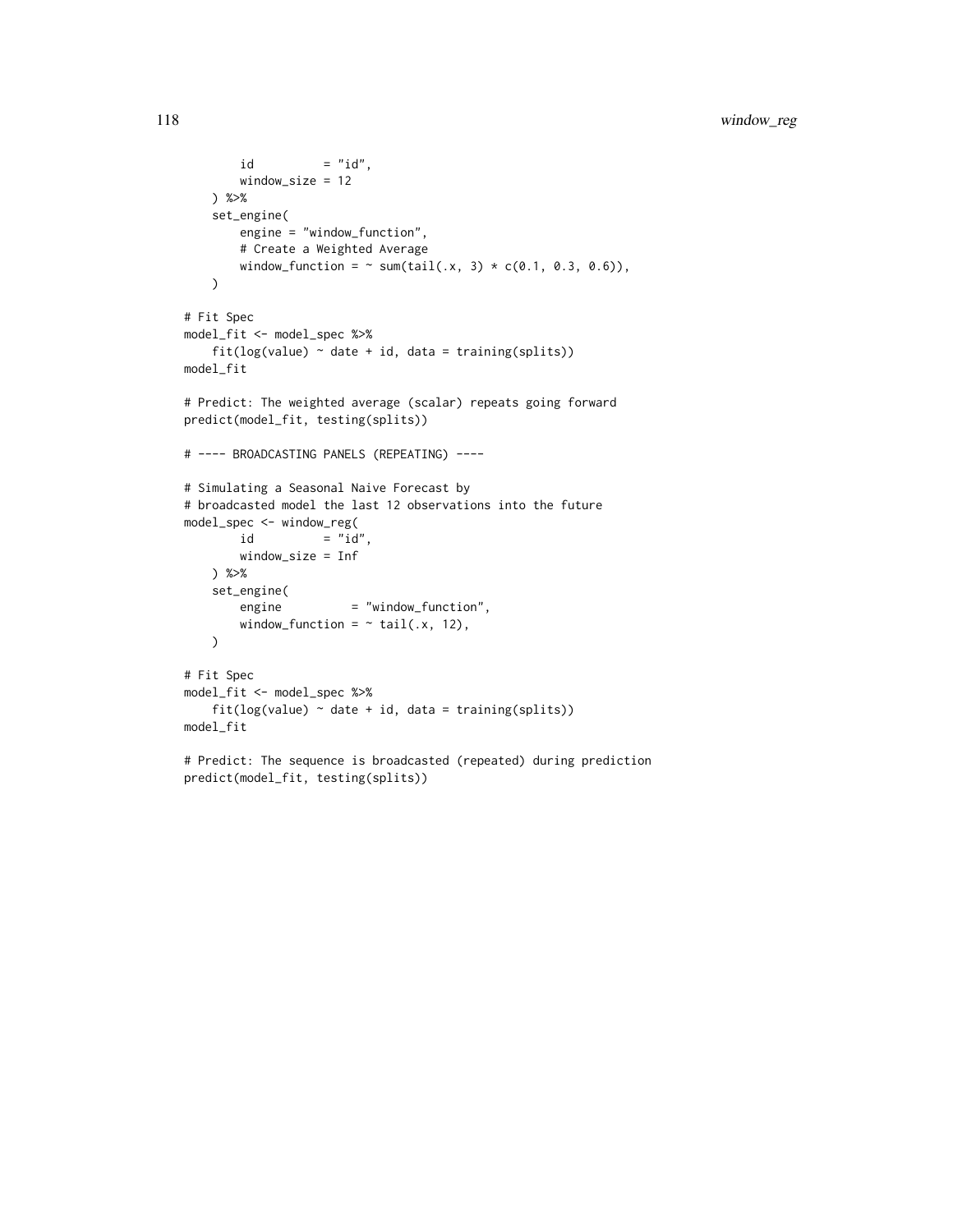```
        id          = "id",
        window_size = 12
    ) %>%
    set_engine(
        engine = "window_function",
        # Create a Weighted Average
        window_function = ~ sum(tail(.x, 3) * c(0.1, 0.3, 0.6)),
    )

# Fit Spec
model_fit <- model_spec %>%
    fit(log(value) ~ date + id, data = training(splits))
model_fit

# Predict: The weighted average (scalar) repeats going forward
predict(model_fit, testing(splits))

# ---- BROADCASTING PANELS (REPEATING) ----

# Simulating a Seasonal Naive Forecast by
# broadcasted model the last 12 observations into the future
model_spec <- window_reg(
        id          = "id",
        window_size = Inf
    ) %>%
    set_engine(
        engine          = "window_function",
        window_function = ~ tail(.x, 12),
    )

# Fit Spec
model_fit <- model_spec %>%
    fit(log(value) ~ date + id, data = training(splits))
model_fit

# Predict: The sequence is broadcasted (repeated) during prediction
predict(model_fit, testing(splits))
```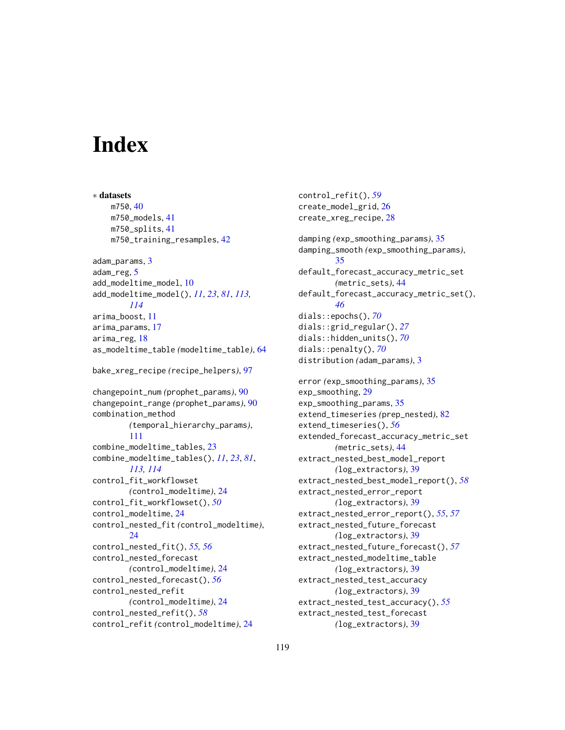# Index

∗ **datasets**
- m750, 40
- m750_models, 41
- m750_splits, 41
- m750_training_resamples, 42

adam_params, 3
adam_reg, 5
add_modeltime_model, 10
add_modeltime_model(), *11*, *23*, *81*, *113*, *114*
arima_boost, 11
arima_params, 17
arima_reg, 18
as_modeltime_table *(*modeltime_table*)*, 64

bake_xreg_recipe *(*recipe_helpers*)*, 97

changepoint_num *(*prophet_params*)*, 90
changepoint_range *(*prophet_params*)*, 90
combination_method *(*temporal_hierarchy_params*)*, 111
combine_modeltime_tables, 23
combine_modeltime_tables(), *11*, *23*, *81*, *113*, *114*
control_fit_workflowset *(*control_modeltime*)*, 24
control_fit_workflowset(), *50*
control_modeltime, 24
control_nested_fit *(*control_modeltime*)*, 24
control_nested_fit(), *55*, *56*
control_nested_forecast *(*control_modeltime*)*, 24
control_nested_forecast(), *56*
control_nested_refit *(*control_modeltime*)*, 24
control_nested_refit(), *58*
control_refit *(*control_modeltime*)*, 24
control_refit(), *59*
create_model_grid, 26
create_xreg_recipe, 28

damping *(*exp_smoothing_params*)*, 35
damping_smooth *(*exp_smoothing_params*)*, 35
default_forecast_accuracy_metric_set *(*metric_sets*)*, 44
default_forecast_accuracy_metric_set(), *46*
dials::epochs(), *70*
dials::grid_regular(), *27*
dials::hidden_units(), *70*
dials::penalty(), *70*
distribution *(*adam_params*)*, 3

error *(*exp_smoothing_params*)*, 35
exp_smoothing, 29
exp_smoothing_params, 35
extend_timeseries *(*prep_nested*)*, 82
extend_timeseries(), *56*
extended_forecast_accuracy_metric_set *(*metric_sets*)*, 44
extract_nested_best_model_report *(*log_extractors*)*, 39
extract_nested_best_model_report(), *58*
extract_nested_error_report *(*log_extractors*)*, 39
extract_nested_error_report(), *55*, *57*
extract_nested_future_forecast *(*log_extractors*)*, 39
extract_nested_future_forecast(), *57*
extract_nested_modeltime_table *(*log_extractors*)*, 39
extract_nested_test_accuracy *(*log_extractors*)*, 39
extract_nested_test_accuracy(), *55*
extract_nested_test_forecast *(*log_extractors*)*, 39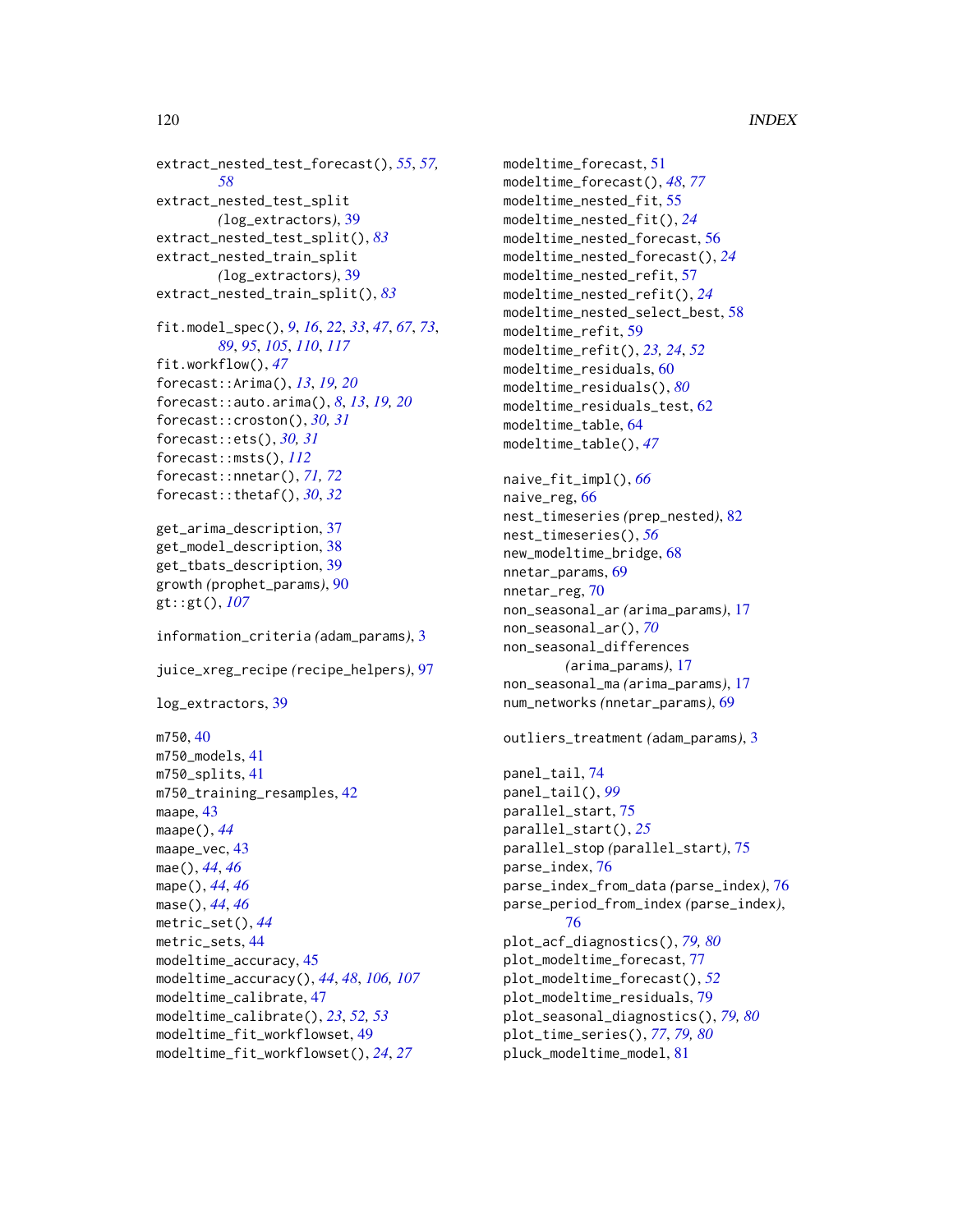extract_nested_test_forecast(), *55*, *57*, *58*
extract_nested_test_split (log_extractors), 39
extract_nested_test_split(), *83*
extract_nested_train_split (log_extractors), 39
extract_nested_train_split(), *83*

fit.model_spec(), *9*, *16*, *22*, *33*, *47*, *67*, *73*, *89*, *95*, *105*, *110*, *117*
fit.workflow(), *47*
forecast::Arima(), *13*, *19, 20*
forecast::auto.arima(), *8*, *13*, *19, 20*
forecast::croston(), *30, 31*
forecast::ets(), *30, 31*
forecast::msts(), *112*
forecast::nnetar(), *71, 72*
forecast::thetaf(), *30*, *32*

get_arima_description, 37
get_model_description, 38
get_tbats_description, 39
growth (prophet_params), 90
gt::gt(), *107*

information_criteria (adam_params), 3

juice_xreg_recipe (recipe_helpers), 97

log_extractors, 39

m750, 40
m750_models, 41
m750_splits, 41
m750_training_resamples, 42
maape, 43
maape(), *44*
maape_vec, 43
mae(), *44*, *46*
mape(), *44*, *46*
mase(), *44*, *46*
metric_set(), *44*
metric_sets, 44
modeltime_accuracy, 45
modeltime_accuracy(), *44*, *48*, *106, 107*
modeltime_calibrate, 47
modeltime_calibrate(), *23*, *52, 53*
modeltime_fit_workflowset, 49
modeltime_fit_workflowset(), *24*, *27*
modeltime_forecast, 51
modeltime_forecast(), *48*, *77*
modeltime_nested_fit, 55
modeltime_nested_fit(), *24*
modeltime_nested_forecast, 56
modeltime_nested_forecast(), *24*
modeltime_nested_refit, 57
modeltime_nested_refit(), *24*
modeltime_nested_select_best, 58
modeltime_refit, 59
modeltime_refit(), *23, 24*, *52*
modeltime_residuals, 60
modeltime_residuals(), *80*
modeltime_residuals_test, 62
modeltime_table, 64
modeltime_table(), *47*

naive_fit_impl(), *66*
naive_reg, 66
nest_timeseries (prep_nested), 82
nest_timeseries(), *56*
new_modeltime_bridge, 68
nnetar_params, 69
nnetar_reg, 70
non_seasonal_ar (arima_params), 17
non_seasonal_ar(), *70*
non_seasonal_differences (arima_params), 17
non_seasonal_ma (arima_params), 17
num_networks (nnetar_params), 69

outliers_treatment (adam_params), 3

panel_tail, 74
panel_tail(), *99*
parallel_start, 75
parallel_start(), *25*
parallel_stop (parallel_start), 75
parse_index, 76
parse_index_from_data (parse_index), 76
parse_period_from_index (parse_index), 76
plot_acf_diagnostics(), *79, 80*
plot_modeltime_forecast, 77
plot_modeltime_forecast(), *52*
plot_modeltime_residuals, 79
plot_seasonal_diagnostics(), *79, 80*
plot_time_series(), *77*, *79, 80*
pluck_modeltime_model, 81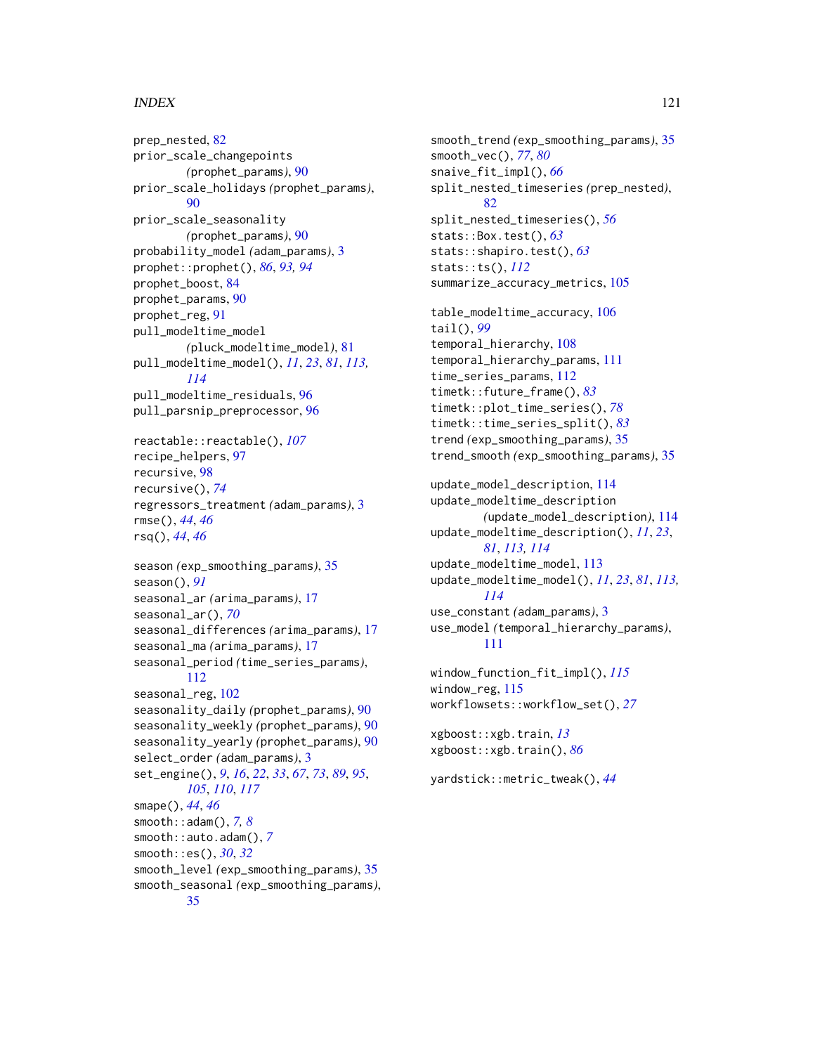prep_nested, 82
prior_scale_changepoints (prophet_params), 90
prior_scale_holidays (prophet_params), 90
prior_scale_seasonality (prophet_params), 90
probability_model (adam_params), 3
prophet::prophet(), *86*, *93, 94*
prophet_boost, 84
prophet_params, 90
prophet_reg, 91
pull_modeltime_model (pluck_modeltime_model), 81
pull_modeltime_model(), *11*, *23*, *81*, *113, 114*
pull_modeltime_residuals, 96
pull_parsnip_preprocessor, 96

reactable::reactable(), *107*
recipe_helpers, 97
recursive, 98
recursive(), *74*
regressors_treatment (adam_params), 3
rmse(), *44*, *46*
rsq(), *44*, *46*

season (exp_smoothing_params), 35
season(), *91*
seasonal_ar (arima_params), 17
seasonal_ar(), *70*
seasonal_differences (arima_params), 17
seasonal_ma (arima_params), 17
seasonal_period (time_series_params), 112
seasonal_reg, 102
seasonality_daily (prophet_params), 90
seasonality_weekly (prophet_params), 90
seasonality_yearly (prophet_params), 90
select_order (adam_params), 3
set_engine(), *9*, *16*, *22*, *33*, *67*, *73*, *89*, *95*, *105*, *110*, *117*
smape(), *44*, *46*
smooth::adam(), *7, 8*
smooth::auto.adam(), *7*
smooth::es(), *30*, *32*
smooth_level (exp_smoothing_params), 35
smooth_seasonal (exp_smoothing_params), 35
smooth_trend (exp_smoothing_params), 35
smooth_vec(), *77*, *80*
snaive_fit_impl(), *66*
split_nested_timeseries (prep_nested), 82
split_nested_timeseries(), *56*
stats::Box.test(), *63*
stats::shapiro.test(), *63*
stats::ts(), *112*
summarize_accuracy_metrics, 105

table_modeltime_accuracy, 106
tail(), *99*
temporal_hierarchy, 108
temporal_hierarchy_params, 111
time_series_params, 112
timetk::future_frame(), *83*
timetk::plot_time_series(), *78*
timetk::time_series_split(), *83*
trend (exp_smoothing_params), 35
trend_smooth (exp_smoothing_params), 35

update_model_description, 114
update_modeltime_description (update_model_description), 114
update_modeltime_description(), *11*, *23*, *81*, *113, 114*
update_modeltime_model, 113
update_modeltime_model(), *11*, *23*, *81*, *113, 114*
use_constant (adam_params), 3
use_model (temporal_hierarchy_params), 111

window_function_fit_impl(), *115*
window_reg, 115
workflowsets::workflow_set(), *27*

xgboost::xgb.train, *13*
xgboost::xgb.train(), *86*

yardstick::metric_tweak(), *44*